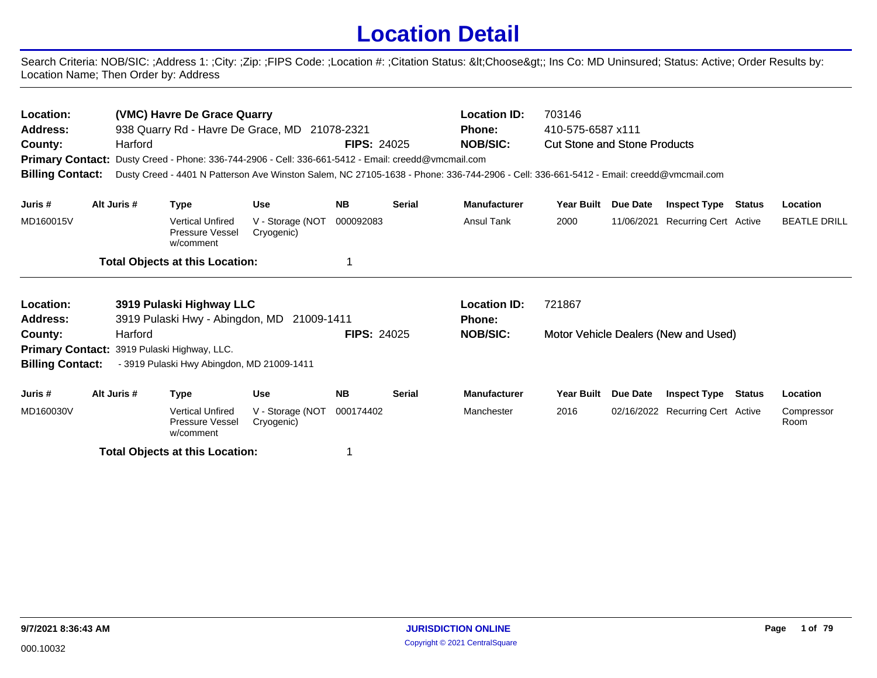# Location Detail

Search Criteria: NOB/SIC: ;Address 1: ;City: ;Zip: ;FIPS Code: ;Location #: ;Citation Status: &lt;Choose&gt;; Ins Co: MD Uninsured; Status: Active; Order Results by: Location Name; Then Order by: Address

---

**Location:** (VMC) Havre De Grace Quarry
**Location ID:** 703146
**Address:** 938 Quarry Rd - Havre De Grace, MD 21078-2321
**Phone:** 410-575-6587 x111
**County:** Harford
**FIPS:** 24025
**NOB/SIC:** Cut Stone and Stone Products
**Primary Contact:** Dusty Creed - Phone: 336-744-2906 - Cell: 336-661-5412 - Email: creedd@vmcmail.com
**Billing Contact:** Dusty Creed - 4401 N Patterson Ave Winston Salem, NC 27105-1638 - Phone: 336-744-2906 - Cell: 336-661-5412 - Email: creedd@vmcmail.com

| Juris # | Alt Juris # | Type | Use | NB | Serial | Manufacturer | Year Built | Due Date | Inspect Type | Status | Location |
|---|---|---|---|---|---|---|---|---|---|---|---|
| MD160015V | | Vertical Unfired Pressure Vessel w/comment | V - Storage (NOT Cryogenic) | 000092083 | | Ansul Tank | 2000 | 11/06/2021 | Recurring Cert | Active | BEATLE DRILL |

**Total Objects at this Location:** 1

---

**Location:** 3919 Pulaski Highway LLC
**Location ID:** 721867
**Address:** 3919 Pulaski Hwy - Abingdon, MD 21009-1411
**Phone:**
**County:** Harford
**FIPS:** 24025
**NOB/SIC:** Motor Vehicle Dealers (New and Used)
**Primary Contact:** 3919 Pulaski Highway, LLC.
**Billing Contact:** - 3919 Pulaski Hwy Abingdon, MD 21009-1411

| Juris # | Alt Juris # | Type | Use | NB | Serial | Manufacturer | Year Built | Due Date | Inspect Type | Status | Location |
|---|---|---|---|---|---|---|---|---|---|---|---|
| MD160030V | | Vertical Unfired Pressure Vessel w/comment | V - Storage (NOT Cryogenic) | 000174402 | | Manchester | 2016 | 02/16/2022 | Recurring Cert | Active | Compressor Room |

**Total Objects at this Location:** 1

---

9/7/2021 8:36:43 AM

000.10032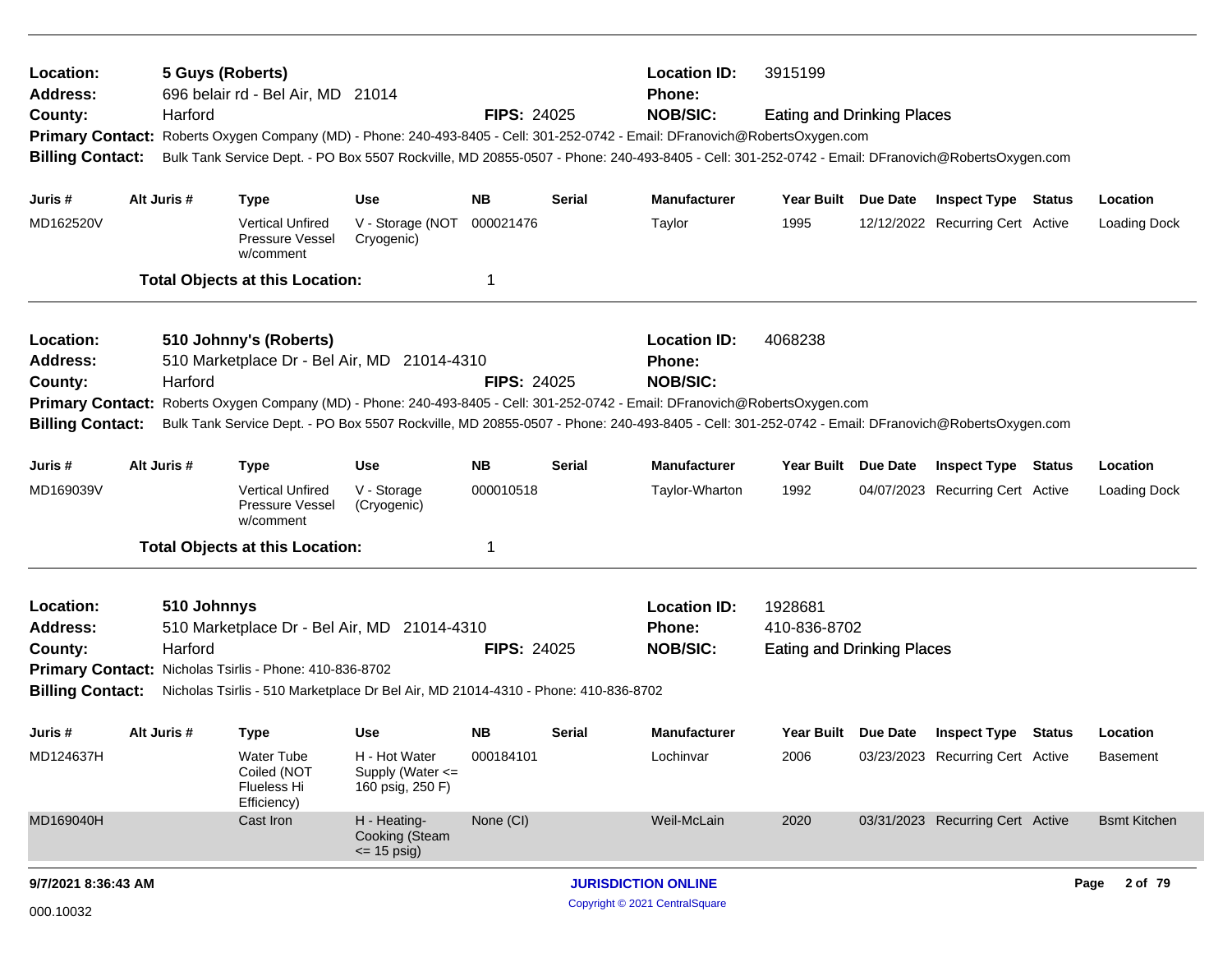**Location:** 5 Guys (Roberts)
**Address:** 696 belair rd - Bel Air, MD 21014
**County:** Harford
**FIPS:** 24025
**Location ID:** 3915199
**Phone:**
**NOB/SIC:** Eating and Drinking Places
**Primary Contact:** Roberts Oxygen Company (MD) - Phone: 240-493-8405 - Cell: 301-252-0742 - Email: DFranovich@RobertsOxygen.com
**Billing Contact:** Bulk Tank Service Dept. - PO Box 5507 Rockville, MD 20855-0507 - Phone: 240-493-8405 - Cell: 301-252-0742 - Email: DFranovich@RobertsOxygen.com

| Juris # | Alt Juris # | Type | Use | NB | Serial | Manufacturer | Year Built | Due Date | Inspect Type | Status | Location |
|---|---|---|---|---|---|---|---|---|---|---|---|
| MD162520V | | Vertical Unfired Pressure Vessel w/comment | V - Storage (NOT Cryogenic) | 000021476 | | Taylor | 1995 | 12/12/2022 | Recurring Cert | Active | Loading Dock |

**Total Objects at this Location:** 1

---

**Location:** 510 Johnny's (Roberts)
**Address:** 510 Marketplace Dr - Bel Air, MD 21014-4310
**County:** Harford
**FIPS:** 24025
**Location ID:** 4068238
**Phone:**
**NOB/SIC:**
**Primary Contact:** Roberts Oxygen Company (MD) - Phone: 240-493-8405 - Cell: 301-252-0742 - Email: DFranovich@RobertsOxygen.com
**Billing Contact:** Bulk Tank Service Dept. - PO Box 5507 Rockville, MD 20855-0507 - Phone: 240-493-8405 - Cell: 301-252-0742 - Email: DFranovich@RobertsOxygen.com

| Juris # | Alt Juris # | Type | Use | NB | Serial | Manufacturer | Year Built | Due Date | Inspect Type | Status | Location |
|---|---|---|---|---|---|---|---|---|---|---|---|
| MD169039V | | Vertical Unfired Pressure Vessel w/comment | V - Storage (Cryogenic) | 000010518 | | Taylor-Wharton | 1992 | 04/07/2023 | Recurring Cert | Active | Loading Dock |

**Total Objects at this Location:** 1

---

**Location:** 510 Johnnys
**Address:** 510 Marketplace Dr - Bel Air, MD 21014-4310
**County:** Harford
**FIPS:** 24025
**Location ID:** 1928681
**Phone:** 410-836-8702
**NOB/SIC:** Eating and Drinking Places
**Primary Contact:** Nicholas Tsirlis - Phone: 410-836-8702
**Billing Contact:** Nicholas Tsirlis - 510 Marketplace Dr Bel Air, MD 21014-4310 - Phone: 410-836-8702

| Juris # | Alt Juris # | Type | Use | NB | Serial | Manufacturer | Year Built | Due Date | Inspect Type | Status | Location |
|---|---|---|---|---|---|---|---|---|---|---|---|
| MD124637H | | Water Tube Coiled (NOT Flueless Hi Efficiency) | H - Hot Water Supply (Water <= 160 psig, 250 F) | 000184101 | | Lochinvar | 2006 | 03/23/2023 | Recurring Cert | Active | Basement |
| MD169040H | | Cast Iron | H - Heating-Cooking (Steam <= 15 psig) | None (CI) | | Weil-McLain | 2020 | 03/31/2023 | Recurring Cert | Active | Bsmt Kitchen |

9/7/2021 8:36:43 AM

000.10032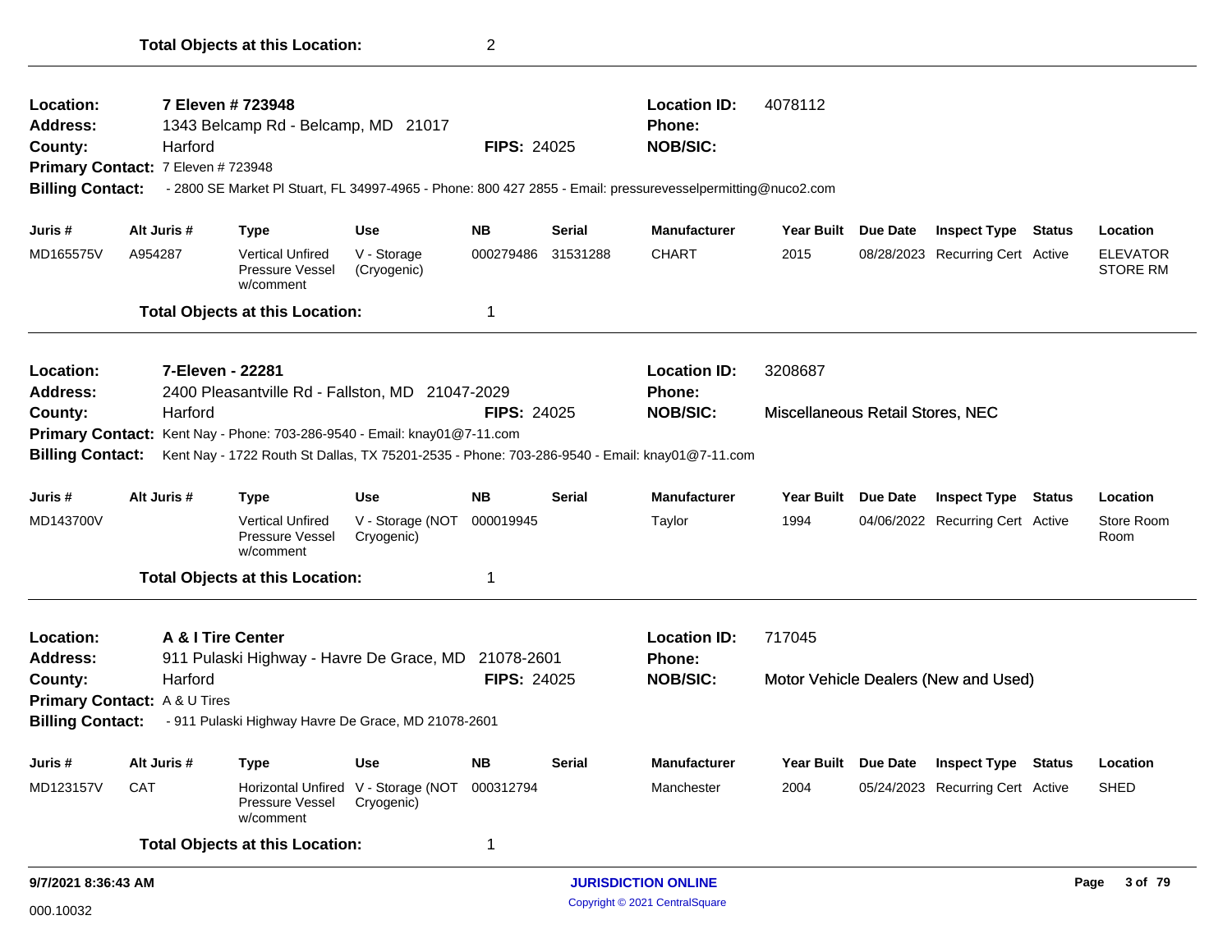**Total Objects at this Location:** 2

---

**Location:** 7 Eleven # 723948
**Location ID:** 4078112
**Address:** 1343 Belcamp Rd - Belcamp, MD 21017
**Phone:**
**County:** Harford
**FIPS:** 24025
**NOB/SIC:**
**Primary Contact:** 7 Eleven # 723948
**Billing Contact:** - 2800 SE Market Pl Stuart, FL 34997-4965 - Phone: 800 427 2855 - Email: pressurevesselpermitting@nuco2.com

| Juris # | Alt Juris # | Type | Use | NB | Serial | Manufacturer | Year Built | Due Date | Inspect Type | Status | Location |
|---|---|---|---|---|---|---|---|---|---|---|---|
| MD165575V | A954287 | Vertical Unfired Pressure Vessel w/comment | V - Storage (Cryogenic) | 000279486 | 31531288 | CHART | 2015 | 08/28/2023 | Recurring Cert | Active | ELEVATOR STORE RM |

**Total Objects at this Location:** 1

---

**Location:** 7-Eleven - 22281
**Location ID:** 3208687
**Address:** 2400 Pleasantville Rd - Fallston, MD 21047-2029
**Phone:**
**County:** Harford
**FIPS:** 24025
**NOB/SIC:** Miscellaneous Retail Stores, NEC
**Primary Contact:** Kent Nay - Phone: 703-286-9540 - Email: knay01@7-11.com
**Billing Contact:** Kent Nay - 1722 Routh St Dallas, TX 75201-2535 - Phone: 703-286-9540 - Email: knay01@7-11.com

| Juris # | Alt Juris # | Type | Use | NB | Serial | Manufacturer | Year Built | Due Date | Inspect Type | Status | Location |
|---|---|---|---|---|---|---|---|---|---|---|---|
| MD143700V | | Vertical Unfired Pressure Vessel w/comment | V - Storage (NOT Cryogenic) | 000019945 | | Taylor | 1994 | 04/06/2022 | Recurring Cert | Active | Store Room Room |

**Total Objects at this Location:** 1

---

**Location:** A & I Tire Center
**Location ID:** 717045
**Address:** 911 Pulaski Highway - Havre De Grace, MD 21078-2601
**Phone:**
**County:** Harford
**FIPS:** 24025
**NOB/SIC:** Motor Vehicle Dealers (New and Used)
**Primary Contact:** A & U Tires
**Billing Contact:** - 911 Pulaski Highway Havre De Grace, MD 21078-2601

| Juris # | Alt Juris # | Type | Use | NB | Serial | Manufacturer | Year Built | Due Date | Inspect Type | Status | Location |
|---|---|---|---|---|---|---|---|---|---|---|---|
| MD123157V | CAT | Horizontal Unfired Pressure Vessel w/comment | V - Storage (NOT Cryogenic) | 000312794 | | Manchester | 2004 | 05/24/2023 | Recurring Cert | Active | SHED |

**Total Objects at this Location:** 1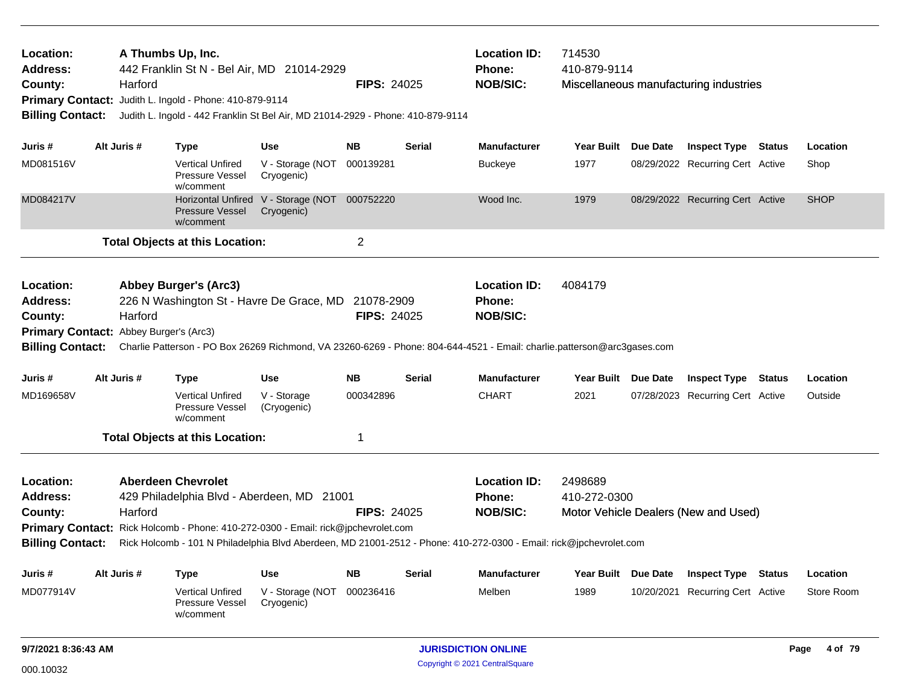**Location:** A Thumbs Up, Inc.
**Address:** 442 Franklin St N - Bel Air, MD 21014-2929
**County:** Harford **FIPS:** 24025
**Primary Contact:** Judith L. Ingold - Phone: 410-879-9114
**Billing Contact:** Judith L. Ingold - 442 Franklin St Bel Air, MD 21014-2929 - Phone: 410-879-9114

**Location ID:** 714530
**Phone:** 410-879-9114
**NOB/SIC:** Miscellaneous manufacturing industries

| Juris # | Alt Juris # | Type | Use | NB | Serial | Manufacturer | Year Built | Due Date | Inspect Type | Status | Location |
|---|---|---|---|---|---|---|---|---|---|---|---|
| MD081516V | | Vertical Unfired Pressure Vessel w/comment | V - Storage (NOT Cryogenic) | 000139281 | | Buckeye | 1977 | 08/29/2022 | Recurring Cert | Active | Shop |
| MD084217V | | Horizontal Unfired Pressure Vessel w/comment | V - Storage (NOT Cryogenic) | 000752220 | | Wood Inc. | 1979 | 08/29/2022 | Recurring Cert | Active | SHOP |

**Total Objects at this Location:** 2

---

**Location:** Abbey Burger's (Arc3)
**Address:** 226 N Washington St - Havre De Grace, MD 21078-2909
**County:** Harford **FIPS:** 24025
**Primary Contact:** Abbey Burger's (Arc3)
**Billing Contact:** Charlie Patterson - PO Box 26269 Richmond, VA 23260-6269 - Phone: 804-644-4521 - Email: charlie.patterson@arc3gases.com

**Location ID:** 4084179
**Phone:**
**NOB/SIC:**

| Juris # | Alt Juris # | Type | Use | NB | Serial | Manufacturer | Year Built | Due Date | Inspect Type | Status | Location |
|---|---|---|---|---|---|---|---|---|---|---|---|
| MD169658V | | Vertical Unfired Pressure Vessel w/comment | V - Storage (Cryogenic) | 000342896 | | CHART | 2021 | 07/28/2023 | Recurring Cert | Active | Outside |

**Total Objects at this Location:** 1

---

**Location:** Aberdeen Chevrolet
**Address:** 429 Philadelphia Blvd - Aberdeen, MD 21001
**County:** Harford **FIPS:** 24025
**Primary Contact:** Rick Holcomb - Phone: 410-272-0300 - Email: rick@jpchevrolet.com
**Billing Contact:** Rick Holcomb - 101 N Philadelphia Blvd Aberdeen, MD 21001-2512 - Phone: 410-272-0300 - Email: rick@jpchevrolet.com

**Location ID:** 2498689
**Phone:** 410-272-0300
**NOB/SIC:** Motor Vehicle Dealers (New and Used)

| Juris # | Alt Juris # | Type | Use | NB | Serial | Manufacturer | Year Built | Due Date | Inspect Type | Status | Location |
|---|---|---|---|---|---|---|---|---|---|---|---|
| MD077914V | | Vertical Unfired Pressure Vessel w/comment | V - Storage (NOT Cryogenic) | 000236416 | | Melben | 1989 | 10/20/2021 | Recurring Cert | Active | Store Room |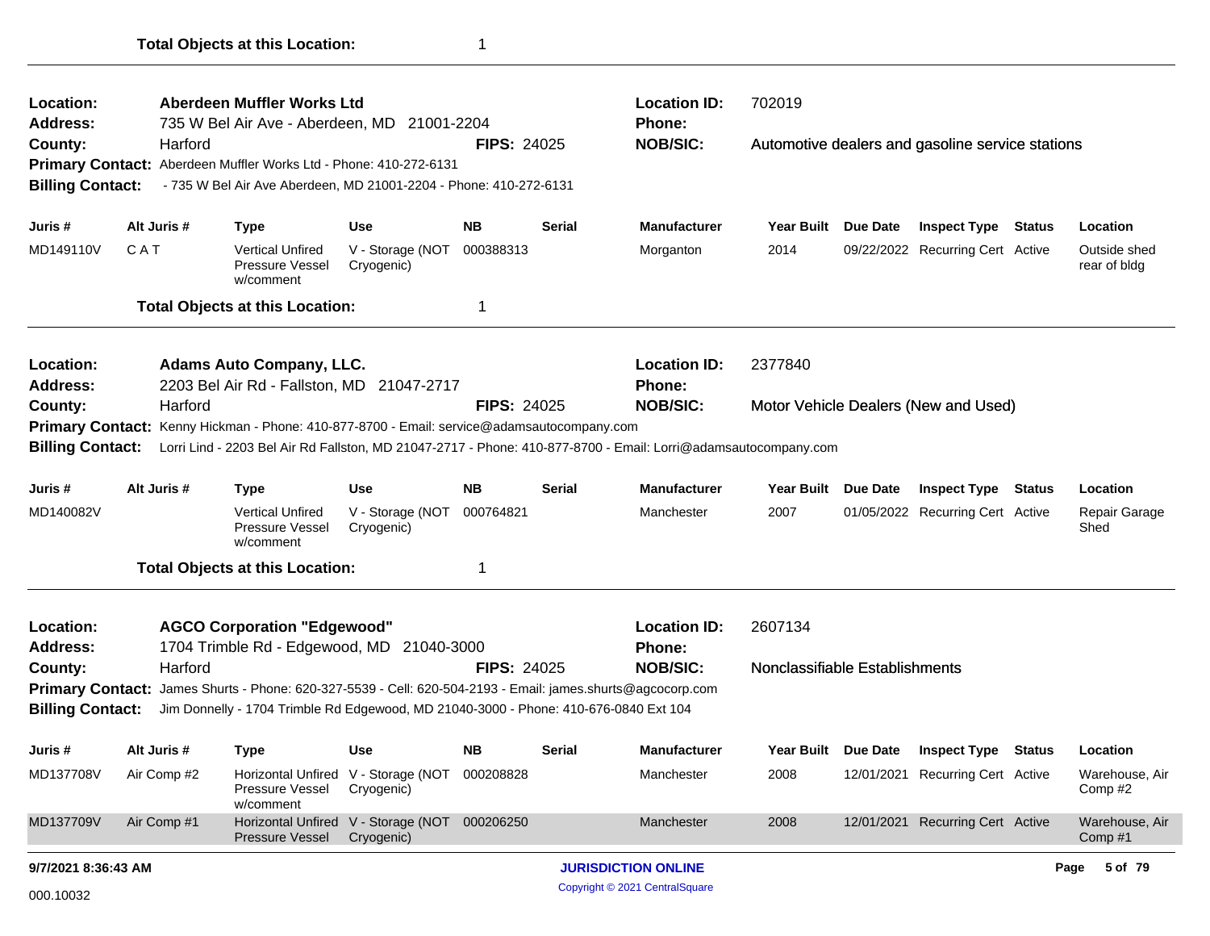**Total Objects at this Location:** 1

---

**Location:** Aberdeen Muffler Works Ltd
**Location ID:** 702019
**Address:** 735 W Bel Air Ave - Aberdeen, MD 21001-2204
**Phone:**
**County:** Harford
**FIPS:** 24025
**NOB/SIC:** Automotive dealers and gasoline service stations
**Primary Contact:** Aberdeen Muffler Works Ltd - Phone: 410-272-6131
**Billing Contact:** - 735 W Bel Air Ave Aberdeen, MD 21001-2204 - Phone: 410-272-6131

| Juris # | Alt Juris # | Type | Use | NB | Serial | Manufacturer | Year Built | Due Date | Inspect Type | Status | Location |
|---|---|---|---|---|---|---|---|---|---|---|---|
| MD149110V | C A T | Vertical Unfired Pressure Vessel w/comment | V - Storage (NOT Cryogenic) | 000388313 | | Morganton | 2014 | 09/22/2022 | Recurring Cert | Active | Outside shed rear of bldg |

**Total Objects at this Location:** 1

---

**Location:** Adams Auto Company, LLC.
**Location ID:** 2377840
**Address:** 2203 Bel Air Rd - Fallston, MD 21047-2717
**Phone:**
**County:** Harford
**FIPS:** 24025
**NOB/SIC:** Motor Vehicle Dealers (New and Used)
**Primary Contact:** Kenny Hickman - Phone: 410-877-8700 - Email: service@adamsautocompany.com
**Billing Contact:** Lorri Lind - 2203 Bel Air Rd Fallston, MD 21047-2717 - Phone: 410-877-8700 - Email: Lorri@adamsautocompany.com

| Juris # | Alt Juris # | Type | Use | NB | Serial | Manufacturer | Year Built | Due Date | Inspect Type | Status | Location |
|---|---|---|---|---|---|---|---|---|---|---|---|
| MD140082V | | Vertical Unfired Pressure Vessel w/comment | V - Storage (NOT Cryogenic) | 000764821 | | Manchester | 2007 | 01/05/2022 | Recurring Cert | Active | Repair Garage Shed |

**Total Objects at this Location:** 1

---

**Location:** AGCO Corporation "Edgewood"
**Location ID:** 2607134
**Address:** 1704 Trimble Rd - Edgewood, MD 21040-3000
**Phone:**
**County:** Harford
**FIPS:** 24025
**NOB/SIC:** Nonclassifiable Establishments
**Primary Contact:** James Shurts - Phone: 620-327-5539 - Cell: 620-504-2193 - Email: james.shurts@agcocorp.com
**Billing Contact:** Jim Donnelly - 1704 Trimble Rd Edgewood, MD 21040-3000 - Phone: 410-676-0840 Ext 104

| Juris # | Alt Juris # | Type | Use | NB | Serial | Manufacturer | Year Built | Due Date | Inspect Type | Status | Location |
|---|---|---|---|---|---|---|---|---|---|---|---|
| MD137708V | Air Comp #2 | Horizontal Unfired Pressure Vessel w/comment | V - Storage (NOT Cryogenic) | 000208828 | | Manchester | 2008 | 12/01/2021 | Recurring Cert | Active | Warehouse, Air Comp #2 |
| MD137709V | Air Comp #1 | Horizontal Unfired Pressure Vessel | V - Storage (NOT Cryogenic) | 000206250 | | Manchester | 2008 | 12/01/2021 | Recurring Cert | Active | Warehouse, Air Comp #1 |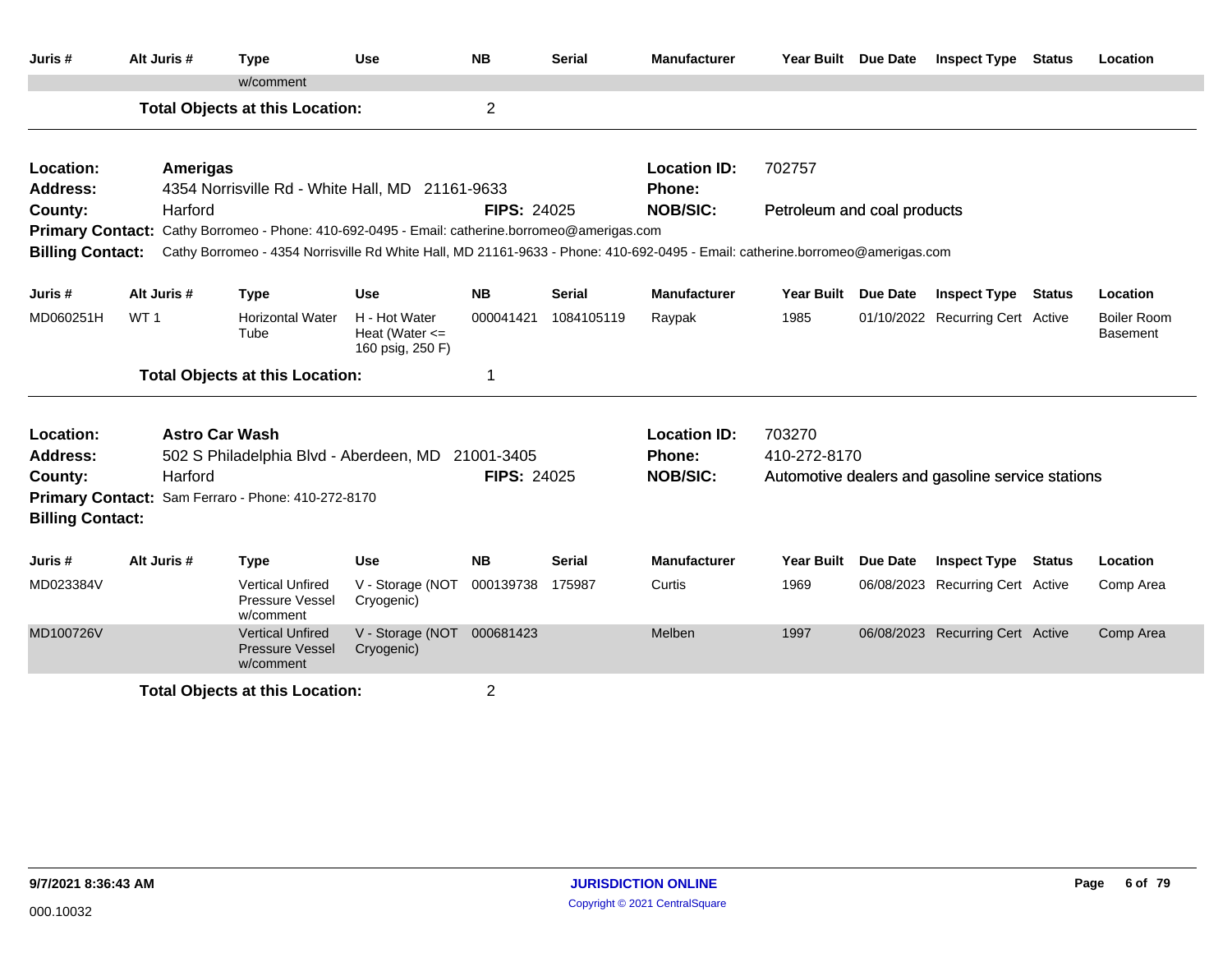| Juris # | Alt Juris # | Type | Use | NB | Serial | Manufacturer | Year Built | Due Date | Inspect Type | Status | Location |
|---|---|---|---|---|---|---|---|---|---|---|---|
| | | w/comment | | | | | | | | | |

**Total Objects at this Location:** 2

---

**Location:** Amerigas
**Address:** 4354 Norrisville Rd - White Hall, MD 21161-9633
**County:** Harford
**FIPS:** 24025
**Location ID:** 702757
**Phone:**
**NOB/SIC:** Petroleum and coal products
**Primary Contact:** Cathy Borromeo - Phone: 410-692-0495 - Email: catherine.borromeo@amerigas.com
**Billing Contact:** Cathy Borromeo - 4354 Norrisville Rd White Hall, MD 21161-9633 - Phone: 410-692-0495 - Email: catherine.borromeo@amerigas.com

| Juris # | Alt Juris # | Type | Use | NB | Serial | Manufacturer | Year Built | Due Date | Inspect Type | Status | Location |
|---|---|---|---|---|---|---|---|---|---|---|---|
| MD060251H | WT 1 | Horizontal Water Tube | H - Hot Water Heat (Water <= 160 psig, 250 F) | 000041421 | 1084105119 | Raypak | 1985 | 01/10/2022 | Recurring Cert | Active | Boiler Room Basement |

**Total Objects at this Location:** 1

---

**Location:** Astro Car Wash
**Address:** 502 S Philadelphia Blvd - Aberdeen, MD 21001-3405
**County:** Harford
**FIPS:** 24025
**Location ID:** 703270
**Phone:** 410-272-8170
**NOB/SIC:** Automotive dealers and gasoline service stations
**Primary Contact:** Sam Ferraro - Phone: 410-272-8170
**Billing Contact:**

| Juris # | Alt Juris # | Type | Use | NB | Serial | Manufacturer | Year Built | Due Date | Inspect Type | Status | Location |
|---|---|---|---|---|---|---|---|---|---|---|---|
| MD023384V | | Vertical Unfired Pressure Vessel w/comment | V - Storage (NOT Cryogenic) | 000139738 | 175987 | Curtis | 1969 | 06/08/2023 | Recurring Cert | Active | Comp Area |
| MD100726V | | Vertical Unfired Pressure Vessel w/comment | V - Storage (NOT Cryogenic) | 000681423 | | Melben | 1997 | 06/08/2023 | Recurring Cert | Active | Comp Area |

**Total Objects at this Location:** 2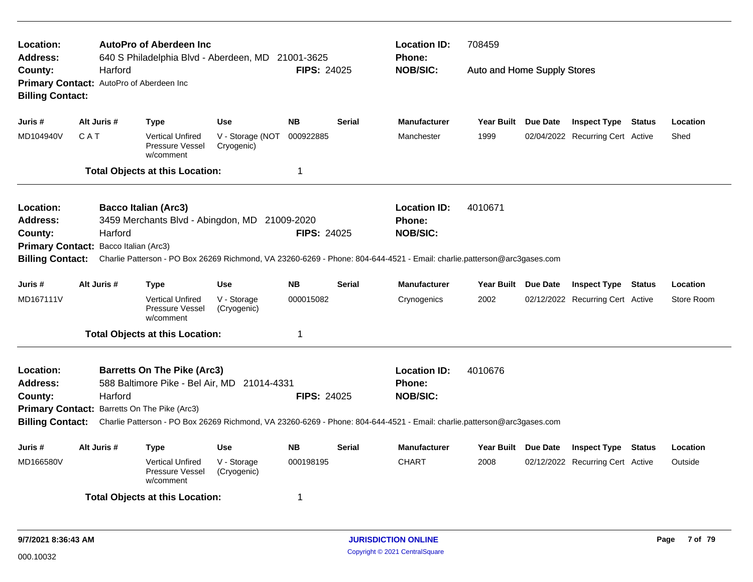**Location:** **AutoPro of Aberdeen Inc** | **Location ID:** 708459
**Address:** 640 S Philadelphia Blvd - Aberdeen, MD 21001-3625 | **Phone:**
**County:** Harford | **FIPS:** 24025 | **NOB/SIC:** Auto and Home Supply Stores
**Primary Contact:** AutoPro of Aberdeen Inc
**Billing Contact:**

| Juris # | Alt Juris # | Type | Use | NB | Serial | Manufacturer | Year Built | Due Date | Inspect Type | Status | Location |
|---|---|---|---|---|---|---|---|---|---|---|---|
| MD104940V | C A T | Vertical Unfired Pressure Vessel w/comment | V - Storage (NOT Cryogenic) | 000922885 | | Manchester | 1999 | 02/04/2022 | Recurring Cert | Active | Shed |

**Total Objects at this Location:** 1

---

**Location:** **Bacco Italian (Arc3)** | **Location ID:** 4010671
**Address:** 3459 Merchants Blvd - Abingdon, MD 21009-2020 | **Phone:**
**County:** Harford | **FIPS:** 24025 | **NOB/SIC:**
**Primary Contact:** Bacco Italian (Arc3)
**Billing Contact:** Charlie Patterson - PO Box 26269 Richmond, VA 23260-6269 - Phone: 804-644-4521 - Email: charlie.patterson@arc3gases.com

| Juris # | Alt Juris # | Type | Use | NB | Serial | Manufacturer | Year Built | Due Date | Inspect Type | Status | Location |
|---|---|---|---|---|---|---|---|---|---|---|---|
| MD167111V | | Vertical Unfired Pressure Vessel w/comment | V - Storage (Cryogenic) | 000015082 | | Crynogenics | 2002 | 02/12/2022 | Recurring Cert | Active | Store Room |

**Total Objects at this Location:** 1

---

**Location:** **Barretts On The Pike (Arc3)** | **Location ID:** 4010676
**Address:** 588 Baltimore Pike - Bel Air, MD 21014-4331 | **Phone:**
**County:** Harford | **FIPS:** 24025 | **NOB/SIC:**
**Primary Contact:** Barretts On The Pike (Arc3)
**Billing Contact:** Charlie Patterson - PO Box 26269 Richmond, VA 23260-6269 - Phone: 804-644-4521 - Email: charlie.patterson@arc3gases.com

| Juris # | Alt Juris # | Type | Use | NB | Serial | Manufacturer | Year Built | Due Date | Inspect Type | Status | Location |
|---|---|---|---|---|---|---|---|---|---|---|---|
| MD166580V | | Vertical Unfired Pressure Vessel w/comment | V - Storage (Cryogenic) | 000198195 | | CHART | 2008 | 02/12/2022 | Recurring Cert | Active | Outside |

**Total Objects at this Location:** 1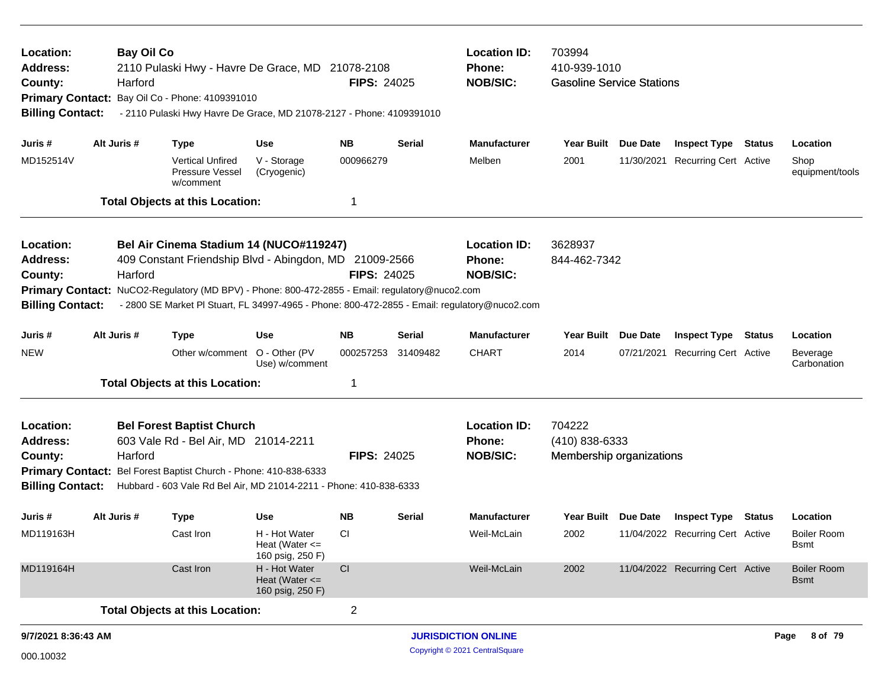**Location:** Bay Oil Co
**Address:** 2110 Pulaski Hwy - Havre De Grace, MD 21078-2108
**County:** Harford
**FIPS:** 24025
**Location ID:** 703994
**Phone:** 410-939-1010
**NOB/SIC:** Gasoline Service Stations
**Primary Contact:** Bay Oil Co - Phone: 4109391010
**Billing Contact:** - 2110 Pulaski Hwy Havre De Grace, MD 21078-2127 - Phone: 4109391010

| Juris # | Alt Juris # | Type | Use | NB | Serial | Manufacturer | Year Built | Due Date | Inspect Type | Status | Location |
|---|---|---|---|---|---|---|---|---|---|---|---|
| MD152514V | | Vertical Unfired Pressure Vessel w/comment | V - Storage (Cryogenic) | 000966279 | | Melben | 2001 | 11/30/2021 | Recurring Cert | Active | Shop equipment/tools |

**Total Objects at this Location:** 1

---

**Location:** Bel Air Cinema Stadium 14 (NUCO#119247)
**Address:** 409 Constant Friendship Blvd - Abingdon, MD 21009-2566
**County:** Harford
**FIPS:** 24025
**Location ID:** 3628937
**Phone:** 844-462-7342
**NOB/SIC:**
**Primary Contact:** NuCO2-Regulatory (MD BPV) - Phone: 800-472-2855 - Email: regulatory@nuco2.com
**Billing Contact:** - 2800 SE Market Pl Stuart, FL 34997-4965 - Phone: 800-472-2855 - Email: regulatory@nuco2.com

| Juris # | Alt Juris # | Type | Use | NB | Serial | Manufacturer | Year Built | Due Date | Inspect Type | Status | Location |
|---|---|---|---|---|---|---|---|---|---|---|---|
| NEW | | Other w/comment | O - Other (PV Use) w/comment | 000257253 | 31409482 | CHART | 2014 | 07/21/2021 | Recurring Cert | Active | Beverage Carbonation |

**Total Objects at this Location:** 1

---

**Location:** Bel Forest Baptist Church
**Address:** 603 Vale Rd - Bel Air, MD 21014-2211
**County:** Harford
**FIPS:** 24025
**Location ID:** 704222
**Phone:** (410) 838-6333
**NOB/SIC:** Membership organizations
**Primary Contact:** Bel Forest Baptist Church - Phone: 410-838-6333
**Billing Contact:** Hubbard - 603 Vale Rd Bel Air, MD 21014-2211 - Phone: 410-838-6333

| Juris # | Alt Juris # | Type | Use | NB | Serial | Manufacturer | Year Built | Due Date | Inspect Type | Status | Location |
|---|---|---|---|---|---|---|---|---|---|---|---|
| MD119163H | | Cast Iron | H - Hot Water Heat (Water <= 160 psig, 250 F) | CI | | Weil-McLain | 2002 | 11/04/2022 | Recurring Cert | Active | Boiler Room Bsmt |
| MD119164H | | Cast Iron | H - Hot Water Heat (Water <= 160 psig, 250 F) | CI | | Weil-McLain | 2002 | 11/04/2022 | Recurring Cert | Active | Boiler Room Bsmt |

**Total Objects at this Location:** 2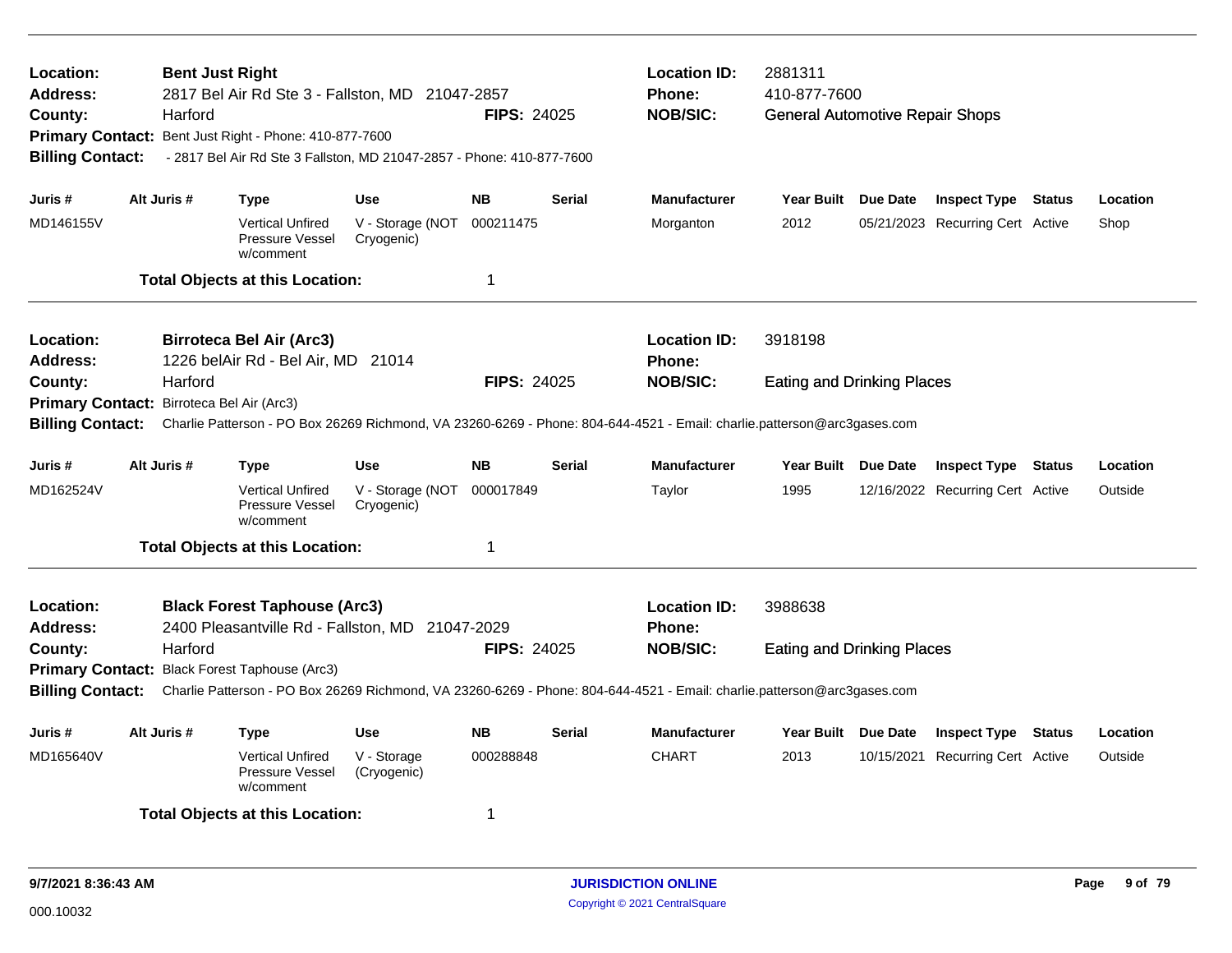**Location:** **Bent Just Right**
**Address:** 2817 Bel Air Rd Ste 3 - Fallston, MD 21047-2857
**County:** Harford
**FIPS:** 24025
**Location ID:** 2881311
**Phone:** 410-877-7600
**NOB/SIC:** General Automotive Repair Shops
**Primary Contact:** Bent Just Right - Phone: 410-877-7600
**Billing Contact:** - 2817 Bel Air Rd Ste 3 Fallston, MD 21047-2857 - Phone: 410-877-7600

| Juris # | Alt Juris # | Type | Use | NB | Serial | Manufacturer | Year Built | Due Date | Inspect Type | Status | Location |
|---|---|---|---|---|---|---|---|---|---|---|---|
| MD146155V | | Vertical Unfired Pressure Vessel w/comment | V - Storage (NOT Cryogenic) | 000211475 | | Morganton | 2012 | 05/21/2023 | Recurring Cert | Active | Shop |

**Total Objects at this Location:** 1

---

**Location:** **Birroteca Bel Air (Arc3)**
**Address:** 1226 belAir Rd - Bel Air, MD 21014
**County:** Harford
**FIPS:** 24025
**Location ID:** 3918198
**Phone:**
**NOB/SIC:** Eating and Drinking Places
**Primary Contact:** Birroteca Bel Air (Arc3)
**Billing Contact:** Charlie Patterson - PO Box 26269 Richmond, VA 23260-6269 - Phone: 804-644-4521 - Email: charlie.patterson@arc3gases.com

| Juris # | Alt Juris # | Type | Use | NB | Serial | Manufacturer | Year Built | Due Date | Inspect Type | Status | Location |
|---|---|---|---|---|---|---|---|---|---|---|---|
| MD162524V | | Vertical Unfired Pressure Vessel w/comment | V - Storage (NOT Cryogenic) | 000017849 | | Taylor | 1995 | 12/16/2022 | Recurring Cert | Active | Outside |

**Total Objects at this Location:** 1

---

**Location:** **Black Forest Taphouse (Arc3)**
**Address:** 2400 Pleasantville Rd - Fallston, MD 21047-2029
**County:** Harford
**FIPS:** 24025
**Location ID:** 3988638
**Phone:**
**NOB/SIC:** Eating and Drinking Places
**Primary Contact:** Black Forest Taphouse (Arc3)
**Billing Contact:** Charlie Patterson - PO Box 26269 Richmond, VA 23260-6269 - Phone: 804-644-4521 - Email: charlie.patterson@arc3gases.com

| Juris # | Alt Juris # | Type | Use | NB | Serial | Manufacturer | Year Built | Due Date | Inspect Type | Status | Location |
|---|---|---|---|---|---|---|---|---|---|---|---|
| MD165640V | | Vertical Unfired Pressure Vessel w/comment | V - Storage (Cryogenic) | 000288848 | | CHART | 2013 | 10/15/2021 | Recurring Cert | Active | Outside |

**Total Objects at this Location:** 1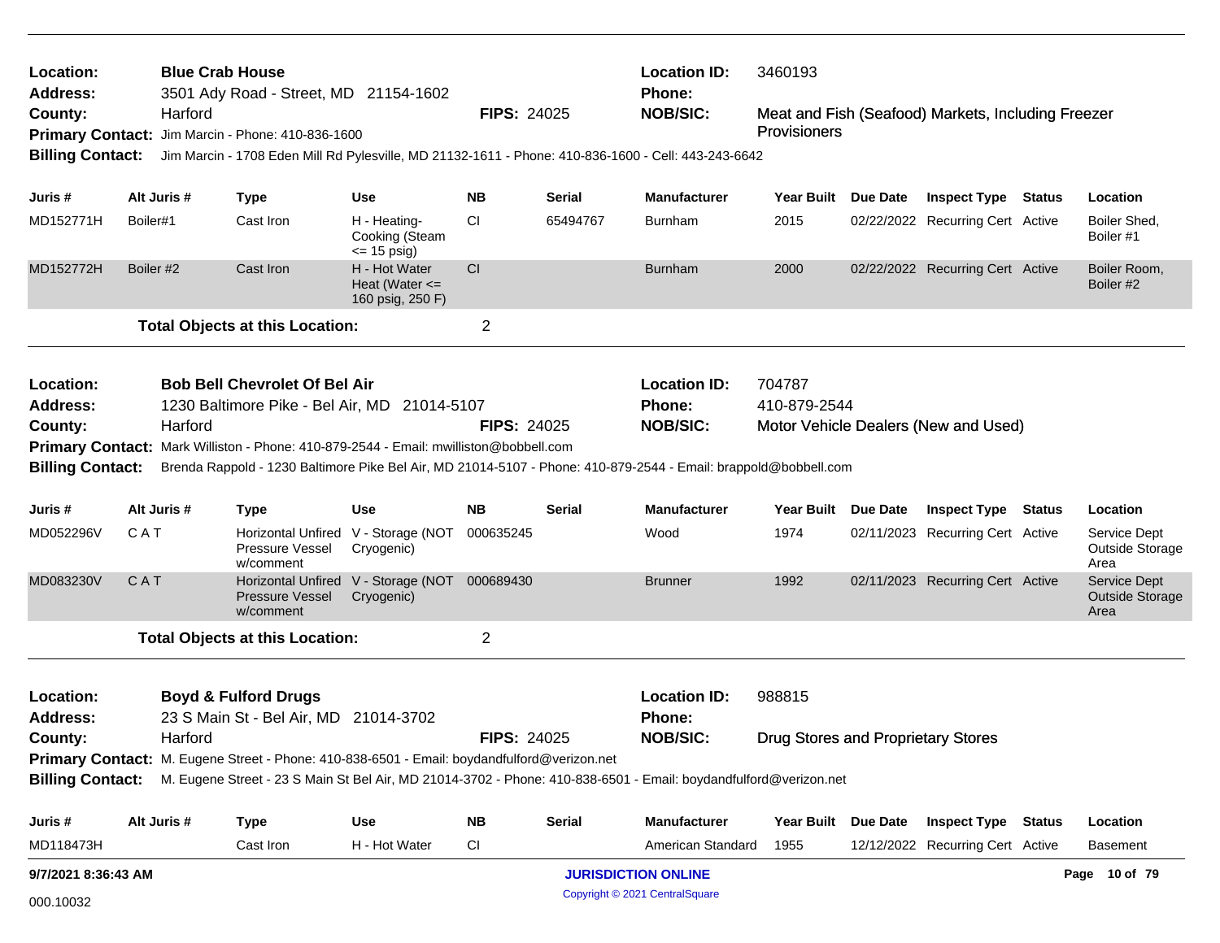**Location:** Blue Crab House
**Address:** 3501 Ady Road - Street, MD 21154-1602
**County:** Harford **FIPS:** 24025
**Location ID:** 3460193
**Phone:**
**NOB/SIC:** Meat and Fish (Seafood) Markets, Including Freezer Provisioners
**Primary Contact:** Jim Marcin - Phone: 410-836-1600
**Billing Contact:** Jim Marcin - 1708 Eden Mill Rd Pylesville, MD 21132-1611 - Phone: 410-836-1600 - Cell: 443-243-6642

| Juris # | Alt Juris # | Type | Use | NB | Serial | Manufacturer | Year Built | Due Date | Inspect Type | Status | Location |
|---|---|---|---|---|---|---|---|---|---|---|---|
| MD152771H | Boiler#1 | Cast Iron | H - Heating-Cooking (Steam <= 15 psig) | CI | 65494767 | Burnham | 2015 | 02/22/2022 | Recurring Cert | Active | Boiler Shed, Boiler #1 |
| MD152772H | Boiler #2 | Cast Iron | H - Hot Water Heat (Water <= 160 psig, 250 F) | CI | | Burnham | 2000 | 02/22/2022 | Recurring Cert | Active | Boiler Room, Boiler #2 |

**Total Objects at this Location:** 2

---

**Location:** Bob Bell Chevrolet Of Bel Air
**Address:** 1230 Baltimore Pike - Bel Air, MD 21014-5107
**County:** Harford **FIPS:** 24025
**Location ID:** 704787
**Phone:** 410-879-2544
**NOB/SIC:** Motor Vehicle Dealers (New and Used)
**Primary Contact:** Mark Williston - Phone: 410-879-2544 - Email: mwilliston@bobbell.com
**Billing Contact:** Brenda Rappold - 1230 Baltimore Pike Bel Air, MD 21014-5107 - Phone: 410-879-2544 - Email: brappold@bobbell.com

| Juris # | Alt Juris # | Type | Use | NB | Serial | Manufacturer | Year Built | Due Date | Inspect Type | Status | Location |
|---|---|---|---|---|---|---|---|---|---|---|---|
| MD052296V | C A T | Horizontal Unfired Pressure Vessel w/comment | V - Storage (NOT Cryogenic) | 000635245 | | Wood | 1974 | 02/11/2023 | Recurring Cert | Active | Service Dept Outside Storage Area |
| MD083230V | C A T | Horizontal Unfired Pressure Vessel w/comment | V - Storage (NOT Cryogenic) | 000689430 | | Brunner | 1992 | 02/11/2023 | Recurring Cert | Active | Service Dept Outside Storage Area |

**Total Objects at this Location:** 2

---

**Location:** Boyd & Fulford Drugs
**Address:** 23 S Main St - Bel Air, MD 21014-3702
**County:** Harford **FIPS:** 24025
**Location ID:** 988815
**Phone:**
**NOB/SIC:** Drug Stores and Proprietary Stores
**Primary Contact:** M. Eugene Street - Phone: 410-838-6501 - Email: boydandfulford@verizon.net
**Billing Contact:** M. Eugene Street - 23 S Main St Bel Air, MD 21014-3702 - Phone: 410-838-6501 - Email: boydandfulford@verizon.net

| Juris # | Alt Juris # | Type | Use | NB | Serial | Manufacturer | Year Built | Due Date | Inspect Type | Status | Location |
|---|---|---|---|---|---|---|---|---|---|---|---|
| MD118473H | | Cast Iron | H - Hot Water | CI | | American Standard | 1955 | 12/12/2022 | Recurring Cert | Active | Basement |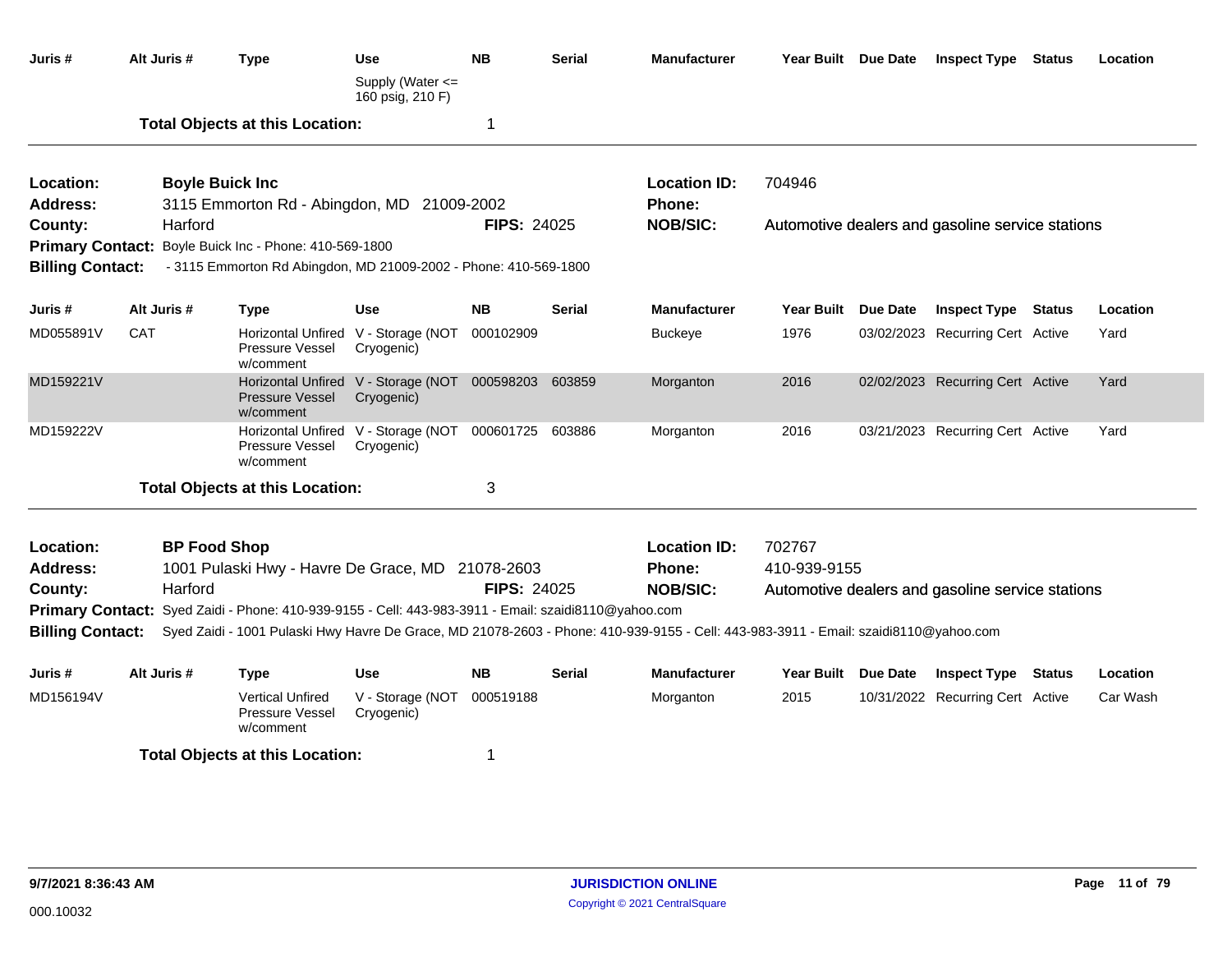| Juris # | Alt Juris # | Type | Use | NB | Serial | Manufacturer | Year Built | Due Date | Inspect Type | Status | Location |
|---|---|---|---|---|---|---|---|---|---|---|---|
| | | | Supply (Water <= 160 psig, 210 F) | | | | | | | | |

**Total Objects at this Location:** 1

---

**Location:** Boyle Buick Inc  
**Address:** 3115 Emmorton Rd - Abingdon, MD 21009-2002  
**County:** Harford  
**FIPS:** 24025  
**Location ID:** 704946  
**Phone:**  
**NOB/SIC:** Automotive dealers and gasoline service stations  
**Primary Contact:** Boyle Buick Inc - Phone: 410-569-1800  
**Billing Contact:** - 3115 Emmorton Rd Abingdon, MD 21009-2002 - Phone: 410-569-1800

| Juris # | Alt Juris # | Type | Use | NB | Serial | Manufacturer | Year Built | Due Date | Inspect Type | Status | Location |
|---|---|---|---|---|---|---|---|---|---|---|---|
| MD055891V | CAT | Horizontal Unfired Pressure Vessel w/comment | V - Storage (NOT Cryogenic) | 000102909 | | Buckeye | 1976 | 03/02/2023 | Recurring Cert | Active | Yard |
| MD159221V | | Horizontal Unfired Pressure Vessel w/comment | V - Storage (NOT Cryogenic) | 000598203 | 603859 | Morganton | 2016 | 02/02/2023 | Recurring Cert | Active | Yard |
| MD159222V | | Horizontal Unfired Pressure Vessel w/comment | V - Storage (NOT Cryogenic) | 000601725 | 603886 | Morganton | 2016 | 03/21/2023 | Recurring Cert | Active | Yard |

**Total Objects at this Location:** 3

---

**Location:** BP Food Shop  
**Address:** 1001 Pulaski Hwy - Havre De Grace, MD 21078-2603  
**County:** Harford  
**FIPS:** 24025  
**Location ID:** 702767  
**Phone:** 410-939-9155  
**NOB/SIC:** Automotive dealers and gasoline service stations  
**Primary Contact:** Syed Zaidi - Phone: 410-939-9155 - Cell: 443-983-3911 - Email: szaidi8110@yahoo.com  
**Billing Contact:** Syed Zaidi - 1001 Pulaski Hwy Havre De Grace, MD 21078-2603 - Phone: 410-939-9155 - Cell: 443-983-3911 - Email: szaidi8110@yahoo.com

| Juris # | Alt Juris # | Type | Use | NB | Serial | Manufacturer | Year Built | Due Date | Inspect Type | Status | Location |
|---|---|---|---|---|---|---|---|---|---|---|---|
| MD156194V | | Vertical Unfired Pressure Vessel w/comment | V - Storage (NOT Cryogenic) | 000519188 | | Morganton | 2015 | 10/31/2022 | Recurring Cert | Active | Car Wash |

**Total Objects at this Location:** 1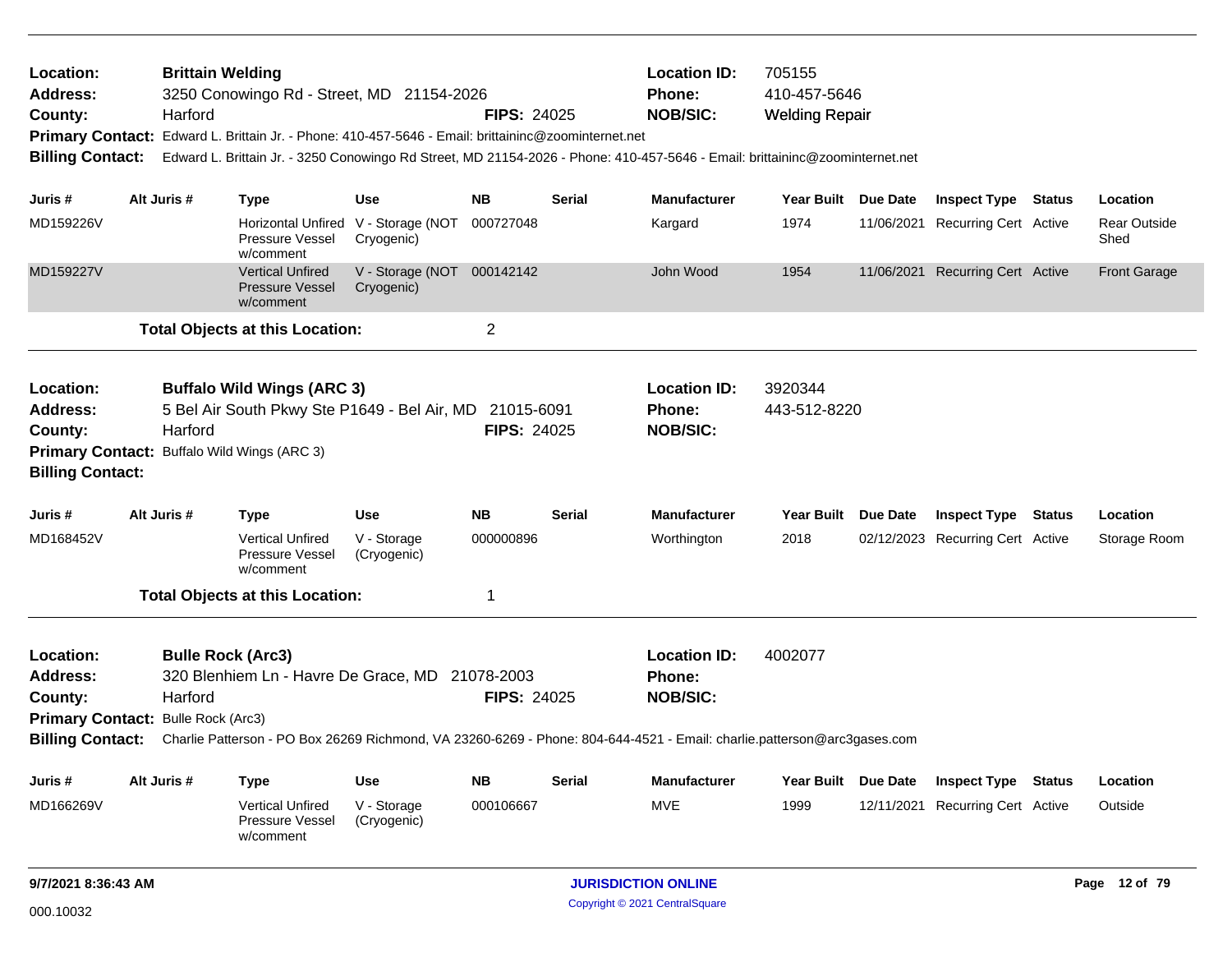**Location:** Brittain Welding  
**Address:** 3250 Conowingo Rd - Street, MD 21154-2026  
**County:** Harford  
**FIPS:** 24025  
**Location ID:** 705155  
**Phone:** 410-457-5646  
**NOB/SIC:** Welding Repair  
**Primary Contact:** Edward L. Brittain Jr. - Phone: 410-457-5646 - Email: brittaininc@zoominternet.net  
**Billing Contact:** Edward L. Brittain Jr. - 3250 Conowingo Rd Street, MD 21154-2026 - Phone: 410-457-5646 - Email: brittaininc@zoominternet.net

| Juris # | Alt Juris # | Type | Use | NB | Serial | Manufacturer | Year Built | Due Date | Inspect Type | Status | Location |
|---|---|---|---|---|---|---|---|---|---|---|---|
| MD159226V | | Horizontal Unfired Pressure Vessel w/comment | V - Storage (NOT Cryogenic) | 000727048 | | Kargard | 1974 | 11/06/2021 | Recurring Cert | Active | Rear Outside Shed |
| MD159227V | | Vertical Unfired Pressure Vessel w/comment | V - Storage (NOT Cryogenic) | 000142142 | | John Wood | 1954 | 11/06/2021 | Recurring Cert | Active | Front Garage |

**Total Objects at this Location:** 2

---

**Location:** Buffalo Wild Wings (ARC 3)  
**Address:** 5 Bel Air South Pkwy Ste P1649 - Bel Air, MD 21015-6091  
**County:** Harford  
**FIPS:** 24025  
**Location ID:** 3920344  
**Phone:** 443-512-8220  
**NOB/SIC:**  
**Primary Contact:** Buffalo Wild Wings (ARC 3)  
**Billing Contact:**

| Juris # | Alt Juris # | Type | Use | NB | Serial | Manufacturer | Year Built | Due Date | Inspect Type | Status | Location |
|---|---|---|---|---|---|---|---|---|---|---|---|
| MD168452V | | Vertical Unfired Pressure Vessel w/comment | V - Storage (Cryogenic) | 000000896 | | Worthington | 2018 | 02/12/2023 | Recurring Cert | Active | Storage Room |

**Total Objects at this Location:** 1

---

**Location:** Bulle Rock (Arc3)  
**Address:** 320 Blenhiem Ln - Havre De Grace, MD 21078-2003  
**County:** Harford  
**FIPS:** 24025  
**Location ID:** 4002077  
**Phone:**  
**NOB/SIC:**  
**Primary Contact:** Bulle Rock (Arc3)  
**Billing Contact:** Charlie Patterson - PO Box 26269 Richmond, VA 23260-6269 - Phone: 804-644-4521 - Email: charlie.patterson@arc3gases.com

| Juris # | Alt Juris # | Type | Use | NB | Serial | Manufacturer | Year Built | Due Date | Inspect Type | Status | Location |
|---|---|---|---|---|---|---|---|---|---|---|---|
| MD166269V | | Vertical Unfired Pressure Vessel w/comment | V - Storage (Cryogenic) | 000106667 | | MVE | 1999 | 12/11/2021 | Recurring Cert | Active | Outside |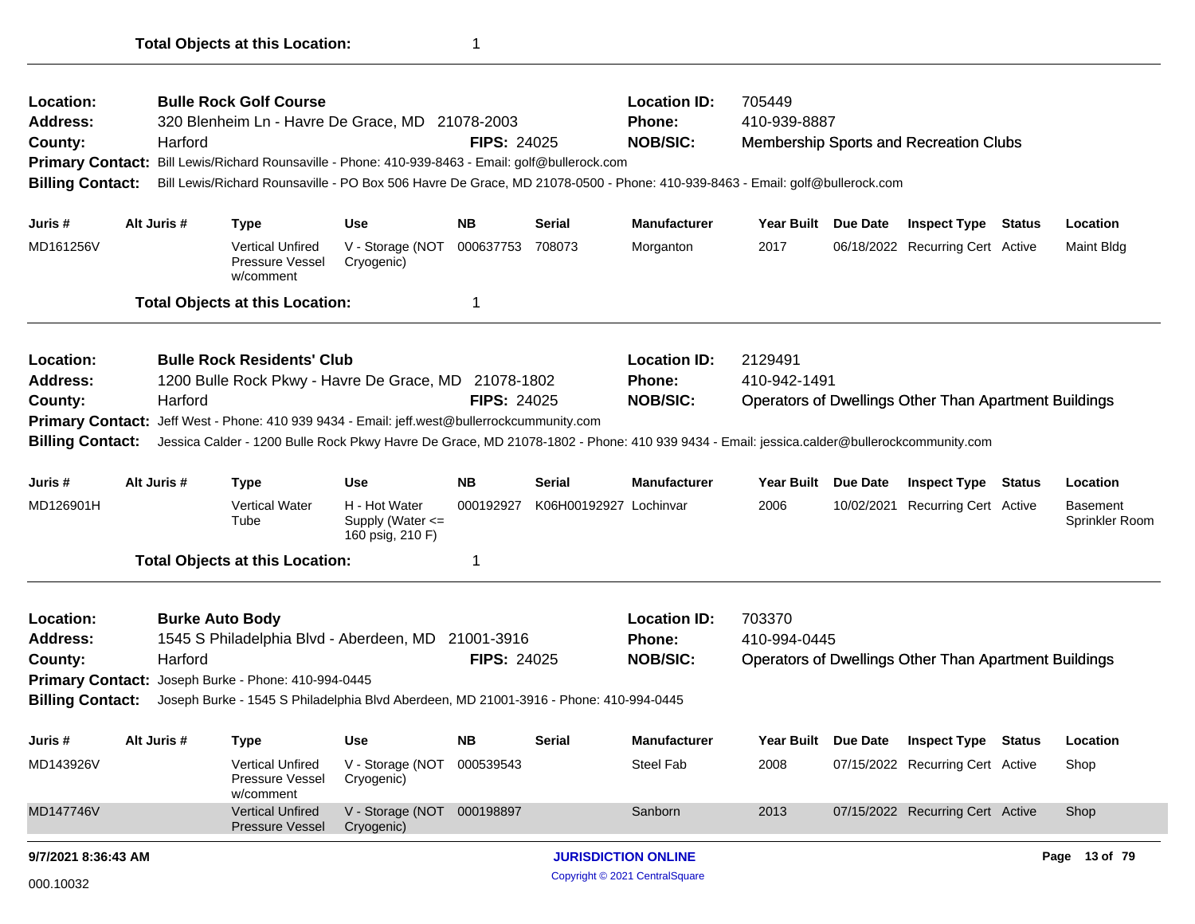**Total Objects at this Location:** 1

---

**Location:** Bulle Rock Golf Course | **Location ID:** 705449
**Address:** 320 Blenheim Ln - Havre De Grace, MD 21078-2003 | **Phone:** 410-939-8887
**County:** Harford | **FIPS:** 24025 | **NOB/SIC:** Membership Sports and Recreation Clubs
**Primary Contact:** Bill Lewis/Richard Rounsaville - Phone: 410-939-8463 - Email: golf@bullerock.com
**Billing Contact:** Bill Lewis/Richard Rounsaville - PO Box 506 Havre De Grace, MD 21078-0500 - Phone: 410-939-8463 - Email: golf@bullerock.com

| Juris # | Alt Juris # | Type | Use | NB | Serial | Manufacturer | Year Built | Due Date | Inspect Type | Status | Location |
|---|---|---|---|---|---|---|---|---|---|---|---|
| MD161256V | | Vertical Unfired Pressure Vessel w/comment | V - Storage (NOT Cryogenic) | 000637753 | 708073 | Morganton | 2017 | 06/18/2022 | Recurring Cert | Active | Maint Bldg |

**Total Objects at this Location:** 1

---

**Location:** Bulle Rock Residents' Club | **Location ID:** 2129491
**Address:** 1200 Bulle Rock Pkwy - Havre De Grace, MD 21078-1802 | **Phone:** 410-942-1491
**County:** Harford | **FIPS:** 24025 | **NOB/SIC:** Operators of Dwellings Other Than Apartment Buildings
**Primary Contact:** Jeff West - Phone: 410 939 9434 - Email: jeff.west@bullerrockcummunity.com
**Billing Contact:** Jessica Calder - 1200 Bulle Rock Pkwy Havre De Grace, MD 21078-1802 - Phone: 410 939 9434 - Email: jessica.calder@bullerockcommunity.com

| Juris # | Alt Juris # | Type | Use | NB | Serial | Manufacturer | Year Built | Due Date | Inspect Type | Status | Location |
|---|---|---|---|---|---|---|---|---|---|---|---|
| MD126901H | | Vertical Water Tube | H - Hot Water Supply (Water <= 160 psig, 210 F) | 000192927 | K06H00192927 | Lochinvar | 2006 | 10/02/2021 | Recurring Cert | Active | Basement Sprinkler Room |

**Total Objects at this Location:** 1

---

**Location:** Burke Auto Body | **Location ID:** 703370
**Address:** 1545 S Philadelphia Blvd - Aberdeen, MD 21001-3916 | **Phone:** 410-994-0445
**County:** Harford | **FIPS:** 24025 | **NOB/SIC:** Operators of Dwellings Other Than Apartment Buildings
**Primary Contact:** Joseph Burke - Phone: 410-994-0445
**Billing Contact:** Joseph Burke - 1545 S Philadelphia Blvd Aberdeen, MD 21001-3916 - Phone: 410-994-0445

| Juris # | Alt Juris # | Type | Use | NB | Serial | Manufacturer | Year Built | Due Date | Inspect Type | Status | Location |
|---|---|---|---|---|---|---|---|---|---|---|---|
| MD143926V | | Vertical Unfired Pressure Vessel w/comment | V - Storage (NOT Cryogenic) | 000539543 | | Steel Fab | 2008 | 07/15/2022 | Recurring Cert | Active | Shop |
| MD147746V | | Vertical Unfired Pressure Vessel | V - Storage (NOT Cryogenic) | 000198897 | | Sanborn | 2013 | 07/15/2022 | Recurring Cert | Active | Shop |

9/7/2021 8:36:43 AM

000.10032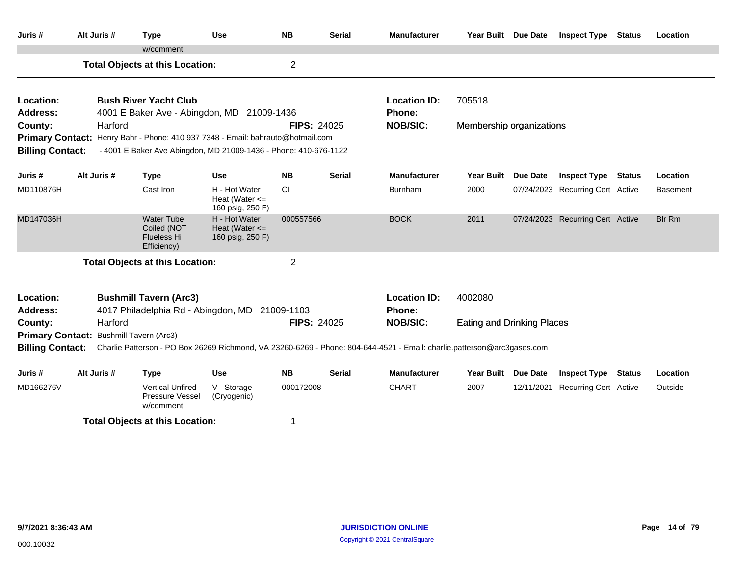| Juris # | Alt Juris # | Type | Use | NB | Serial | Manufacturer | Year Built | Due Date | Inspect Type | Status | Location |
|---|---|---|---|---|---|---|---|---|---|---|---|
| | | w/comment | | | | | | | | | |

**Total Objects at this Location:** 2

---

**Location:** Bush River Yacht Club
**Location ID:** 705518
**Address:** 4001 E Baker Ave - Abingdon, MD 21009-1436
**Phone:**
**County:** Harford
**FIPS:** 24025
**NOB/SIC:** Membership organizations
**Primary Contact:** Henry Bahr - Phone: 410 937 7348 - Email: bahrauto@hotmail.com
**Billing Contact:** - 4001 E Baker Ave Abingdon, MD 21009-1436 - Phone: 410-676-1122

| Juris # | Alt Juris # | Type | Use | NB | Serial | Manufacturer | Year Built | Due Date | Inspect Type | Status | Location |
|---|---|---|---|---|---|---|---|---|---|---|---|
| MD110876H | | Cast Iron | H - Hot Water Heat (Water <= 160 psig, 250 F) | CI | | Burnham | 2000 | 07/24/2023 | Recurring Cert | Active | Basement |
| MD147036H | | Water Tube Coiled (NOT Flueless Hi Efficiency) | H - Hot Water Heat (Water <= 160 psig, 250 F) | 000557566 | | BOCK | 2011 | 07/24/2023 | Recurring Cert | Active | Blr Rm |

**Total Objects at this Location:** 2

---

**Location:** Bushmill Tavern (Arc3)
**Location ID:** 4002080
**Address:** 4017 Philadelphia Rd - Abingdon, MD 21009-1103
**Phone:**
**County:** Harford
**FIPS:** 24025
**NOB/SIC:** Eating and Drinking Places
**Primary Contact:** Bushmill Tavern (Arc3)
**Billing Contact:** Charlie Patterson - PO Box 26269 Richmond, VA 23260-6269 - Phone: 804-644-4521 - Email: charlie.patterson@arc3gases.com

| Juris # | Alt Juris # | Type | Use | NB | Serial | Manufacturer | Year Built | Due Date | Inspect Type | Status | Location |
|---|---|---|---|---|---|---|---|---|---|---|---|
| MD166276V | | Vertical Unfired Pressure Vessel w/comment | V - Storage (Cryogenic) | 000172008 | | CHART | 2007 | 12/11/2021 | Recurring Cert | Active | Outside |

**Total Objects at this Location:** 1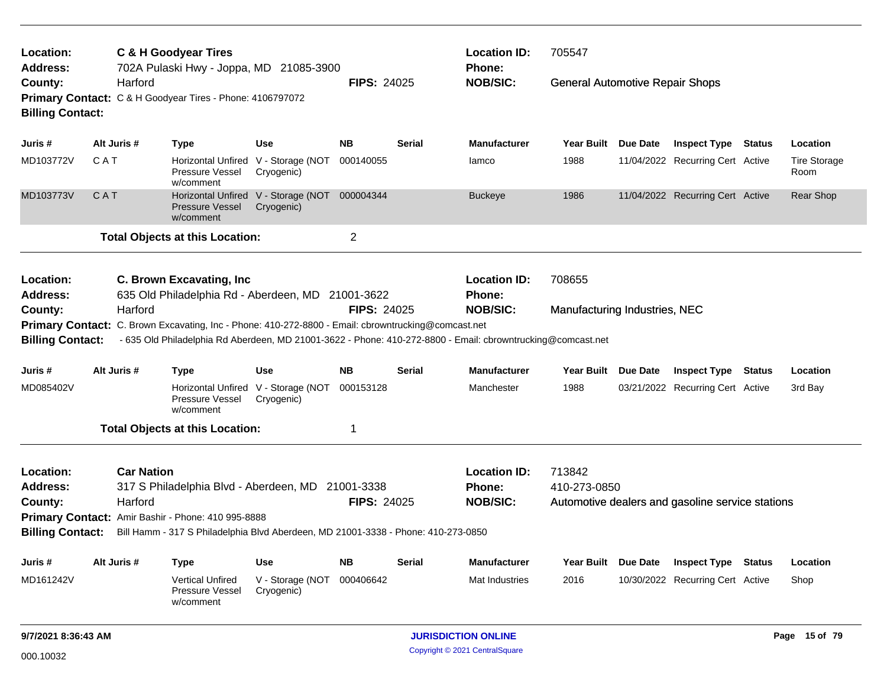**Location:** **C & H Goodyear Tires**
**Address:** 702A Pulaski Hwy - Joppa, MD 21085-3900
**County:** Harford
**FIPS:** 24025
**Location ID:** 705547
**Phone:**
**NOB/SIC:** General Automotive Repair Shops
**Primary Contact:** C & H Goodyear Tires - Phone: 4106797072
**Billing Contact:**

| Juris # | Alt Juris # | Type | Use | NB | Serial | Manufacturer | Year Built | Due Date | Inspect Type | Status | Location |
|---|---|---|---|---|---|---|---|---|---|---|---|
| MD103772V | C A T | Horizontal Unfired Pressure Vessel w/comment | V - Storage (NOT Cryogenic) | 000140055 | | Iamco | 1988 | 11/04/2022 | Recurring Cert | Active | Tire Storage Room |
| MD103773V | C A T | Horizontal Unfired Pressure Vessel w/comment | V - Storage (NOT Cryogenic) | 000004344 | | Buckeye | 1986 | 11/04/2022 | Recurring Cert | Active | Rear Shop |

**Total Objects at this Location:** 2

---

**Location:** **C. Brown Excavating, Inc**
**Address:** 635 Old Philadelphia Rd - Aberdeen, MD 21001-3622
**County:** Harford
**FIPS:** 24025
**Location ID:** 708655
**Phone:**
**NOB/SIC:** Manufacturing Industries, NEC
**Primary Contact:** C. Brown Excavating, Inc - Phone: 410-272-8800 - Email: cbrowntrucking@comcast.net
**Billing Contact:** - 635 Old Philadelphia Rd Aberdeen, MD 21001-3622 - Phone: 410-272-8800 - Email: cbrowntrucking@comcast.net

| Juris # | Alt Juris # | Type | Use | NB | Serial | Manufacturer | Year Built | Due Date | Inspect Type | Status | Location |
|---|---|---|---|---|---|---|---|---|---|---|---|
| MD085402V | | Horizontal Unfired Pressure Vessel w/comment | V - Storage (NOT Cryogenic) | 000153128 | | Manchester | 1988 | 03/21/2022 | Recurring Cert | Active | 3rd Bay |

**Total Objects at this Location:** 1

---

**Location:** **Car Nation**
**Address:** 317 S Philadelphia Blvd - Aberdeen, MD 21001-3338
**County:** Harford
**FIPS:** 24025
**Location ID:** 713842
**Phone:** 410-273-0850
**NOB/SIC:** Automotive dealers and gasoline service stations
**Primary Contact:** Amir Bashir - Phone: 410 995-8888
**Billing Contact:** Bill Hamm - 317 S Philadelphia Blvd Aberdeen, MD 21001-3338 - Phone: 410-273-0850

| Juris # | Alt Juris # | Type | Use | NB | Serial | Manufacturer | Year Built | Due Date | Inspect Type | Status | Location |
|---|---|---|---|---|---|---|---|---|---|---|---|
| MD161242V | | Vertical Unfired Pressure Vessel w/comment | V - Storage (NOT Cryogenic) | 000406642 | | Mat Industries | 2016 | 10/30/2022 | Recurring Cert | Active | Shop |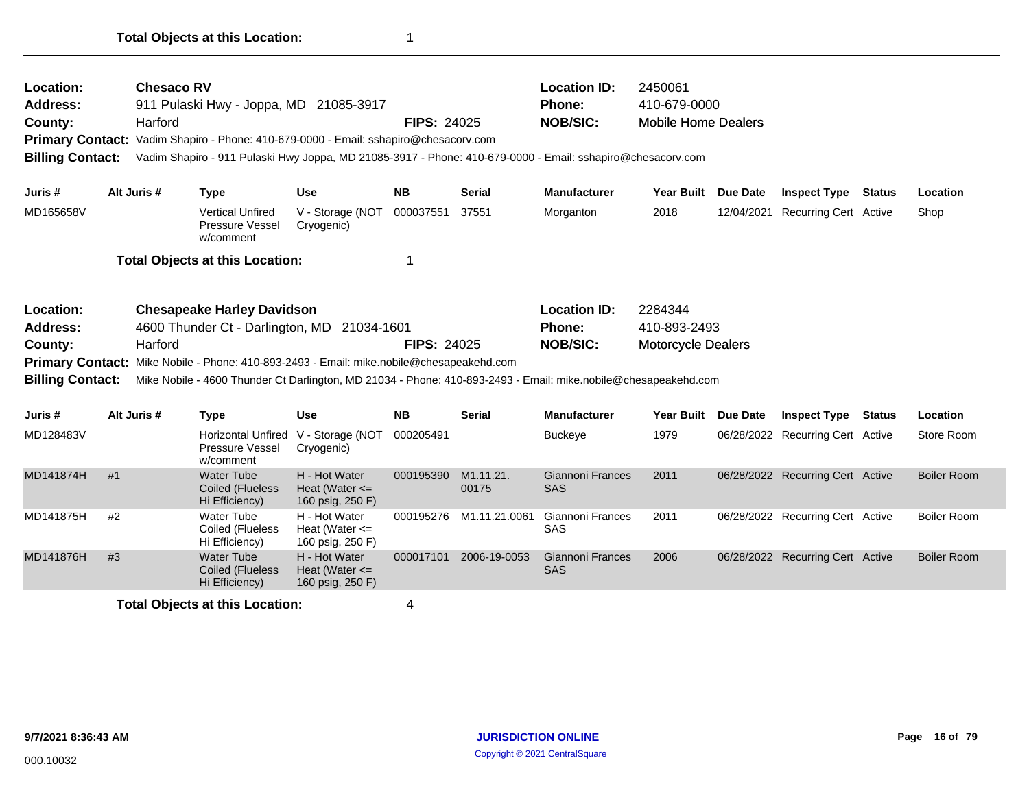**Total Objects at this Location:** 1

---

**Location:** Chesaco RV
**Address:** 911 Pulaski Hwy - Joppa, MD 21085-3917
**County:** Harford **FIPS:** 24025
**Location ID:** 2450061
**Phone:** 410-679-0000
**NOB/SIC:** Mobile Home Dealers
**Primary Contact:** Vadim Shapiro - Phone: 410-679-0000 - Email: sshapiro@chesacorv.com
**Billing Contact:** Vadim Shapiro - 911 Pulaski Hwy Joppa, MD 21085-3917 - Phone: 410-679-0000 - Email: sshapiro@chesacorv.com

| Juris # | Alt Juris # | Type | Use | NB | Serial | Manufacturer | Year Built | Due Date | Inspect Type | Status | Location |
|---|---|---|---|---|---|---|---|---|---|---|---|
| MD165658V | | Vertical Unfired Pressure Vessel w/comment | V - Storage (NOT Cryogenic) | 000037551 | 37551 | Morganton | 2018 | 12/04/2021 | Recurring Cert | Active | Shop |

**Total Objects at this Location:** 1

---

**Location:** Chesapeake Harley Davidson
**Address:** 4600 Thunder Ct - Darlington, MD 21034-1601
**County:** Harford **FIPS:** 24025
**Location ID:** 2284344
**Phone:** 410-893-2493
**NOB/SIC:** Motorcycle Dealers
**Primary Contact:** Mike Nobile - Phone: 410-893-2493 - Email: mike.nobile@chesapeakehd.com
**Billing Contact:** Mike Nobile - 4600 Thunder Ct Darlington, MD 21034 - Phone: 410-893-2493 - Email: mike.nobile@chesapeakehd.com

| Juris # | Alt Juris # | Type | Use | NB | Serial | Manufacturer | Year Built | Due Date | Inspect Type | Status | Location |
|---|---|---|---|---|---|---|---|---|---|---|---|
| MD128483V | | Horizontal Unfired Pressure Vessel w/comment | V - Storage (NOT Cryogenic) | 000205491 | | Buckeye | 1979 | 06/28/2022 | Recurring Cert | Active | Store Room |
| MD141874H | #1 | Water Tube Coiled (Flueless Hi Efficiency) | H - Hot Water Heat (Water <= 160 psig, 250 F) | 000195390 | M1.11.21.00175 | Giannoni Frances SAS | 2011 | 06/28/2022 | Recurring Cert | Active | Boiler Room |
| MD141875H | #2 | Water Tube Coiled (Flueless Hi Efficiency) | H - Hot Water Heat (Water <= 160 psig, 250 F) | 000195276 | M1.11.21.0061 | Giannoni Frances SAS | 2011 | 06/28/2022 | Recurring Cert | Active | Boiler Room |
| MD141876H | #3 | Water Tube Coiled (Flueless Hi Efficiency) | H - Hot Water Heat (Water <= 160 psig, 250 F) | 000017101 | 2006-19-0053 | Giannoni Frances SAS | 2006 | 06/28/2022 | Recurring Cert | Active | Boiler Room |

**Total Objects at this Location:** 4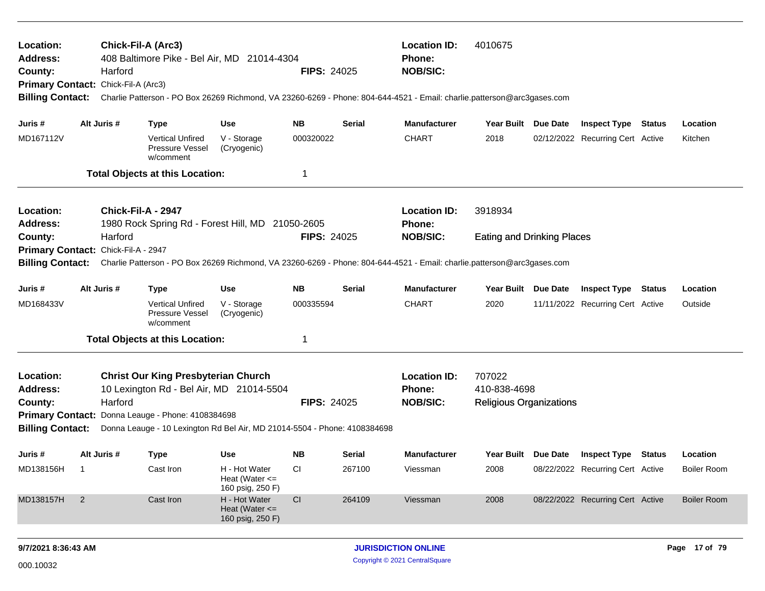**Location:** **Chick-Fil-A (Arc3)**
**Address:** 408 Baltimore Pike - Bel Air, MD 21014-4304
**County:** Harford
**FIPS:** 24025
**Location ID:** 4010675
**Phone:**
**NOB/SIC:**
**Primary Contact:** Chick-Fil-A (Arc3)
**Billing Contact:** Charlie Patterson - PO Box 26269 Richmond, VA 23260-6269 - Phone: 804-644-4521 - Email: charlie.patterson@arc3gases.com

| Juris # | Alt Juris # | Type | Use | NB | Serial | Manufacturer | Year Built | Due Date | Inspect Type | Status | Location |
|---|---|---|---|---|---|---|---|---|---|---|---|
| MD167112V | | Vertical Unfired Pressure Vessel w/comment | V - Storage (Cryogenic) | 000320022 | | CHART | 2018 | 02/12/2022 | Recurring Cert | Active | Kitchen |

**Total Objects at this Location:** 1

---

**Location:** **Chick-Fil-A - 2947**
**Address:** 1980 Rock Spring Rd - Forest Hill, MD 21050-2605
**County:** Harford
**FIPS:** 24025
**Location ID:** 3918934
**Phone:**
**NOB/SIC:** Eating and Drinking Places
**Primary Contact:** Chick-Fil-A - 2947
**Billing Contact:** Charlie Patterson - PO Box 26269 Richmond, VA 23260-6269 - Phone: 804-644-4521 - Email: charlie.patterson@arc3gases.com

| Juris # | Alt Juris # | Type | Use | NB | Serial | Manufacturer | Year Built | Due Date | Inspect Type | Status | Location |
|---|---|---|---|---|---|---|---|---|---|---|---|
| MD168433V | | Vertical Unfired Pressure Vessel w/comment | V - Storage (Cryogenic) | 000335594 | | CHART | 2020 | 11/11/2022 | Recurring Cert | Active | Outside |

**Total Objects at this Location:** 1

---

**Location:** **Christ Our King Presbyterian Church**
**Address:** 10 Lexington Rd - Bel Air, MD 21014-5504
**County:** Harford
**FIPS:** 24025
**Location ID:** 707022
**Phone:** 410-838-4698
**NOB/SIC:** Religious Organizations
**Primary Contact:** Donna Leauge - Phone: 4108384698
**Billing Contact:** Donna Leauge - 10 Lexington Rd Bel Air, MD 21014-5504 - Phone: 4108384698

| Juris # | Alt Juris # | Type | Use | NB | Serial | Manufacturer | Year Built | Due Date | Inspect Type | Status | Location |
|---|---|---|---|---|---|---|---|---|---|---|---|
| MD138156H | 1 | Cast Iron | H - Hot Water Heat (Water <= 160 psig, 250 F) | CI | 267100 | Viessman | 2008 | 08/22/2022 | Recurring Cert | Active | Boiler Room |
| MD138157H | 2 | Cast Iron | H - Hot Water Heat (Water <= 160 psig, 250 F) | CI | 264109 | Viessman | 2008 | 08/22/2022 | Recurring Cert | Active | Boiler Room |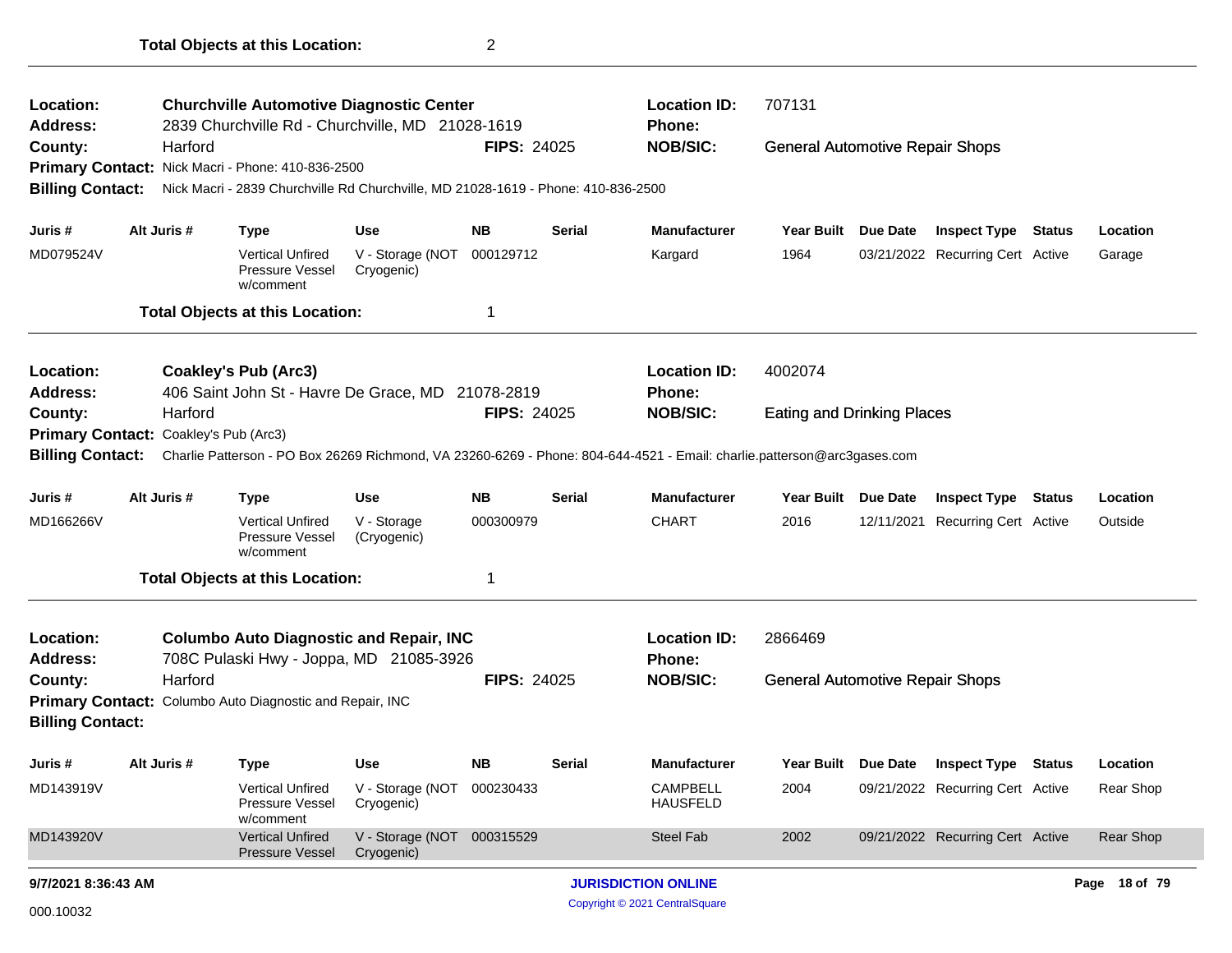**Total Objects at this Location:** 2

---

**Location:** Churchville Automotive Diagnostic Center
**Location ID:** 707131
**Address:** 2839 Churchville Rd - Churchville, MD 21028-1619
**Phone:**
**County:** Harford
**FIPS:** 24025
**NOB/SIC:** General Automotive Repair Shops
**Primary Contact:** Nick Macri - Phone: 410-836-2500
**Billing Contact:** Nick Macri - 2839 Churchville Rd Churchville, MD 21028-1619 - Phone: 410-836-2500

| Juris # | Alt Juris # | Type | Use | NB | Serial | Manufacturer | Year Built | Due Date | Inspect Type | Status | Location |
|---|---|---|---|---|---|---|---|---|---|---|---|
| MD079524V | | Vertical Unfired Pressure Vessel w/comment | V - Storage (NOT Cryogenic) | 000129712 | | Kargard | 1964 | 03/21/2022 | Recurring Cert | Active | Garage |

**Total Objects at this Location:** 1

---

**Location:** Coakley's Pub (Arc3)
**Location ID:** 4002074
**Address:** 406 Saint John St - Havre De Grace, MD 21078-2819
**Phone:**
**County:** Harford
**FIPS:** 24025
**NOB/SIC:** Eating and Drinking Places
**Primary Contact:** Coakley's Pub (Arc3)
**Billing Contact:** Charlie Patterson - PO Box 26269 Richmond, VA 23260-6269 - Phone: 804-644-4521 - Email: charlie.patterson@arc3gases.com

| Juris # | Alt Juris # | Type | Use | NB | Serial | Manufacturer | Year Built | Due Date | Inspect Type | Status | Location |
|---|---|---|---|---|---|---|---|---|---|---|---|
| MD166266V | | Vertical Unfired Pressure Vessel w/comment | V - Storage (Cryogenic) | 000300979 | | CHART | 2016 | 12/11/2021 | Recurring Cert | Active | Outside |

**Total Objects at this Location:** 1

---

**Location:** Columbo Auto Diagnostic and Repair, INC
**Location ID:** 2866469
**Address:** 708C Pulaski Hwy - Joppa, MD 21085-3926
**Phone:**
**County:** Harford
**FIPS:** 24025
**NOB/SIC:** General Automotive Repair Shops
**Primary Contact:** Columbo Auto Diagnostic and Repair, INC
**Billing Contact:**

| Juris # | Alt Juris # | Type | Use | NB | Serial | Manufacturer | Year Built | Due Date | Inspect Type | Status | Location |
|---|---|---|---|---|---|---|---|---|---|---|---|
| MD143919V | | Vertical Unfired Pressure Vessel w/comment | V - Storage (NOT Cryogenic) | 000230433 | | CAMPBELL HAUSFELD | 2004 | 09/21/2022 | Recurring Cert | Active | Rear Shop |
| MD143920V | | Vertical Unfired Pressure Vessel | V - Storage (NOT Cryogenic) | 000315529 | | Steel Fab | 2002 | 09/21/2022 | Recurring Cert | Active | Rear Shop |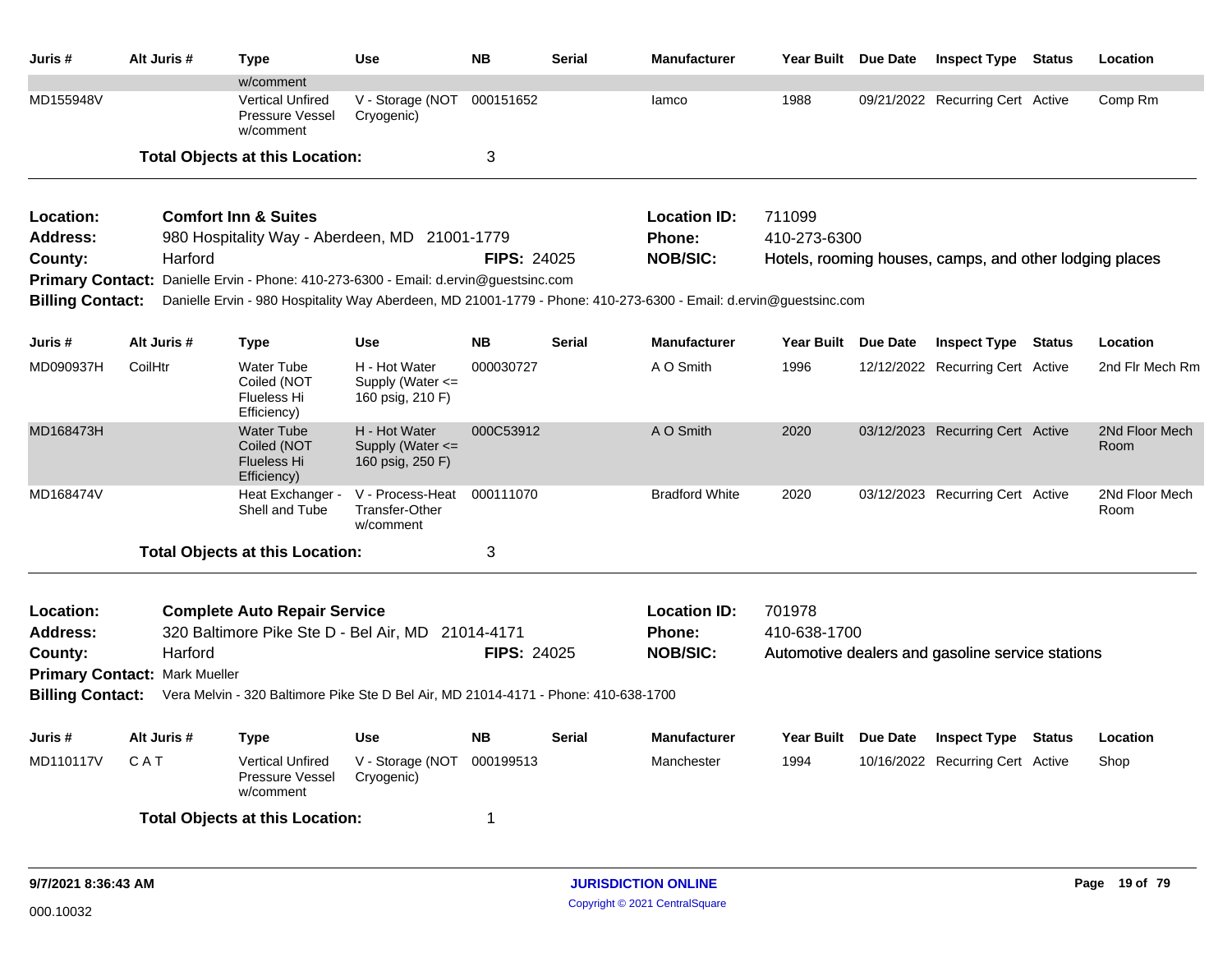| Juris # | Alt Juris # | Type | Use | NB | Serial | Manufacturer | Year Built | Due Date | Inspect Type | Status | Location |
|---|---|---|---|---|---|---|---|---|---|---|---|
| | | w/comment | | | | | | | | | |
| MD155948V | | Vertical Unfired Pressure Vessel w/comment | V - Storage (NOT Cryogenic) | 000151652 | | Iamco | 1988 | 09/21/2022 | Recurring Cert | Active | Comp Rm |

**Total Objects at this Location:** 3

---

**Location:** **Comfort Inn & Suites**
**Address:** 980 Hospitality Way - Aberdeen, MD 21001-1779
**County:** Harford **FIPS:** 24025
**Location ID:** 711099
**Phone:** 410-273-6300
**NOB/SIC:** Hotels, rooming houses, camps, and other lodging places
**Primary Contact:** Danielle Ervin - Phone: 410-273-6300 - Email: d.ervin@guestsinc.com
**Billing Contact:** Danielle Ervin - 980 Hospitality Way Aberdeen, MD 21001-1779 - Phone: 410-273-6300 - Email: d.ervin@guestsinc.com

| Juris # | Alt Juris # | Type | Use | NB | Serial | Manufacturer | Year Built | Due Date | Inspect Type | Status | Location |
|---|---|---|---|---|---|---|---|---|---|---|---|
| MD090937H | CoilHtr | Water Tube Coiled (NOT Flueless Hi Efficiency) | H - Hot Water Supply (Water <= 160 psig, 210 F) | 000030727 | | A O Smith | 1996 | 12/12/2022 | Recurring Cert | Active | 2nd Flr Mech Rm |
| MD168473H | | Water Tube Coiled (NOT Flueless Hi Efficiency) | H - Hot Water Supply (Water <= 160 psig, 250 F) | 000C53912 | | A O Smith | 2020 | 03/12/2023 | Recurring Cert | Active | 2Nd Floor Mech Room |
| MD168474V | | Heat Exchanger - Shell and Tube | V - Process-Heat Transfer-Other w/comment | 000111070 | | Bradford White | 2020 | 03/12/2023 | Recurring Cert | Active | 2Nd Floor Mech Room |

**Total Objects at this Location:** 3

---

**Location:** **Complete Auto Repair Service**
**Address:** 320 Baltimore Pike Ste D - Bel Air, MD 21014-4171
**County:** Harford **FIPS:** 24025
**Location ID:** 701978
**Phone:** 410-638-1700
**NOB/SIC:** Automotive dealers and gasoline service stations
**Primary Contact:** Mark Mueller
**Billing Contact:** Vera Melvin - 320 Baltimore Pike Ste D Bel Air, MD 21014-4171 - Phone: 410-638-1700

| Juris # | Alt Juris # | Type | Use | NB | Serial | Manufacturer | Year Built | Due Date | Inspect Type | Status | Location |
|---|---|---|---|---|---|---|---|---|---|---|---|
| MD110117V | C A T | Vertical Unfired Pressure Vessel w/comment | V - Storage (NOT Cryogenic) | 000199513 | | Manchester | 1994 | 10/16/2022 | Recurring Cert | Active | Shop |

**Total Objects at this Location:** 1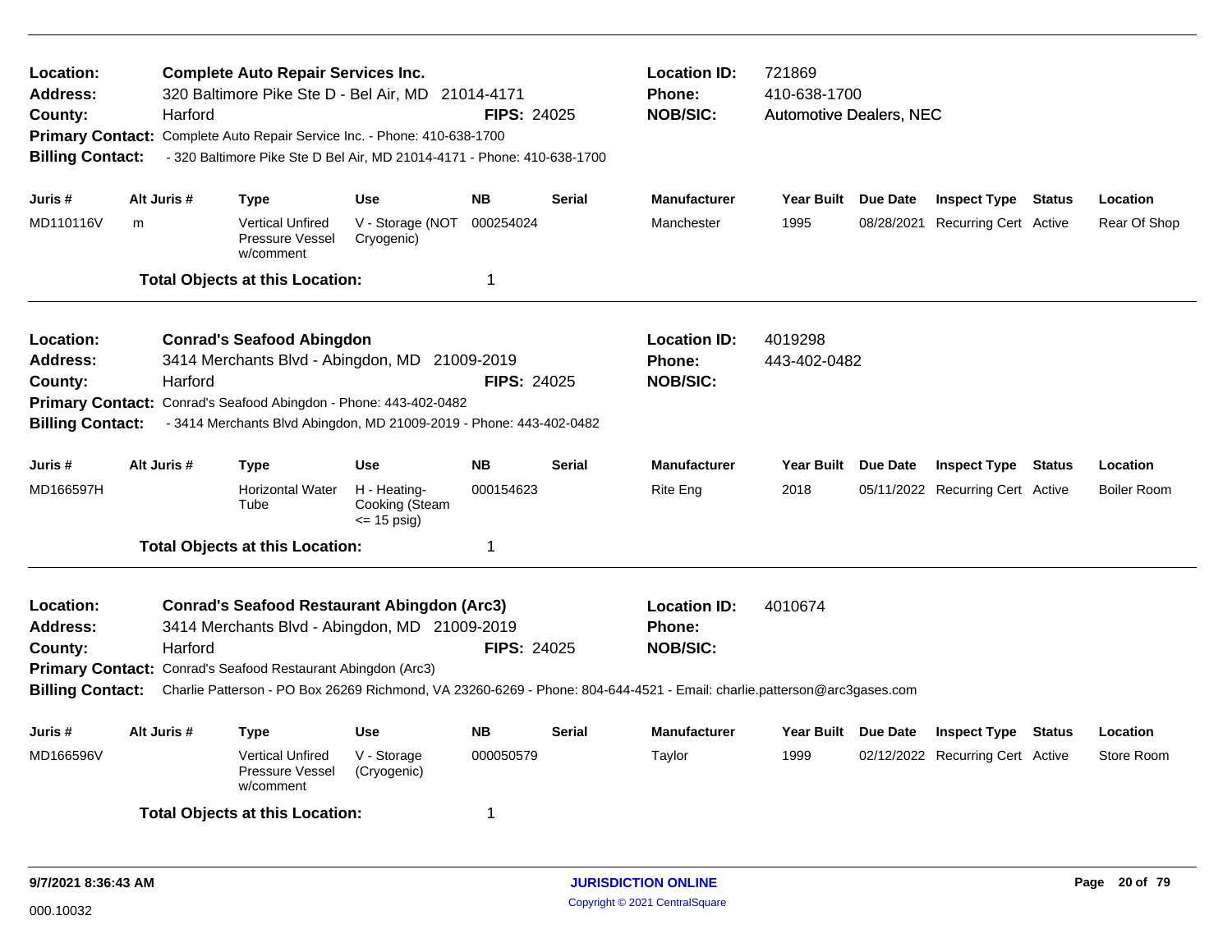**Location:** Complete Auto Repair Services Inc.
**Address:** 320 Baltimore Pike Ste D - Bel Air, MD 21014-4171
**County:** Harford
**FIPS:** 24025
**Location ID:** 721869
**Phone:** 410-638-1700
**NOB/SIC:** Automotive Dealers, NEC
**Primary Contact:** Complete Auto Repair Service Inc. - Phone: 410-638-1700
**Billing Contact:** - 320 Baltimore Pike Ste D Bel Air, MD 21014-4171 - Phone: 410-638-1700

| Juris # | Alt Juris # | Type | Use | NB | Serial | Manufacturer | Year Built | Due Date | Inspect Type | Status | Location |
|---|---|---|---|---|---|---|---|---|---|---|---|
| MD110116V | m | Vertical Unfired Pressure Vessel w/comment | V - Storage (NOT Cryogenic) | 000254024 | | Manchester | 1995 | 08/28/2021 | Recurring Cert | Active | Rear Of Shop |

**Total Objects at this Location:** 1

---

**Location:** Conrad's Seafood Abingdon
**Address:** 3414 Merchants Blvd - Abingdon, MD 21009-2019
**County:** Harford
**FIPS:** 24025
**Location ID:** 4019298
**Phone:** 443-402-0482
**NOB/SIC:**
**Primary Contact:** Conrad's Seafood Abingdon - Phone: 443-402-0482
**Billing Contact:** - 3414 Merchants Blvd Abingdon, MD 21009-2019 - Phone: 443-402-0482

| Juris # | Alt Juris # | Type | Use | NB | Serial | Manufacturer | Year Built | Due Date | Inspect Type | Status | Location |
|---|---|---|---|---|---|---|---|---|---|---|---|
| MD166597H | | Horizontal Water Tube | H - Heating-Cooking (Steam <= 15 psig) | 000154623 | | Rite Eng | 2018 | 05/11/2022 | Recurring Cert | Active | Boiler Room |

**Total Objects at this Location:** 1

---

**Location:** Conrad's Seafood Restaurant Abingdon (Arc3)
**Address:** 3414 Merchants Blvd - Abingdon, MD 21009-2019
**County:** Harford
**FIPS:** 24025
**Location ID:** 4010674
**Phone:**
**NOB/SIC:**
**Primary Contact:** Conrad's Seafood Restaurant Abingdon (Arc3)
**Billing Contact:** Charlie Patterson - PO Box 26269 Richmond, VA 23260-6269 - Phone: 804-644-4521 - Email: charlie.patterson@arc3gases.com

| Juris # | Alt Juris # | Type | Use | NB | Serial | Manufacturer | Year Built | Due Date | Inspect Type | Status | Location |
|---|---|---|---|---|---|---|---|---|---|---|---|
| MD166596V | | Vertical Unfired Pressure Vessel w/comment | V - Storage (Cryogenic) | 000050579 | | Taylor | 1999 | 02/12/2022 | Recurring Cert | Active | Store Room |

**Total Objects at this Location:** 1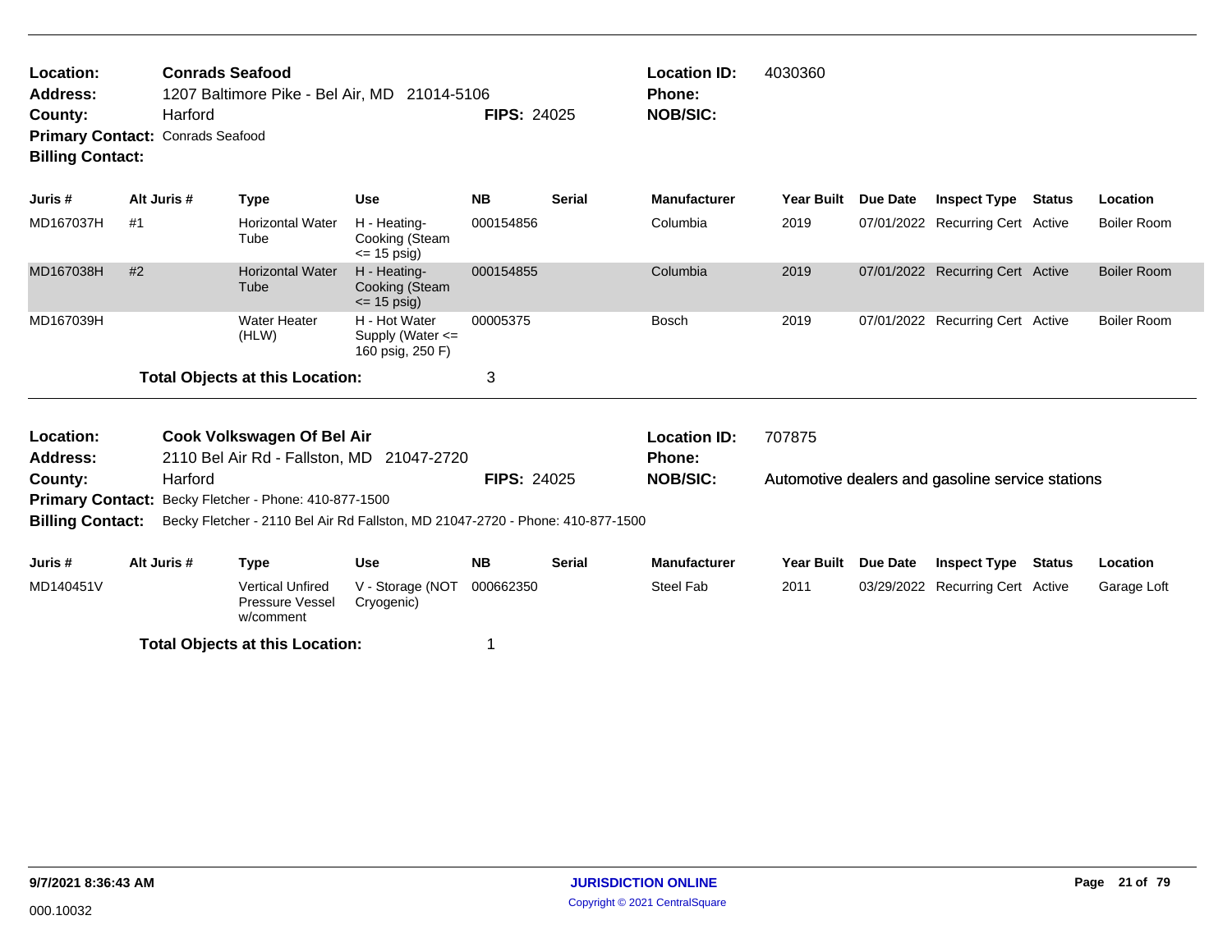**Location:** Conrads Seafood
**Address:** 1207 Baltimore Pike - Bel Air, MD 21014-5106
**County:** Harford **FIPS:** 24025
**Primary Contact:** Conrads Seafood
**Billing Contact:**

**Location ID:** 4030360
**Phone:**
**NOB/SIC:**

| Juris # | Alt Juris # | Type | Use | NB | Serial | Manufacturer | Year Built | Due Date | Inspect Type | Status | Location |
|---|---|---|---|---|---|---|---|---|---|---|---|
| MD167037H | #1 | Horizontal Water Tube | H - Heating-Cooking (Steam <= 15 psig) | 000154856 | | Columbia | 2019 | 07/01/2022 | Recurring Cert | Active | Boiler Room |
| MD167038H | #2 | Horizontal Water Tube | H - Heating-Cooking (Steam <= 15 psig) | 000154855 | | Columbia | 2019 | 07/01/2022 | Recurring Cert | Active | Boiler Room |
| MD167039H | | Water Heater (HLW) | H - Hot Water Supply (Water <= 160 psig, 250 F) | 00005375 | | Bosch | 2019 | 07/01/2022 | Recurring Cert | Active | Boiler Room |

**Total Objects at this Location:** 3

---

**Location:** Cook Volkswagen Of Bel Air
**Address:** 2110 Bel Air Rd - Fallston, MD 21047-2720
**County:** Harford **FIPS:** 24025
**Primary Contact:** Becky Fletcher - Phone: 410-877-1500
**Billing Contact:** Becky Fletcher - 2110 Bel Air Rd Fallston, MD 21047-2720 - Phone: 410-877-1500

**Location ID:** 707875
**Phone:**
**NOB/SIC:** Automotive dealers and gasoline service stations

| Juris # | Alt Juris # | Type | Use | NB | Serial | Manufacturer | Year Built | Due Date | Inspect Type | Status | Location |
|---|---|---|---|---|---|---|---|---|---|---|---|
| MD140451V | | Vertical Unfired Pressure Vessel w/comment | V - Storage (NOT Cryogenic) | 000662350 | | Steel Fab | 2011 | 03/29/2022 | Recurring Cert | Active | Garage Loft |

**Total Objects at this Location:** 1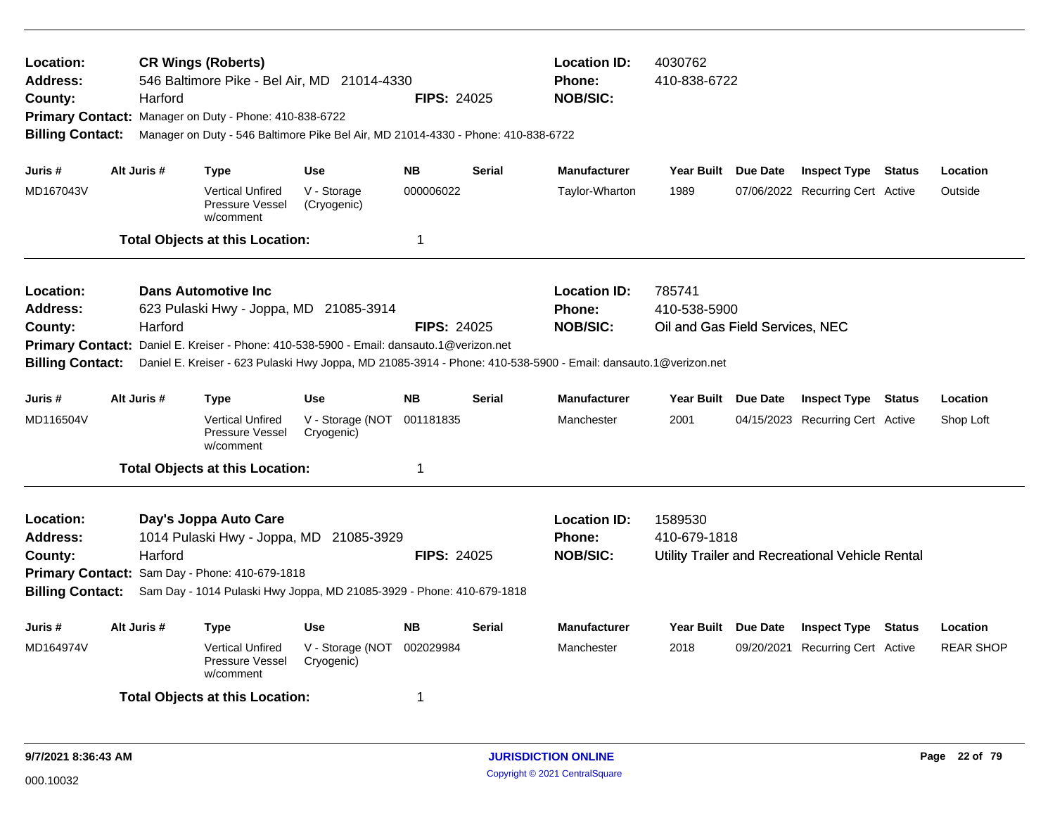**Location:** **CR Wings (Roberts)**
**Address:** 546 Baltimore Pike - Bel Air, MD 21014-4330
**County:** Harford
**FIPS:** 24025
**Location ID:** 4030762
**Phone:** 410-838-6722
**NOB/SIC:**
**Primary Contact:** Manager on Duty - Phone: 410-838-6722
**Billing Contact:** Manager on Duty - 546 Baltimore Pike Bel Air, MD 21014-4330 - Phone: 410-838-6722

| Juris # | Alt Juris # | Type | Use | NB | Serial | Manufacturer | Year Built | Due Date | Inspect Type | Status | Location |
|---|---|---|---|---|---|---|---|---|---|---|---|
| MD167043V | | Vertical Unfired Pressure Vessel w/comment | V - Storage (Cryogenic) | 000006022 | | Taylor-Wharton | 1989 | 07/06/2022 | Recurring Cert | Active | Outside |

**Total Objects at this Location:** 1

---

**Location:** **Dans Automotive Inc**
**Address:** 623 Pulaski Hwy - Joppa, MD 21085-3914
**County:** Harford
**FIPS:** 24025
**Location ID:** 785741
**Phone:** 410-538-5900
**NOB/SIC:** Oil and Gas Field Services, NEC
**Primary Contact:** Daniel E. Kreiser - Phone: 410-538-5900 - Email: dansauto.1@verizon.net
**Billing Contact:** Daniel E. Kreiser - 623 Pulaski Hwy Joppa, MD 21085-3914 - Phone: 410-538-5900 - Email: dansauto.1@verizon.net

| Juris # | Alt Juris # | Type | Use | NB | Serial | Manufacturer | Year Built | Due Date | Inspect Type | Status | Location |
|---|---|---|---|---|---|---|---|---|---|---|---|
| MD116504V | | Vertical Unfired Pressure Vessel w/comment | V - Storage (NOT Cryogenic) | 001181835 | | Manchester | 2001 | 04/15/2023 | Recurring Cert | Active | Shop Loft |

**Total Objects at this Location:** 1

---

**Location:** **Day's Joppa Auto Care**
**Address:** 1014 Pulaski Hwy - Joppa, MD 21085-3929
**County:** Harford
**FIPS:** 24025
**Location ID:** 1589530
**Phone:** 410-679-1818
**NOB/SIC:** Utility Trailer and Recreational Vehicle Rental
**Primary Contact:** Sam Day - Phone: 410-679-1818
**Billing Contact:** Sam Day - 1014 Pulaski Hwy Joppa, MD 21085-3929 - Phone: 410-679-1818

| Juris # | Alt Juris # | Type | Use | NB | Serial | Manufacturer | Year Built | Due Date | Inspect Type | Status | Location |
|---|---|---|---|---|---|---|---|---|---|---|---|
| MD164974V | | Vertical Unfired Pressure Vessel w/comment | V - Storage (NOT Cryogenic) | 002029984 | | Manchester | 2018 | 09/20/2021 | Recurring Cert | Active | REAR SHOP |

**Total Objects at this Location:** 1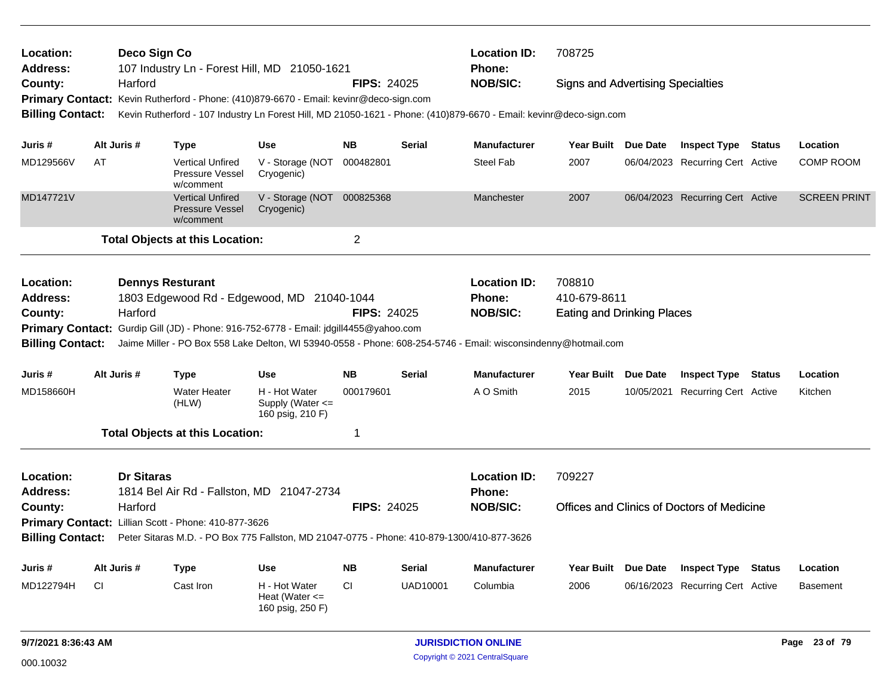**Location:** Deco Sign Co
**Location ID:** 708725
**Address:** 107 Industry Ln - Forest Hill, MD 21050-1621
**Phone:**
**County:** Harford
**FIPS:** 24025
**NOB/SIC:** Signs and Advertising Specialties
**Primary Contact:** Kevin Rutherford - Phone: (410)879-6670 - Email: kevinr@deco-sign.com
**Billing Contact:** Kevin Rutherford - 107 Industry Ln Forest Hill, MD 21050-1621 - Phone: (410)879-6670 - Email: kevinr@deco-sign.com

| Juris # | Alt Juris # | Type | Use | NB | Serial | Manufacturer | Year Built | Due Date | Inspect Type | Status | Location |
|---|---|---|---|---|---|---|---|---|---|---|---|
| MD129566V | AT | Vertical Unfired Pressure Vessel w/comment | V - Storage (NOT Cryogenic) | 000482801 | | Steel Fab | 2007 | 06/04/2023 | Recurring Cert | Active | COMP ROOM |
| MD147721V | | Vertical Unfired Pressure Vessel w/comment | V - Storage (NOT Cryogenic) | 000825368 | | Manchester | 2007 | 06/04/2023 | Recurring Cert | Active | SCREEN PRINT |

**Total Objects at this Location:** 2

---

**Location:** Dennys Resturant
**Location ID:** 708810
**Address:** 1803 Edgewood Rd - Edgewood, MD 21040-1044
**Phone:** 410-679-8611
**County:** Harford
**FIPS:** 24025
**NOB/SIC:** Eating and Drinking Places
**Primary Contact:** Gurdip Gill (JD) - Phone: 916-752-6778 - Email: jdgill4455@yahoo.com
**Billing Contact:** Jaime Miller - PO Box 558 Lake Delton, WI 53940-0558 - Phone: 608-254-5746 - Email: wisconsindenny@hotmail.com

| Juris # | Alt Juris # | Type | Use | NB | Serial | Manufacturer | Year Built | Due Date | Inspect Type | Status | Location |
|---|---|---|---|---|---|---|---|---|---|---|---|
| MD158660H | | Water Heater (HLW) | H - Hot Water Supply (Water <= 160 psig, 210 F) | 000179601 | | A O Smith | 2015 | 10/05/2021 | Recurring Cert | Active | Kitchen |

**Total Objects at this Location:** 1

---

**Location:** Dr Sitaras
**Location ID:** 709227
**Address:** 1814 Bel Air Rd - Fallston, MD 21047-2734
**Phone:**
**County:** Harford
**FIPS:** 24025
**NOB/SIC:** Offices and Clinics of Doctors of Medicine
**Primary Contact:** Lillian Scott - Phone: 410-877-3626
**Billing Contact:** Peter Sitaras M.D. - PO Box 775 Fallston, MD 21047-0775 - Phone: 410-879-1300/410-877-3626

| Juris # | Alt Juris # | Type | Use | NB | Serial | Manufacturer | Year Built | Due Date | Inspect Type | Status | Location |
|---|---|---|---|---|---|---|---|---|---|---|---|
| MD122794H | CI | Cast Iron | H - Hot Water Heat (Water <= 160 psig, 250 F) | CI | UAD10001 | Columbia | 2006 | 06/16/2023 | Recurring Cert | Active | Basement |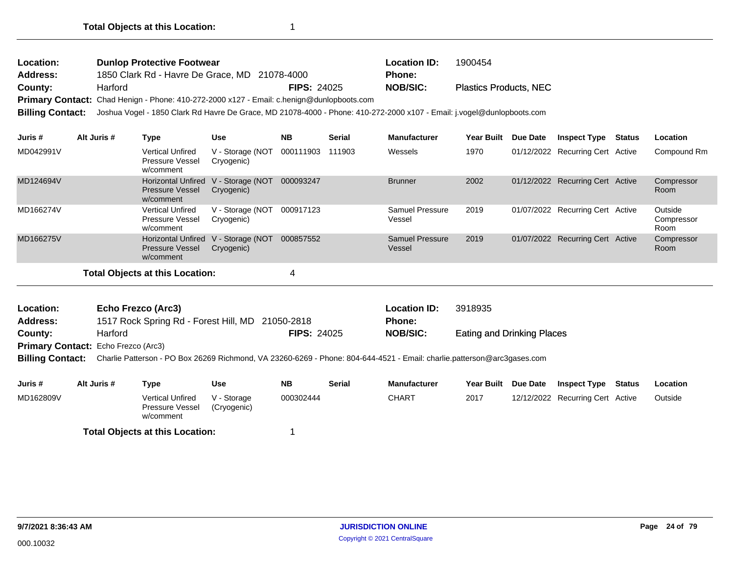**Total Objects at this Location:** 1

---

| | | | |
|---|---|---|---|
| **Location:** | **Dunlop Protective Footwear** | **Location ID:** | 1900454 |
| **Address:** | 1850 Clark Rd - Havre De Grace, MD 21078-4000 | **Phone:** | |
| **County:** | Harford **FIPS:** 24025 | **NOB/SIC:** | Plastics Products, NEC |

**Primary Contact:** Chad Henign - Phone: 410-272-2000 x127 - Email: c.henign@dunlopboots.com

**Billing Contact:** Joshua Vogel - 1850 Clark Rd Havre De Grace, MD 21078-4000 - Phone: 410-272-2000 x107 - Email: j.vogel@dunlopboots.com

| Juris # | Alt Juris # | Type | Use | NB | Serial | Manufacturer | Year Built | Due Date | Inspect Type | Status | Location |
|---|---|---|---|---|---|---|---|---|---|---|---|
| MD042991V | | Vertical Unfired Pressure Vessel w/comment | V - Storage (NOT Cryogenic) | 000111903 | 111903 | Wessels | 1970 | 01/12/2022 | Recurring Cert | Active | Compound Rm |
| MD124694V | | Horizontal Unfired Pressure Vessel w/comment | V - Storage (NOT Cryogenic) | 000093247 | | Brunner | 2002 | 01/12/2022 | Recurring Cert | Active | Compressor Room |
| MD166274V | | Vertical Unfired Pressure Vessel w/comment | V - Storage (NOT Cryogenic) | 000917123 | | Samuel Pressure Vessel | 2019 | 01/07/2022 | Recurring Cert | Active | Outside Compressor Room |
| MD166275V | | Horizontal Unfired Pressure Vessel w/comment | V - Storage (NOT Cryogenic) | 000857552 | | Samuel Pressure Vessel | 2019 | 01/07/2022 | Recurring Cert | Active | Compressor Room |

**Total Objects at this Location:** 4

---

| | | | |
|---|---|---|---|
| **Location:** | **Echo Frezco (Arc3)** | **Location ID:** | 3918935 |
| **Address:** | 1517 Rock Spring Rd - Forest Hill, MD 21050-2818 | **Phone:** | |
| **County:** | Harford **FIPS:** 24025 | **NOB/SIC:** | Eating and Drinking Places |

**Primary Contact:** Echo Frezco (Arc3)

**Billing Contact:** Charlie Patterson - PO Box 26269 Richmond, VA 23260-6269 - Phone: 804-644-4521 - Email: charlie.patterson@arc3gases.com

| Juris # | Alt Juris # | Type | Use | NB | Serial | Manufacturer | Year Built | Due Date | Inspect Type | Status | Location |
|---|---|---|---|---|---|---|---|---|---|---|---|
| MD162809V | | Vertical Unfired Pressure Vessel w/comment | V - Storage (Cryogenic) | 000302444 | | CHART | 2017 | 12/12/2022 | Recurring Cert | Active | Outside |

**Total Objects at this Location:** 1

9/7/2021 8:36:43 AM — JURISDICTION ONLINE — Copyright © 2021 CentralSquare

000.10032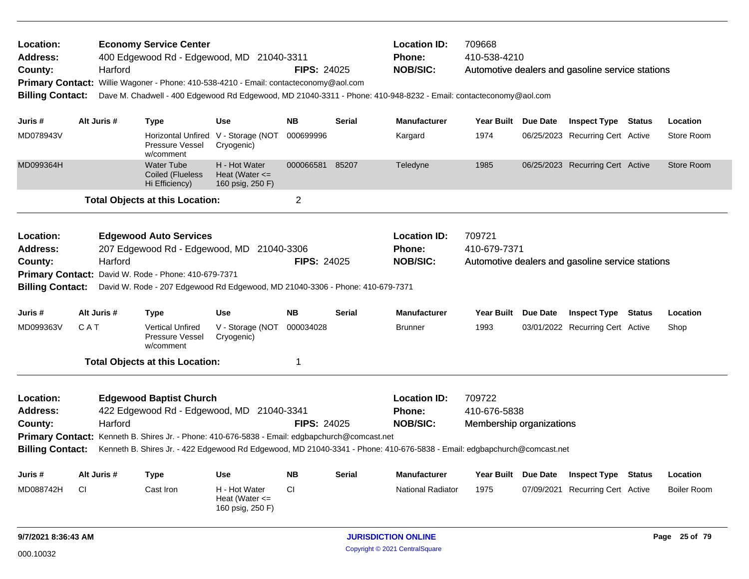**Location:** Economy Service Center
**Address:** 400 Edgewood Rd - Edgewood, MD 21040-3311
**County:** Harford
**FIPS:** 24025
**Location ID:** 709668
**Phone:** 410-538-4210
**NOB/SIC:** Automotive dealers and gasoline service stations
**Primary Contact:** Willie Wagoner - Phone: 410-538-4210 - Email: contacteconomy@aol.com
**Billing Contact:** Dave M. Chadwell - 400 Edgewood Rd Edgewood, MD 21040-3311 - Phone: 410-948-8232 - Email: contacteconomy@aol.com

| Juris # | Alt Juris # | Type | Use | NB | Serial | Manufacturer | Year Built | Due Date | Inspect Type | Status | Location |
|---|---|---|---|---|---|---|---|---|---|---|---|
| MD078943V | | Horizontal Unfired Pressure Vessel w/comment | V - Storage (NOT Cryogenic) | 000699996 | | Kargard | 1974 | 06/25/2023 | Recurring Cert | Active | Store Room |
| MD099364H | | Water Tube Coiled (Flueless Hi Efficiency) | H - Hot Water Heat (Water <= 160 psig, 250 F) | 000066581 | 85207 | Teledyne | 1985 | 06/25/2023 | Recurring Cert | Active | Store Room |

**Total Objects at this Location:** 2

**Location:** Edgewood Auto Services
**Address:** 207 Edgewood Rd - Edgewood, MD 21040-3306
**County:** Harford
**FIPS:** 24025
**Location ID:** 709721
**Phone:** 410-679-7371
**NOB/SIC:** Automotive dealers and gasoline service stations
**Primary Contact:** David W. Rode - Phone: 410-679-7371
**Billing Contact:** David W. Rode - 207 Edgewood Rd Edgewood, MD 21040-3306 - Phone: 410-679-7371

| Juris # | Alt Juris # | Type | Use | NB | Serial | Manufacturer | Year Built | Due Date | Inspect Type | Status | Location |
|---|---|---|---|---|---|---|---|---|---|---|---|
| MD099363V | C A T | Vertical Unfired Pressure Vessel w/comment | V - Storage (NOT Cryogenic) | 000034028 | | Brunner | 1993 | 03/01/2022 | Recurring Cert | Active | Shop |

**Total Objects at this Location:** 1

**Location:** Edgewood Baptist Church
**Address:** 422 Edgewood Rd - Edgewood, MD 21040-3341
**County:** Harford
**FIPS:** 24025
**Location ID:** 709722
**Phone:** 410-676-5838
**NOB/SIC:** Membership organizations
**Primary Contact:** Kenneth B. Shires Jr. - Phone: 410-676-5838 - Email: edgbapchurch@comcast.net
**Billing Contact:** Kenneth B. Shires Jr. - 422 Edgewood Rd Edgewood, MD 21040-3341 - Phone: 410-676-5838 - Email: edgbapchurch@comcast.net

| Juris # | Alt Juris # | Type | Use | NB | Serial | Manufacturer | Year Built | Due Date | Inspect Type | Status | Location |
|---|---|---|---|---|---|---|---|---|---|---|---|
| MD088742H | CI | Cast Iron | H - Hot Water Heat (Water <= 160 psig, 250 F) | CI | | National Radiator | 1975 | 07/09/2021 | Recurring Cert | Active | Boiler Room |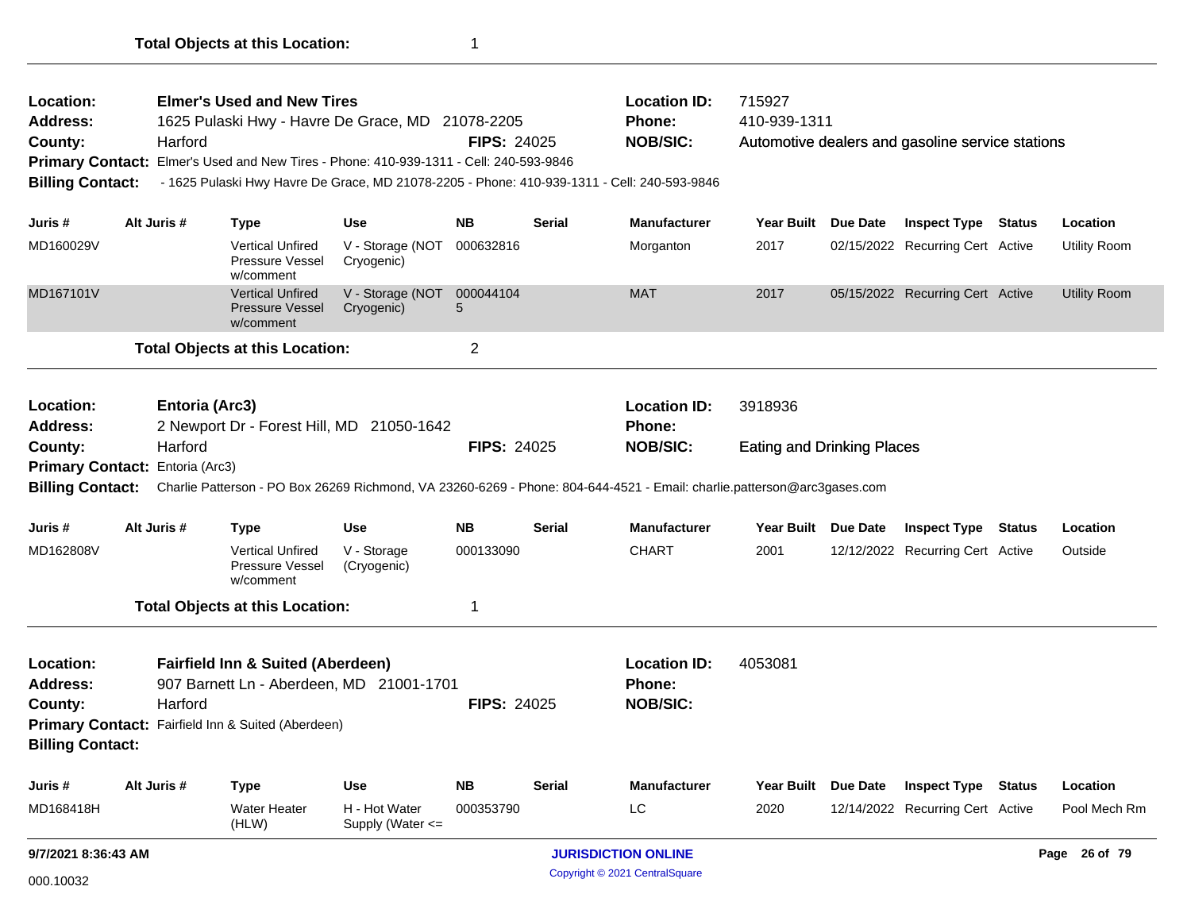**Total Objects at this Location:** 1

---

| | | | | | |
|---|---|---|---|---|---|
| **Location:** | **Elmer's Used and New Tires** | | **Location ID:** | 715927 |
| **Address:** | 1625 Pulaski Hwy - Havre De Grace, MD 21078-2205 | | **Phone:** | 410-939-1311 |
| **County:** | Harford | **FIPS:** 24025 | **NOB/SIC:** | Automotive dealers and gasoline service stations |

**Primary Contact:** Elmer's Used and New Tires - Phone: 410-939-1311 - Cell: 240-593-9846

**Billing Contact:** - 1625 Pulaski Hwy Havre De Grace, MD 21078-2205 - Phone: 410-939-1311 - Cell: 240-593-9846

| Juris # | Alt Juris # | Type | Use | NB | Serial | Manufacturer | Year Built | Due Date | Inspect Type | Status | Location |
|---|---|---|---|---|---|---|---|---|---|---|---|
| MD160029V | | Vertical Unfired Pressure Vessel w/comment | V - Storage (NOT Cryogenic) | 000632816 | | Morganton | 2017 | 02/15/2022 | Recurring Cert | Active | Utility Room |
| MD167101V | | Vertical Unfired Pressure Vessel w/comment | V - Storage (NOT Cryogenic) | 0000441045 | | MAT | 2017 | 05/15/2022 | Recurring Cert | Active | Utility Room |

**Total Objects at this Location:** 2

---

| | | | | | |
|---|---|---|---|---|---|
| **Location:** | **Entoria (Arc3)** | | **Location ID:** | 3918936 |
| **Address:** | 2 Newport Dr - Forest Hill, MD 21050-1642 | | **Phone:** | |
| **County:** | Harford | **FIPS:** 24025 | **NOB/SIC:** | Eating and Drinking Places |

**Primary Contact:** Entoria (Arc3)

**Billing Contact:** Charlie Patterson - PO Box 26269 Richmond, VA 23260-6269 - Phone: 804-644-4521 - Email: charlie.patterson@arc3gases.com

| Juris # | Alt Juris # | Type | Use | NB | Serial | Manufacturer | Year Built | Due Date | Inspect Type | Status | Location |
|---|---|---|---|---|---|---|---|---|---|---|---|
| MD162808V | | Vertical Unfired Pressure Vessel w/comment | V - Storage (Cryogenic) | 000133090 | | CHART | 2001 | 12/12/2022 | Recurring Cert | Active | Outside |

**Total Objects at this Location:** 1

---

| | | | | | |
|---|---|---|---|---|---|
| **Location:** | **Fairfield Inn & Suited (Aberdeen)** | | **Location ID:** | 4053081 |
| **Address:** | 907 Barnett Ln - Aberdeen, MD 21001-1701 | | **Phone:** | |
| **County:** | Harford | **FIPS:** 24025 | **NOB/SIC:** | |

**Primary Contact:** Fairfield Inn & Suited (Aberdeen)

**Billing Contact:**

| Juris # | Alt Juris # | Type | Use | NB | Serial | Manufacturer | Year Built | Due Date | Inspect Type | Status | Location |
|---|---|---|---|---|---|---|---|---|---|---|---|
| MD168418H | | Water Heater (HLW) | H - Hot Water Supply (Water <= | 000353790 | | LC | 2020 | 12/14/2022 | Recurring Cert | Active | Pool Mech Rm |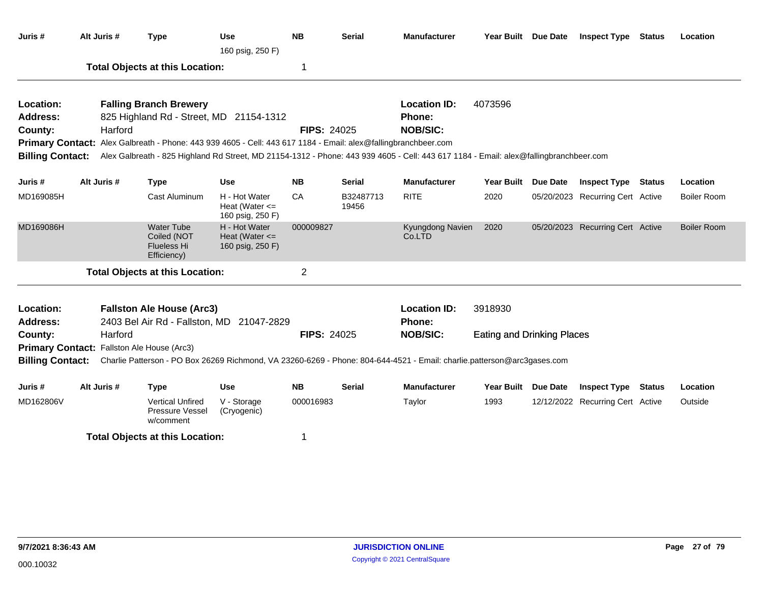| Juris # | Alt Juris # | Type | Use | NB | Serial | Manufacturer | Year Built | Due Date | Inspect Type | Status | Location |
|---|---|---|---|---|---|---|---|---|---|---|---|
| | | | 160 psig, 250 F) | | | | | | | | |

**Total Objects at this Location:** 1

---

**Location:** Falling Branch Brewery
**Location ID:** 4073596
**Address:** 825 Highland Rd - Street, MD 21154-1312
**Phone:**
**County:** Harford
**FIPS:** 24025
**NOB/SIC:**
**Primary Contact:** Alex Galbreath - Phone: 443 939 4605 - Cell: 443 617 1184 - Email: alex@fallingbranchbeer.com
**Billing Contact:** Alex Galbreath - 825 Highland Rd Street, MD 21154-1312 - Phone: 443 939 4605 - Cell: 443 617 1184 - Email: alex@fallingbranchbeer.com

| Juris # | Alt Juris # | Type | Use | NB | Serial | Manufacturer | Year Built | Due Date | Inspect Type | Status | Location |
|---|---|---|---|---|---|---|---|---|---|---|---|
| MD169085H | | Cast Aluminum | H - Hot Water Heat (Water <= 160 psig, 250 F) | CA | B32487713 19456 | RITE | 2020 | 05/20/2023 | Recurring Cert | Active | Boiler Room |
| MD169086H | | Water Tube Coiled (NOT Flueless Hi Efficiency) | H - Hot Water Heat (Water <= 160 psig, 250 F) | 000009827 | | Kyungdong Navien Co.LTD | 2020 | 05/20/2023 | Recurring Cert | Active | Boiler Room |

**Total Objects at this Location:** 2

---

**Location:** Fallston Ale House (Arc3)
**Location ID:** 3918930
**Address:** 2403 Bel Air Rd - Fallston, MD 21047-2829
**Phone:**
**County:** Harford
**FIPS:** 24025
**NOB/SIC:** Eating and Drinking Places
**Primary Contact:** Fallston Ale House (Arc3)
**Billing Contact:** Charlie Patterson - PO Box 26269 Richmond, VA 23260-6269 - Phone: 804-644-4521 - Email: charlie.patterson@arc3gases.com

| Juris # | Alt Juris # | Type | Use | NB | Serial | Manufacturer | Year Built | Due Date | Inspect Type | Status | Location |
|---|---|---|---|---|---|---|---|---|---|---|---|
| MD162806V | | Vertical Unfired Pressure Vessel w/comment | V - Storage (Cryogenic) | 000016983 | | Taylor | 1993 | 12/12/2022 | Recurring Cert | Active | Outside |

**Total Objects at this Location:** 1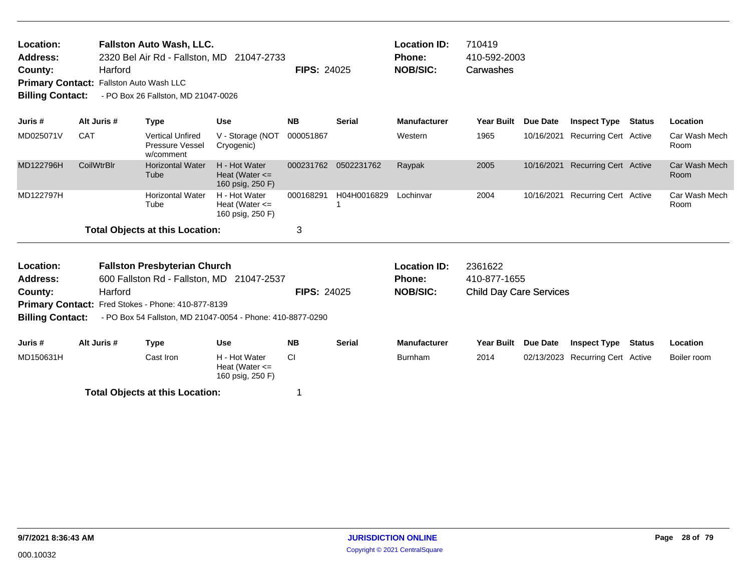**Location:** **Fallston Auto Wash, LLC.**
**Address:** 2320 Bel Air Rd - Fallston, MD 21047-2733
**County:** Harford **FIPS:** 24025
**Primary Contact:** Fallston Auto Wash LLC
**Billing Contact:** - PO Box 26 Fallston, MD 21047-0026

**Location ID:** 710419
**Phone:** 410-592-2003
**NOB/SIC:** Carwashes

| Juris # | Alt Juris # | Type | Use | NB | Serial | Manufacturer | Year Built | Due Date | Inspect Type | Status | Location |
|---|---|---|---|---|---|---|---|---|---|---|---|
| MD025071V | CAT | Vertical Unfired Pressure Vessel w/comment | V - Storage (NOT Cryogenic) | 000051867 | | Western | 1965 | 10/16/2021 | Recurring Cert | Active | Car Wash Mech Room |
| MD122796H | CoilWtrBlr | Horizontal Water Tube | H - Hot Water Heat (Water <= 160 psig, 250 F) | 000231762 | 0502231762 | Raypak | 2005 | 10/16/2021 | Recurring Cert | Active | Car Wash Mech Room |
| MD122797H | | Horizontal Water Tube | H - Hot Water Heat (Water <= 160 psig, 250 F) | 000168291 | H04H0016829 1 | Lochinvar | 2004 | 10/16/2021 | Recurring Cert | Active | Car Wash Mech Room |

**Total Objects at this Location:** 3

**Location:** **Fallston Presbyterian Church**
**Address:** 600 Fallston Rd - Fallston, MD 21047-2537
**County:** Harford **FIPS:** 24025
**Primary Contact:** Fred Stokes - Phone: 410-877-8139
**Billing Contact:** - PO Box 54 Fallston, MD 21047-0054 - Phone: 410-8877-0290

**Location ID:** 2361622
**Phone:** 410-877-1655
**NOB/SIC:** Child Day Care Services

| Juris # | Alt Juris # | Type | Use | NB | Serial | Manufacturer | Year Built | Due Date | Inspect Type | Status | Location |
|---|---|---|---|---|---|---|---|---|---|---|---|
| MD150631H | | Cast Iron | H - Hot Water Heat (Water <= 160 psig, 250 F) | CI | | Burnham | 2014 | 02/13/2023 | Recurring Cert | Active | Boiler room |

**Total Objects at this Location:** 1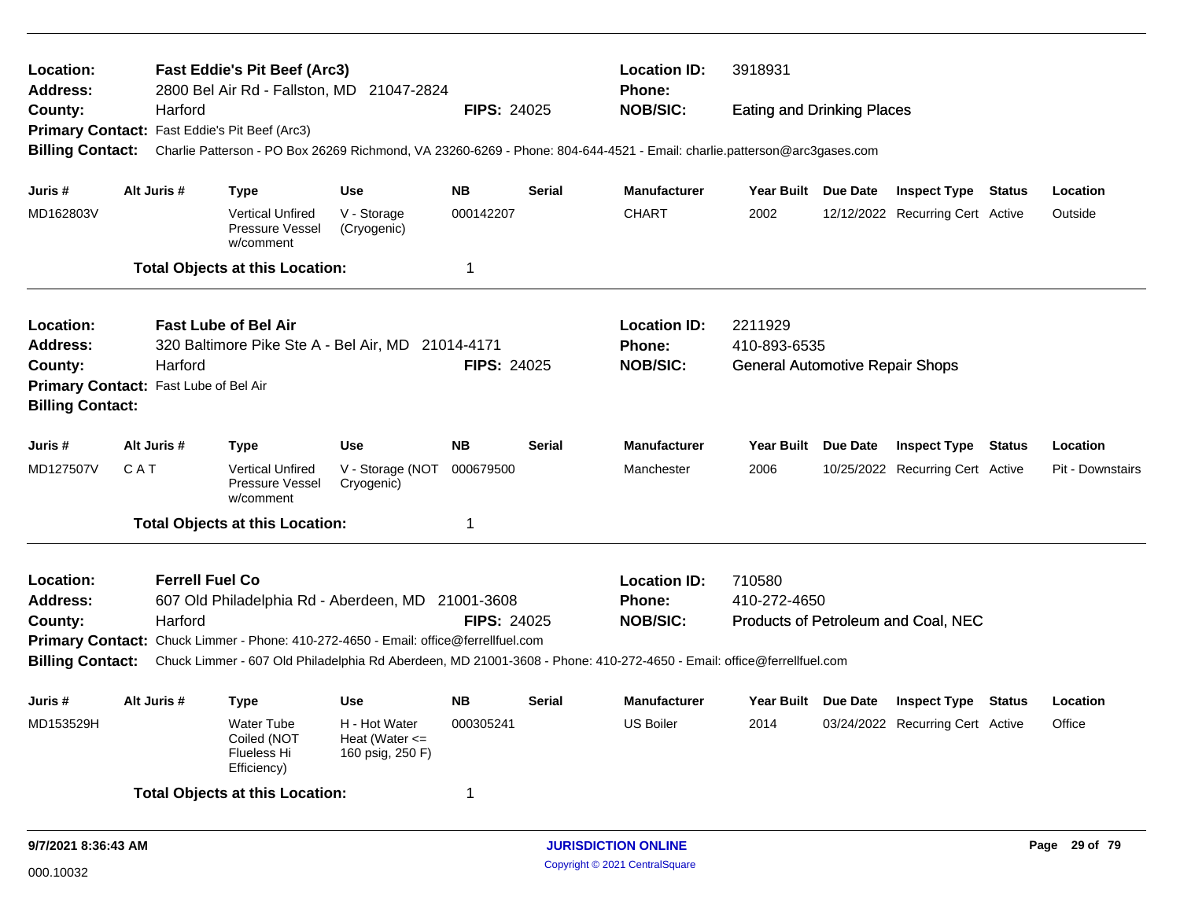**Location:** Fast Eddie's Pit Beef (Arc3)
**Address:** 2800 Bel Air Rd - Fallston, MD 21047-2824
**County:** Harford
**FIPS:** 24025
**Location ID:** 3918931
**Phone:**
**NOB/SIC:** Eating and Drinking Places
**Primary Contact:** Fast Eddie's Pit Beef (Arc3)
**Billing Contact:** Charlie Patterson - PO Box 26269 Richmond, VA 23260-6269 - Phone: 804-644-4521 - Email: charlie.patterson@arc3gases.com

| Juris # | Alt Juris # | Type | Use | NB | Serial | Manufacturer | Year Built | Due Date | Inspect Type | Status | Location |
|---|---|---|---|---|---|---|---|---|---|---|---|
| MD162803V | | Vertical Unfired Pressure Vessel w/comment | V - Storage (Cryogenic) | 000142207 | | CHART | 2002 | 12/12/2022 | Recurring Cert | Active | Outside |

**Total Objects at this Location:** 1

---

**Location:** Fast Lube of Bel Air
**Address:** 320 Baltimore Pike Ste A - Bel Air, MD 21014-4171
**County:** Harford
**FIPS:** 24025
**Location ID:** 2211929
**Phone:** 410-893-6535
**NOB/SIC:** General Automotive Repair Shops
**Primary Contact:** Fast Lube of Bel Air
**Billing Contact:**

| Juris # | Alt Juris # | Type | Use | NB | Serial | Manufacturer | Year Built | Due Date | Inspect Type | Status | Location |
|---|---|---|---|---|---|---|---|---|---|---|---|
| MD127507V | C A T | Vertical Unfired Pressure Vessel w/comment | V - Storage (NOT Cryogenic) | 000679500 | | Manchester | 2006 | 10/25/2022 | Recurring Cert | Active | Pit - Downstairs |

**Total Objects at this Location:** 1

---

**Location:** Ferrell Fuel Co
**Address:** 607 Old Philadelphia Rd - Aberdeen, MD 21001-3608
**County:** Harford
**FIPS:** 24025
**Location ID:** 710580
**Phone:** 410-272-4650
**NOB/SIC:** Products of Petroleum and Coal, NEC
**Primary Contact:** Chuck Limmer - Phone: 410-272-4650 - Email: office@ferrellfuel.com
**Billing Contact:** Chuck Limmer - 607 Old Philadelphia Rd Aberdeen, MD 21001-3608 - Phone: 410-272-4650 - Email: office@ferrellfuel.com

| Juris # | Alt Juris # | Type | Use | NB | Serial | Manufacturer | Year Built | Due Date | Inspect Type | Status | Location |
|---|---|---|---|---|---|---|---|---|---|---|---|
| MD153529H | | Water Tube Coiled (NOT Flueless Hi Efficiency) | H - Hot Water Heat (Water <= 160 psig, 250 F) | 000305241 | | US Boiler | 2014 | 03/24/2022 | Recurring Cert | Active | Office |

**Total Objects at this Location:** 1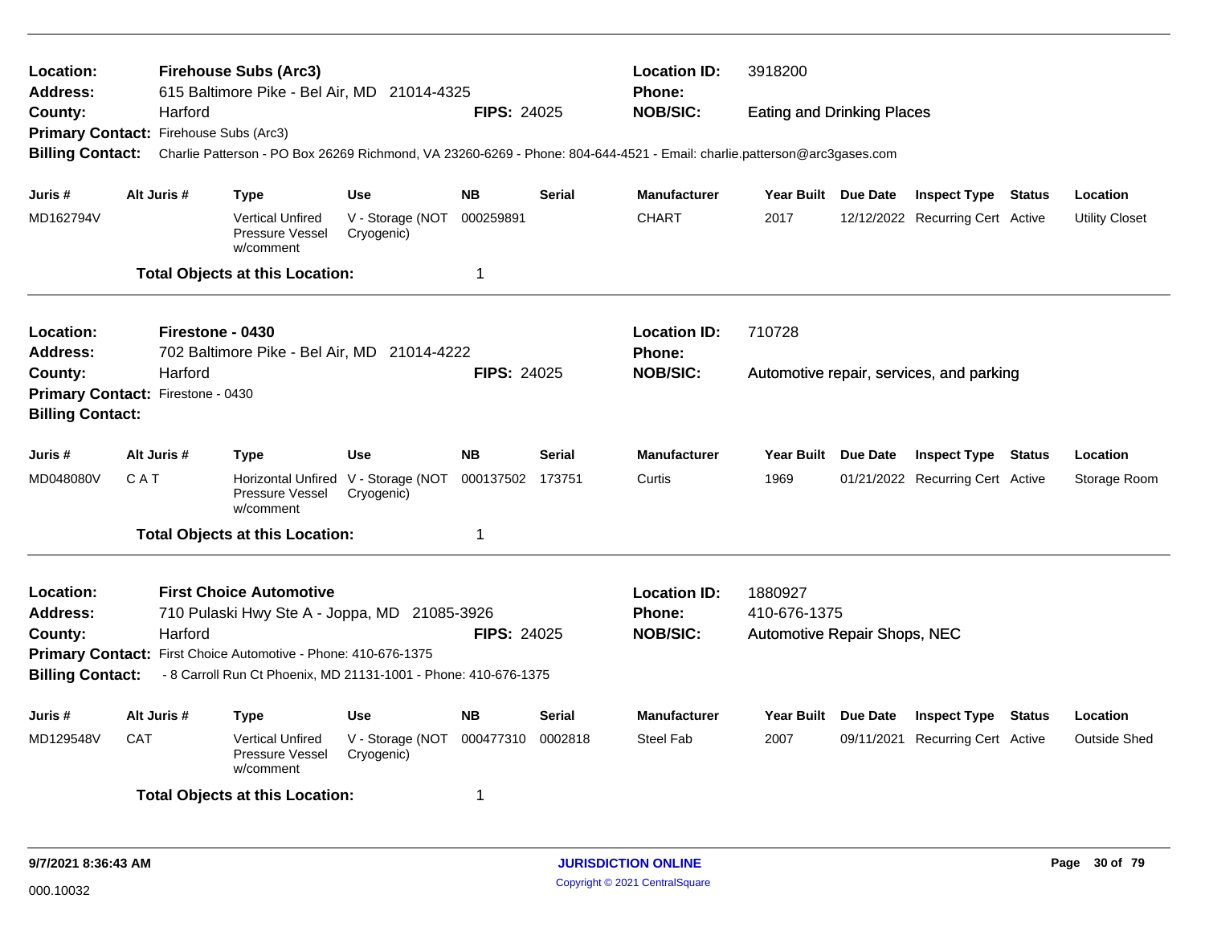**Location:** Firehouse Subs (Arc3)
**Address:** 615 Baltimore Pike - Bel Air, MD 21014-4325
**County:** Harford
**FIPS:** 24025
**Location ID:** 3918200
**Phone:**
**NOB/SIC:** Eating and Drinking Places
**Primary Contact:** Firehouse Subs (Arc3)
**Billing Contact:** Charlie Patterson - PO Box 26269 Richmond, VA 23260-6269 - Phone: 804-644-4521 - Email: charlie.patterson@arc3gases.com

| Juris # | Alt Juris # | Type | Use | NB | Serial | Manufacturer | Year Built | Due Date | Inspect Type | Status | Location |
|---|---|---|---|---|---|---|---|---|---|---|---|
| MD162794V | | Vertical Unfired Pressure Vessel w/comment | V - Storage (NOT Cryogenic) | 000259891 | | CHART | 2017 | 12/12/2022 | Recurring Cert | Active | Utility Closet |

**Total Objects at this Location:** 1

---

**Location:** Firestone - 0430
**Address:** 702 Baltimore Pike - Bel Air, MD 21014-4222
**County:** Harford
**FIPS:** 24025
**Location ID:** 710728
**Phone:**
**NOB/SIC:** Automotive repair, services, and parking
**Primary Contact:** Firestone - 0430
**Billing Contact:**

| Juris # | Alt Juris # | Type | Use | NB | Serial | Manufacturer | Year Built | Due Date | Inspect Type | Status | Location |
|---|---|---|---|---|---|---|---|---|---|---|---|
| MD048080V | C A T | Horizontal Unfired Pressure Vessel w/comment | V - Storage (NOT Cryogenic) | 000137502 | 173751 | Curtis | 1969 | 01/21/2022 | Recurring Cert | Active | Storage Room |

**Total Objects at this Location:** 1

---

**Location:** First Choice Automotive
**Address:** 710 Pulaski Hwy Ste A - Joppa, MD 21085-3926
**County:** Harford
**FIPS:** 24025
**Location ID:** 1880927
**Phone:** 410-676-1375
**NOB/SIC:** Automotive Repair Shops, NEC
**Primary Contact:** First Choice Automotive - Phone: 410-676-1375
**Billing Contact:** - 8 Carroll Run Ct Phoenix, MD 21131-1001 - Phone: 410-676-1375

| Juris # | Alt Juris # | Type | Use | NB | Serial | Manufacturer | Year Built | Due Date | Inspect Type | Status | Location |
|---|---|---|---|---|---|---|---|---|---|---|---|
| MD129548V | CAT | Vertical Unfired Pressure Vessel w/comment | V - Storage (NOT Cryogenic) | 000477310 | 0002818 | Steel Fab | 2007 | 09/11/2021 | Recurring Cert | Active | Outside Shed |

**Total Objects at this Location:** 1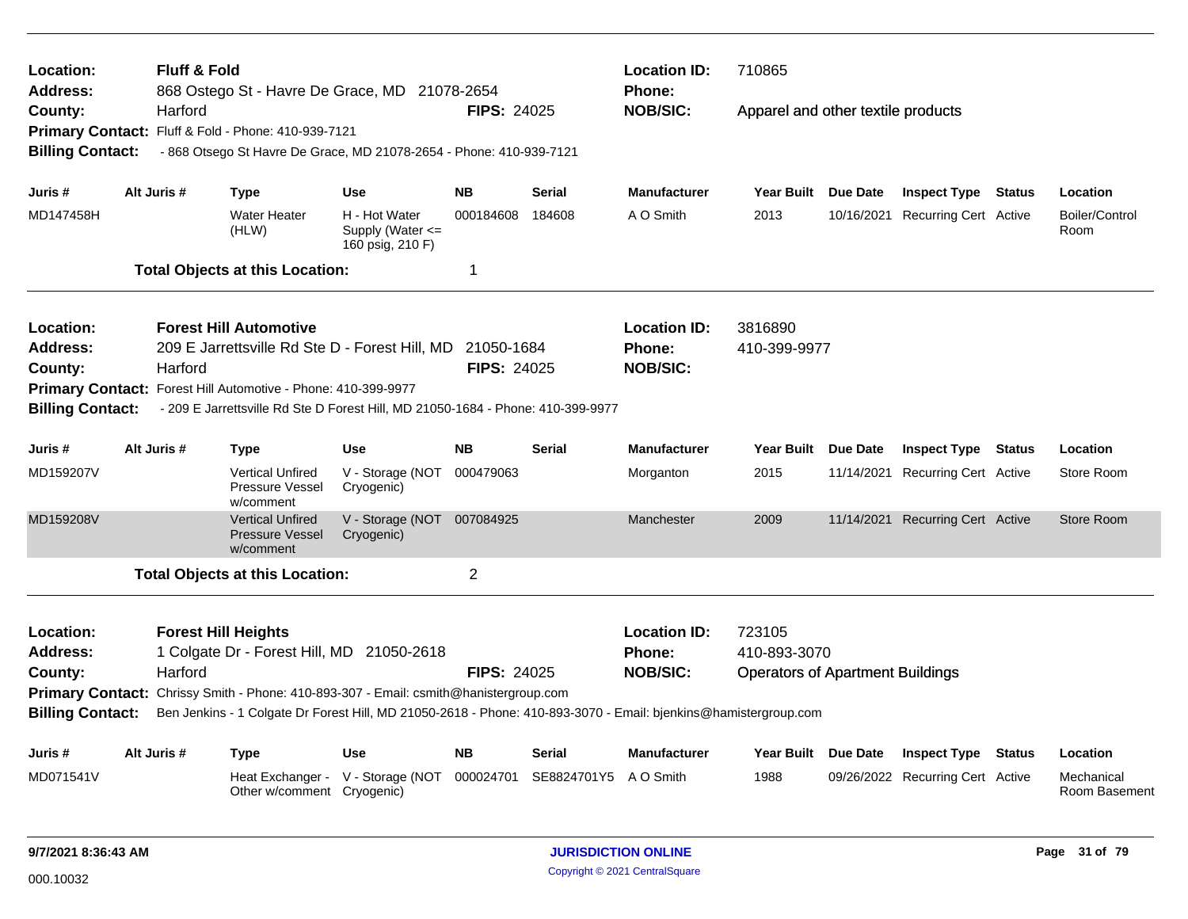**Location:** Fluff & Fold  
**Address:** 868 Ostego St - Havre De Grace, MD 21078-2654  
**County:** Harford  
**FIPS:** 24025  
**Location ID:** 710865  
**Phone:**  
**NOB/SIC:** Apparel and other textile products  
**Primary Contact:** Fluff & Fold - Phone: 410-939-7121  
**Billing Contact:** - 868 Otsego St Havre De Grace, MD 21078-2654 - Phone: 410-939-7121

| Juris # | Alt Juris # | Type | Use | NB | Serial | Manufacturer | Year Built | Due Date | Inspect Type | Status | Location |
|---|---|---|---|---|---|---|---|---|---|---|---|
| MD147458H | | Water Heater (HLW) | H - Hot Water Supply (Water <= 160 psig, 210 F) | 000184608 | 184608 | A O Smith | 2013 | 10/16/2021 | Recurring Cert | Active | Boiler/Control Room |

**Total Objects at this Location:** 1

---

**Location:** Forest Hill Automotive  
**Address:** 209 E Jarrettsville Rd Ste D - Forest Hill, MD 21050-1684  
**County:** Harford  
**FIPS:** 24025  
**Location ID:** 3816890  
**Phone:** 410-399-9977  
**NOB/SIC:**  
**Primary Contact:** Forest Hill Automotive - Phone: 410-399-9977  
**Billing Contact:** - 209 E Jarrettsville Rd Ste D Forest Hill, MD 21050-1684 - Phone: 410-399-9977

| Juris # | Alt Juris # | Type | Use | NB | Serial | Manufacturer | Year Built | Due Date | Inspect Type | Status | Location |
|---|---|---|---|---|---|---|---|---|---|---|---|
| MD159207V | | Vertical Unfired Pressure Vessel w/comment | V - Storage (NOT Cryogenic) | 000479063 | | Morganton | 2015 | 11/14/2021 | Recurring Cert | Active | Store Room |
| MD159208V | | Vertical Unfired Pressure Vessel w/comment | V - Storage (NOT Cryogenic) | 007084925 | | Manchester | 2009 | 11/14/2021 | Recurring Cert | Active | Store Room |

**Total Objects at this Location:** 2

---

**Location:** Forest Hill Heights  
**Address:** 1 Colgate Dr - Forest Hill, MD 21050-2618  
**County:** Harford  
**FIPS:** 24025  
**Location ID:** 723105  
**Phone:** 410-893-3070  
**NOB/SIC:** Operators of Apartment Buildings  
**Primary Contact:** Chrissy Smith - Phone: 410-893-307 - Email: csmith@hanistergroup.com  
**Billing Contact:** Ben Jenkins - 1 Colgate Dr Forest Hill, MD 21050-2618 - Phone: 410-893-3070 - Email: bjenkins@hamistergroup.com

| Juris # | Alt Juris # | Type | Use | NB | Serial | Manufacturer | Year Built | Due Date | Inspect Type | Status | Location |
|---|---|---|---|---|---|---|---|---|---|---|---|
| MD071541V | | Heat Exchanger - Other w/comment | V - Storage (NOT Cryogenic) | 000024701 | SE8824701Y5 | A O Smith | 1988 | 09/26/2022 | Recurring Cert | Active | Mechanical Room Basement |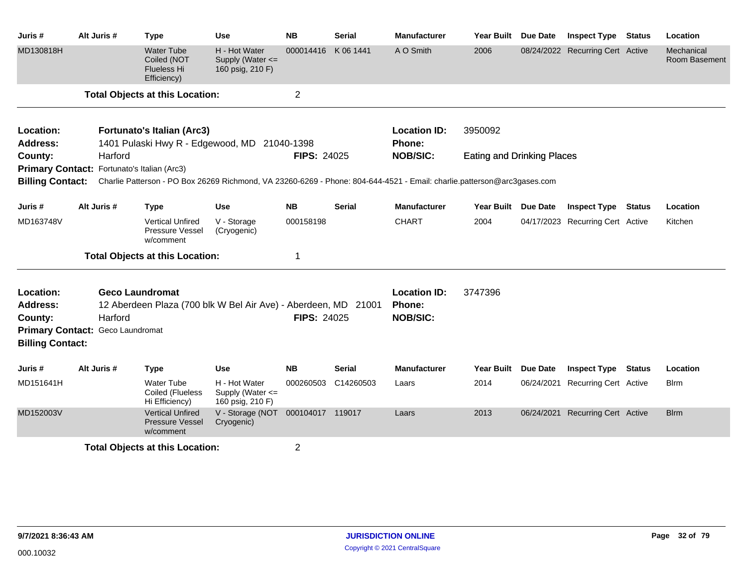| Juris # | Alt Juris # | Type | Use | NB | Serial | Manufacturer | Year Built | Due Date | Inspect Type | Status | Location |
|---|---|---|---|---|---|---|---|---|---|---|---|
| MD130818H | | Water Tube Coiled (NOT Flueless Hi Efficiency) | H - Hot Water Supply (Water <= 160 psig, 210 F) | 000014416 | K 06 1441 | A O Smith | 2006 | 08/24/2022 | Recurring Cert | Active | Mechanical Room Basement |

**Total Objects at this Location:** 2

---

**Location:** **Fortunato's Italian (Arc3)**
**Location ID:** 3950092
**Address:** 1401 Pulaski Hwy R - Edgewood, MD 21040-1398
**Phone:**
**County:** Harford
**FIPS:** 24025
**NOB/SIC:** Eating and Drinking Places
**Primary Contact:** Fortunato's Italian (Arc3)
**Billing Contact:** Charlie Patterson - PO Box 26269 Richmond, VA 23260-6269 - Phone: 804-644-4521 - Email: charlie.patterson@arc3gases.com

| Juris # | Alt Juris # | Type | Use | NB | Serial | Manufacturer | Year Built | Due Date | Inspect Type | Status | Location |
|---|---|---|---|---|---|---|---|---|---|---|---|
| MD163748V | | Vertical Unfired Pressure Vessel w/comment | V - Storage (Cryogenic) | 000158198 | | CHART | 2004 | 04/17/2023 | Recurring Cert | Active | Kitchen |

**Total Objects at this Location:** 1

---

**Location:** **Geco Laundromat**
**Location ID:** 3747396
**Address:** 12 Aberdeen Plaza (700 blk W Bel Air Ave) - Aberdeen, MD 21001
**Phone:**
**County:** Harford
**FIPS:** 24025
**NOB/SIC:**
**Primary Contact:** Geco Laundromat
**Billing Contact:**

| Juris # | Alt Juris # | Type | Use | NB | Serial | Manufacturer | Year Built | Due Date | Inspect Type | Status | Location |
|---|---|---|---|---|---|---|---|---|---|---|---|
| MD151641H | | Water Tube Coiled (Flueless Hi Efficiency) | H - Hot Water Supply (Water <= 160 psig, 210 F) | 000260503 | C14260503 | Laars | 2014 | 06/24/2021 | Recurring Cert | Active | Blrm |
| MD152003V | | Vertical Unfired Pressure Vessel w/comment | V - Storage (NOT Cryogenic) | 000104017 | 119017 | Laars | 2013 | 06/24/2021 | Recurring Cert | Active | Blrm |

**Total Objects at this Location:** 2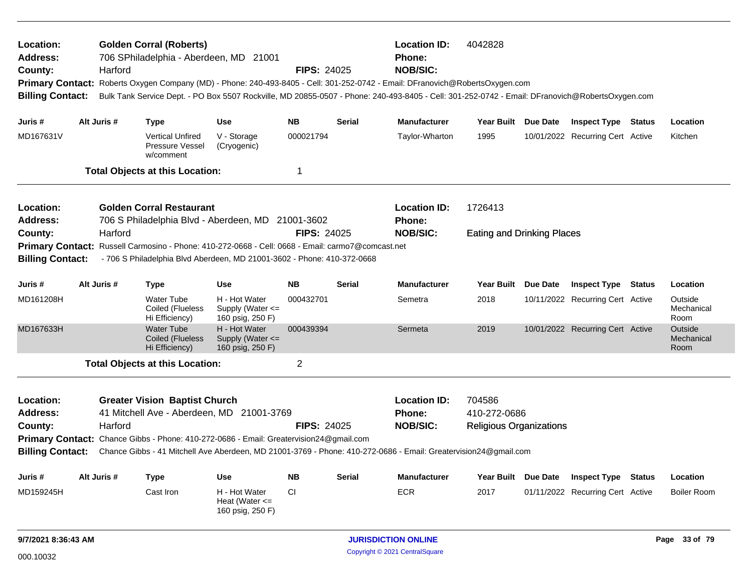**Location:** Golden Corral (Roberts) **Location ID:** 4042828
**Address:** 706 SPhiladelphia - Aberdeen, MD 21001 **Phone:**
**County:** Harford **FIPS:** 24025 **NOB/SIC:**
**Primary Contact:** Roberts Oxygen Company (MD) - Phone: 240-493-8405 - Cell: 301-252-0742 - Email: DFranovich@RobertsOxygen.com
**Billing Contact:** Bulk Tank Service Dept. - PO Box 5507 Rockville, MD 20855-0507 - Phone: 240-493-8405 - Cell: 301-252-0742 - Email: DFranovich@RobertsOxygen.com

| Juris # | Alt Juris # | Type | Use | NB | Serial | Manufacturer | Year Built | Due Date | Inspect Type | Status | Location |
|---|---|---|---|---|---|---|---|---|---|---|---|
| MD167631V | | Vertical Unfired Pressure Vessel w/comment | V - Storage (Cryogenic) | 000021794 | | Taylor-Wharton | 1995 | 10/01/2022 | Recurring Cert | Active | Kitchen |

**Total Objects at this Location:** 1

---

**Location:** Golden Corral Restaurant **Location ID:** 1726413
**Address:** 706 S Philadelphia Blvd - Aberdeen, MD 21001-3602 **Phone:**
**County:** Harford **FIPS:** 24025 **NOB/SIC:** Eating and Drinking Places
**Primary Contact:** Russell Carmosino - Phone: 410-272-0668 - Cell: 0668 - Email: carmo7@comcast.net
**Billing Contact:** - 706 S Philadelphia Blvd Aberdeen, MD 21001-3602 - Phone: 410-372-0668

| Juris # | Alt Juris # | Type | Use | NB | Serial | Manufacturer | Year Built | Due Date | Inspect Type | Status | Location |
|---|---|---|---|---|---|---|---|---|---|---|---|
| MD161208H | | Water Tube Coiled (Flueless Hi Efficiency) | H - Hot Water Supply (Water <= 160 psig, 250 F) | 000432701 | | Semetra | 2018 | 10/11/2022 | Recurring Cert | Active | Outside Mechanical Room |
| MD167633H | | Water Tube Coiled (Flueless Hi Efficiency) | H - Hot Water Supply (Water <= 160 psig, 250 F) | 000439394 | | Sermeta | 2019 | 10/01/2022 | Recurring Cert | Active | Outside Mechanical Room |

**Total Objects at this Location:** 2

---

**Location:** Greater Vision Baptist Church **Location ID:** 704586
**Address:** 41 Mitchell Ave - Aberdeen, MD 21001-3769 **Phone:** 410-272-0686
**County:** Harford **FIPS:** 24025 **NOB/SIC:** Religious Organizations
**Primary Contact:** Chance Gibbs - Phone: 410-272-0686 - Email: Greatervision24@gmail.com
**Billing Contact:** Chance Gibbs - 41 Mitchell Ave Aberdeen, MD 21001-3769 - Phone: 410-272-0686 - Email: Greatervision24@gmail.com

| Juris # | Alt Juris # | Type | Use | NB | Serial | Manufacturer | Year Built | Due Date | Inspect Type | Status | Location |
|---|---|---|---|---|---|---|---|---|---|---|---|
| MD159245H | | Cast Iron | H - Hot Water Heat (Water <= 160 psig, 250 F) | CI | | ECR | 2017 | 01/11/2022 | Recurring Cert | Active | Boiler Room |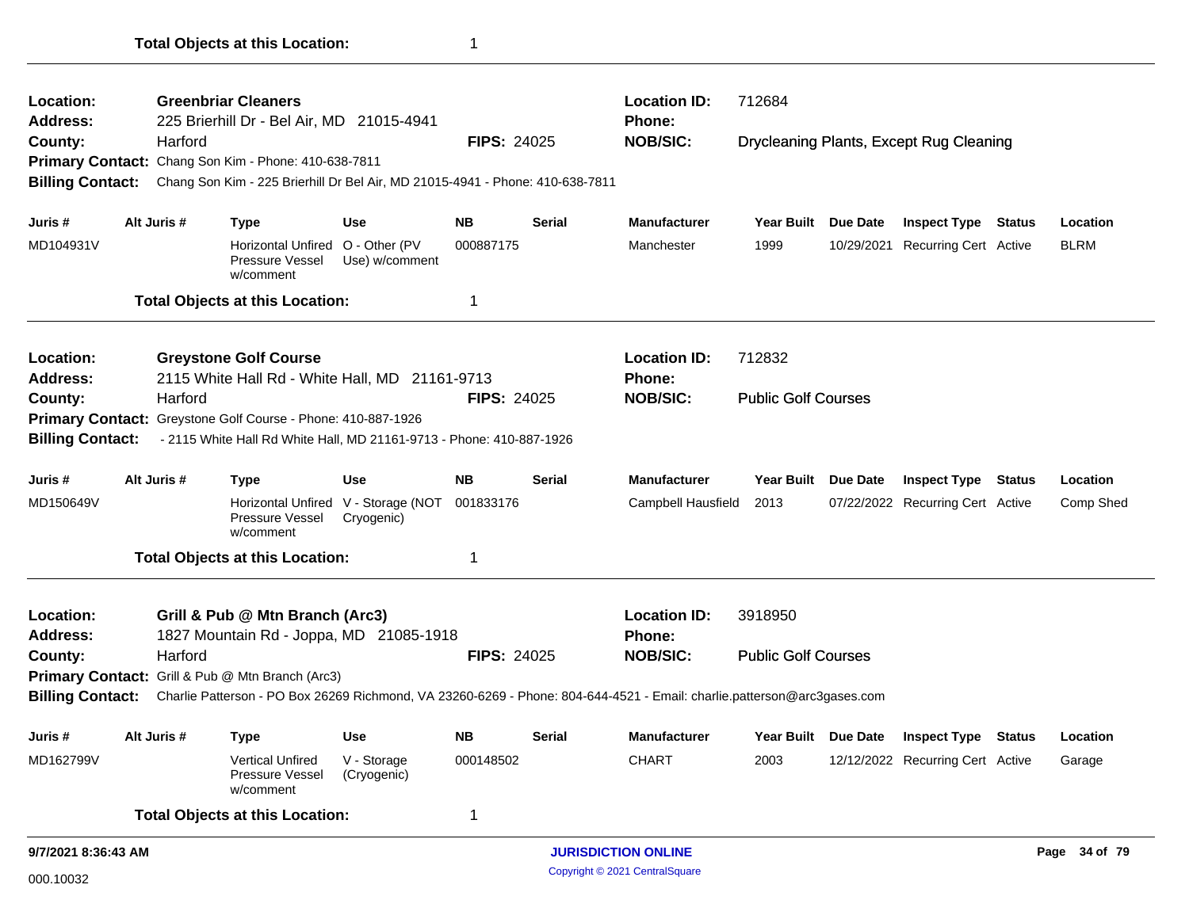**Total Objects at this Location:** 1

---

**Location:** Greenbriar Cleaners
**Address:** 225 Brierhill Dr - Bel Air, MD 21015-4941
**County:** Harford
**FIPS:** 24025
**Location ID:** 712684
**Phone:**
**NOB/SIC:** Drycleaning Plants, Except Rug Cleaning
**Primary Contact:** Chang Son Kim - Phone: 410-638-7811
**Billing Contact:** Chang Son Kim - 225 Brierhill Dr Bel Air, MD 21015-4941 - Phone: 410-638-7811

| Juris # | Alt Juris # | Type | Use | NB | Serial | Manufacturer | Year Built | Due Date | Inspect Type | Status | Location |
|---|---|---|---|---|---|---|---|---|---|---|---|
| MD104931V | | Horizontal Unfired Pressure Vessel w/comment | O - Other (PV Use) w/comment | 000887175 | | Manchester | 1999 | 10/29/2021 | Recurring Cert | Active | BLRM |

**Total Objects at this Location:** 1

---

**Location:** Greystone Golf Course
**Address:** 2115 White Hall Rd - White Hall, MD 21161-9713
**County:** Harford
**FIPS:** 24025
**Location ID:** 712832
**Phone:**
**NOB/SIC:** Public Golf Courses
**Primary Contact:** Greystone Golf Course - Phone: 410-887-1926
**Billing Contact:** - 2115 White Hall Rd White Hall, MD 21161-9713 - Phone: 410-887-1926

| Juris # | Alt Juris # | Type | Use | NB | Serial | Manufacturer | Year Built | Due Date | Inspect Type | Status | Location |
|---|---|---|---|---|---|---|---|---|---|---|---|
| MD150649V | | Horizontal Unfired Pressure Vessel w/comment | V - Storage (NOT Cryogenic) | 001833176 | | Campbell Hausfield | 2013 | 07/22/2022 | Recurring Cert | Active | Comp Shed |

**Total Objects at this Location:** 1

---

**Location:** Grill & Pub @ Mtn Branch (Arc3)
**Address:** 1827 Mountain Rd - Joppa, MD 21085-1918
**County:** Harford
**FIPS:** 24025
**Location ID:** 3918950
**Phone:**
**NOB/SIC:** Public Golf Courses
**Primary Contact:** Grill & Pub @ Mtn Branch (Arc3)
**Billing Contact:** Charlie Patterson - PO Box 26269 Richmond, VA 23260-6269 - Phone: 804-644-4521 - Email: charlie.patterson@arc3gases.com

| Juris # | Alt Juris # | Type | Use | NB | Serial | Manufacturer | Year Built | Due Date | Inspect Type | Status | Location |
|---|---|---|---|---|---|---|---|---|---|---|---|
| MD162799V | | Vertical Unfired Pressure Vessel w/comment | V - Storage (Cryogenic) | 000148502 | | CHART | 2003 | 12/12/2022 | Recurring Cert | Active | Garage |

**Total Objects at this Location:** 1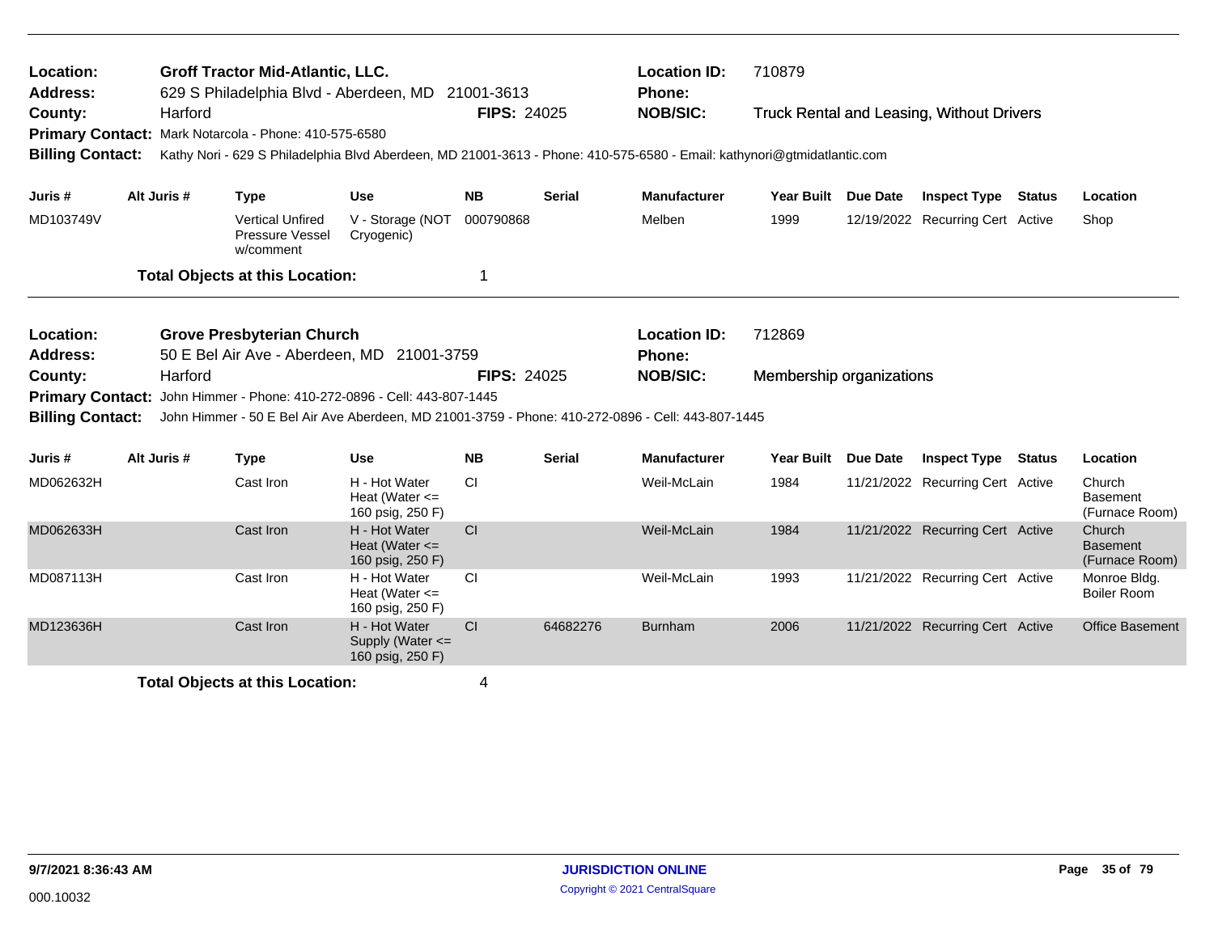**Location:** **Groff Tractor Mid-Atlantic, LLC.** **Location ID:** 710879
**Address:** 629 S Philadelphia Blvd - Aberdeen, MD 21001-3613 **Phone:**
**County:** Harford **FIPS:** 24025 **NOB/SIC:** Truck Rental and Leasing, Without Drivers
**Primary Contact:** Mark Notarcola - Phone: 410-575-6580
**Billing Contact:** Kathy Nori - 629 S Philadelphia Blvd Aberdeen, MD 21001-3613 - Phone: 410-575-6580 - Email: kathynori@gtmidatlantic.com

| Juris # | Alt Juris # | Type | Use | NB | Serial | Manufacturer | Year Built | Due Date | Inspect Type | Status | Location |
|---|---|---|---|---|---|---|---|---|---|---|---|
| MD103749V | | Vertical Unfired Pressure Vessel w/comment | V - Storage (NOT Cryogenic) | 000790868 | | Melben | 1999 | 12/19/2022 | Recurring Cert | Active | Shop |

**Total Objects at this Location:** 1

**Location:** **Grove Presbyterian Church** **Location ID:** 712869
**Address:** 50 E Bel Air Ave - Aberdeen, MD 21001-3759 **Phone:**
**County:** Harford **FIPS:** 24025 **NOB/SIC:** Membership organizations
**Primary Contact:** John Himmer - Phone: 410-272-0896 - Cell: 443-807-1445
**Billing Contact:** John Himmer - 50 E Bel Air Ave Aberdeen, MD 21001-3759 - Phone: 410-272-0896 - Cell: 443-807-1445

| Juris # | Alt Juris # | Type | Use | NB | Serial | Manufacturer | Year Built | Due Date | Inspect Type | Status | Location |
|---|---|---|---|---|---|---|---|---|---|---|---|
| MD062632H | | Cast Iron | H - Hot Water Heat (Water <= 160 psig, 250 F) | CI | | Weil-McLain | 1984 | 11/21/2022 | Recurring Cert | Active | Church Basement (Furnace Room) |
| MD062633H | | Cast Iron | H - Hot Water Heat (Water <= 160 psig, 250 F) | CI | | Weil-McLain | 1984 | 11/21/2022 | Recurring Cert | Active | Church Basement (Furnace Room) |
| MD087113H | | Cast Iron | H - Hot Water Heat (Water <= 160 psig, 250 F) | CI | | Weil-McLain | 1993 | 11/21/2022 | Recurring Cert | Active | Monroe Bldg. Boiler Room |
| MD123636H | | Cast Iron | H - Hot Water Supply (Water <= 160 psig, 250 F) | CI | 64682276 | Burnham | 2006 | 11/21/2022 | Recurring Cert | Active | Office Basement |

**Total Objects at this Location:** 4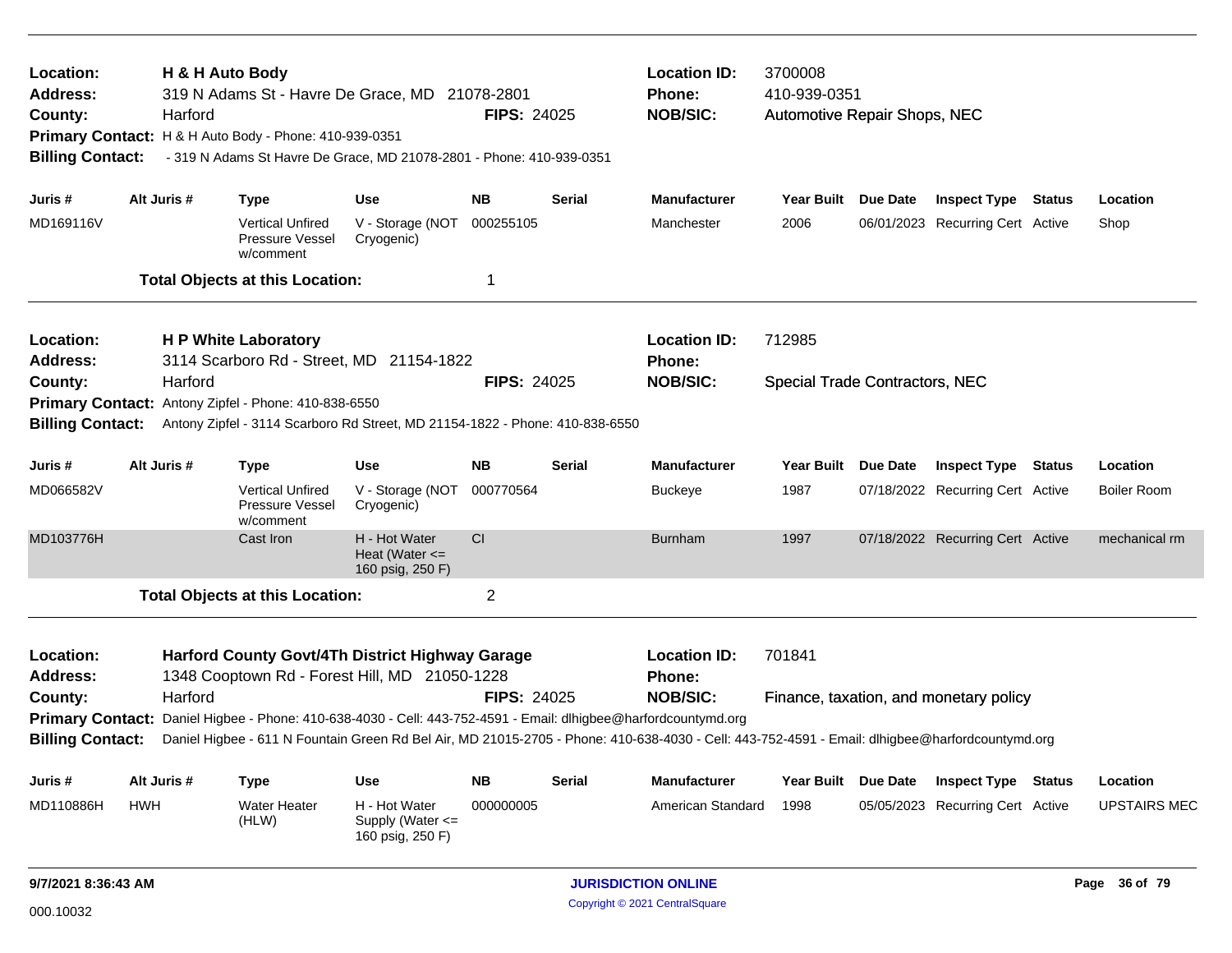**Location:** H & H Auto Body
**Address:** 319 N Adams St - Havre De Grace, MD 21078-2801
**County:** Harford **FIPS:** 24025
**Primary Contact:** H & H Auto Body - Phone: 410-939-0351
**Billing Contact:** - 319 N Adams St Havre De Grace, MD 21078-2801 - Phone: 410-939-0351

**Location ID:** 3700008
**Phone:** 410-939-0351
**NOB/SIC:** Automotive Repair Shops, NEC

| Juris # | Alt Juris # | Type | Use | NB | Serial | Manufacturer | Year Built | Due Date | Inspect Type | Status | Location |
|---|---|---|---|---|---|---|---|---|---|---|---|
| MD169116V | | Vertical Unfired Pressure Vessel w/comment | V - Storage (NOT Cryogenic) | 000255105 | | Manchester | 2006 | 06/01/2023 | Recurring Cert | Active | Shop |

**Total Objects at this Location:** 1

---

**Location:** H P White Laboratory
**Address:** 3114 Scarboro Rd - Street, MD 21154-1822
**County:** Harford **FIPS:** 24025
**Primary Contact:** Antony Zipfel - Phone: 410-838-6550
**Billing Contact:** Antony Zipfel - 3114 Scarboro Rd Street, MD 21154-1822 - Phone: 410-838-6550

**Location ID:** 712985
**Phone:**
**NOB/SIC:** Special Trade Contractors, NEC

| Juris # | Alt Juris # | Type | Use | NB | Serial | Manufacturer | Year Built | Due Date | Inspect Type | Status | Location |
|---|---|---|---|---|---|---|---|---|---|---|---|
| MD066582V | | Vertical Unfired Pressure Vessel w/comment | V - Storage (NOT Cryogenic) | 000770564 | | Buckeye | 1987 | 07/18/2022 | Recurring Cert | Active | Boiler Room |
| MD103776H | | Cast Iron | H - Hot Water Heat (Water <= 160 psig, 250 F) | CI | | Burnham | 1997 | 07/18/2022 | Recurring Cert | Active | mechanical rm |

**Total Objects at this Location:** 2

---

**Location:** Harford County Govt/4Th District Highway Garage
**Address:** 1348 Cooptown Rd - Forest Hill, MD 21050-1228
**County:** Harford **FIPS:** 24025
**Primary Contact:** Daniel Higbee - Phone: 410-638-4030 - Cell: 443-752-4591 - Email: dlhigbee@harfordcountymd.org
**Billing Contact:** Daniel Higbee - 611 N Fountain Green Rd Bel Air, MD 21015-2705 - Phone: 410-638-4030 - Cell: 443-752-4591 - Email: dlhigbee@harfordcountymd.org

**Location ID:** 701841
**Phone:**
**NOB/SIC:** Finance, taxation, and monetary policy

| Juris # | Alt Juris # | Type | Use | NB | Serial | Manufacturer | Year Built | Due Date | Inspect Type | Status | Location |
|---|---|---|---|---|---|---|---|---|---|---|---|
| MD110886H | HWH | Water Heater (HLW) | H - Hot Water Supply (Water <= 160 psig, 250 F) | 000000005 | | American Standard | 1998 | 05/05/2023 | Recurring Cert | Active | UPSTAIRS MEC |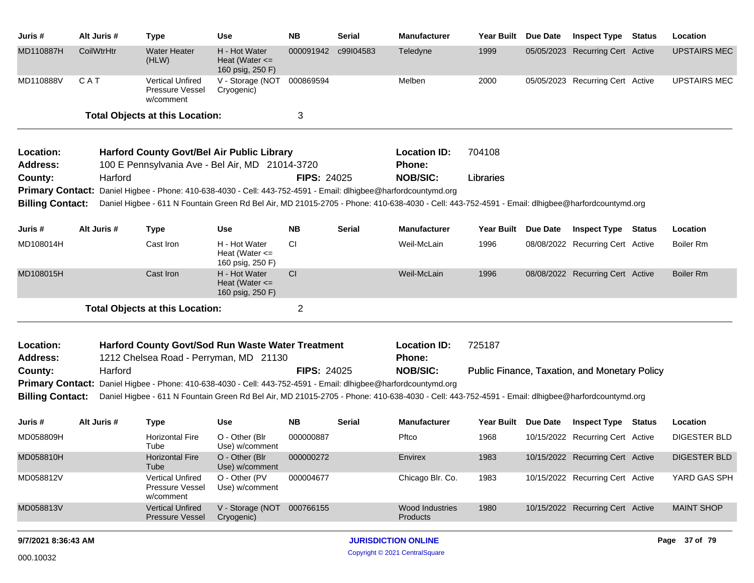| Juris # | Alt Juris # | Type | Use | NB | Serial | Manufacturer | Year Built | Due Date | Inspect Type | Status | Location |
|---|---|---|---|---|---|---|---|---|---|---|---|
| MD110887H | CoilWtrHtr | Water Heater (HLW) | H - Hot Water Heat (Water <= 160 psig, 250 F) | 000091942 | c99I04583 | Teledyne | 1999 | 05/05/2023 | Recurring Cert | Active | UPSTAIRS MEC |
| MD110888V | C A T | Vertical Unfired Pressure Vessel w/comment | V - Storage (NOT Cryogenic) | 000869594 | | Melben | 2000 | 05/05/2023 | Recurring Cert | Active | UPSTAIRS MEC |

**Total Objects at this Location:** 3

---

**Location:** Harford County Govt/Bel Air Public Library
**Location ID:** 704108
**Address:** 100 E Pennsylvania Ave - Bel Air, MD 21014-3720
**Phone:**
**County:** Harford
**FIPS:** 24025
**NOB/SIC:** Libraries
**Primary Contact:** Daniel Higbee - Phone: 410-638-4030 - Cell: 443-752-4591 - Email: dlhigbee@harfordcountymd.org
**Billing Contact:** Daniel Higbee - 611 N Fountain Green Rd Bel Air, MD 21015-2705 - Phone: 410-638-4030 - Cell: 443-752-4591 - Email: dlhigbee@harfordcountymd.org

| Juris # | Alt Juris # | Type | Use | NB | Serial | Manufacturer | Year Built | Due Date | Inspect Type | Status | Location |
|---|---|---|---|---|---|---|---|---|---|---|---|
| MD108014H | | Cast Iron | H - Hot Water Heat (Water <= 160 psig, 250 F) | CI | | Weil-McLain | 1996 | 08/08/2022 | Recurring Cert | Active | Boiler Rm |
| MD108015H | | Cast Iron | H - Hot Water Heat (Water <= 160 psig, 250 F) | CI | | Weil-McLain | 1996 | 08/08/2022 | Recurring Cert | Active | Boiler Rm |

**Total Objects at this Location:** 2

---

**Location:** Harford County Govt/Sod Run Waste Water Treatment
**Location ID:** 725187
**Address:** 1212 Chelsea Road - Perryman, MD 21130
**Phone:**
**County:** Harford
**FIPS:** 24025
**NOB/SIC:** Public Finance, Taxation, and Monetary Policy
**Primary Contact:** Daniel Higbee - Phone: 410-638-4030 - Cell: 443-752-4591 - Email: dlhigbee@harfordcountymd.org
**Billing Contact:** Daniel Higbee - 611 N Fountain Green Rd Bel Air, MD 21015-2705 - Phone: 410-638-4030 - Cell: 443-752-4591 - Email: dlhigbee@harfordcountymd.org

| Juris # | Alt Juris # | Type | Use | NB | Serial | Manufacturer | Year Built | Due Date | Inspect Type | Status | Location |
|---|---|---|---|---|---|---|---|---|---|---|---|
| MD058809H | | Horizontal Fire Tube | O - Other (Blr Use) w/comment | 000000887 | | Pftco | 1968 | 10/15/2022 | Recurring Cert | Active | DIGESTER BLD |
| MD058810H | | Horizontal Fire Tube | O - Other (Blr Use) w/comment | 000000272 | | Envirex | 1983 | 10/15/2022 | Recurring Cert | Active | DIGESTER BLD |
| MD058812V | | Vertical Unfired Pressure Vessel w/comment | O - Other (PV Use) w/comment | 000004677 | | Chicago Blr. Co. | 1983 | 10/15/2022 | Recurring Cert | Active | YARD GAS SPH |
| MD058813V | | Vertical Unfired Pressure Vessel | V - Storage (NOT Cryogenic) | 000766155 | | Wood Industries Products | 1980 | 10/15/2022 | Recurring Cert | Active | MAINT SHOP |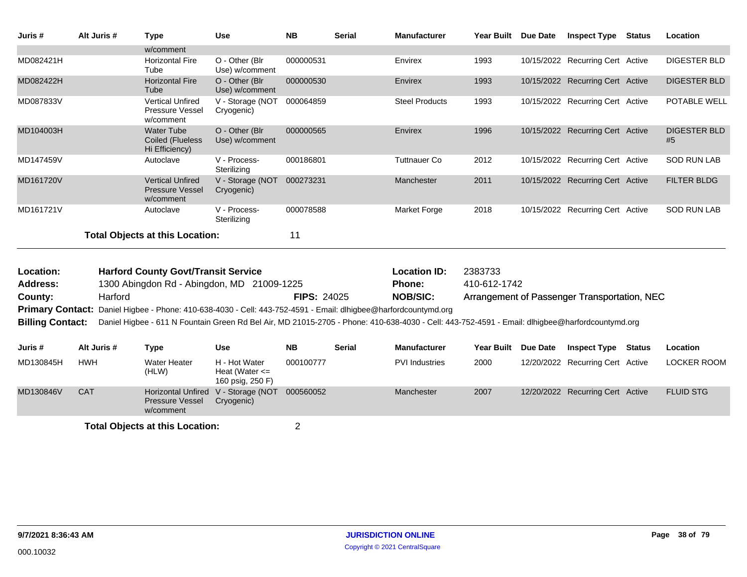| Juris # | Alt Juris # | Type | Use | NB | Serial | Manufacturer | Year Built | Due Date | Inspect Type | Status | Location |
|---|---|---|---|---|---|---|---|---|---|---|---|
| | | w/comment | | | | | | | | | |
| MD082421H | | Horizontal Fire Tube | O - Other (Blr Use) w/comment | 000000531 | | Envirex | 1993 | 10/15/2022 | Recurring Cert | Active | DIGESTER BLD |
| MD082422H | | Horizontal Fire Tube | O - Other (Blr Use) w/comment | 000000530 | | Envirex | 1993 | 10/15/2022 | Recurring Cert | Active | DIGESTER BLD |
| MD087833V | | Vertical Unfired Pressure Vessel w/comment | V - Storage (NOT Cryogenic) | 000064859 | | Steel Products | 1993 | 10/15/2022 | Recurring Cert | Active | POTABLE WELL |
| MD104003H | | Water Tube Coiled (Flueless Hi Efficiency) | O - Other (Blr Use) w/comment | 000000565 | | Envirex | 1996 | 10/15/2022 | Recurring Cert | Active | DIGESTER BLD #5 |
| MD147459V | | Autoclave | V - Process-Sterilizing | 000186801 | | Tuttnauer Co | 2012 | 10/15/2022 | Recurring Cert | Active | SOD RUN LAB |
| MD161720V | | Vertical Unfired Pressure Vessel w/comment | V - Storage (NOT Cryogenic) | 000273231 | | Manchester | 2011 | 10/15/2022 | Recurring Cert | Active | FILTER BLDG |
| MD161721V | | Autoclave | V - Process-Sterilizing | 000078588 | | Market Forge | 2018 | 10/15/2022 | Recurring Cert | Active | SOD RUN LAB |

**Total Objects at this Location:** 11

**Location:** **Harford County Govt/Transit Service** **Location ID:** 2383733
**Address:** 1300 Abingdon Rd - Abingdon, MD 21009-1225 **Phone:** 410-612-1742
**County:** Harford **FIPS:** 24025 **NOB/SIC:** Arrangement of Passenger Transportation, NEC
**Primary Contact:** Daniel Higbee - Phone: 410-638-4030 - Cell: 443-752-4591 - Email: dlhigbee@harfordcountymd.org
**Billing Contact:** Daniel Higbee - 611 N Fountain Green Rd Bel Air, MD 21015-2705 - Phone: 410-638-4030 - Cell: 443-752-4591 - Email: dlhigbee@harfordcountymd.org

| Juris # | Alt Juris # | Type | Use | NB | Serial | Manufacturer | Year Built | Due Date | Inspect Type | Status | Location |
|---|---|---|---|---|---|---|---|---|---|---|---|
| MD130845H | HWH | Water Heater (HLW) | H - Hot Water Heat (Water <= 160 psig, 250 F) | 000100777 | | PVI Industries | 2000 | 12/20/2022 | Recurring Cert | Active | LOCKER ROOM |
| MD130846V | CAT | Horizontal Unfired Pressure Vessel w/comment | V - Storage (NOT Cryogenic) | 000560052 | | Manchester | 2007 | 12/20/2022 | Recurring Cert | Active | FLUID STG |

**Total Objects at this Location:** 2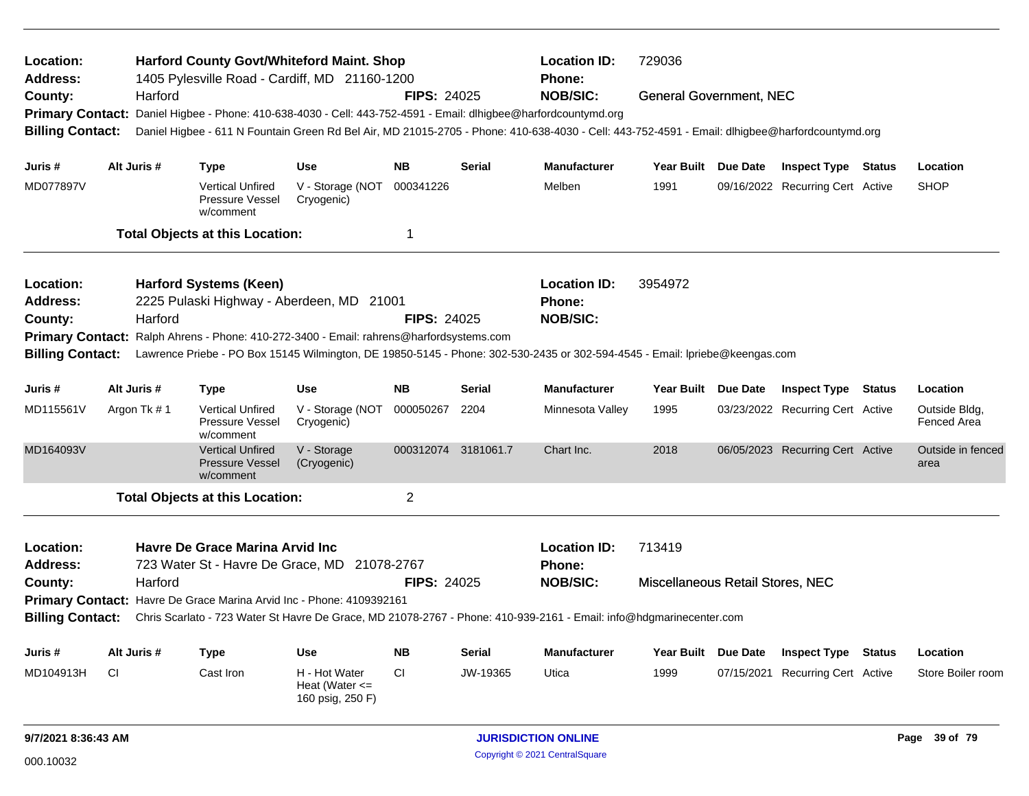**Location:** Harford County Govt/Whiteford Maint. Shop
**Location ID:** 729036
**Address:** 1405 Pylesville Road - Cardiff, MD 21160-1200
**Phone:**
**County:** Harford
**FIPS:** 24025
**NOB/SIC:** General Government, NEC
**Primary Contact:** Daniel Higbee - Phone: 410-638-4030 - Cell: 443-752-4591 - Email: dlhigbee@harfordcountymd.org
**Billing Contact:** Daniel Higbee - 611 N Fountain Green Rd Bel Air, MD 21015-2705 - Phone: 410-638-4030 - Cell: 443-752-4591 - Email: dlhigbee@harfordcountymd.org

| Juris # | Alt Juris # | Type | Use | NB | Serial | Manufacturer | Year Built | Due Date | Inspect Type | Status | Location |
|---|---|---|---|---|---|---|---|---|---|---|---|
| MD077897V | | Vertical Unfired Pressure Vessel w/comment | V - Storage (NOT Cryogenic) | 000341226 | | Melben | 1991 | 09/16/2022 | Recurring Cert | Active | SHOP |

**Total Objects at this Location:** 1

---

**Location:** Harford Systems (Keen)
**Location ID:** 3954972
**Address:** 2225 Pulaski Highway - Aberdeen, MD 21001
**Phone:**
**County:** Harford
**FIPS:** 24025
**NOB/SIC:**
**Primary Contact:** Ralph Ahrens - Phone: 410-272-3400 - Email: rahrens@harfordsystems.com
**Billing Contact:** Lawrence Priebe - PO Box 15145 Wilmington, DE 19850-5145 - Phone: 302-530-2435 or 302-594-4545 - Email: lpriebe@keengas.com

| Juris # | Alt Juris # | Type | Use | NB | Serial | Manufacturer | Year Built | Due Date | Inspect Type | Status | Location |
|---|---|---|---|---|---|---|---|---|---|---|---|
| MD115561V | Argon Tk # 1 | Vertical Unfired Pressure Vessel w/comment | V - Storage (NOT Cryogenic) | 000050267 | 2204 | Minnesota Valley | 1995 | 03/23/2022 | Recurring Cert | Active | Outside Bldg, Fenced Area |
| MD164093V | | Vertical Unfired Pressure Vessel w/comment | V - Storage (Cryogenic) | 000312074 | 3181061.7 | Chart Inc. | 2018 | 06/05/2023 | Recurring Cert | Active | Outside in fenced area |

**Total Objects at this Location:** 2

---

**Location:** Havre De Grace Marina Arvid Inc
**Location ID:** 713419
**Address:** 723 Water St - Havre De Grace, MD 21078-2767
**Phone:**
**County:** Harford
**FIPS:** 24025
**NOB/SIC:** Miscellaneous Retail Stores, NEC
**Primary Contact:** Havre De Grace Marina Arvid Inc - Phone: 4109392161
**Billing Contact:** Chris Scarlato - 723 Water St Havre De Grace, MD 21078-2767 - Phone: 410-939-2161 - Email: info@hdgmarinecenter.com

| Juris # | Alt Juris # | Type | Use | NB | Serial | Manufacturer | Year Built | Due Date | Inspect Type | Status | Location |
|---|---|---|---|---|---|---|---|---|---|---|---|
| MD104913H | CI | Cast Iron | H - Hot Water Heat (Water <= 160 psig, 250 F) | CI | JW-19365 | Utica | 1999 | 07/15/2021 | Recurring Cert | Active | Store Boiler room |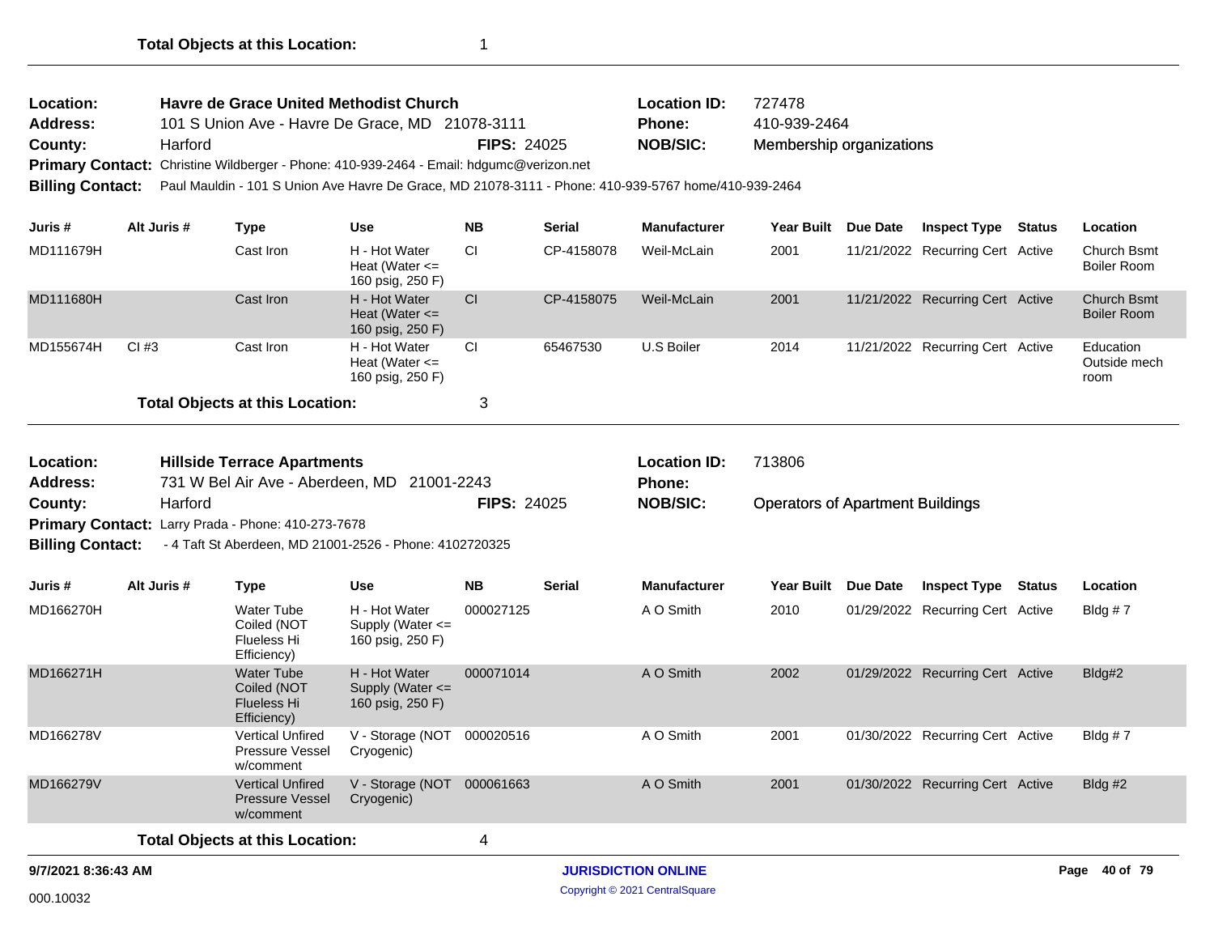**Total Objects at this Location:** 1

---

**Location:** Havre de Grace United Methodist Church
**Address:** 101 S Union Ave - Havre De Grace, MD 21078-3111
**County:** Harford **FIPS:** 24025
**Location ID:** 727478
**Phone:** 410-939-2464
**NOB/SIC:** Membership organizations
**Primary Contact:** Christine Wildberger - Phone: 410-939-2464 - Email: hdgumc@verizon.net
**Billing Contact:** Paul Mauldin - 101 S Union Ave Havre De Grace, MD 21078-3111 - Phone: 410-939-5767 home/410-939-2464

| Juris # | Alt Juris # | Type | Use | NB | Serial | Manufacturer | Year Built | Due Date | Inspect Type | Status | Location |
|---|---|---|---|---|---|---|---|---|---|---|---|
| MD111679H | | Cast Iron | H - Hot Water Heat (Water <= 160 psig, 250 F) | CI | CP-4158078 | Weil-McLain | 2001 | 11/21/2022 | Recurring Cert | Active | Church Bsmt Boiler Room |
| MD111680H | | Cast Iron | H - Hot Water Heat (Water <= 160 psig, 250 F) | CI | CP-4158075 | Weil-McLain | 2001 | 11/21/2022 | Recurring Cert | Active | Church Bsmt Boiler Room |
| MD155674H | CI #3 | Cast Iron | H - Hot Water Heat (Water <= 160 psig, 250 F) | CI | 65467530 | U.S Boiler | 2014 | 11/21/2022 | Recurring Cert | Active | Education Outside mech room |

**Total Objects at this Location:** 3

---

**Location:** Hillside Terrace Apartments
**Address:** 731 W Bel Air Ave - Aberdeen, MD 21001-2243
**County:** Harford **FIPS:** 24025
**Location ID:** 713806
**Phone:**
**NOB/SIC:** Operators of Apartment Buildings
**Primary Contact:** Larry Prada - Phone: 410-273-7678
**Billing Contact:** - 4 Taft St Aberdeen, MD 21001-2526 - Phone: 4102720325

| Juris # | Alt Juris # | Type | Use | NB | Serial | Manufacturer | Year Built | Due Date | Inspect Type | Status | Location |
|---|---|---|---|---|---|---|---|---|---|---|---|
| MD166270H | | Water Tube Coiled (NOT Flueless Hi Efficiency) | H - Hot Water Supply (Water <= 160 psig, 250 F) | 000027125 | | A O Smith | 2010 | 01/29/2022 | Recurring Cert | Active | Bldg # 7 |
| MD166271H | | Water Tube Coiled (NOT Flueless Hi Efficiency) | H - Hot Water Supply (Water <= 160 psig, 250 F) | 000071014 | | A O Smith | 2002 | 01/29/2022 | Recurring Cert | Active | Bldg#2 |
| MD166278V | | Vertical Unfired Pressure Vessel w/comment | V - Storage (NOT Cryogenic) | 000020516 | | A O Smith | 2001 | 01/30/2022 | Recurring Cert | Active | Bldg # 7 |
| MD166279V | | Vertical Unfired Pressure Vessel w/comment | V - Storage (NOT Cryogenic) | 000061663 | | A O Smith | 2001 | 01/30/2022 | Recurring Cert | Active | Bldg #2 |

**Total Objects at this Location:** 4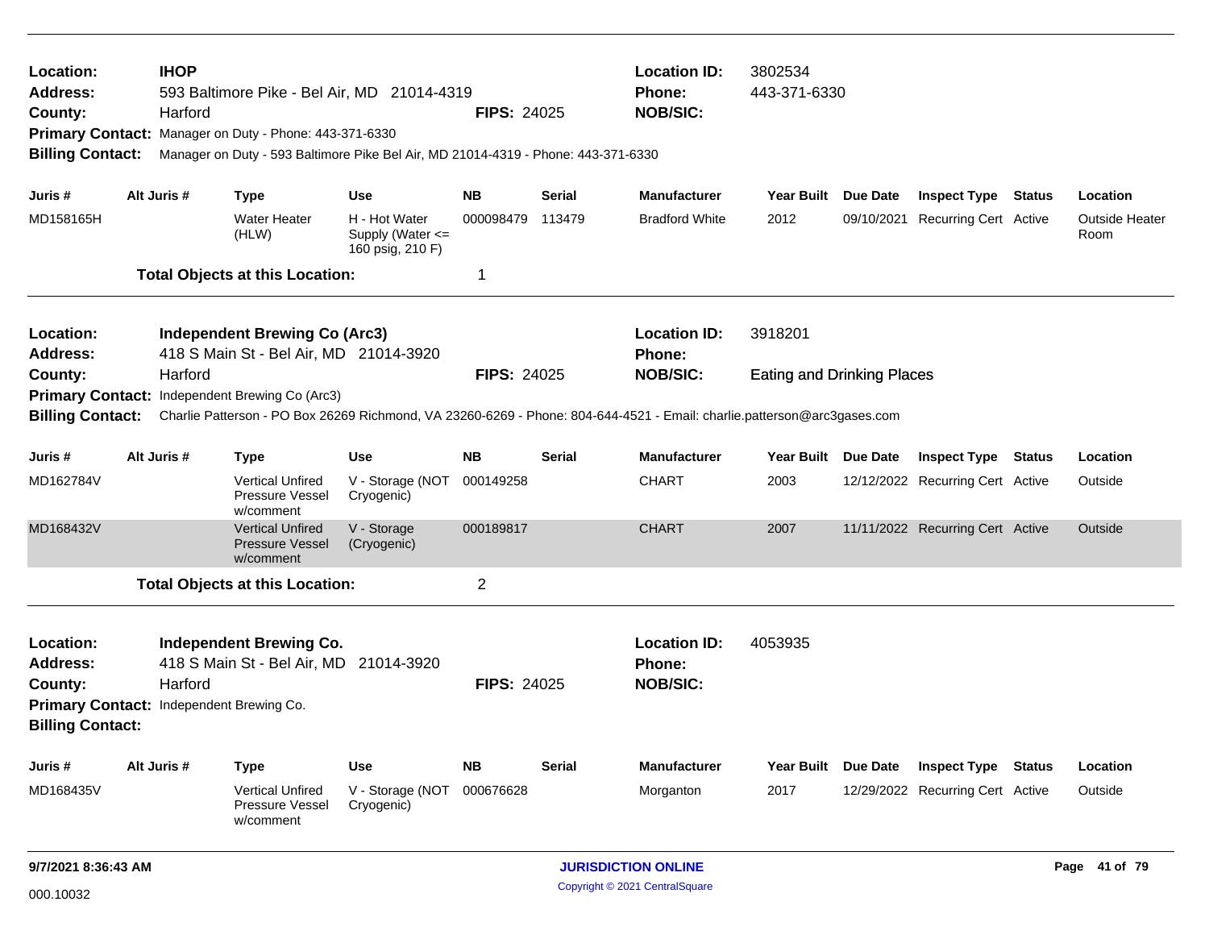**Location:** **IHOP**
**Address:** 593 Baltimore Pike - Bel Air, MD 21014-4319
**County:** Harford **FIPS:** 24025
**Location ID:** 3802534
**Phone:** 443-371-6330
**NOB/SIC:**
**Primary Contact:** Manager on Duty - Phone: 443-371-6330
**Billing Contact:** Manager on Duty - 593 Baltimore Pike Bel Air, MD 21014-4319 - Phone: 443-371-6330

| Juris # | Alt Juris # | Type | Use | NB | Serial | Manufacturer | Year Built | Due Date | Inspect Type | Status | Location |
|---|---|---|---|---|---|---|---|---|---|---|---|
| MD158165H | | Water Heater (HLW) | H - Hot Water Supply (Water <= 160 psig, 210 F) | 000098479 | 113479 | Bradford White | 2012 | 09/10/2021 | Recurring Cert | Active | Outside Heater Room |

**Total Objects at this Location:** 1

---

**Location:** **Independent Brewing Co (Arc3)**
**Address:** 418 S Main St - Bel Air, MD 21014-3920
**County:** Harford **FIPS:** 24025
**Location ID:** 3918201
**Phone:**
**NOB/SIC:** Eating and Drinking Places
**Primary Contact:** Independent Brewing Co (Arc3)
**Billing Contact:** Charlie Patterson - PO Box 26269 Richmond, VA 23260-6269 - Phone: 804-644-4521 - Email: charlie.patterson@arc3gases.com

| Juris # | Alt Juris # | Type | Use | NB | Serial | Manufacturer | Year Built | Due Date | Inspect Type | Status | Location |
|---|---|---|---|---|---|---|---|---|---|---|---|
| MD162784V | | Vertical Unfired Pressure Vessel w/comment | V - Storage (NOT Cryogenic) | 000149258 | | CHART | 2003 | 12/12/2022 | Recurring Cert | Active | Outside |
| MD168432V | | Vertical Unfired Pressure Vessel w/comment | V - Storage (Cryogenic) | 000189817 | | CHART | 2007 | 11/11/2022 | Recurring Cert | Active | Outside |

**Total Objects at this Location:** 2

---

**Location:** **Independent Brewing Co.**
**Address:** 418 S Main St - Bel Air, MD 21014-3920
**County:** Harford **FIPS:** 24025
**Location ID:** 4053935
**Phone:**
**NOB/SIC:**
**Primary Contact:** Independent Brewing Co.
**Billing Contact:**

| Juris # | Alt Juris # | Type | Use | NB | Serial | Manufacturer | Year Built | Due Date | Inspect Type | Status | Location |
|---|---|---|---|---|---|---|---|---|---|---|---|
| MD168435V | | Vertical Unfired Pressure Vessel w/comment | V - Storage (NOT Cryogenic) | 000676628 | | Morganton | 2017 | 12/29/2022 | Recurring Cert | Active | Outside |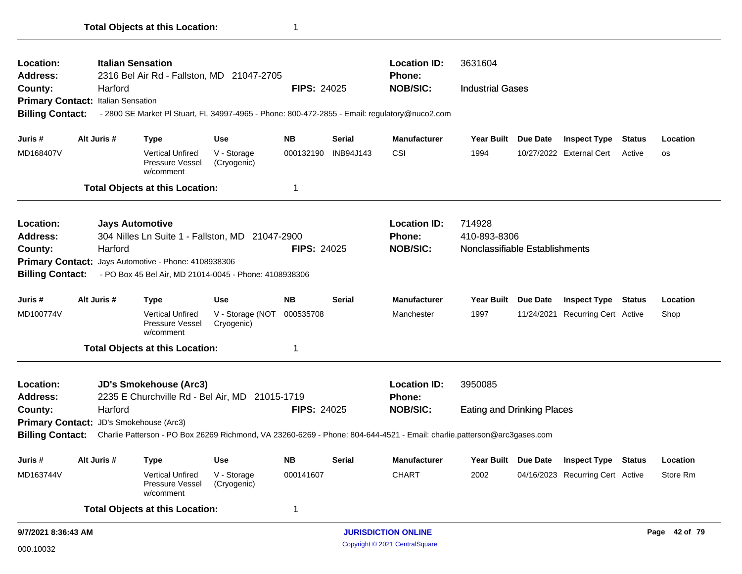**Total Objects at this Location:** 1

---

**Location:** Italian Sensation
**Address:** 2316 Bel Air Rd - Fallston, MD 21047-2705
**County:** Harford
**FIPS:** 24025
**Location ID:** 3631604
**Phone:**
**NOB/SIC:** Industrial Gases
**Primary Contact:** Italian Sensation
**Billing Contact:** - 2800 SE Market Pl Stuart, FL 34997-4965 - Phone: 800-472-2855 - Email: regulatory@nuco2.com

| Juris # | Alt Juris # | Type | Use | NB | Serial | Manufacturer | Year Built | Due Date | Inspect Type | Status | Location |
|---|---|---|---|---|---|---|---|---|---|---|---|
| MD168407V | | Vertical Unfired Pressure Vessel w/comment | V - Storage (Cryogenic) | 000132190 | INB94J143 | CSI | 1994 | 10/27/2022 | External Cert | Active | os |

**Total Objects at this Location:** 1

---

**Location:** Jays Automotive
**Address:** 304 Nilles Ln Suite 1 - Fallston, MD 21047-2900
**County:** Harford
**FIPS:** 24025
**Location ID:** 714928
**Phone:** 410-893-8306
**NOB/SIC:** Nonclassifiable Establishments
**Primary Contact:** Jays Automotive - Phone: 4108938306
**Billing Contact:** - PO Box 45 Bel Air, MD 21014-0045 - Phone: 4108938306

| Juris # | Alt Juris # | Type | Use | NB | Serial | Manufacturer | Year Built | Due Date | Inspect Type | Status | Location |
|---|---|---|---|---|---|---|---|---|---|---|---|
| MD100774V | | Vertical Unfired Pressure Vessel w/comment | V - Storage (NOT Cryogenic) | 000535708 | | Manchester | 1997 | 11/24/2021 | Recurring Cert | Active | Shop |

**Total Objects at this Location:** 1

---

**Location:** JD's Smokehouse (Arc3)
**Address:** 2235 E Churchville Rd - Bel Air, MD 21015-1719
**County:** Harford
**FIPS:** 24025
**Location ID:** 3950085
**Phone:**
**NOB/SIC:** Eating and Drinking Places
**Primary Contact:** JD's Smokehouse (Arc3)
**Billing Contact:** Charlie Patterson - PO Box 26269 Richmond, VA 23260-6269 - Phone: 804-644-4521 - Email: charlie.patterson@arc3gases.com

| Juris # | Alt Juris # | Type | Use | NB | Serial | Manufacturer | Year Built | Due Date | Inspect Type | Status | Location |
|---|---|---|---|---|---|---|---|---|---|---|---|
| MD163744V | | Vertical Unfired Pressure Vessel w/comment | V - Storage (Cryogenic) | 000141607 | | CHART | 2002 | 04/16/2023 | Recurring Cert | Active | Store Rm |

**Total Objects at this Location:** 1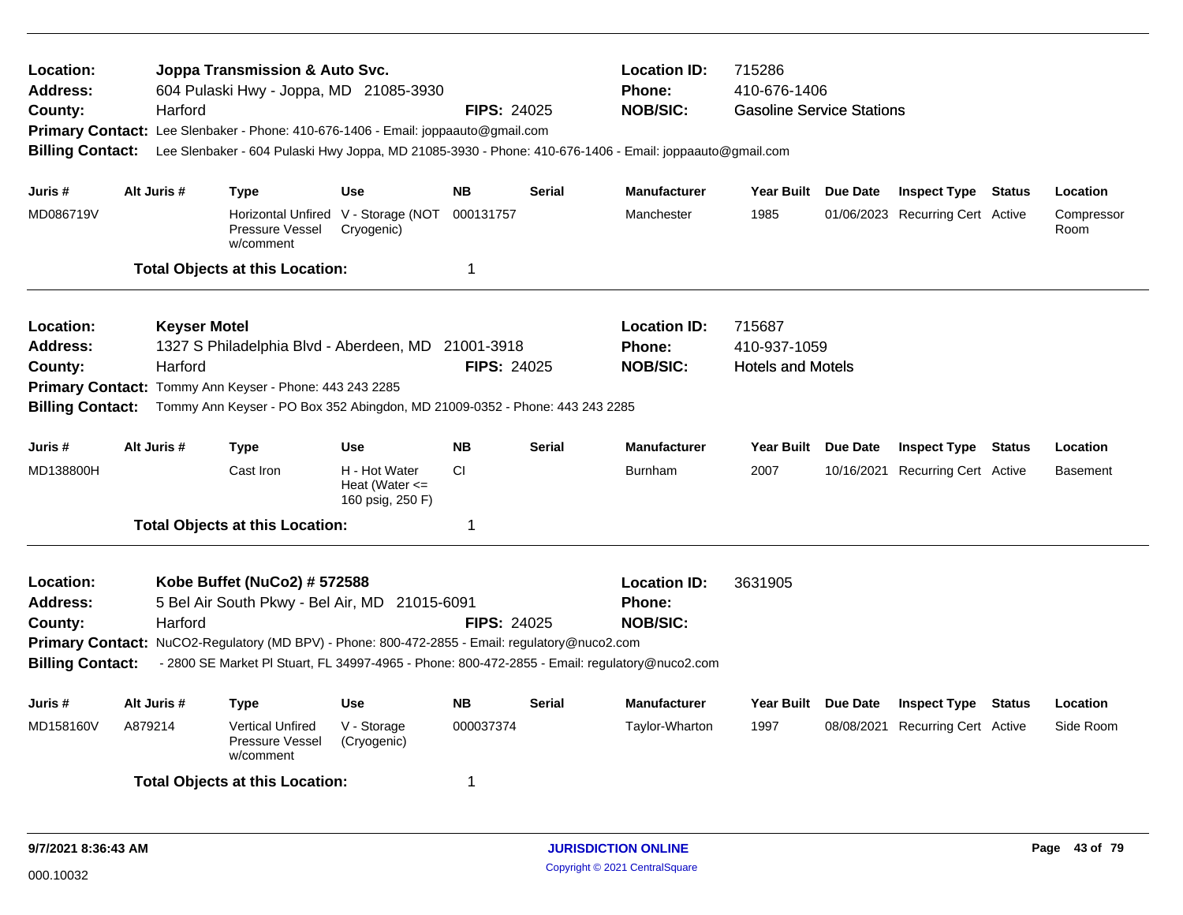**Location:** Joppa Transmission & Auto Svc.
**Address:** 604 Pulaski Hwy - Joppa, MD 21085-3930
**County:** Harford **FIPS:** 24025
**Location ID:** 715286
**Phone:** 410-676-1406
**NOB/SIC:** Gasoline Service Stations
**Primary Contact:** Lee Slenbaker - Phone: 410-676-1406 - Email: joppaauto@gmail.com
**Billing Contact:** Lee Slenbaker - 604 Pulaski Hwy Joppa, MD 21085-3930 - Phone: 410-676-1406 - Email: joppaauto@gmail.com

| Juris # | Alt Juris # | Type | Use | NB | Serial | Manufacturer | Year Built | Due Date | Inspect Type | Status | Location |
|---|---|---|---|---|---|---|---|---|---|---|---|
| MD086719V | | Horizontal Unfired Pressure Vessel w/comment | V - Storage (NOT Cryogenic) | 000131757 | | Manchester | 1985 | 01/06/2023 | Recurring Cert | Active | Compressor Room |

**Total Objects at this Location:** 1

---

**Location:** Keyser Motel
**Address:** 1327 S Philadelphia Blvd - Aberdeen, MD 21001-3918
**County:** Harford **FIPS:** 24025
**Location ID:** 715687
**Phone:** 410-937-1059
**NOB/SIC:** Hotels and Motels
**Primary Contact:** Tommy Ann Keyser - Phone: 443 243 2285
**Billing Contact:** Tommy Ann Keyser - PO Box 352 Abingdon, MD 21009-0352 - Phone: 443 243 2285

| Juris # | Alt Juris # | Type | Use | NB | Serial | Manufacturer | Year Built | Due Date | Inspect Type | Status | Location |
|---|---|---|---|---|---|---|---|---|---|---|---|
| MD138800H | | Cast Iron | H - Hot Water Heat (Water <= 160 psig, 250 F) | CI | | Burnham | 2007 | 10/16/2021 | Recurring Cert | Active | Basement |

**Total Objects at this Location:** 1

---

**Location:** Kobe Buffet (NuCo2) # 572588
**Address:** 5 Bel Air South Pkwy - Bel Air, MD 21015-6091
**County:** Harford **FIPS:** 24025
**Location ID:** 3631905
**Phone:**
**NOB/SIC:**
**Primary Contact:** NuCO2-Regulatory (MD BPV) - Phone: 800-472-2855 - Email: regulatory@nuco2.com
**Billing Contact:** - 2800 SE Market Pl Stuart, FL 34997-4965 - Phone: 800-472-2855 - Email: regulatory@nuco2.com

| Juris # | Alt Juris # | Type | Use | NB | Serial | Manufacturer | Year Built | Due Date | Inspect Type | Status | Location |
|---|---|---|---|---|---|---|---|---|---|---|---|
| MD158160V | A879214 | Vertical Unfired Pressure Vessel w/comment | V - Storage (Cryogenic) | 000037374 | | Taylor-Wharton | 1997 | 08/08/2021 | Recurring Cert | Active | Side Room |

**Total Objects at this Location:** 1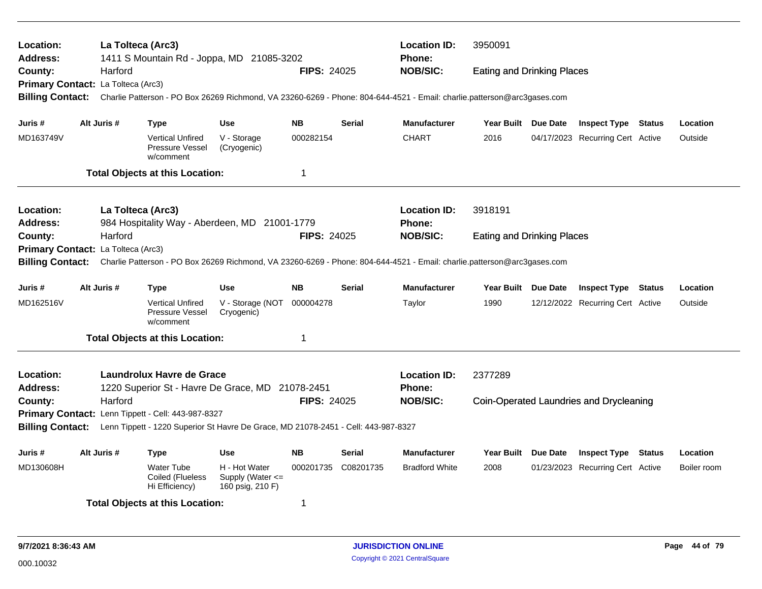**Location:** La Tolteca (Arc3)
**Address:** 1411 S Mountain Rd - Joppa, MD 21085-3202
**County:** Harford **FIPS:** 24025
**Location ID:** 3950091
**Phone:**
**NOB/SIC:** Eating and Drinking Places
**Primary Contact:** La Tolteca (Arc3)
**Billing Contact:** Charlie Patterson - PO Box 26269 Richmond, VA 23260-6269 - Phone: 804-644-4521 - Email: charlie.patterson@arc3gases.com

| Juris # | Alt Juris # | Type | Use | NB | Serial | Manufacturer | Year Built | Due Date | Inspect Type | Status | Location |
|---|---|---|---|---|---|---|---|---|---|---|---|
| MD163749V | | Vertical Unfired Pressure Vessel w/comment | V - Storage (Cryogenic) | 000282154 | | CHART | 2016 | 04/17/2023 | Recurring Cert | Active | Outside |

**Total Objects at this Location:** 1

---

**Location:** La Tolteca (Arc3)
**Address:** 984 Hospitality Way - Aberdeen, MD 21001-1779
**County:** Harford **FIPS:** 24025
**Location ID:** 3918191
**Phone:**
**NOB/SIC:** Eating and Drinking Places
**Primary Contact:** La Tolteca (Arc3)
**Billing Contact:** Charlie Patterson - PO Box 26269 Richmond, VA 23260-6269 - Phone: 804-644-4521 - Email: charlie.patterson@arc3gases.com

| Juris # | Alt Juris # | Type | Use | NB | Serial | Manufacturer | Year Built | Due Date | Inspect Type | Status | Location |
|---|---|---|---|---|---|---|---|---|---|---|---|
| MD162516V | | Vertical Unfired Pressure Vessel w/comment | V - Storage (NOT Cryogenic) | 000004278 | | Taylor | 1990 | 12/12/2022 | Recurring Cert | Active | Outside |

**Total Objects at this Location:** 1

---

**Location:** Laundrolux Havre de Grace
**Address:** 1220 Superior St - Havre De Grace, MD 21078-2451
**County:** Harford **FIPS:** 24025
**Location ID:** 2377289
**Phone:**
**NOB/SIC:** Coin-Operated Laundries and Drycleaning
**Primary Contact:** Lenn Tippett - Cell: 443-987-8327
**Billing Contact:** Lenn Tippett - 1220 Superior St Havre De Grace, MD 21078-2451 - Cell: 443-987-8327

| Juris # | Alt Juris # | Type | Use | NB | Serial | Manufacturer | Year Built | Due Date | Inspect Type | Status | Location |
|---|---|---|---|---|---|---|---|---|---|---|---|
| MD130608H | | Water Tube Coiled (Flueless Hi Efficiency) | H - Hot Water Supply (Water <= 160 psig, 210 F) | 000201735 | C08201735 | Bradford White | 2008 | 01/23/2023 | Recurring Cert | Active | Boiler room |

**Total Objects at this Location:** 1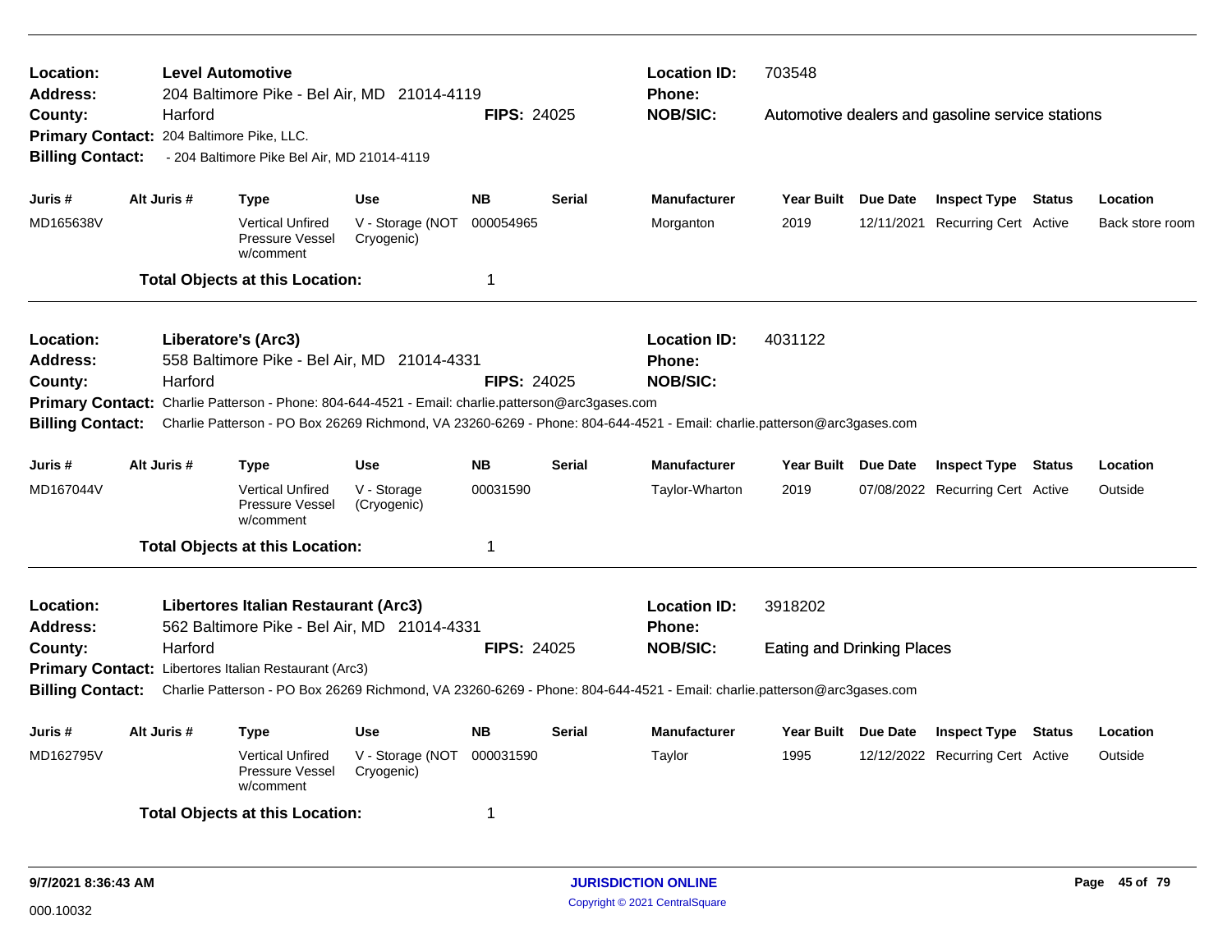**Location:** **Level Automotive**
**Address:** 204 Baltimore Pike - Bel Air, MD 21014-4119
**County:** Harford
**FIPS:** 24025
**Location ID:** 703548
**Phone:**
**NOB/SIC:** Automotive dealers and gasoline service stations
**Primary Contact:** 204 Baltimore Pike, LLC.
**Billing Contact:** - 204 Baltimore Pike Bel Air, MD 21014-4119

| Juris # | Alt Juris # | Type | Use | NB | Serial | Manufacturer | Year Built | Due Date | Inspect Type | Status | Location |
|---|---|---|---|---|---|---|---|---|---|---|---|
| MD165638V | | Vertical Unfired Pressure Vessel w/comment | V - Storage (NOT Cryogenic) | 000054965 | | Morganton | 2019 | 12/11/2021 | Recurring Cert | Active | Back store room |

**Total Objects at this Location:** 1

---

**Location:** **Liberatore's (Arc3)**
**Address:** 558 Baltimore Pike - Bel Air, MD 21014-4331
**County:** Harford
**FIPS:** 24025
**Location ID:** 4031122
**Phone:**
**NOB/SIC:**
**Primary Contact:** Charlie Patterson - Phone: 804-644-4521 - Email: charlie.patterson@arc3gases.com
**Billing Contact:** Charlie Patterson - PO Box 26269 Richmond, VA 23260-6269 - Phone: 804-644-4521 - Email: charlie.patterson@arc3gases.com

| Juris # | Alt Juris # | Type | Use | NB | Serial | Manufacturer | Year Built | Due Date | Inspect Type | Status | Location |
|---|---|---|---|---|---|---|---|---|---|---|---|
| MD167044V | | Vertical Unfired Pressure Vessel w/comment | V - Storage (Cryogenic) | 00031590 | | Taylor-Wharton | 2019 | 07/08/2022 | Recurring Cert | Active | Outside |

**Total Objects at this Location:** 1

---

**Location:** **Libertores Italian Restaurant (Arc3)**
**Address:** 562 Baltimore Pike - Bel Air, MD 21014-4331
**County:** Harford
**FIPS:** 24025
**Location ID:** 3918202
**Phone:**
**NOB/SIC:** Eating and Drinking Places
**Primary Contact:** Libertores Italian Restaurant (Arc3)
**Billing Contact:** Charlie Patterson - PO Box 26269 Richmond, VA 23260-6269 - Phone: 804-644-4521 - Email: charlie.patterson@arc3gases.com

| Juris # | Alt Juris # | Type | Use | NB | Serial | Manufacturer | Year Built | Due Date | Inspect Type | Status | Location |
|---|---|---|---|---|---|---|---|---|---|---|---|
| MD162795V | | Vertical Unfired Pressure Vessel w/comment | V - Storage (NOT Cryogenic) | 000031590 | | Taylor | 1995 | 12/12/2022 | Recurring Cert | Active | Outside |

**Total Objects at this Location:** 1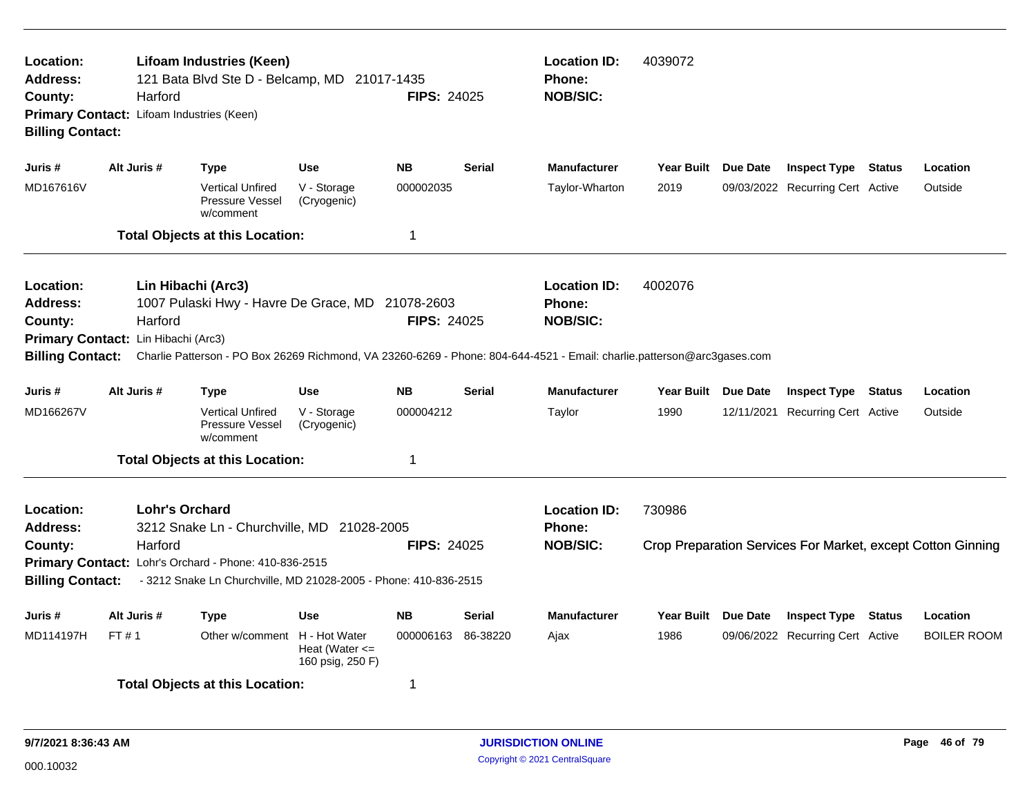**Location:** **Lifoam Industries (Keen)**
**Address:** 121 Bata Blvd Ste D - Belcamp, MD 21017-1435
**County:** Harford
**FIPS:** 24025
**Primary Contact:** Lifoam Industries (Keen)
**Billing Contact:**
**Location ID:** 4039072
**Phone:**
**NOB/SIC:**

| Juris # | Alt Juris # | Type | Use | NB | Serial | Manufacturer | Year Built | Due Date | Inspect Type | Status | Location |
|---|---|---|---|---|---|---|---|---|---|---|---|
| MD167616V | | Vertical Unfired Pressure Vessel w/comment | V - Storage (Cryogenic) | 000002035 | | Taylor-Wharton | 2019 | 09/03/2022 | Recurring Cert | Active | Outside |

**Total Objects at this Location:** 1

---

**Location:** **Lin Hibachi (Arc3)**
**Address:** 1007 Pulaski Hwy - Havre De Grace, MD 21078-2603
**County:** Harford
**FIPS:** 24025
**Primary Contact:** Lin Hibachi (Arc3)
**Billing Contact:** Charlie Patterson - PO Box 26269 Richmond, VA 23260-6269 - Phone: 804-644-4521 - Email: charlie.patterson@arc3gases.com
**Location ID:** 4002076
**Phone:**
**NOB/SIC:**

| Juris # | Alt Juris # | Type | Use | NB | Serial | Manufacturer | Year Built | Due Date | Inspect Type | Status | Location |
|---|---|---|---|---|---|---|---|---|---|---|---|
| MD166267V | | Vertical Unfired Pressure Vessel w/comment | V - Storage (Cryogenic) | 000004212 | | Taylor | 1990 | 12/11/2021 | Recurring Cert | Active | Outside |

**Total Objects at this Location:** 1

---

**Location:** **Lohr's Orchard**
**Address:** 3212 Snake Ln - Churchville, MD 21028-2005
**County:** Harford
**FIPS:** 24025
**Primary Contact:** Lohr's Orchard - Phone: 410-836-2515
**Billing Contact:** - 3212 Snake Ln Churchville, MD 21028-2005 - Phone: 410-836-2515
**Location ID:** 730986
**Phone:**
**NOB/SIC:** Crop Preparation Services For Market, except Cotton Ginning

| Juris # | Alt Juris # | Type | Use | NB | Serial | Manufacturer | Year Built | Due Date | Inspect Type | Status | Location |
|---|---|---|---|---|---|---|---|---|---|---|---|
| MD114197H | FT # 1 | Other w/comment | H - Hot Water Heat (Water <= 160 psig, 250 F) | 000006163 | 86-38220 | Ajax | 1986 | 09/06/2022 | Recurring Cert | Active | BOILER ROOM |

**Total Objects at this Location:** 1

9/7/2021 8:36:43 AM
000.10032
JURISDICTION ONLINE
Copyright © 2021 CentralSquare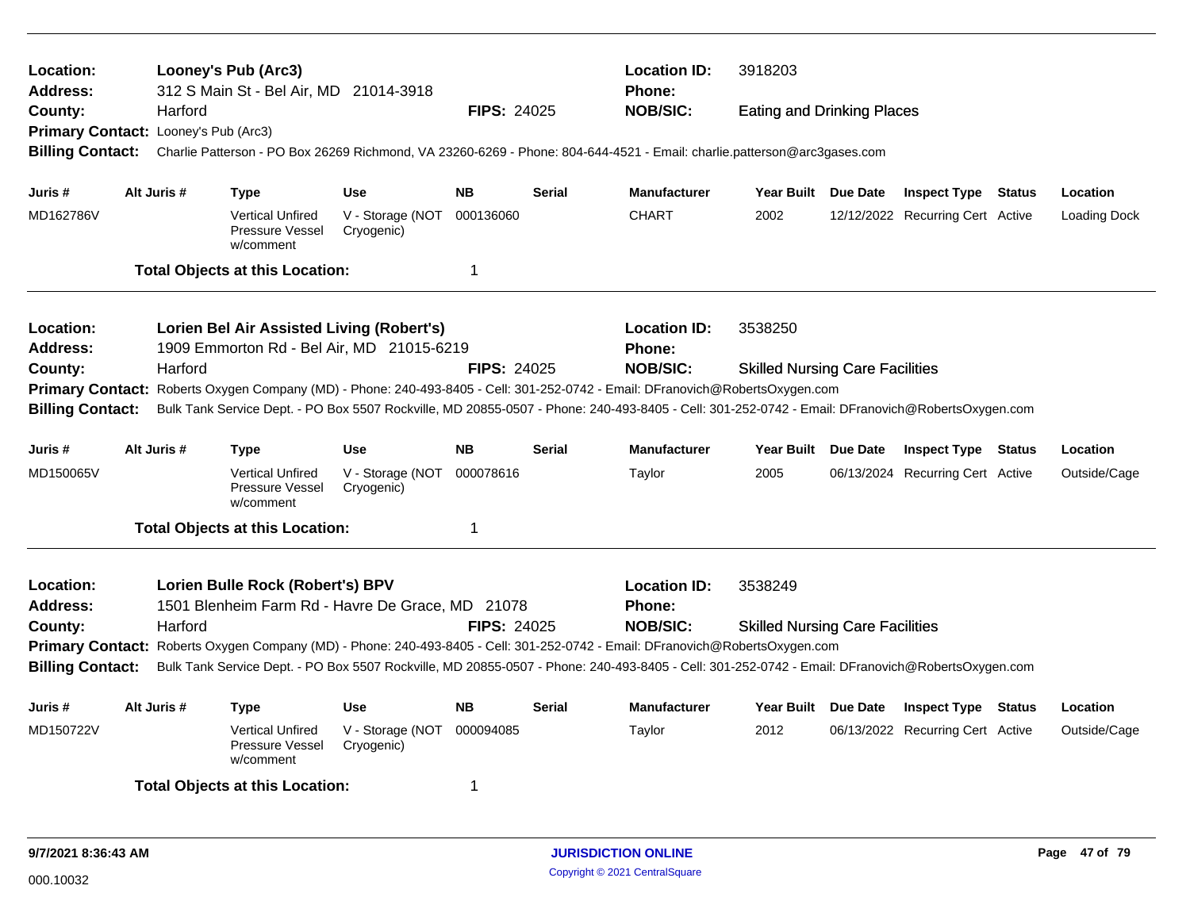**Location:** Looney's Pub (Arc3) **Location ID:** 3918203
**Address:** 312 S Main St - Bel Air, MD 21014-3918 **Phone:**
**County:** Harford **FIPS:** 24025 **NOB/SIC:** Eating and Drinking Places
**Primary Contact:** Looney's Pub (Arc3)
**Billing Contact:** Charlie Patterson - PO Box 26269 Richmond, VA 23260-6269 - Phone: 804-644-4521 - Email: charlie.patterson@arc3gases.com

| Juris # | Alt Juris # | Type | Use | NB | Serial | Manufacturer | Year Built | Due Date | Inspect Type | Status | Location |
|---|---|---|---|---|---|---|---|---|---|---|---|
| MD162786V | | Vertical Unfired Pressure Vessel w/comment | V - Storage (NOT Cryogenic) | 000136060 | | CHART | 2002 | 12/12/2022 | Recurring Cert | Active | Loading Dock |

**Total Objects at this Location:** 1

---

**Location:** Lorien Bel Air Assisted Living (Robert's) **Location ID:** 3538250
**Address:** 1909 Emmorton Rd - Bel Air, MD 21015-6219 **Phone:**
**County:** Harford **FIPS:** 24025 **NOB/SIC:** Skilled Nursing Care Facilities
**Primary Contact:** Roberts Oxygen Company (MD) - Phone: 240-493-8405 - Cell: 301-252-0742 - Email: DFranovich@RobertsOxygen.com
**Billing Contact:** Bulk Tank Service Dept. - PO Box 5507 Rockville, MD 20855-0507 - Phone: 240-493-8405 - Cell: 301-252-0742 - Email: DFranovich@RobertsOxygen.com

| Juris # | Alt Juris # | Type | Use | NB | Serial | Manufacturer | Year Built | Due Date | Inspect Type | Status | Location |
|---|---|---|---|---|---|---|---|---|---|---|---|
| MD150065V | | Vertical Unfired Pressure Vessel w/comment | V - Storage (NOT Cryogenic) | 000078616 | | Taylor | 2005 | 06/13/2024 | Recurring Cert | Active | Outside/Cage |

**Total Objects at this Location:** 1

---

**Location:** Lorien Bulle Rock (Robert's) BPV **Location ID:** 3538249
**Address:** 1501 Blenheim Farm Rd - Havre De Grace, MD 21078 **Phone:**
**County:** Harford **FIPS:** 24025 **NOB/SIC:** Skilled Nursing Care Facilities
**Primary Contact:** Roberts Oxygen Company (MD) - Phone: 240-493-8405 - Cell: 301-252-0742 - Email: DFranovich@RobertsOxygen.com
**Billing Contact:** Bulk Tank Service Dept. - PO Box 5507 Rockville, MD 20855-0507 - Phone: 240-493-8405 - Cell: 301-252-0742 - Email: DFranovich@RobertsOxygen.com

| Juris # | Alt Juris # | Type | Use | NB | Serial | Manufacturer | Year Built | Due Date | Inspect Type | Status | Location |
|---|---|---|---|---|---|---|---|---|---|---|---|
| MD150722V | | Vertical Unfired Pressure Vessel w/comment | V - Storage (NOT Cryogenic) | 000094085 | | Taylor | 2012 | 06/13/2022 | Recurring Cert | Active | Outside/Cage |

**Total Objects at this Location:** 1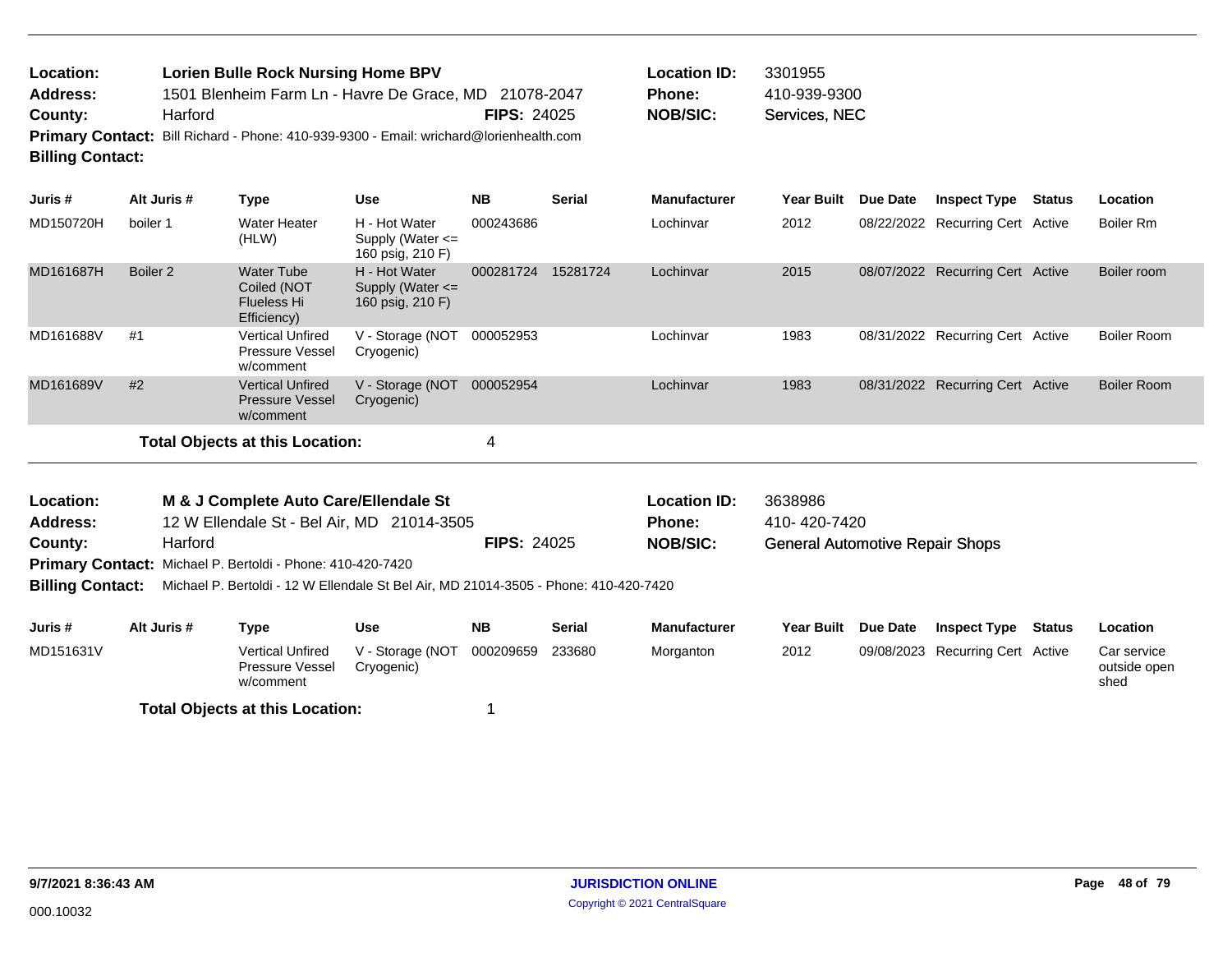**Location:** Lorien Bulle Rock Nursing Home BPV
**Address:** 1501 Blenheim Farm Ln - Havre De Grace, MD 21078-2047
**County:** Harford **FIPS:** 24025
**Primary Contact:** Bill Richard - Phone: 410-939-9300 - Email: wrichard@lorienhealth.com
**Billing Contact:**

**Location ID:** 3301955
**Phone:** 410-939-9300
**NOB/SIC:** Services, NEC

| Juris # | Alt Juris # | Type | Use | NB | Serial | Manufacturer | Year Built | Due Date | Inspect Type | Status | Location |
|---|---|---|---|---|---|---|---|---|---|---|---|
| MD150720H | boiler 1 | Water Heater (HLW) | H - Hot Water Supply (Water <= 160 psig, 210 F) | 000243686 | | Lochinvar | 2012 | 08/22/2022 | Recurring Cert | Active | Boiler Rm |
| MD161687H | Boiler 2 | Water Tube Coiled (NOT Flueless Hi Efficiency) | H - Hot Water Supply (Water <= 160 psig, 210 F) | 000281724 | 15281724 | Lochinvar | 2015 | 08/07/2022 | Recurring Cert | Active | Boiler room |
| MD161688V | #1 | Vertical Unfired Pressure Vessel w/comment | V - Storage (NOT Cryogenic) | 000052953 | | Lochinvar | 1983 | 08/31/2022 | Recurring Cert | Active | Boiler Room |
| MD161689V | #2 | Vertical Unfired Pressure Vessel w/comment | V - Storage (NOT Cryogenic) | 000052954 | | Lochinvar | 1983 | 08/31/2022 | Recurring Cert | Active | Boiler Room |

**Total Objects at this Location:** 4

**Location:** M & J Complete Auto Care/Ellendale St
**Address:** 12 W Ellendale St - Bel Air, MD 21014-3505
**County:** Harford **FIPS:** 24025
**Primary Contact:** Michael P. Bertoldi - Phone: 410-420-7420
**Billing Contact:** Michael P. Bertoldi - 12 W Ellendale St Bel Air, MD 21014-3505 - Phone: 410-420-7420

**Location ID:** 3638986
**Phone:** 410- 420-7420
**NOB/SIC:** General Automotive Repair Shops

| Juris # | Alt Juris # | Type | Use | NB | Serial | Manufacturer | Year Built | Due Date | Inspect Type | Status | Location |
|---|---|---|---|---|---|---|---|---|---|---|---|
| MD151631V | | Vertical Unfired Pressure Vessel w/comment | V - Storage (NOT Cryogenic) | 000209659 | 233680 | Morganton | 2012 | 09/08/2023 | Recurring Cert | Active | Car service outside open shed |

**Total Objects at this Location:** 1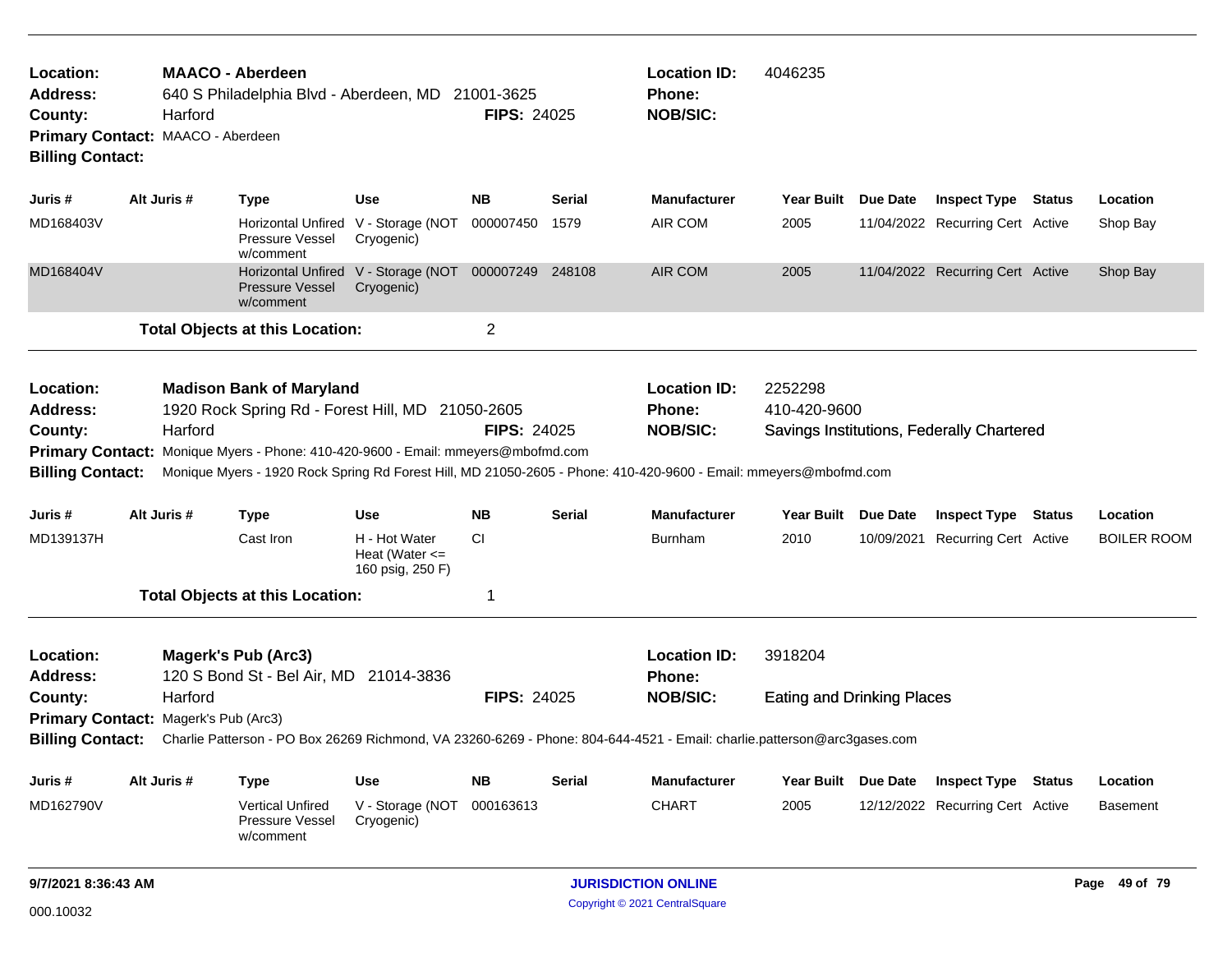**Location:** MAACO - Aberdeen
**Address:** 640 S Philadelphia Blvd - Aberdeen, MD 21001-3625
**County:** Harford
**FIPS:** 24025
**Location ID:** 4046235
**Phone:**
**NOB/SIC:**
**Primary Contact:** MAACO - Aberdeen
**Billing Contact:**

| Juris # | Alt Juris # | Type | Use | NB | Serial | Manufacturer | Year Built | Due Date | Inspect Type | Status | Location |
|---|---|---|---|---|---|---|---|---|---|---|---|
| MD168403V | | Horizontal Unfired Pressure Vessel w/comment | V - Storage (NOT Cryogenic) | 000007450 | 1579 | AIR COM | 2005 | 11/04/2022 | Recurring Cert | Active | Shop Bay |
| MD168404V | | Horizontal Unfired Pressure Vessel w/comment | V - Storage (NOT Cryogenic) | 000007249 | 248108 | AIR COM | 2005 | 11/04/2022 | Recurring Cert | Active | Shop Bay |

**Total Objects at this Location:** 2

---

**Location:** Madison Bank of Maryland
**Address:** 1920 Rock Spring Rd - Forest Hill, MD 21050-2605
**County:** Harford
**FIPS:** 24025
**Location ID:** 2252298
**Phone:** 410-420-9600
**NOB/SIC:** Savings Institutions, Federally Chartered
**Primary Contact:** Monique Myers - Phone: 410-420-9600 - Email: mmeyers@mbofmd.com
**Billing Contact:** Monique Myers - 1920 Rock Spring Rd Forest Hill, MD 21050-2605 - Phone: 410-420-9600 - Email: mmeyers@mbofmd.com

| Juris # | Alt Juris # | Type | Use | NB | Serial | Manufacturer | Year Built | Due Date | Inspect Type | Status | Location |
|---|---|---|---|---|---|---|---|---|---|---|---|
| MD139137H | | Cast Iron | H - Hot Water Heat (Water <= 160 psig, 250 F) | CI | | Burnham | 2010 | 10/09/2021 | Recurring Cert | Active | BOILER ROOM |

**Total Objects at this Location:** 1

---

**Location:** Magerk's Pub (Arc3)
**Address:** 120 S Bond St - Bel Air, MD 21014-3836
**County:** Harford
**FIPS:** 24025
**Location ID:** 3918204
**Phone:**
**NOB/SIC:** Eating and Drinking Places
**Primary Contact:** Magerk's Pub (Arc3)
**Billing Contact:** Charlie Patterson - PO Box 26269 Richmond, VA 23260-6269 - Phone: 804-644-4521 - Email: charlie.patterson@arc3gases.com

| Juris # | Alt Juris # | Type | Use | NB | Serial | Manufacturer | Year Built | Due Date | Inspect Type | Status | Location |
|---|---|---|---|---|---|---|---|---|---|---|---|
| MD162790V | | Vertical Unfired Pressure Vessel w/comment | V - Storage (NOT Cryogenic) | 000163613 | | CHART | 2005 | 12/12/2022 | Recurring Cert | Active | Basement |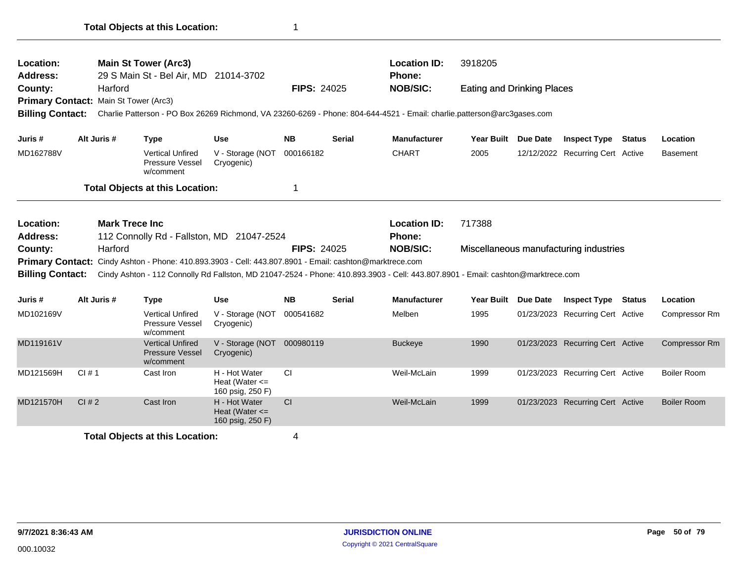**Total Objects at this Location:** 1

---

**Location:** Main St Tower (Arc3)
**Location ID:** 3918205
**Address:** 29 S Main St - Bel Air, MD 21014-3702
**Phone:**
**County:** Harford
**FIPS:** 24025
**NOB/SIC:** Eating and Drinking Places
**Primary Contact:** Main St Tower (Arc3)
**Billing Contact:** Charlie Patterson - PO Box 26269 Richmond, VA 23260-6269 - Phone: 804-644-4521 - Email: charlie.patterson@arc3gases.com

| Juris # | Alt Juris # | Type | Use | NB | Serial | Manufacturer | Year Built | Due Date | Inspect Type | Status | Location |
|---|---|---|---|---|---|---|---|---|---|---|---|
| MD162788V | | Vertical Unfired Pressure Vessel w/comment | V - Storage (NOT Cryogenic) | 000166182 | | CHART | 2005 | 12/12/2022 | Recurring Cert | Active | Basement |

**Total Objects at this Location:** 1

---

**Location:** Mark Trece Inc
**Location ID:** 717388
**Address:** 112 Connolly Rd - Fallston, MD 21047-2524
**Phone:**
**County:** Harford
**FIPS:** 24025
**NOB/SIC:** Miscellaneous manufacturing industries
**Primary Contact:** Cindy Ashton - Phone: 410.893.3903 - Cell: 443.807.8901 - Email: cashton@marktrece.com
**Billing Contact:** Cindy Ashton - 112 Connolly Rd Fallston, MD 21047-2524 - Phone: 410.893.3903 - Cell: 443.807.8901 - Email: cashton@marktrece.com

| Juris # | Alt Juris # | Type | Use | NB | Serial | Manufacturer | Year Built | Due Date | Inspect Type | Status | Location |
|---|---|---|---|---|---|---|---|---|---|---|---|
| MD102169V | | Vertical Unfired Pressure Vessel w/comment | V - Storage (NOT Cryogenic) | 000541682 | | Melben | 1995 | 01/23/2023 | Recurring Cert | Active | Compressor Rm |
| MD119161V | | Vertical Unfired Pressure Vessel w/comment | V - Storage (NOT Cryogenic) | 000980119 | | Buckeye | 1990 | 01/23/2023 | Recurring Cert | Active | Compressor Rm |
| MD121569H | CI # 1 | Cast Iron | H - Hot Water Heat (Water <= 160 psig, 250 F) | CI | | Weil-McLain | 1999 | 01/23/2023 | Recurring Cert | Active | Boiler Room |
| MD121570H | CI # 2 | Cast Iron | H - Hot Water Heat (Water <= 160 psig, 250 F) | CI | | Weil-McLain | 1999 | 01/23/2023 | Recurring Cert | Active | Boiler Room |

**Total Objects at this Location:** 4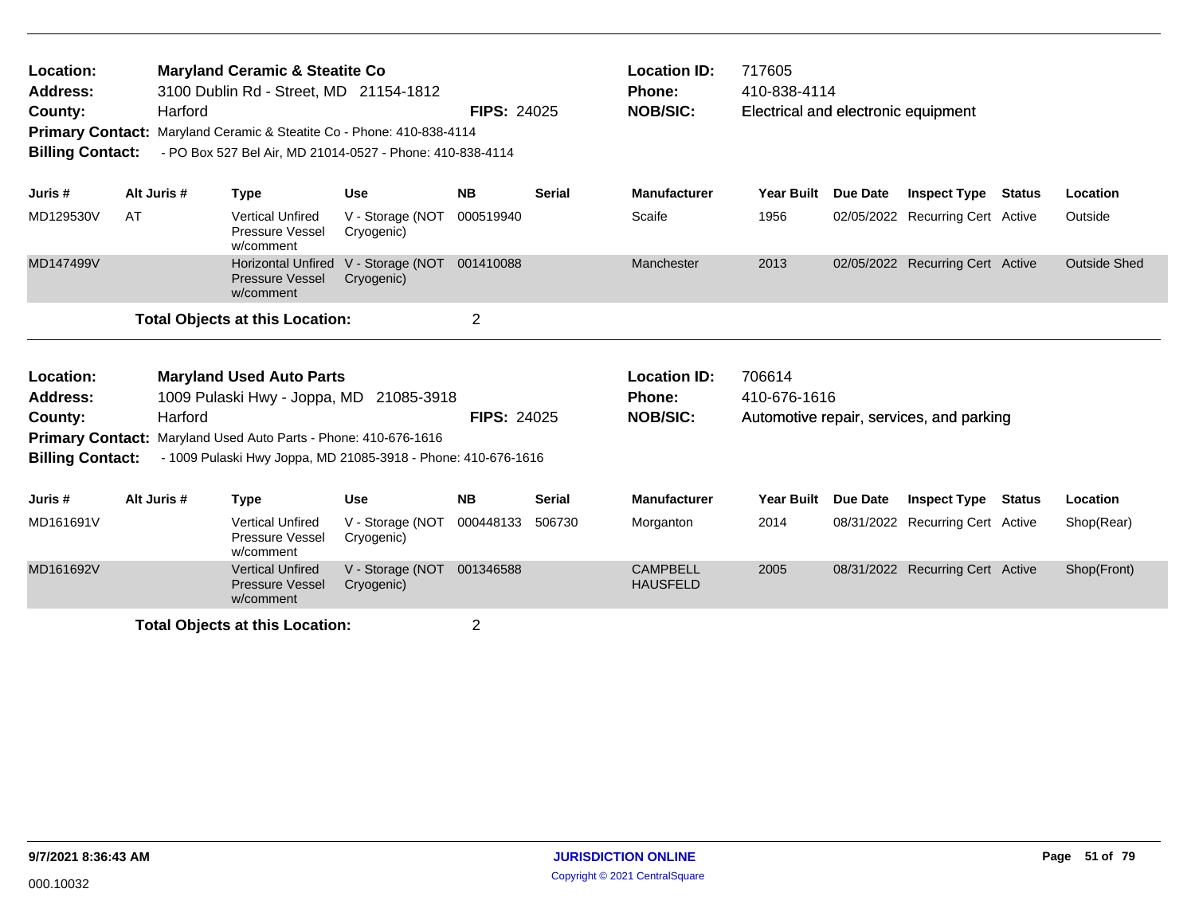**Location:** Maryland Ceramic & Steatite Co
**Address:** 3100 Dublin Rd - Street, MD 21154-1812
**County:** Harford **FIPS:** 24025
**Primary Contact:** Maryland Ceramic & Steatite Co - Phone: 410-838-4114
**Billing Contact:** - PO Box 527 Bel Air, MD 21014-0527 - Phone: 410-838-4114

**Location ID:** 717605
**Phone:** 410-838-4114
**NOB/SIC:** Electrical and electronic equipment

| Juris # | Alt Juris # | Type | Use | NB | Serial | Manufacturer | Year Built | Due Date | Inspect Type | Status | Location |
|---|---|---|---|---|---|---|---|---|---|---|---|
| MD129530V | AT | Vertical Unfired Pressure Vessel w/comment | V - Storage (NOT Cryogenic) | 000519940 | | Scaife | 1956 | 02/05/2022 | Recurring Cert | Active | Outside |
| MD147499V | | Horizontal Unfired Pressure Vessel w/comment | V - Storage (NOT Cryogenic) | 001410088 | | Manchester | 2013 | 02/05/2022 | Recurring Cert | Active | Outside Shed |

**Total Objects at this Location:** 2

---

**Location:** Maryland Used Auto Parts
**Address:** 1009 Pulaski Hwy - Joppa, MD 21085-3918
**County:** Harford **FIPS:** 24025
**Primary Contact:** Maryland Used Auto Parts - Phone: 410-676-1616
**Billing Contact:** - 1009 Pulaski Hwy Joppa, MD 21085-3918 - Phone: 410-676-1616

**Location ID:** 706614
**Phone:** 410-676-1616
**NOB/SIC:** Automotive repair, services, and parking

| Juris # | Alt Juris # | Type | Use | NB | Serial | Manufacturer | Year Built | Due Date | Inspect Type | Status | Location |
|---|---|---|---|---|---|---|---|---|---|---|---|
| MD161691V | | Vertical Unfired Pressure Vessel w/comment | V - Storage (NOT Cryogenic) | 000448133 | 506730 | Morganton | 2014 | 08/31/2022 | Recurring Cert | Active | Shop(Rear) |
| MD161692V | | Vertical Unfired Pressure Vessel w/comment | V - Storage (NOT Cryogenic) | 001346588 | | CAMPBELL HAUSFELD | 2005 | 08/31/2022 | Recurring Cert | Active | Shop(Front) |

**Total Objects at this Location:** 2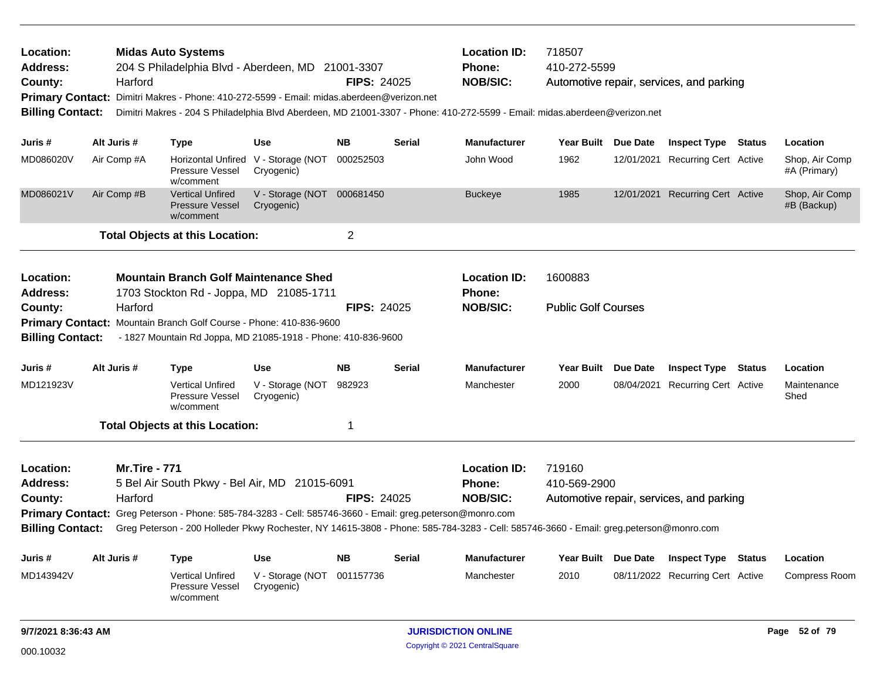**Location:** Midas Auto Systems
**Address:** 204 S Philadelphia Blvd - Aberdeen, MD 21001-3307
**County:** Harford **FIPS:** 24025
**Location ID:** 718507
**Phone:** 410-272-5599
**NOB/SIC:** Automotive repair, services, and parking
**Primary Contact:** Dimitri Makres - Phone: 410-272-5599 - Email: midas.aberdeen@verizon.net
**Billing Contact:** Dimitri Makres - 204 S Philadelphia Blvd Aberdeen, MD 21001-3307 - Phone: 410-272-5599 - Email: midas.aberdeen@verizon.net

| Juris # | Alt Juris # | Type | Use | NB | Serial | Manufacturer | Year Built | Due Date | Inspect Type | Status | Location |
|---|---|---|---|---|---|---|---|---|---|---|---|
| MD086020V | Air Comp #A | Horizontal Unfired Pressure Vessel w/comment | V - Storage (NOT Cryogenic) | 000252503 | | John Wood | 1962 | 12/01/2021 | Recurring Cert | Active | Shop, Air Comp #A (Primary) |
| MD086021V | Air Comp #B | Vertical Unfired Pressure Vessel w/comment | V - Storage (NOT Cryogenic) | 000681450 | | Buckeye | 1985 | 12/01/2021 | Recurring Cert | Active | Shop, Air Comp #B (Backup) |

**Total Objects at this Location:** 2

---

**Location:** Mountain Branch Golf Maintenance Shed
**Address:** 1703 Stockton Rd - Joppa, MD 21085-1711
**County:** Harford **FIPS:** 24025
**Location ID:** 1600883
**Phone:**
**NOB/SIC:** Public Golf Courses
**Primary Contact:** Mountain Branch Golf Course - Phone: 410-836-9600
**Billing Contact:** - 1827 Mountain Rd Joppa, MD 21085-1918 - Phone: 410-836-9600

| Juris # | Alt Juris # | Type | Use | NB | Serial | Manufacturer | Year Built | Due Date | Inspect Type | Status | Location |
|---|---|---|---|---|---|---|---|---|---|---|---|
| MD121923V | | Vertical Unfired Pressure Vessel w/comment | V - Storage (NOT Cryogenic) | 982923 | | Manchester | 2000 | 08/04/2021 | Recurring Cert | Active | Maintenance Shed |

**Total Objects at this Location:** 1

---

**Location:** Mr.Tire - 771
**Address:** 5 Bel Air South Pkwy - Bel Air, MD 21015-6091
**County:** Harford **FIPS:** 24025
**Location ID:** 719160
**Phone:** 410-569-2900
**NOB/SIC:** Automotive repair, services, and parking
**Primary Contact:** Greg Peterson - Phone: 585-784-3283 - Cell: 585746-3660 - Email: greg.peterson@monro.com
**Billing Contact:** Greg Peterson - 200 Holleder Pkwy Rochester, NY 14615-3808 - Phone: 585-784-3283 - Cell: 585746-3660 - Email: greg.peterson@monro.com

| Juris # | Alt Juris # | Type | Use | NB | Serial | Manufacturer | Year Built | Due Date | Inspect Type | Status | Location |
|---|---|---|---|---|---|---|---|---|---|---|---|
| MD143942V | | Vertical Unfired Pressure Vessel w/comment | V - Storage (NOT Cryogenic) | 001157736 | | Manchester | 2010 | 08/11/2022 | Recurring Cert | Active | Compress Room |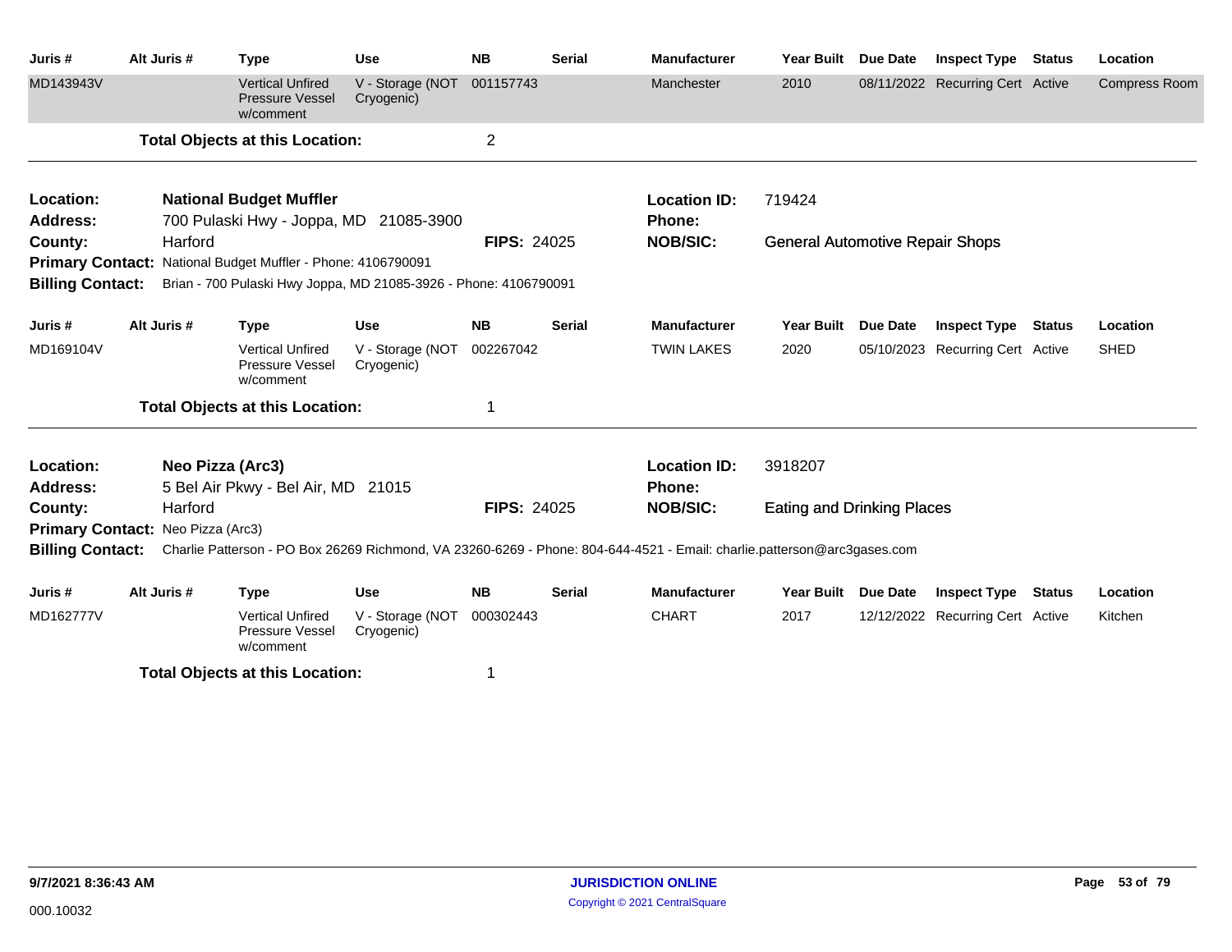| Juris # | Alt Juris # | Type | Use | NB | Serial | Manufacturer | Year Built | Due Date | Inspect Type | Status | Location |
|---|---|---|---|---|---|---|---|---|---|---|---|
| MD143943V | | Vertical Unfired Pressure Vessel w/comment | V - Storage (NOT Cryogenic) | 001157743 | | Manchester | 2010 | 08/11/2022 | Recurring Cert | Active | Compress Room |

**Total Objects at this Location:** 2

---

**Location:** **National Budget Muffler**
**Address:** 700 Pulaski Hwy - Joppa, MD 21085-3900
**County:** Harford
**FIPS:** 24025
**Location ID:** 719424
**Phone:**
**NOB/SIC:** General Automotive Repair Shops
**Primary Contact:** National Budget Muffler - Phone: 4106790091
**Billing Contact:** Brian - 700 Pulaski Hwy Joppa, MD 21085-3926 - Phone: 4106790091

| Juris # | Alt Juris # | Type | Use | NB | Serial | Manufacturer | Year Built | Due Date | Inspect Type | Status | Location |
|---|---|---|---|---|---|---|---|---|---|---|---|
| MD169104V | | Vertical Unfired Pressure Vessel w/comment | V - Storage (NOT Cryogenic) | 002267042 | | TWIN LAKES | 2020 | 05/10/2023 | Recurring Cert | Active | SHED |

**Total Objects at this Location:** 1

---

**Location:** **Neo Pizza (Arc3)**
**Address:** 5 Bel Air Pkwy - Bel Air, MD 21015
**County:** Harford
**FIPS:** 24025
**Location ID:** 3918207
**Phone:**
**NOB/SIC:** Eating and Drinking Places
**Primary Contact:** Neo Pizza (Arc3)
**Billing Contact:** Charlie Patterson - PO Box 26269 Richmond, VA 23260-6269 - Phone: 804-644-4521 - Email: charlie.patterson@arc3gases.com

| Juris # | Alt Juris # | Type | Use | NB | Serial | Manufacturer | Year Built | Due Date | Inspect Type | Status | Location |
|---|---|---|---|---|---|---|---|---|---|---|---|
| MD162777V | | Vertical Unfired Pressure Vessel w/comment | V - Storage (NOT Cryogenic) | 000302443 | | CHART | 2017 | 12/12/2022 | Recurring Cert | Active | Kitchen |

**Total Objects at this Location:** 1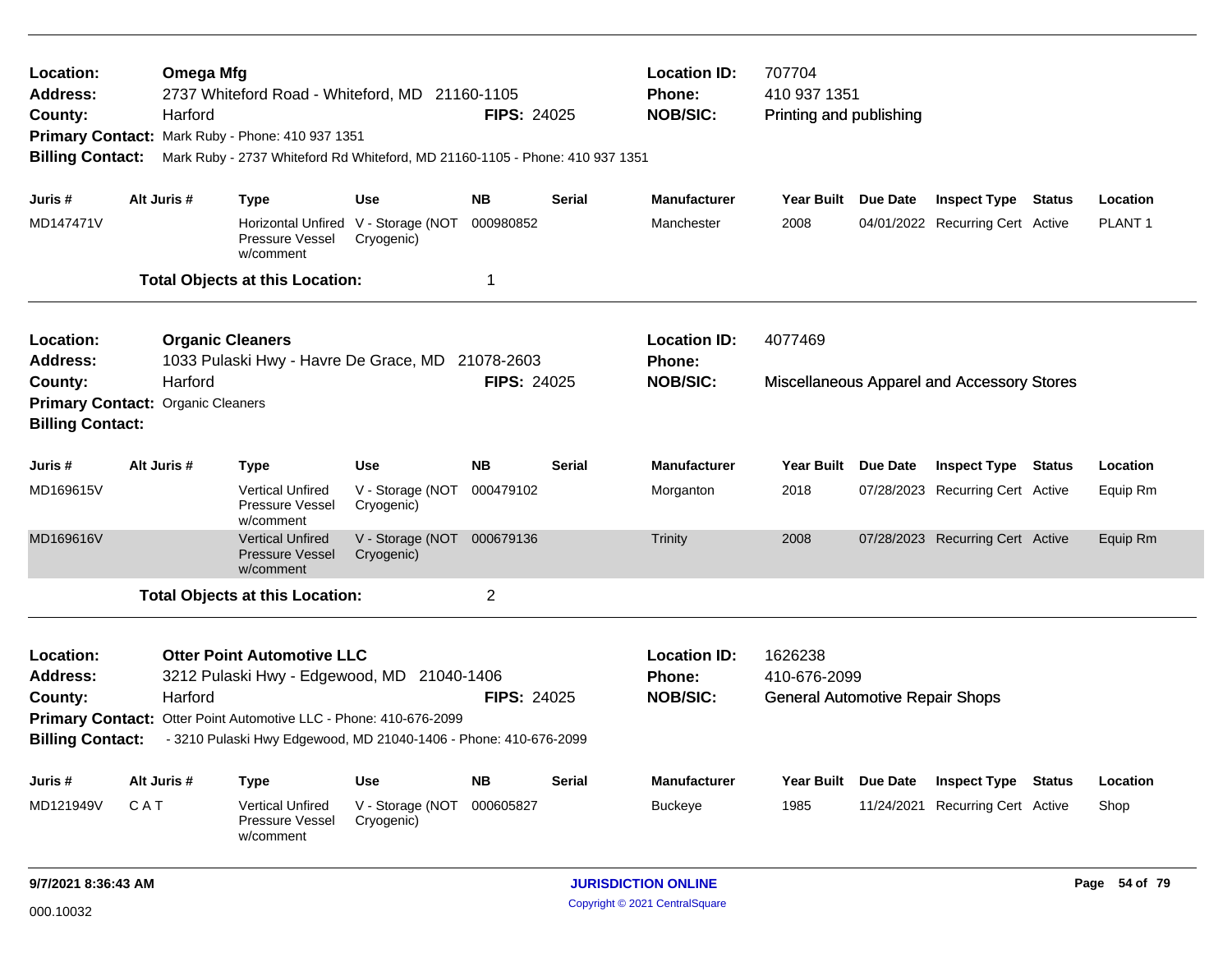**Location:** **Omega Mfg**
**Address:** 2737 Whiteford Road - Whiteford, MD 21160-1105
**County:** Harford **FIPS:** 24025
**Primary Contact:** Mark Ruby - Phone: 410 937 1351
**Billing Contact:** Mark Ruby - 2737 Whiteford Rd Whiteford, MD 21160-1105 - Phone: 410 937 1351

**Location ID:** 707704
**Phone:** 410 937 1351
**NOB/SIC:** Printing and publishing

| Juris # | Alt Juris # | Type | Use | NB | Serial | Manufacturer | Year Built | Due Date | Inspect Type | Status | Location |
|---|---|---|---|---|---|---|---|---|---|---|---|
| MD147471V | | Horizontal Unfired Pressure Vessel w/comment | V - Storage (NOT Cryogenic) | 000980852 | | Manchester | 2008 | 04/01/2022 | Recurring Cert | Active | PLANT 1 |

**Total Objects at this Location:** 1

---

**Location:** **Organic Cleaners**
**Address:** 1033 Pulaski Hwy - Havre De Grace, MD 21078-2603
**County:** Harford **FIPS:** 24025
**Primary Contact:** Organic Cleaners
**Billing Contact:**

**Location ID:** 4077469
**Phone:**
**NOB/SIC:** Miscellaneous Apparel and Accessory Stores

| Juris # | Alt Juris # | Type | Use | NB | Serial | Manufacturer | Year Built | Due Date | Inspect Type | Status | Location |
|---|---|---|---|---|---|---|---|---|---|---|---|
| MD169615V | | Vertical Unfired Pressure Vessel w/comment | V - Storage (NOT Cryogenic) | 000479102 | | Morganton | 2018 | 07/28/2023 | Recurring Cert | Active | Equip Rm |
| MD169616V | | Vertical Unfired Pressure Vessel w/comment | V - Storage (NOT Cryogenic) | 000679136 | | Trinity | 2008 | 07/28/2023 | Recurring Cert | Active | Equip Rm |

**Total Objects at this Location:** 2

---

**Location:** **Otter Point Automotive LLC**
**Address:** 3212 Pulaski Hwy - Edgewood, MD 21040-1406
**County:** Harford **FIPS:** 24025
**Primary Contact:** Otter Point Automotive LLC - Phone: 410-676-2099
**Billing Contact:** - 3210 Pulaski Hwy Edgewood, MD 21040-1406 - Phone: 410-676-2099

**Location ID:** 1626238
**Phone:** 410-676-2099
**NOB/SIC:** General Automotive Repair Shops

| Juris # | Alt Juris # | Type | Use | NB | Serial | Manufacturer | Year Built | Due Date | Inspect Type | Status | Location |
|---|---|---|---|---|---|---|---|---|---|---|---|
| MD121949V | C A T | Vertical Unfired Pressure Vessel w/comment | V - Storage (NOT Cryogenic) | 000605827 | | Buckeye | 1985 | 11/24/2021 | Recurring Cert | Active | Shop |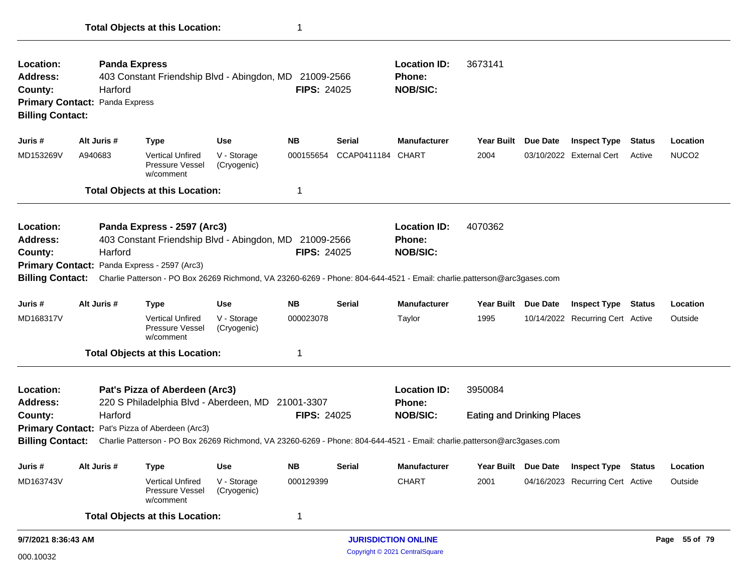**Total Objects at this Location:** 1

---

**Location:** Panda Express **Location ID:** 3673141
**Address:** 403 Constant Friendship Blvd - Abingdon, MD 21009-2566 **Phone:**
**County:** Harford **FIPS:** 24025 **NOB/SIC:**
**Primary Contact:** Panda Express
**Billing Contact:**

| Juris # | Alt Juris # | Type | Use | NB | Serial | Manufacturer | Year Built | Due Date | Inspect Type | Status | Location |
|---|---|---|---|---|---|---|---|---|---|---|---|
| MD153269V | A940683 | Vertical Unfired Pressure Vessel w/comment | V - Storage (Cryogenic) | 000155654 | CCAP0411184 | CHART | 2004 | 03/10/2022 | External Cert | Active | NUCO2 |

**Total Objects at this Location:** 1

---

**Location:** Panda Express - 2597 (Arc3) **Location ID:** 4070362
**Address:** 403 Constant Friendship Blvd - Abingdon, MD 21009-2566 **Phone:**
**County:** Harford **FIPS:** 24025 **NOB/SIC:**
**Primary Contact:** Panda Express - 2597 (Arc3)
**Billing Contact:** Charlie Patterson - PO Box 26269 Richmond, VA 23260-6269 - Phone: 804-644-4521 - Email: charlie.patterson@arc3gases.com

| Juris # | Alt Juris # | Type | Use | NB | Serial | Manufacturer | Year Built | Due Date | Inspect Type | Status | Location |
|---|---|---|---|---|---|---|---|---|---|---|---|
| MD168317V | | Vertical Unfired Pressure Vessel w/comment | V - Storage (Cryogenic) | 000023078 | | Taylor | 1995 | 10/14/2022 | Recurring Cert | Active | Outside |

**Total Objects at this Location:** 1

---

**Location:** Pat's Pizza of Aberdeen (Arc3) **Location ID:** 3950084
**Address:** 220 S Philadelphia Blvd - Aberdeen, MD 21001-3307 **Phone:**
**County:** Harford **FIPS:** 24025 **NOB/SIC:** Eating and Drinking Places
**Primary Contact:** Pat's Pizza of Aberdeen (Arc3)
**Billing Contact:** Charlie Patterson - PO Box 26269 Richmond, VA 23260-6269 - Phone: 804-644-4521 - Email: charlie.patterson@arc3gases.com

| Juris # | Alt Juris # | Type | Use | NB | Serial | Manufacturer | Year Built | Due Date | Inspect Type | Status | Location |
|---|---|---|---|---|---|---|---|---|---|---|---|
| MD163743V | | Vertical Unfired Pressure Vessel w/comment | V - Storage (Cryogenic) | 000129399 | | CHART | 2001 | 04/16/2023 | Recurring Cert | Active | Outside |

**Total Objects at this Location:** 1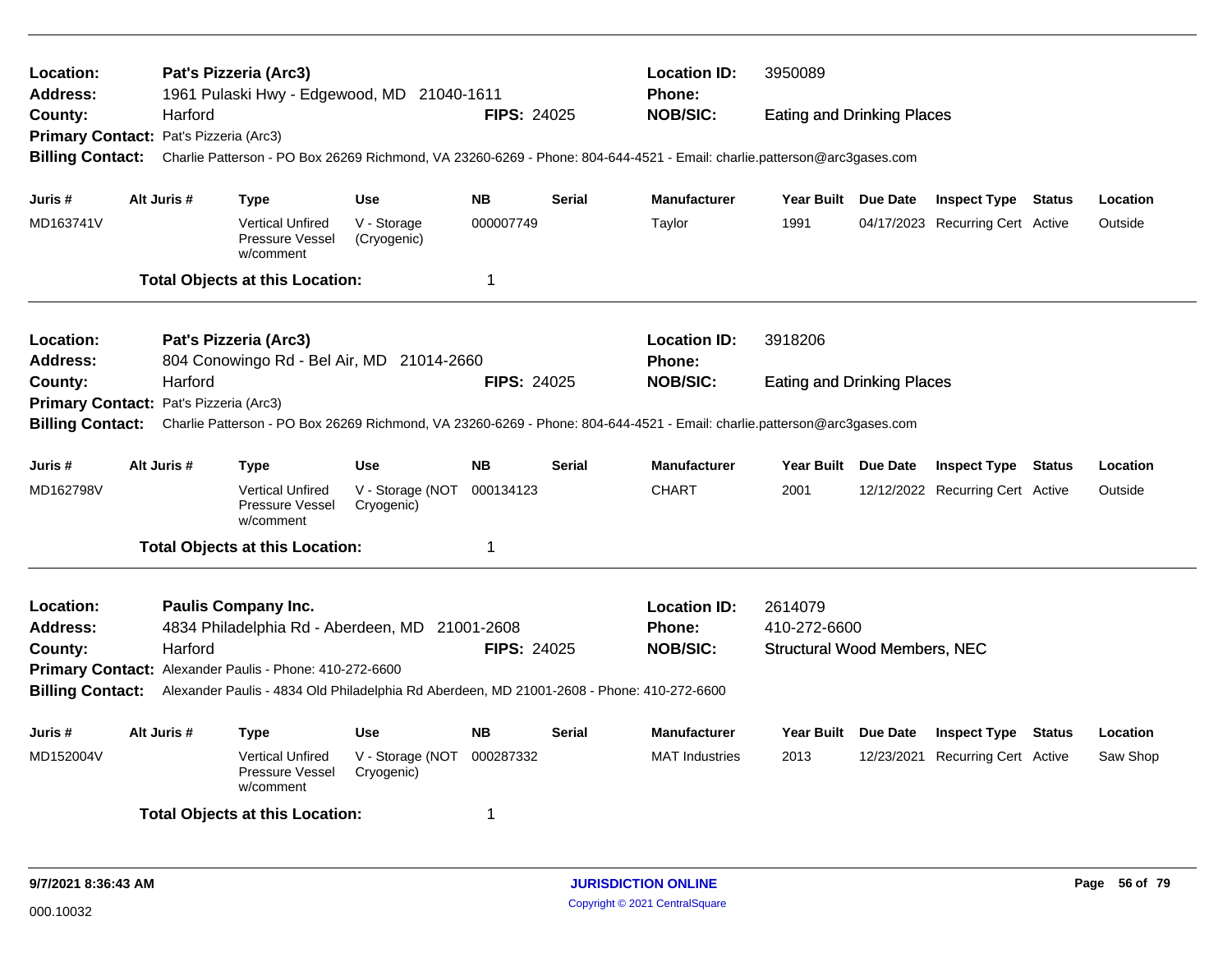**Location:** Pat's Pizzeria (Arc3)
**Location ID:** 3950089
**Address:** 1961 Pulaski Hwy - Edgewood, MD 21040-1611
**Phone:**
**County:** Harford
**FIPS:** 24025
**NOB/SIC:** Eating and Drinking Places
**Primary Contact:** Pat's Pizzeria (Arc3)
**Billing Contact:** Charlie Patterson - PO Box 26269 Richmond, VA 23260-6269 - Phone: 804-644-4521 - Email: charlie.patterson@arc3gases.com

| Juris # | Alt Juris # | Type | Use | NB | Serial | Manufacturer | Year Built | Due Date | Inspect Type | Status | Location |
|---|---|---|---|---|---|---|---|---|---|---|---|
| MD163741V | | Vertical Unfired Pressure Vessel w/comment | V - Storage (Cryogenic) | 000007749 | | Taylor | 1991 | 04/17/2023 | Recurring Cert | Active | Outside |

**Total Objects at this Location:** 1

---

**Location:** Pat's Pizzeria (Arc3)
**Location ID:** 3918206
**Address:** 804 Conowingo Rd - Bel Air, MD 21014-2660
**Phone:**
**County:** Harford
**FIPS:** 24025
**NOB/SIC:** Eating and Drinking Places
**Primary Contact:** Pat's Pizzeria (Arc3)
**Billing Contact:** Charlie Patterson - PO Box 26269 Richmond, VA 23260-6269 - Phone: 804-644-4521 - Email: charlie.patterson@arc3gases.com

| Juris # | Alt Juris # | Type | Use | NB | Serial | Manufacturer | Year Built | Due Date | Inspect Type | Status | Location |
|---|---|---|---|---|---|---|---|---|---|---|---|
| MD162798V | | Vertical Unfired Pressure Vessel w/comment | V - Storage (NOT Cryogenic) | 000134123 | | CHART | 2001 | 12/12/2022 | Recurring Cert | Active | Outside |

**Total Objects at this Location:** 1

---

**Location:** Paulis Company Inc.
**Location ID:** 2614079
**Address:** 4834 Philadelphia Rd - Aberdeen, MD 21001-2608
**Phone:** 410-272-6600
**County:** Harford
**FIPS:** 24025
**NOB/SIC:** Structural Wood Members, NEC
**Primary Contact:** Alexander Paulis - Phone: 410-272-6600
**Billing Contact:** Alexander Paulis - 4834 Old Philadelphia Rd Aberdeen, MD 21001-2608 - Phone: 410-272-6600

| Juris # | Alt Juris # | Type | Use | NB | Serial | Manufacturer | Year Built | Due Date | Inspect Type | Status | Location |
|---|---|---|---|---|---|---|---|---|---|---|---|
| MD152004V | | Vertical Unfired Pressure Vessel w/comment | V - Storage (NOT Cryogenic) | 000287332 | | MAT Industries | 2013 | 12/23/2021 | Recurring Cert | Active | Saw Shop |

**Total Objects at this Location:** 1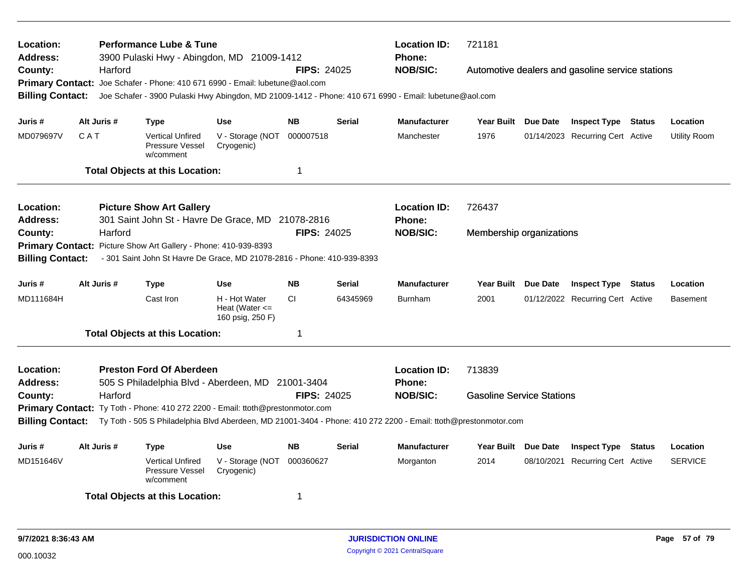**Location:** Performance Lube & Tune
**Location ID:** 721181
**Address:** 3900 Pulaski Hwy - Abingdon, MD 21009-1412
**Phone:**
**County:** Harford
**FIPS:** 24025
**NOB/SIC:** Automotive dealers and gasoline service stations
**Primary Contact:** Joe Schafer - Phone: 410 671 6990 - Email: lubetune@aol.com
**Billing Contact:** Joe Schafer - 3900 Pulaski Hwy Abingdon, MD 21009-1412 - Phone: 410 671 6990 - Email: lubetune@aol.com

| Juris # | Alt Juris # | Type | Use | NB | Serial | Manufacturer | Year Built | Due Date | Inspect Type | Status | Location |
|---|---|---|---|---|---|---|---|---|---|---|---|
| MD079697V | C A T | Vertical Unfired Pressure Vessel w/comment | V - Storage (NOT Cryogenic) | 000007518 | | Manchester | 1976 | 01/14/2023 | Recurring Cert | Active | Utility Room |

**Total Objects at this Location:** 1

---

**Location:** Picture Show Art Gallery
**Location ID:** 726437
**Address:** 301 Saint John St - Havre De Grace, MD 21078-2816
**Phone:**
**County:** Harford
**FIPS:** 24025
**NOB/SIC:** Membership organizations
**Primary Contact:** Picture Show Art Gallery - Phone: 410-939-8393
**Billing Contact:** - 301 Saint John St Havre De Grace, MD 21078-2816 - Phone: 410-939-8393

| Juris # | Alt Juris # | Type | Use | NB | Serial | Manufacturer | Year Built | Due Date | Inspect Type | Status | Location |
|---|---|---|---|---|---|---|---|---|---|---|---|
| MD111684H | | Cast Iron | H - Hot Water Heat (Water <= 160 psig, 250 F) | CI | 64345969 | Burnham | 2001 | 01/12/2022 | Recurring Cert | Active | Basement |

**Total Objects at this Location:** 1

---

**Location:** Preston Ford Of Aberdeen
**Location ID:** 713839
**Address:** 505 S Philadelphia Blvd - Aberdeen, MD 21001-3404
**Phone:**
**County:** Harford
**FIPS:** 24025
**NOB/SIC:** Gasoline Service Stations
**Primary Contact:** Ty Toth - Phone: 410 272 2200 - Email: ttoth@prestonmotor.com
**Billing Contact:** Ty Toth - 505 S Philadelphia Blvd Aberdeen, MD 21001-3404 - Phone: 410 272 2200 - Email: ttoth@prestonmotor.com

| Juris # | Alt Juris # | Type | Use | NB | Serial | Manufacturer | Year Built | Due Date | Inspect Type | Status | Location |
|---|---|---|---|---|---|---|---|---|---|---|---|
| MD151646V | | Vertical Unfired Pressure Vessel w/comment | V - Storage (NOT Cryogenic) | 000360627 | | Morganton | 2014 | 08/10/2021 | Recurring Cert | Active | SERVICE |

**Total Objects at this Location:** 1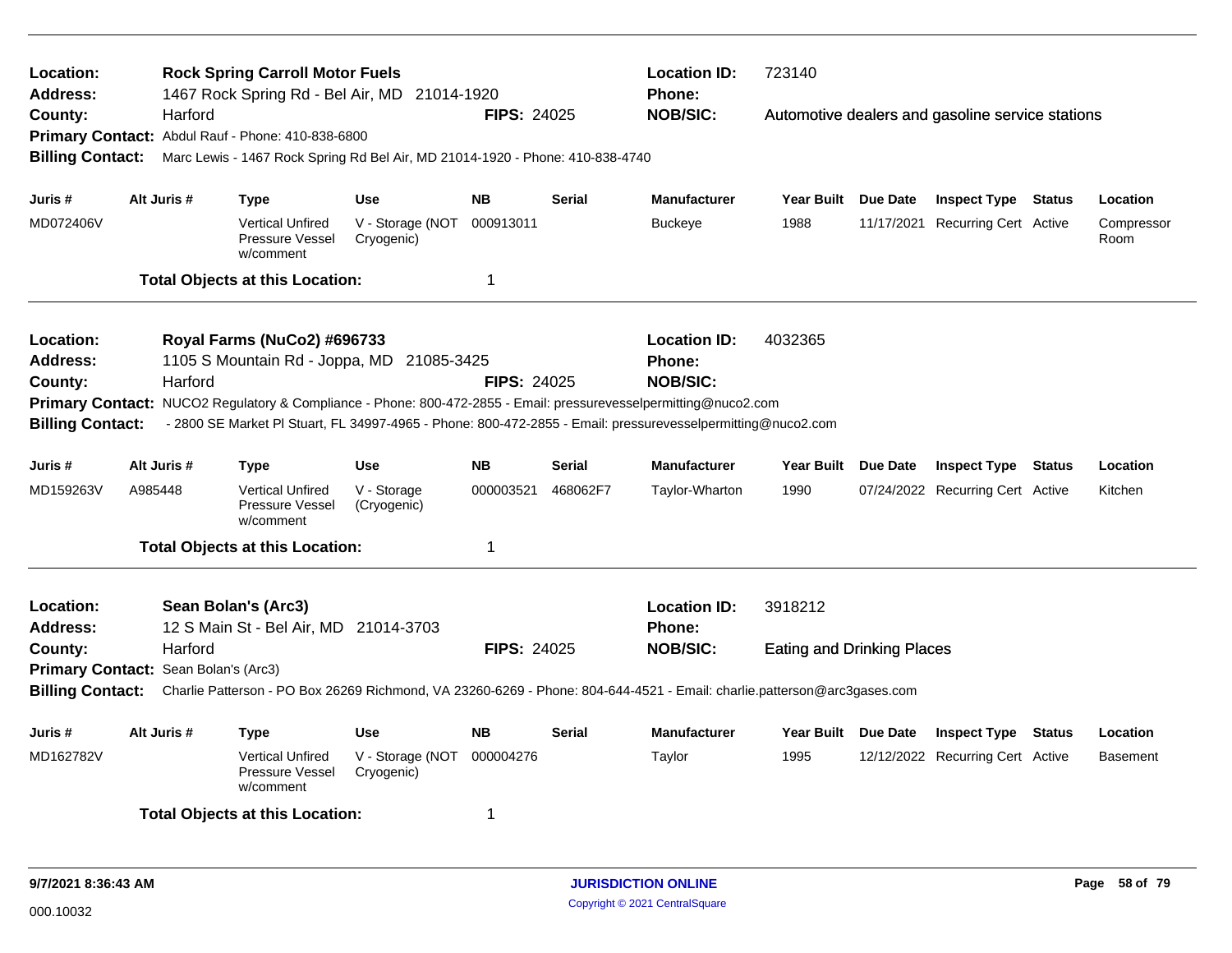**Location:** **Rock Spring Carroll Motor Fuels** **Location ID:** 723140
**Address:** 1467 Rock Spring Rd - Bel Air, MD 21014-1920 **Phone:**
**County:** Harford **FIPS:** 24025 **NOB/SIC:** Automotive dealers and gasoline service stations
**Primary Contact:** Abdul Rauf - Phone: 410-838-6800
**Billing Contact:** Marc Lewis - 1467 Rock Spring Rd Bel Air, MD 21014-1920 - Phone: 410-838-4740

| Juris # | Alt Juris # | Type | Use | NB | Serial | Manufacturer | Year Built | Due Date | Inspect Type | Status | Location |
|---|---|---|---|---|---|---|---|---|---|---|---|
| MD072406V | | Vertical Unfired Pressure Vessel w/comment | V - Storage (NOT Cryogenic) | 000913011 | | Buckeye | 1988 | 11/17/2021 | Recurring Cert | Active | Compressor Room |

**Total Objects at this Location:** 1

---

**Location:** **Royal Farms (NuCo2) #696733** **Location ID:** 4032365
**Address:** 1105 S Mountain Rd - Joppa, MD 21085-3425 **Phone:**
**County:** Harford **FIPS:** 24025 **NOB/SIC:**
**Primary Contact:** NUCO2 Regulatory & Compliance - Phone: 800-472-2855 - Email: pressurevesselpermitting@nuco2.com
**Billing Contact:** - 2800 SE Market Pl Stuart, FL 34997-4965 - Phone: 800-472-2855 - Email: pressurevesselpermitting@nuco2.com

| Juris # | Alt Juris # | Type | Use | NB | Serial | Manufacturer | Year Built | Due Date | Inspect Type | Status | Location |
|---|---|---|---|---|---|---|---|---|---|---|---|
| MD159263V | A985448 | Vertical Unfired Pressure Vessel w/comment | V - Storage (Cryogenic) | 000003521 | 468062F7 | Taylor-Wharton | 1990 | 07/24/2022 | Recurring Cert | Active | Kitchen |

**Total Objects at this Location:** 1

---

**Location:** **Sean Bolan's (Arc3)** **Location ID:** 3918212
**Address:** 12 S Main St - Bel Air, MD 21014-3703 **Phone:**
**County:** Harford **FIPS:** 24025 **NOB/SIC:** Eating and Drinking Places
**Primary Contact:** Sean Bolan's (Arc3)
**Billing Contact:** Charlie Patterson - PO Box 26269 Richmond, VA 23260-6269 - Phone: 804-644-4521 - Email: charlie.patterson@arc3gases.com

| Juris # | Alt Juris # | Type | Use | NB | Serial | Manufacturer | Year Built | Due Date | Inspect Type | Status | Location |
|---|---|---|---|---|---|---|---|---|---|---|---|
| MD162782V | | Vertical Unfired Pressure Vessel w/comment | V - Storage (NOT Cryogenic) | 000004276 | | Taylor | 1995 | 12/12/2022 | Recurring Cert | Active | Basement |

**Total Objects at this Location:** 1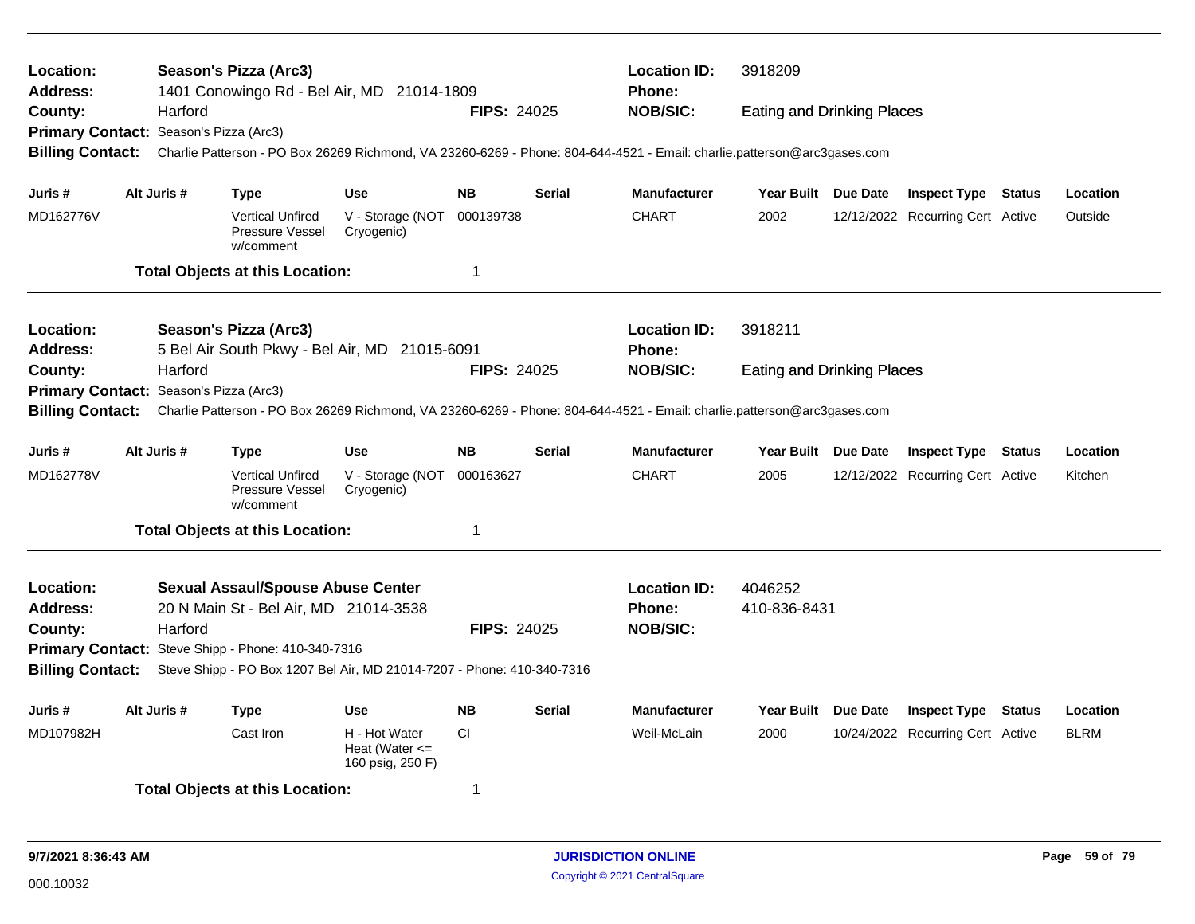**Location:** Season's Pizza (Arc3) **Location ID:** 3918209
**Address:** 1401 Conowingo Rd - Bel Air, MD 21014-1809 **Phone:**
**County:** Harford **FIPS:** 24025 **NOB/SIC:** Eating and Drinking Places
**Primary Contact:** Season's Pizza (Arc3)
**Billing Contact:** Charlie Patterson - PO Box 26269 Richmond, VA 23260-6269 - Phone: 804-644-4521 - Email: charlie.patterson@arc3gases.com

| Juris # | Alt Juris # | Type | Use | NB | Serial | Manufacturer | Year Built | Due Date | Inspect Type | Status | Location |
|---|---|---|---|---|---|---|---|---|---|---|---|
| MD162776V | | Vertical Unfired Pressure Vessel w/comment | V - Storage (NOT Cryogenic) | 000139738 | | CHART | 2002 | 12/12/2022 | Recurring Cert | Active | Outside |

**Total Objects at this Location:** 1

---

**Location:** Season's Pizza (Arc3) **Location ID:** 3918211
**Address:** 5 Bel Air South Pkwy - Bel Air, MD 21015-6091 **Phone:**
**County:** Harford **FIPS:** 24025 **NOB/SIC:** Eating and Drinking Places
**Primary Contact:** Season's Pizza (Arc3)
**Billing Contact:** Charlie Patterson - PO Box 26269 Richmond, VA 23260-6269 - Phone: 804-644-4521 - Email: charlie.patterson@arc3gases.com

| Juris # | Alt Juris # | Type | Use | NB | Serial | Manufacturer | Year Built | Due Date | Inspect Type | Status | Location |
|---|---|---|---|---|---|---|---|---|---|---|---|
| MD162778V | | Vertical Unfired Pressure Vessel w/comment | V - Storage (NOT Cryogenic) | 000163627 | | CHART | 2005 | 12/12/2022 | Recurring Cert | Active | Kitchen |

**Total Objects at this Location:** 1

---

**Location:** Sexual Assaul/Spouse Abuse Center **Location ID:** 4046252
**Address:** 20 N Main St - Bel Air, MD 21014-3538 **Phone:** 410-836-8431
**County:** Harford **FIPS:** 24025 **NOB/SIC:**
**Primary Contact:** Steve Shipp - Phone: 410-340-7316
**Billing Contact:** Steve Shipp - PO Box 1207 Bel Air, MD 21014-7207 - Phone: 410-340-7316

| Juris # | Alt Juris # | Type | Use | NB | Serial | Manufacturer | Year Built | Due Date | Inspect Type | Status | Location |
|---|---|---|---|---|---|---|---|---|---|---|---|
| MD107982H | | Cast Iron | H - Hot Water Heat (Water <= 160 psig, 250 F) | CI | | Weil-McLain | 2000 | 10/24/2022 | Recurring Cert | Active | BLRM |

**Total Objects at this Location:** 1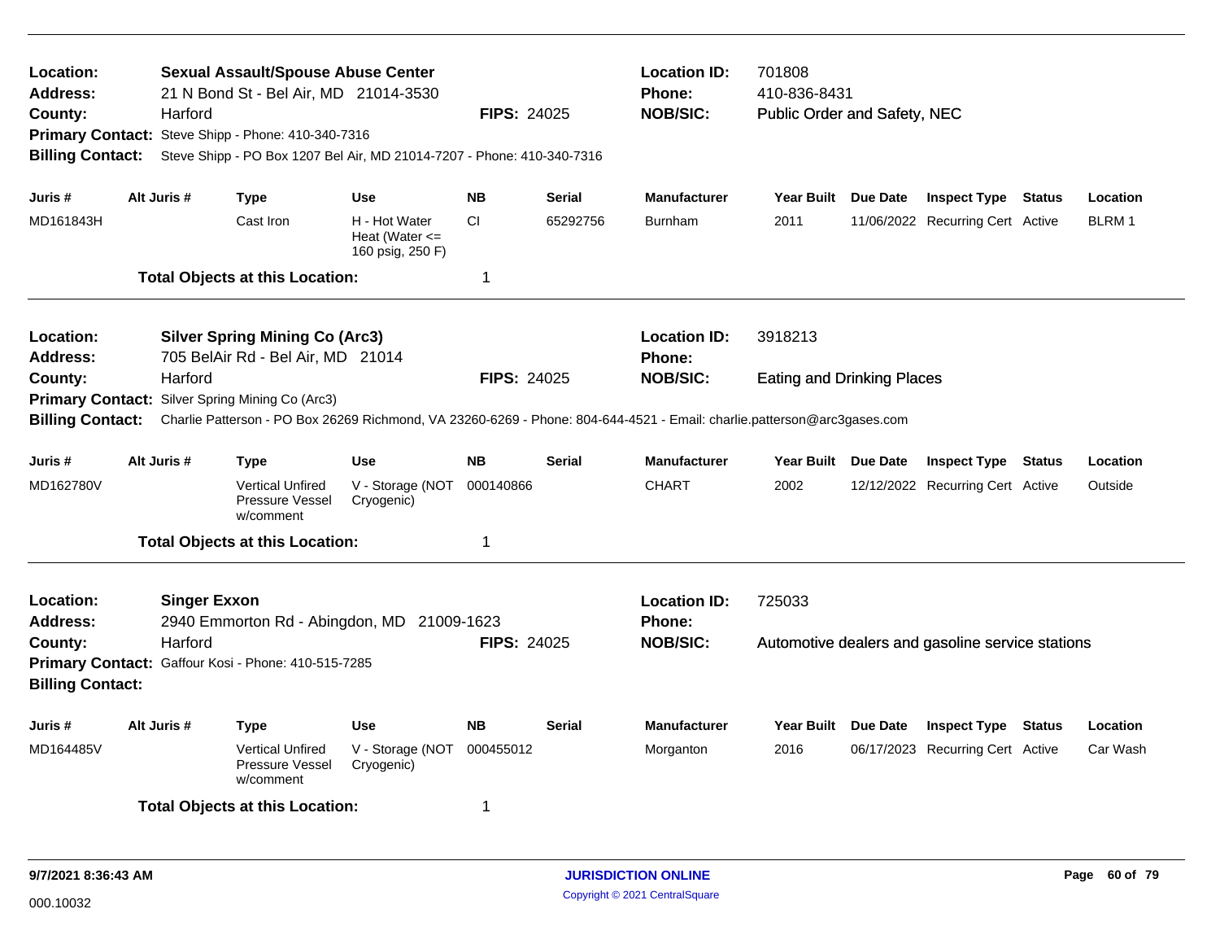**Location:** Sexual Assault/Spouse Abuse Center
**Address:** 21 N Bond St - Bel Air, MD 21014-3530
**County:** Harford
**FIPS:** 24025
**Location ID:** 701808
**Phone:** 410-836-8431
**NOB/SIC:** Public Order and Safety, NEC
**Primary Contact:** Steve Shipp - Phone: 410-340-7316
**Billing Contact:** Steve Shipp - PO Box 1207 Bel Air, MD 21014-7207 - Phone: 410-340-7316

| Juris # | Alt Juris # | Type | Use | NB | Serial | Manufacturer | Year Built | Due Date | Inspect Type | Status | Location |
|---|---|---|---|---|---|---|---|---|---|---|---|
| MD161843H | | Cast Iron | H - Hot Water Heat (Water <= 160 psig, 250 F) | CI | 65292756 | Burnham | 2011 | 11/06/2022 | Recurring Cert | Active | BLRM 1 |

**Total Objects at this Location:** 1

---

**Location:** Silver Spring Mining Co (Arc3)
**Address:** 705 BelAir Rd - Bel Air, MD 21014
**County:** Harford
**FIPS:** 24025
**Location ID:** 3918213
**Phone:**
**NOB/SIC:** Eating and Drinking Places
**Primary Contact:** Silver Spring Mining Co (Arc3)
**Billing Contact:** Charlie Patterson - PO Box 26269 Richmond, VA 23260-6269 - Phone: 804-644-4521 - Email: charlie.patterson@arc3gases.com

| Juris # | Alt Juris # | Type | Use | NB | Serial | Manufacturer | Year Built | Due Date | Inspect Type | Status | Location |
|---|---|---|---|---|---|---|---|---|---|---|---|
| MD162780V | | Vertical Unfired Pressure Vessel w/comment | V - Storage (NOT Cryogenic) | 000140866 | | CHART | 2002 | 12/12/2022 | Recurring Cert | Active | Outside |

**Total Objects at this Location:** 1

---

**Location:** Singer Exxon
**Address:** 2940 Emmorton Rd - Abingdon, MD 21009-1623
**County:** Harford
**FIPS:** 24025
**Location ID:** 725033
**Phone:**
**NOB/SIC:** Automotive dealers and gasoline service stations
**Primary Contact:** Gaffour Kosi - Phone: 410-515-7285
**Billing Contact:**

| Juris # | Alt Juris # | Type | Use | NB | Serial | Manufacturer | Year Built | Due Date | Inspect Type | Status | Location |
|---|---|---|---|---|---|---|---|---|---|---|---|
| MD164485V | | Vertical Unfired Pressure Vessel w/comment | V - Storage (NOT Cryogenic) | 000455012 | | Morganton | 2016 | 06/17/2023 | Recurring Cert | Active | Car Wash |

**Total Objects at this Location:** 1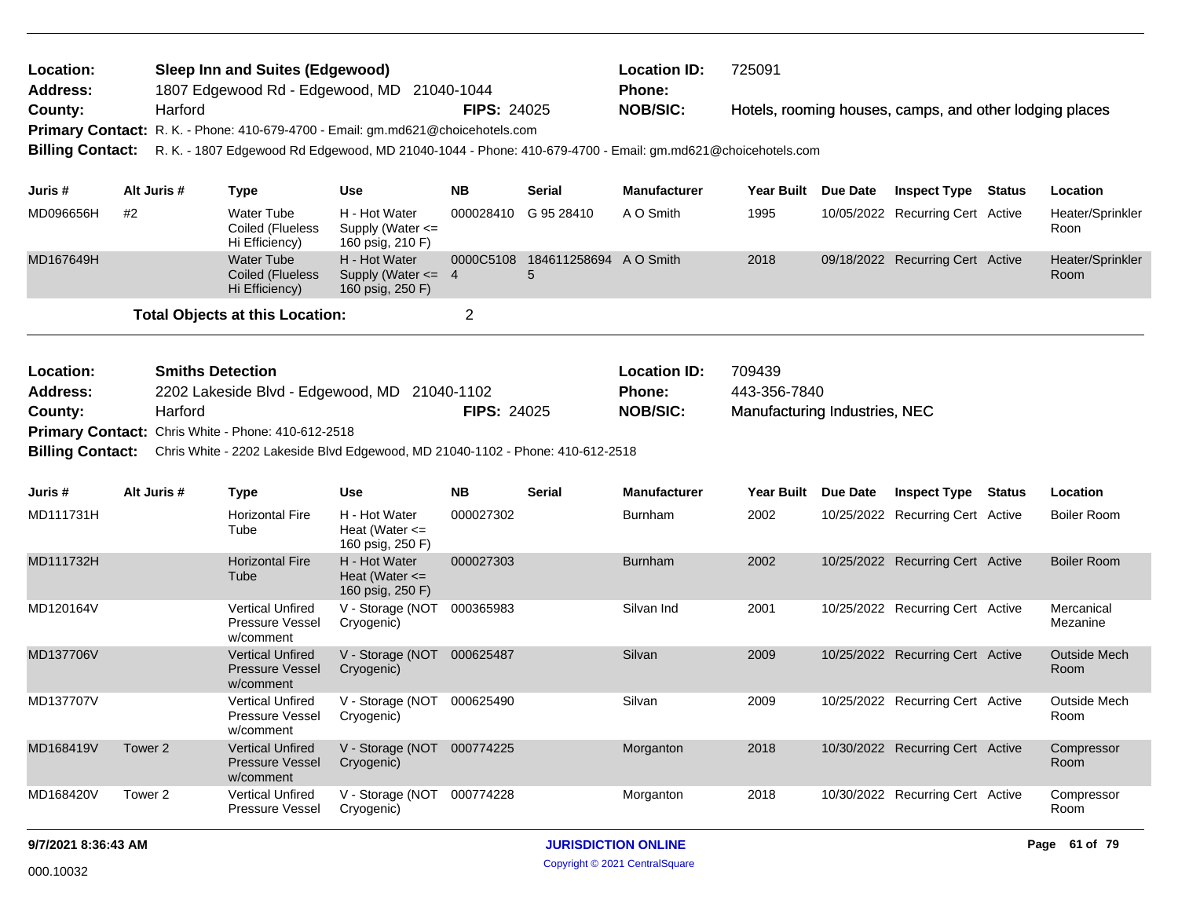**Location:** Sleep Inn and Suites (Edgewood)
**Address:** 1807 Edgewood Rd - Edgewood, MD 21040-1044
**County:** Harford
**FIPS:** 24025
**Location ID:** 725091
**Phone:**
**NOB/SIC:** Hotels, rooming houses, camps, and other lodging places
**Primary Contact:** R. K. - Phone: 410-679-4700 - Email: gm.md621@choicehotels.com
**Billing Contact:** R. K. - 1807 Edgewood Rd Edgewood, MD 21040-1044 - Phone: 410-679-4700 - Email: gm.md621@choicehotels.com

| Juris # | Alt Juris # | Type | Use | NB | Serial | Manufacturer | Year Built | Due Date | Inspect Type | Status | Location |
|---|---|---|---|---|---|---|---|---|---|---|---|
| MD096656H | #2 | Water Tube Coiled (Flueless Hi Efficiency) | H - Hot Water Supply (Water <= 160 psig, 210 F) | 000028410 | G 95 28410 | A O Smith | 1995 | 10/05/2022 | Recurring Cert | Active | Heater/Sprinkler Roon |
| MD167649H | | Water Tube Coiled (Flueless Hi Efficiency) | H - Hot Water Supply (Water <= 160 psig, 250 F) | 0000C51084 | 1846112586945 | A O Smith | 2018 | 09/18/2022 | Recurring Cert | Active | Heater/Sprinkler Room |

**Total Objects at this Location:** 2

**Location:** Smiths Detection
**Address:** 2202 Lakeside Blvd - Edgewood, MD 21040-1102
**County:** Harford
**FIPS:** 24025
**Location ID:** 709439
**Phone:** 443-356-7840
**NOB/SIC:** Manufacturing Industries, NEC
**Primary Contact:** Chris White - Phone: 410-612-2518
**Billing Contact:** Chris White - 2202 Lakeside Blvd Edgewood, MD 21040-1102 - Phone: 410-612-2518

| Juris # | Alt Juris # | Type | Use | NB | Serial | Manufacturer | Year Built | Due Date | Inspect Type | Status | Location |
|---|---|---|---|---|---|---|---|---|---|---|---|
| MD111731H | | Horizontal Fire Tube | H - Hot Water Heat (Water <= 160 psig, 250 F) | 000027302 | | Burnham | 2002 | 10/25/2022 | Recurring Cert | Active | Boiler Room |
| MD111732H | | Horizontal Fire Tube | H - Hot Water Heat (Water <= 160 psig, 250 F) | 000027303 | | Burnham | 2002 | 10/25/2022 | Recurring Cert | Active | Boiler Room |
| MD120164V | | Vertical Unfired Pressure Vessel w/comment | V - Storage (NOT Cryogenic) | 000365983 | | Silvan Ind | 2001 | 10/25/2022 | Recurring Cert | Active | Mercanical Mezanine |
| MD137706V | | Vertical Unfired Pressure Vessel w/comment | V - Storage (NOT Cryogenic) | 000625487 | | Silvan | 2009 | 10/25/2022 | Recurring Cert | Active | Outside Mech Room |
| MD137707V | | Vertical Unfired Pressure Vessel w/comment | V - Storage (NOT Cryogenic) | 000625490 | | Silvan | 2009 | 10/25/2022 | Recurring Cert | Active | Outside Mech Room |
| MD168419V | Tower 2 | Vertical Unfired Pressure Vessel w/comment | V - Storage (NOT Cryogenic) | 000774225 | | Morganton | 2018 | 10/30/2022 | Recurring Cert | Active | Compressor Room |
| MD168420V | Tower 2 | Vertical Unfired Pressure Vessel | V - Storage (NOT Cryogenic) | 000774228 | | Morganton | 2018 | 10/30/2022 | Recurring Cert | Active | Compressor Room |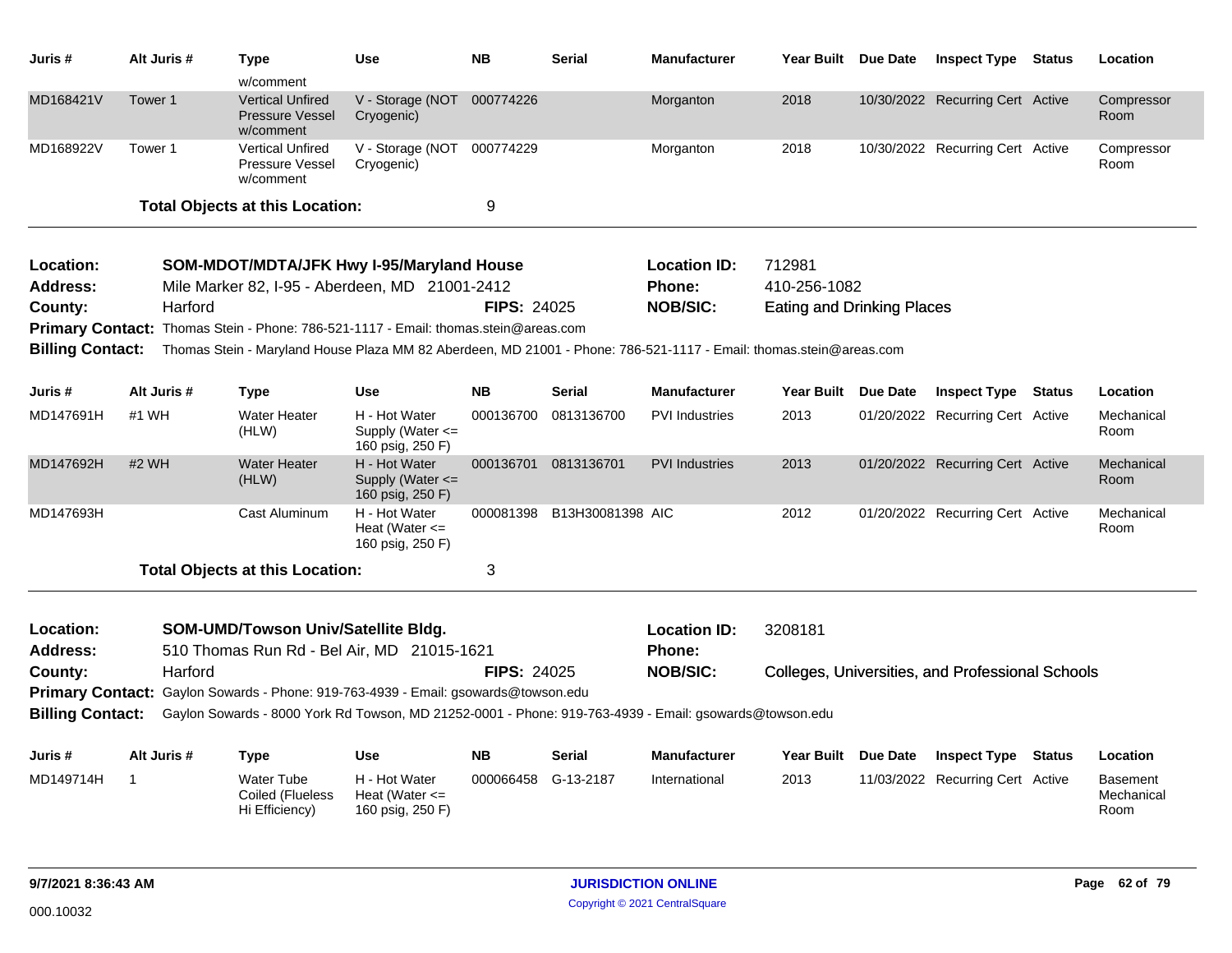| Juris # | Alt Juris # | Type | Use | NB | Serial | Manufacturer | Year Built | Due Date | Inspect Type | Status | Location |
|---|---|---|---|---|---|---|---|---|---|---|---|
| | | w/comment | | | | | | | | | |
| MD168421V | Tower 1 | Vertical Unfired Pressure Vessel w/comment | V - Storage (NOT Cryogenic) | 000774226 | | Morganton | 2018 | 10/30/2022 | Recurring Cert | Active | Compressor Room |
| MD168922V | Tower 1 | Vertical Unfired Pressure Vessel w/comment | V - Storage (NOT Cryogenic) | 000774229 | | Morganton | 2018 | 10/30/2022 | Recurring Cert | Active | Compressor Room |

**Total Objects at this Location:** 9

---

**Location:** SOM-MDOT/MDTA/JFK Hwy I-95/Maryland House
**Location ID:** 712981
**Address:** Mile Marker 82, I-95 - Aberdeen, MD 21001-2412
**Phone:** 410-256-1082
**County:** Harford
**FIPS:** 24025
**NOB/SIC:** Eating and Drinking Places
**Primary Contact:** Thomas Stein - Phone: 786-521-1117 - Email: thomas.stein@areas.com
**Billing Contact:** Thomas Stein - Maryland House Plaza MM 82 Aberdeen, MD 21001 - Phone: 786-521-1117 - Email: thomas.stein@areas.com

| Juris # | Alt Juris # | Type | Use | NB | Serial | Manufacturer | Year Built | Due Date | Inspect Type | Status | Location |
|---|---|---|---|---|---|---|---|---|---|---|---|
| MD147691H | #1 WH | Water Heater (HLW) | H - Hot Water Supply (Water <= 160 psig, 250 F) | 000136700 | 0813136700 | PVI Industries | 2013 | 01/20/2022 | Recurring Cert | Active | Mechanical Room |
| MD147692H | #2 WH | Water Heater (HLW) | H - Hot Water Supply (Water <= 160 psig, 250 F) | 000136701 | 0813136701 | PVI Industries | 2013 | 01/20/2022 | Recurring Cert | Active | Mechanical Room |
| MD147693H | | Cast Aluminum | H - Hot Water Heat (Water <= 160 psig, 250 F) | 000081398 | B13H30081398 | AIC | 2012 | 01/20/2022 | Recurring Cert | Active | Mechanical Room |

**Total Objects at this Location:** 3

---

**Location:** SOM-UMD/Towson Univ/Satellite Bldg.
**Location ID:** 3208181
**Address:** 510 Thomas Run Rd - Bel Air, MD 21015-1621
**Phone:**
**County:** Harford
**FIPS:** 24025
**NOB/SIC:** Colleges, Universities, and Professional Schools
**Primary Contact:** Gaylon Sowards - Phone: 919-763-4939 - Email: gsowards@towson.edu
**Billing Contact:** Gaylon Sowards - 8000 York Rd Towson, MD 21252-0001 - Phone: 919-763-4939 - Email: gsowards@towson.edu

| Juris # | Alt Juris # | Type | Use | NB | Serial | Manufacturer | Year Built | Due Date | Inspect Type | Status | Location |
|---|---|---|---|---|---|---|---|---|---|---|---|
| MD149714H | 1 | Water Tube Coiled (Flueless Hi Efficiency) | H - Hot Water Heat (Water <= 160 psig, 250 F) | 000066458 | G-13-2187 | International | 2013 | 11/03/2022 | Recurring Cert | Active | Basement Mechanical Room |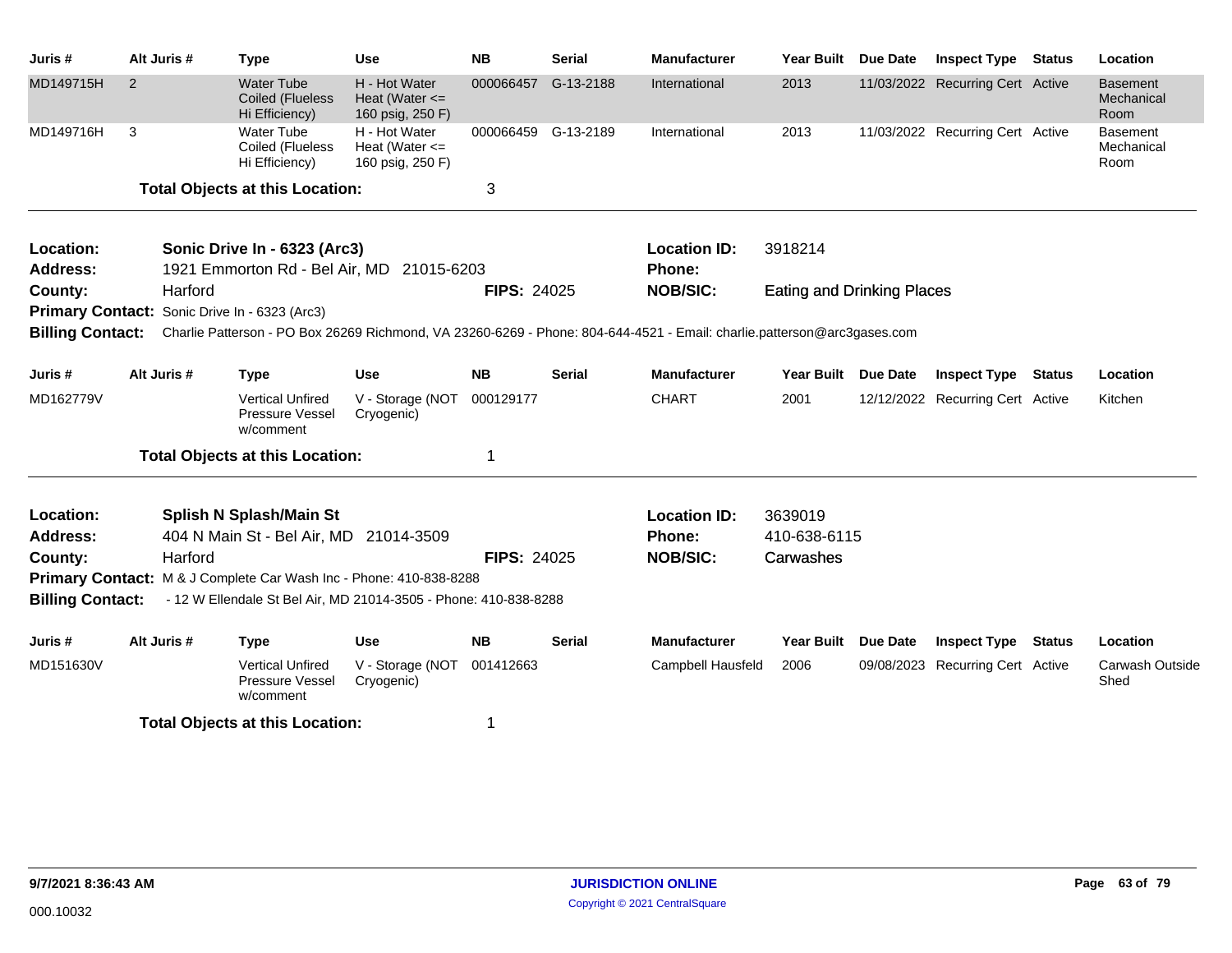| Juris # | Alt Juris # | Type | Use | NB | Serial | Manufacturer | Year Built | Due Date | Inspect Type | Status | Location |
|---|---|---|---|---|---|---|---|---|---|---|---|
| MD149715H | 2 | Water Tube Coiled (Flueless Hi Efficiency) | H - Hot Water Heat (Water <= 160 psig, 250 F) | 000066457 | G-13-2188 | International | 2013 | 11/03/2022 | Recurring Cert | Active | Basement Mechanical Room |
| MD149716H | 3 | Water Tube Coiled (Flueless Hi Efficiency) | H - Hot Water Heat (Water <= 160 psig, 250 F) | 000066459 | G-13-2189 | International | 2013 | 11/03/2022 | Recurring Cert | Active | Basement Mechanical Room |

**Total Objects at this Location:** 3

---

**Location:** Sonic Drive In - 6323 (Arc3)
**Address:** 1921 Emmorton Rd - Bel Air, MD 21015-6203
**County:** Harford
**FIPS:** 24025
**Location ID:** 3918214
**Phone:**
**NOB/SIC:** Eating and Drinking Places
**Primary Contact:** Sonic Drive In - 6323 (Arc3)
**Billing Contact:** Charlie Patterson - PO Box 26269 Richmond, VA 23260-6269 - Phone: 804-644-4521 - Email: charlie.patterson@arc3gases.com

| Juris # | Alt Juris # | Type | Use | NB | Serial | Manufacturer | Year Built | Due Date | Inspect Type | Status | Location |
|---|---|---|---|---|---|---|---|---|---|---|---|
| MD162779V | | Vertical Unfired Pressure Vessel w/comment | V - Storage (NOT Cryogenic) | 000129177 | | CHART | 2001 | 12/12/2022 | Recurring Cert | Active | Kitchen |

**Total Objects at this Location:** 1

---

**Location:** Splish N Splash/Main St
**Address:** 404 N Main St - Bel Air, MD 21014-3509
**County:** Harford
**FIPS:** 24025
**Location ID:** 3639019
**Phone:** 410-638-6115
**NOB/SIC:** Carwashes
**Primary Contact:** M & J Complete Car Wash Inc - Phone: 410-838-8288
**Billing Contact:** - 12 W Ellendale St Bel Air, MD 21014-3505 - Phone: 410-838-8288

| Juris # | Alt Juris # | Type | Use | NB | Serial | Manufacturer | Year Built | Due Date | Inspect Type | Status | Location |
|---|---|---|---|---|---|---|---|---|---|---|---|
| MD151630V | | Vertical Unfired Pressure Vessel w/comment | V - Storage (NOT Cryogenic) | 001412663 | | Campbell Hausfeld | 2006 | 09/08/2023 | Recurring Cert | Active | Carwash Outside Shed |

**Total Objects at this Location:** 1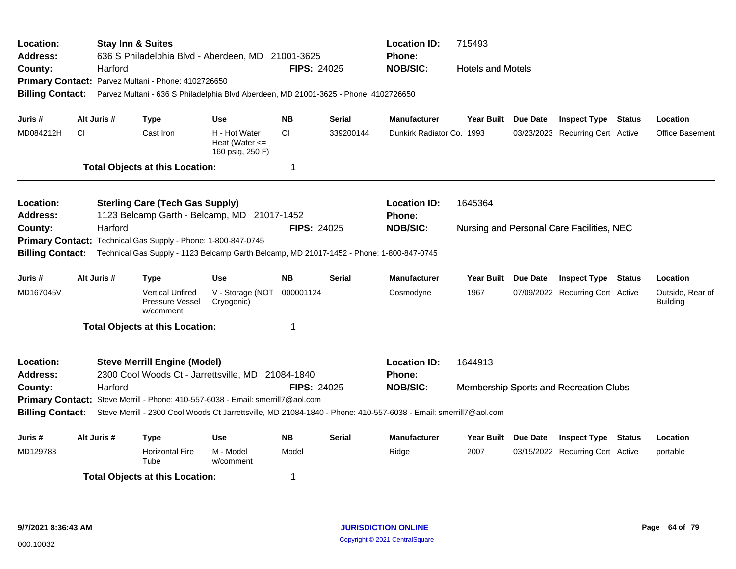**Location:** **Stay Inn & Suites**
**Location ID:** 715493
**Address:** 636 S Philadelphia Blvd - Aberdeen, MD 21001-3625
**Phone:**
**County:** Harford
**FIPS:** 24025
**NOB/SIC:** Hotels and Motels
**Primary Contact:** Parvez Multani - Phone: 4102726650
**Billing Contact:** Parvez Multani - 636 S Philadelphia Blvd Aberdeen, MD 21001-3625 - Phone: 4102726650

| Juris # | Alt Juris # | Type | Use | NB | Serial | Manufacturer | Year Built | Due Date | Inspect Type | Status | Location |
|---|---|---|---|---|---|---|---|---|---|---|---|
| MD084212H | CI | Cast Iron | H - Hot Water Heat (Water <= 160 psig, 250 F) | CI | 339200144 | Dunkirk Radiator Co. | 1993 | 03/23/2023 | Recurring Cert | Active | Office Basement |

**Total Objects at this Location:** 1

---

**Location:** **Sterling Care (Tech Gas Supply)**
**Location ID:** 1645364
**Address:** 1123 Belcamp Garth - Belcamp, MD 21017-1452
**Phone:**
**County:** Harford
**FIPS:** 24025
**NOB/SIC:** Nursing and Personal Care Facilities, NEC
**Primary Contact:** Technical Gas Supply - Phone: 1-800-847-0745
**Billing Contact:** Technical Gas Supply - 1123 Belcamp Garth Belcamp, MD 21017-1452 - Phone: 1-800-847-0745

| Juris # | Alt Juris # | Type | Use | NB | Serial | Manufacturer | Year Built | Due Date | Inspect Type | Status | Location |
|---|---|---|---|---|---|---|---|---|---|---|---|
| MD167045V | | Vertical Unfired Pressure Vessel w/comment | V - Storage (NOT Cryogenic) | 000001124 | | Cosmodyne | 1967 | 07/09/2022 | Recurring Cert | Active | Outside, Rear of Building |

**Total Objects at this Location:** 1

---

**Location:** **Steve Merrill Engine (Model)**
**Location ID:** 1644913
**Address:** 2300 Cool Woods Ct - Jarrettsville, MD 21084-1840
**Phone:**
**County:** Harford
**FIPS:** 24025
**NOB/SIC:** Membership Sports and Recreation Clubs
**Primary Contact:** Steve Merrill - Phone: 410-557-6038 - Email: smerrill7@aol.com
**Billing Contact:** Steve Merrill - 2300 Cool Woods Ct Jarrettsville, MD 21084-1840 - Phone: 410-557-6038 - Email: smerrill7@aol.com

| Juris # | Alt Juris # | Type | Use | NB | Serial | Manufacturer | Year Built | Due Date | Inspect Type | Status | Location |
|---|---|---|---|---|---|---|---|---|---|---|---|
| MD129783 | | Horizontal Fire Tube | M - Model w/comment | Model | | Ridge | 2007 | 03/15/2022 | Recurring Cert | Active | portable |

**Total Objects at this Location:** 1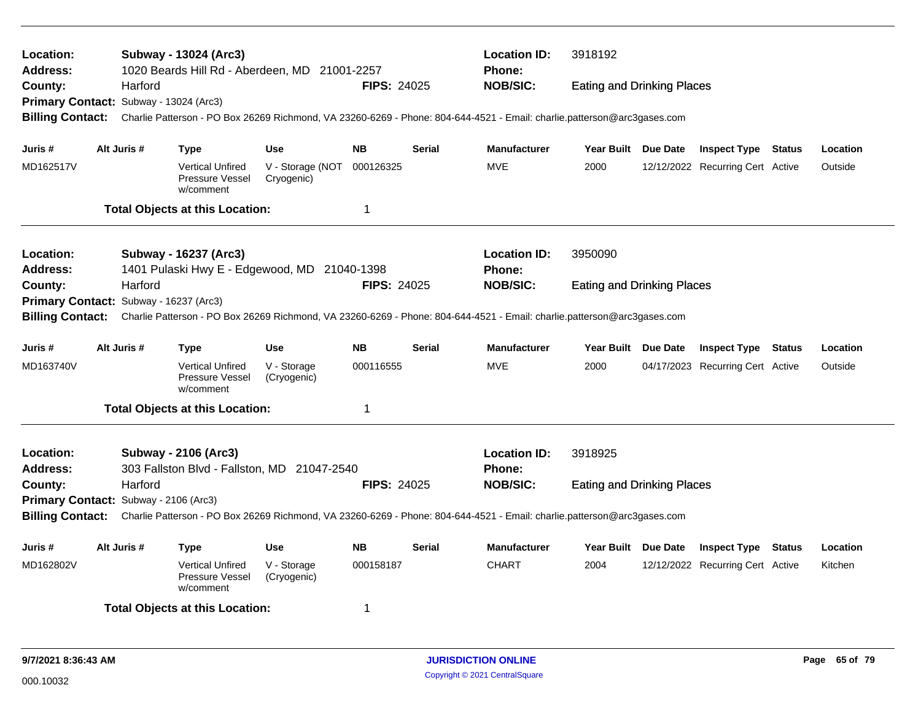**Location:** **Subway - 13024 (Arc3)** **Location ID:** 3918192
**Address:** 1020 Beards Hill Rd - Aberdeen, MD 21001-2257 **Phone:**
**County:** Harford **FIPS:** 24025 **NOB/SIC:** Eating and Drinking Places
**Primary Contact:** Subway - 13024 (Arc3)
**Billing Contact:** Charlie Patterson - PO Box 26269 Richmond, VA 23260-6269 - Phone: 804-644-4521 - Email: charlie.patterson@arc3gases.com

| Juris # | Alt Juris # | Type | Use | NB | Serial | Manufacturer | Year Built | Due Date | Inspect Type | Status | Location |
|---|---|---|---|---|---|---|---|---|---|---|---|
| MD162517V | | Vertical Unfired Pressure Vessel w/comment | V - Storage (NOT Cryogenic) | 000126325 | | MVE | 2000 | 12/12/2022 | Recurring Cert | Active | Outside |

**Total Objects at this Location:** 1

---

**Location:** **Subway - 16237 (Arc3)** **Location ID:** 3950090
**Address:** 1401 Pulaski Hwy E - Edgewood, MD 21040-1398 **Phone:**
**County:** Harford **FIPS:** 24025 **NOB/SIC:** Eating and Drinking Places
**Primary Contact:** Subway - 16237 (Arc3)
**Billing Contact:** Charlie Patterson - PO Box 26269 Richmond, VA 23260-6269 - Phone: 804-644-4521 - Email: charlie.patterson@arc3gases.com

| Juris # | Alt Juris # | Type | Use | NB | Serial | Manufacturer | Year Built | Due Date | Inspect Type | Status | Location |
|---|---|---|---|---|---|---|---|---|---|---|---|
| MD163740V | | Vertical Unfired Pressure Vessel w/comment | V - Storage (Cryogenic) | 000116555 | | MVE | 2000 | 04/17/2023 | Recurring Cert | Active | Outside |

**Total Objects at this Location:** 1

---

**Location:** **Subway - 2106 (Arc3)** **Location ID:** 3918925
**Address:** 303 Fallston Blvd - Fallston, MD 21047-2540 **Phone:**
**County:** Harford **FIPS:** 24025 **NOB/SIC:** Eating and Drinking Places
**Primary Contact:** Subway - 2106 (Arc3)
**Billing Contact:** Charlie Patterson - PO Box 26269 Richmond, VA 23260-6269 - Phone: 804-644-4521 - Email: charlie.patterson@arc3gases.com

| Juris # | Alt Juris # | Type | Use | NB | Serial | Manufacturer | Year Built | Due Date | Inspect Type | Status | Location |
|---|---|---|---|---|---|---|---|---|---|---|---|
| MD162802V | | Vertical Unfired Pressure Vessel w/comment | V - Storage (Cryogenic) | 000158187 | | CHART | 2004 | 12/12/2022 | Recurring Cert | Active | Kitchen |

**Total Objects at this Location:** 1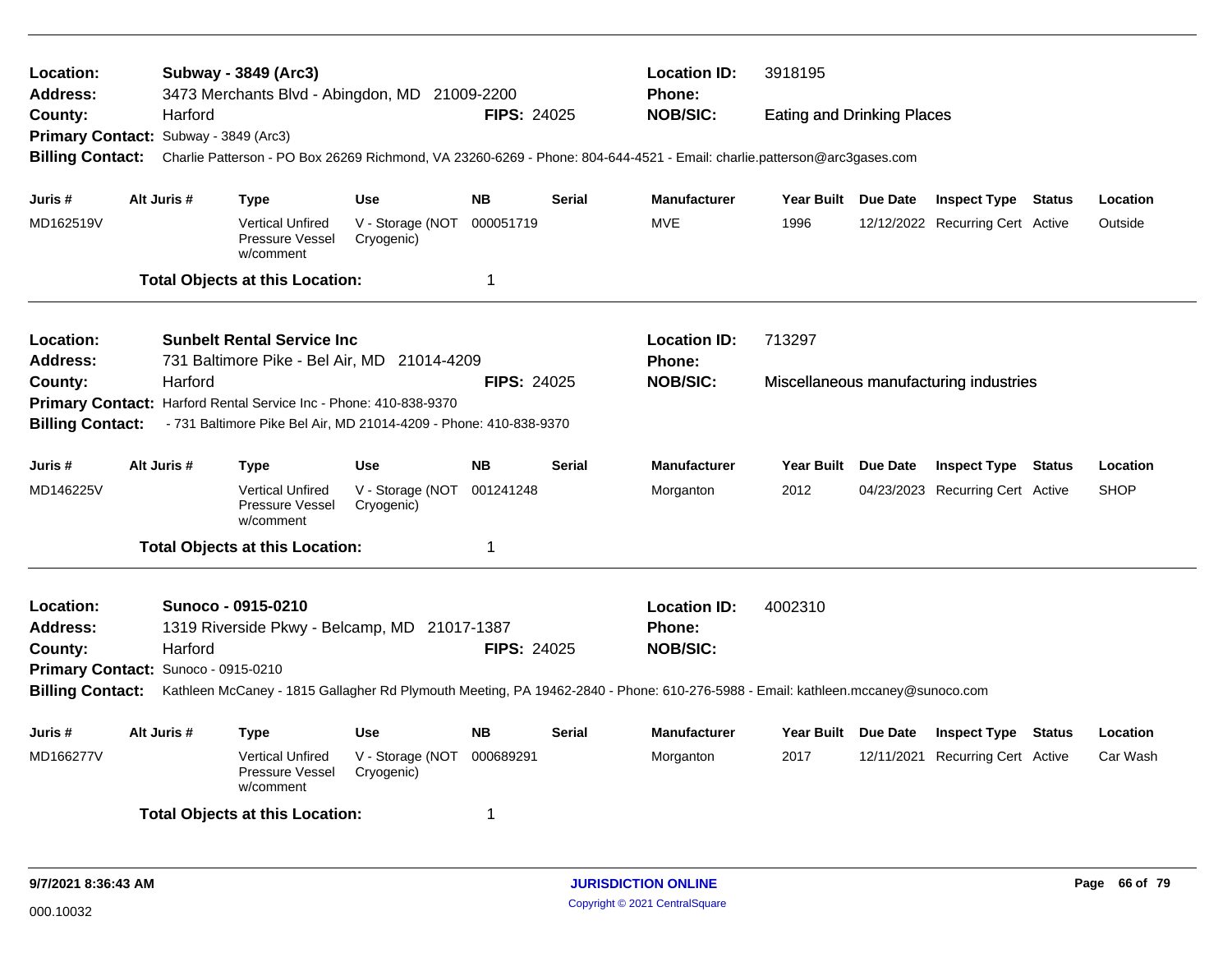**Location:** **Subway - 3849 (Arc3)** **Location ID:** 3918195
**Address:** 3473 Merchants Blvd - Abingdon, MD 21009-2200 **Phone:**
**County:** Harford **FIPS:** 24025 **NOB/SIC:** Eating and Drinking Places
**Primary Contact:** Subway - 3849 (Arc3)
**Billing Contact:** Charlie Patterson - PO Box 26269 Richmond, VA 23260-6269 - Phone: 804-644-4521 - Email: charlie.patterson@arc3gases.com

| Juris # | Alt Juris # | Type | Use | NB | Serial | Manufacturer | Year Built | Due Date | Inspect Type | Status | Location |
|---|---|---|---|---|---|---|---|---|---|---|---|
| MD162519V | | Vertical Unfired Pressure Vessel w/comment | V - Storage (NOT Cryogenic) | 000051719 | | MVE | 1996 | 12/12/2022 | Recurring Cert | Active | Outside |

**Total Objects at this Location:** 1

---

**Location:** **Sunbelt Rental Service Inc** **Location ID:** 713297
**Address:** 731 Baltimore Pike - Bel Air, MD 21014-4209 **Phone:**
**County:** Harford **FIPS:** 24025 **NOB/SIC:** Miscellaneous manufacturing industries
**Primary Contact:** Harford Rental Service Inc - Phone: 410-838-9370
**Billing Contact:** - 731 Baltimore Pike Bel Air, MD 21014-4209 - Phone: 410-838-9370

| Juris # | Alt Juris # | Type | Use | NB | Serial | Manufacturer | Year Built | Due Date | Inspect Type | Status | Location |
|---|---|---|---|---|---|---|---|---|---|---|---|
| MD146225V | | Vertical Unfired Pressure Vessel w/comment | V - Storage (NOT Cryogenic) | 001241248 | | Morganton | 2012 | 04/23/2023 | Recurring Cert | Active | SHOP |

**Total Objects at this Location:** 1

---

**Location:** **Sunoco - 0915-0210** **Location ID:** 4002310
**Address:** 1319 Riverside Pkwy - Belcamp, MD 21017-1387 **Phone:**
**County:** Harford **FIPS:** 24025 **NOB/SIC:**
**Primary Contact:** Sunoco - 0915-0210
**Billing Contact:** Kathleen McCaney - 1815 Gallagher Rd Plymouth Meeting, PA 19462-2840 - Phone: 610-276-5988 - Email: kathleen.mccaney@sunoco.com

| Juris # | Alt Juris # | Type | Use | NB | Serial | Manufacturer | Year Built | Due Date | Inspect Type | Status | Location |
|---|---|---|---|---|---|---|---|---|---|---|---|
| MD166277V | | Vertical Unfired Pressure Vessel w/comment | V - Storage (NOT Cryogenic) | 000689291 | | Morganton | 2017 | 12/11/2021 | Recurring Cert | Active | Car Wash |

**Total Objects at this Location:** 1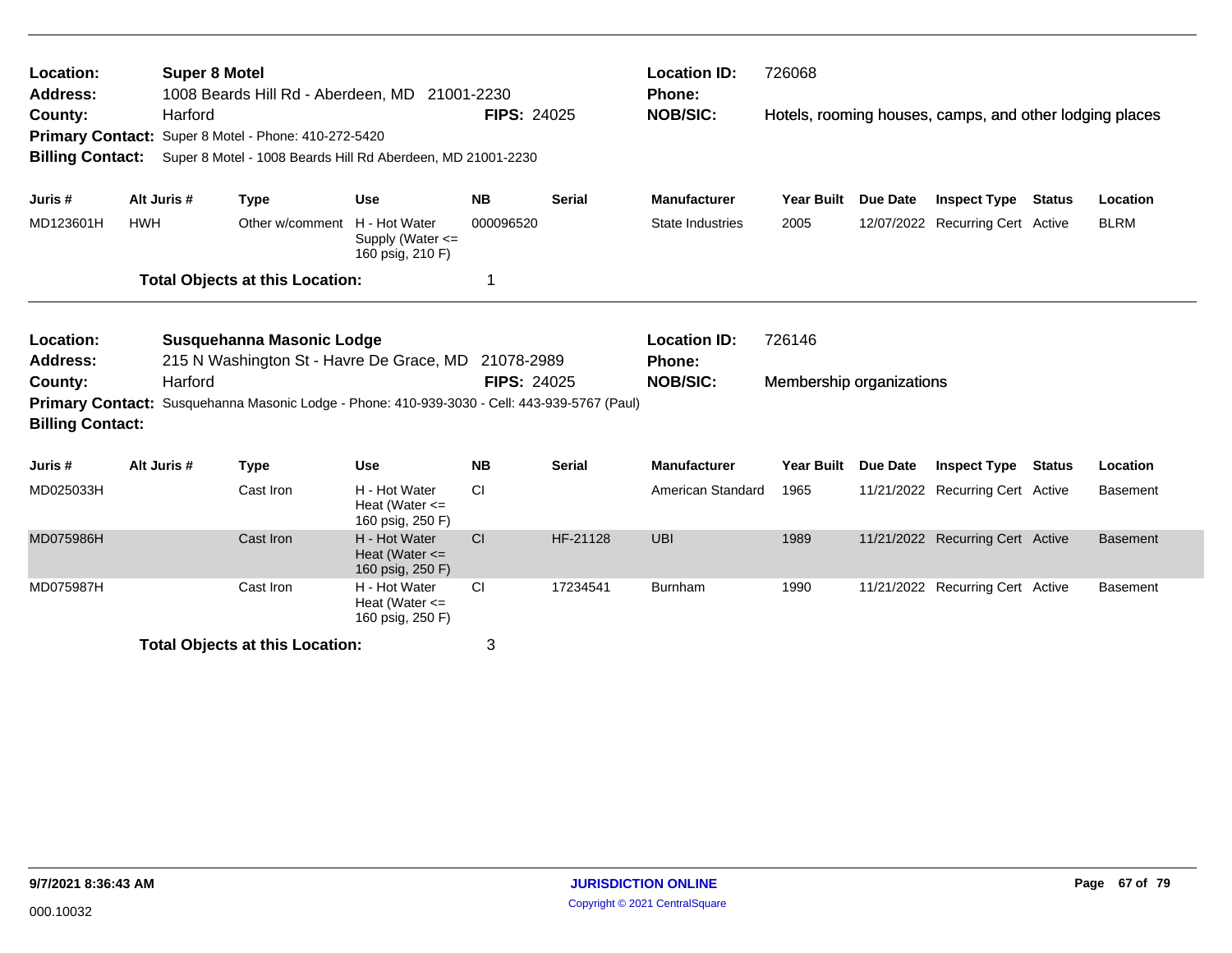**Location:** **Super 8 Motel**
**Address:** 1008 Beards Hill Rd - Aberdeen, MD 21001-2230
**County:** Harford **FIPS:** 24025
**Primary Contact:** Super 8 Motel - Phone: 410-272-5420
**Billing Contact:** Super 8 Motel - 1008 Beards Hill Rd Aberdeen, MD 21001-2230

**Location ID:** 726068
**Phone:**
**NOB/SIC:** Hotels, rooming houses, camps, and other lodging places

| Juris # | Alt Juris # | Type | Use | NB | Serial | Manufacturer | Year Built | Due Date | Inspect Type | Status | Location |
|---|---|---|---|---|---|---|---|---|---|---|---|
| MD123601H | HWH | Other w/comment | H - Hot Water Supply (Water <= 160 psig, 210 F) | 000096520 | | State Industries | 2005 | 12/07/2022 | Recurring Cert | Active | BLRM |

**Total Objects at this Location:** 1

---

**Location:** **Susquehanna Masonic Lodge**
**Address:** 215 N Washington St - Havre De Grace, MD 21078-2989
**County:** Harford **FIPS:** 24025
**Primary Contact:** Susquehanna Masonic Lodge - Phone: 410-939-3030 - Cell: 443-939-5767 (Paul)
**Billing Contact:**

**Location ID:** 726146
**Phone:**
**NOB/SIC:** Membership organizations

| Juris # | Alt Juris # | Type | Use | NB | Serial | Manufacturer | Year Built | Due Date | Inspect Type | Status | Location |
|---|---|---|---|---|---|---|---|---|---|---|---|
| MD025033H | | Cast Iron | H - Hot Water Heat (Water <= 160 psig, 250 F) | CI | | American Standard | 1965 | 11/21/2022 | Recurring Cert | Active | Basement |
| MD075986H | | Cast Iron | H - Hot Water Heat (Water <= 160 psig, 250 F) | CI | HF-21128 | UBI | 1989 | 11/21/2022 | Recurring Cert | Active | Basement |
| MD075987H | | Cast Iron | H - Hot Water Heat (Water <= 160 psig, 250 F) | CI | 17234541 | Burnham | 1990 | 11/21/2022 | Recurring Cert | Active | Basement |

**Total Objects at this Location:** 3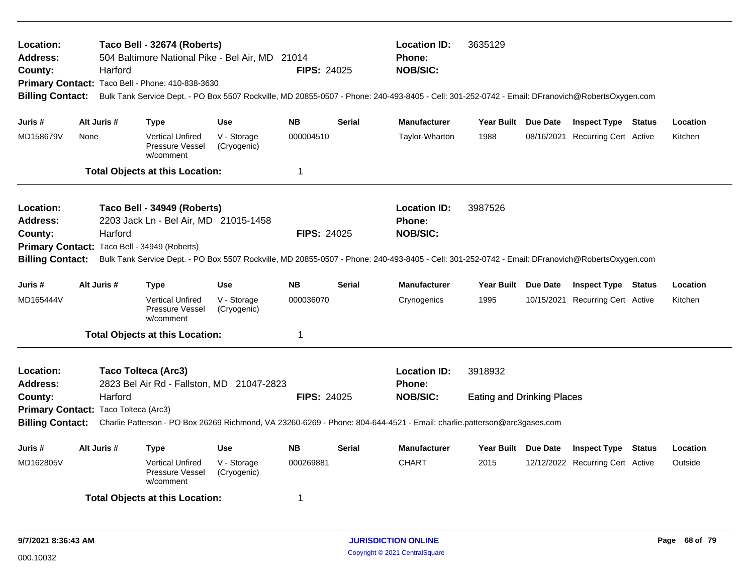**Location:** Taco Bell - 32674 (Roberts)
**Address:** 504 Baltimore National Pike - Bel Air, MD 21014
**County:** Harford
**FIPS:** 24025
**Location ID:** 3635129
**Phone:**
**NOB/SIC:**
**Primary Contact:** Taco Bell - Phone: 410-838-3630
**Billing Contact:** Bulk Tank Service Dept. - PO Box 5507 Rockville, MD 20855-0507 - Phone: 240-493-8405 - Cell: 301-252-0742 - Email: DFranovich@RobertsOxygen.com

| Juris # | Alt Juris # | Type | Use | NB | Serial | Manufacturer | Year Built | Due Date | Inspect Type | Status | Location |
|---|---|---|---|---|---|---|---|---|---|---|---|
| MD158679V | None | Vertical Unfired Pressure Vessel w/comment | V - Storage (Cryogenic) | 000004510 | | Taylor-Wharton | 1988 | 08/16/2021 | Recurring Cert | Active | Kitchen |

**Total Objects at this Location:** 1

---

**Location:** Taco Bell - 34949 (Roberts)
**Address:** 2203 Jack Ln - Bel Air, MD 21015-1458
**County:** Harford
**FIPS:** 24025
**Location ID:** 3987526
**Phone:**
**NOB/SIC:**
**Primary Contact:** Taco Bell - 34949 (Roberts)
**Billing Contact:** Bulk Tank Service Dept. - PO Box 5507 Rockville, MD 20855-0507 - Phone: 240-493-8405 - Cell: 301-252-0742 - Email: DFranovich@RobertsOxygen.com

| Juris # | Alt Juris # | Type | Use | NB | Serial | Manufacturer | Year Built | Due Date | Inspect Type | Status | Location |
|---|---|---|---|---|---|---|---|---|---|---|---|
| MD165444V | | Vertical Unfired Pressure Vessel w/comment | V - Storage (Cryogenic) | 000036070 | | Crynogenics | 1995 | 10/15/2021 | Recurring Cert | Active | Kitchen |

**Total Objects at this Location:** 1

---

**Location:** Taco Tolteca (Arc3)
**Address:** 2823 Bel Air Rd - Fallston, MD 21047-2823
**County:** Harford
**FIPS:** 24025
**Location ID:** 3918932
**Phone:**
**NOB/SIC:** Eating and Drinking Places
**Primary Contact:** Taco Tolteca (Arc3)
**Billing Contact:** Charlie Patterson - PO Box 26269 Richmond, VA 23260-6269 - Phone: 804-644-4521 - Email: charlie.patterson@arc3gases.com

| Juris # | Alt Juris # | Type | Use | NB | Serial | Manufacturer | Year Built | Due Date | Inspect Type | Status | Location |
|---|---|---|---|---|---|---|---|---|---|---|---|
| MD162805V | | Vertical Unfired Pressure Vessel w/comment | V - Storage (Cryogenic) | 000269881 | | CHART | 2015 | 12/12/2022 | Recurring Cert | Active | Outside |

**Total Objects at this Location:** 1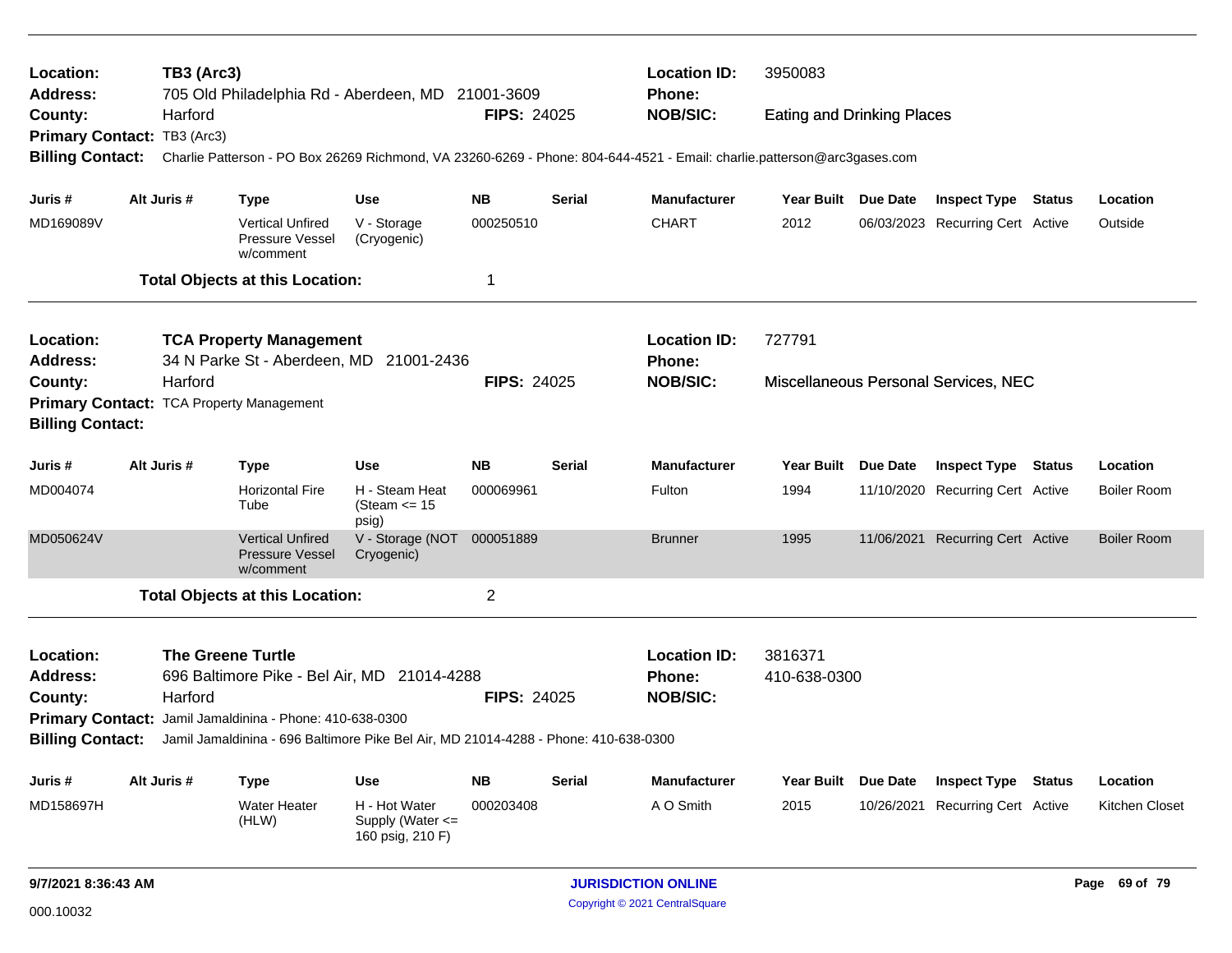**Location:** TB3 (Arc3)  
**Address:** 705 Old Philadelphia Rd - Aberdeen, MD 21001-3609  
**County:** Harford  
**FIPS:** 24025  
**Location ID:** 3950083  
**Phone:**  
**NOB/SIC:** Eating and Drinking Places  
**Primary Contact:** TB3 (Arc3)  
**Billing Contact:** Charlie Patterson - PO Box 26269 Richmond, VA 23260-6269 - Phone: 804-644-4521 - Email: charlie.patterson@arc3gases.com

| Juris # | Alt Juris # | Type | Use | NB | Serial | Manufacturer | Year Built | Due Date | Inspect Type | Status | Location |
|---|---|---|---|---|---|---|---|---|---|---|---|
| MD169089V | | Vertical Unfired Pressure Vessel w/comment | V - Storage (Cryogenic) | 000250510 | | CHART | 2012 | 06/03/2023 | Recurring Cert | Active | Outside |

**Total Objects at this Location:** 1

---

**Location:** TCA Property Management  
**Address:** 34 N Parke St - Aberdeen, MD 21001-2436  
**County:** Harford  
**FIPS:** 24025  
**Location ID:** 727791  
**Phone:**  
**NOB/SIC:** Miscellaneous Personal Services, NEC  
**Primary Contact:** TCA Property Management  
**Billing Contact:**

| Juris # | Alt Juris # | Type | Use | NB | Serial | Manufacturer | Year Built | Due Date | Inspect Type | Status | Location |
|---|---|---|---|---|---|---|---|---|---|---|---|
| MD004074 | | Horizontal Fire Tube | H - Steam Heat (Steam <= 15 psig) | 000069961 | | Fulton | 1994 | 11/10/2020 | Recurring Cert | Active | Boiler Room |
| MD050624V | | Vertical Unfired Pressure Vessel w/comment | V - Storage (NOT Cryogenic) | 000051889 | | Brunner | 1995 | 11/06/2021 | Recurring Cert | Active | Boiler Room |

**Total Objects at this Location:** 2

---

**Location:** The Greene Turtle  
**Address:** 696 Baltimore Pike - Bel Air, MD 21014-4288  
**County:** Harford  
**FIPS:** 24025  
**Location ID:** 3816371  
**Phone:** 410-638-0300  
**NOB/SIC:**  
**Primary Contact:** Jamil Jamaldinina - Phone: 410-638-0300  
**Billing Contact:** Jamil Jamaldinina - 696 Baltimore Pike Bel Air, MD 21014-4288 - Phone: 410-638-0300

| Juris # | Alt Juris # | Type | Use | NB | Serial | Manufacturer | Year Built | Due Date | Inspect Type | Status | Location |
|---|---|---|---|---|---|---|---|---|---|---|---|
| MD158697H | | Water Heater (HLW) | H - Hot Water Supply (Water <= 160 psig, 210 F) | 000203408 | | A O Smith | 2015 | 10/26/2021 | Recurring Cert | Active | Kitchen Closet |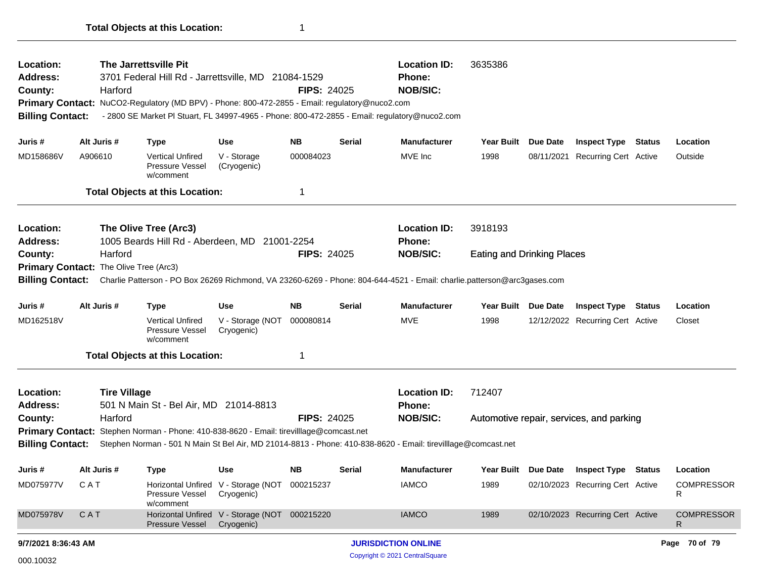**Total Objects at this Location:** 1

---

**Location:** The Jarrettsville Pit
**Location ID:** 3635386
**Address:** 3701 Federal Hill Rd - Jarrettsville, MD 21084-1529
**Phone:**
**County:** Harford
**FIPS:** 24025
**NOB/SIC:**
**Primary Contact:** NuCO2-Regulatory (MD BPV) - Phone: 800-472-2855 - Email: regulatory@nuco2.com
**Billing Contact:** - 2800 SE Market Pl Stuart, FL 34997-4965 - Phone: 800-472-2855 - Email: regulatory@nuco2.com

| Juris # | Alt Juris # | Type | Use | NB | Serial | Manufacturer | Year Built | Due Date | Inspect Type | Status | Location |
|---|---|---|---|---|---|---|---|---|---|---|---|
| MD158686V | A906610 | Vertical Unfired Pressure Vessel w/comment | V - Storage (Cryogenic) | 000084023 | | MVE Inc | 1998 | 08/11/2021 | Recurring Cert | Active | Outside |

**Total Objects at this Location:** 1

---

**Location:** The Olive Tree (Arc3)
**Location ID:** 3918193
**Address:** 1005 Beards Hill Rd - Aberdeen, MD 21001-2254
**Phone:**
**County:** Harford
**FIPS:** 24025
**NOB/SIC:** Eating and Drinking Places
**Primary Contact:** The Olive Tree (Arc3)
**Billing Contact:** Charlie Patterson - PO Box 26269 Richmond, VA 23260-6269 - Phone: 804-644-4521 - Email: charlie.patterson@arc3gases.com

| Juris # | Alt Juris # | Type | Use | NB | Serial | Manufacturer | Year Built | Due Date | Inspect Type | Status | Location |
|---|---|---|---|---|---|---|---|---|---|---|---|
| MD162518V | | Vertical Unfired Pressure Vessel w/comment | V - Storage (NOT Cryogenic) | 000080814 | | MVE | 1998 | 12/12/2022 | Recurring Cert | Active | Closet |

**Total Objects at this Location:** 1

---

**Location:** Tire Village
**Location ID:** 712407
**Address:** 501 N Main St - Bel Air, MD 21014-8813
**Phone:**
**County:** Harford
**FIPS:** 24025
**NOB/SIC:** Automotive repair, services, and parking
**Primary Contact:** Stephen Norman - Phone: 410-838-8620 - Email: tirevilllage@comcast.net
**Billing Contact:** Stephen Norman - 501 N Main St Bel Air, MD 21014-8813 - Phone: 410-838-8620 - Email: tirevilllage@comcast.net

| Juris # | Alt Juris # | Type | Use | NB | Serial | Manufacturer | Year Built | Due Date | Inspect Type | Status | Location |
|---|---|---|---|---|---|---|---|---|---|---|---|
| MD075977V | C A T | Horizontal Unfired Pressure Vessel w/comment | V - Storage (NOT Cryogenic) | 000215237 | | IAMCO | 1989 | 02/10/2023 | Recurring Cert | Active | COMPRESSOR R |
| MD075978V | C A T | Horizontal Unfired Pressure Vessel | V - Storage (NOT Cryogenic) | 000215220 | | IAMCO | 1989 | 02/10/2023 | Recurring Cert | Active | COMPRESSOR R |

9/7/2021 8:36:43 AM
JURISDICTION ONLINE
Copyright © 2021 CentralSquare
000.10032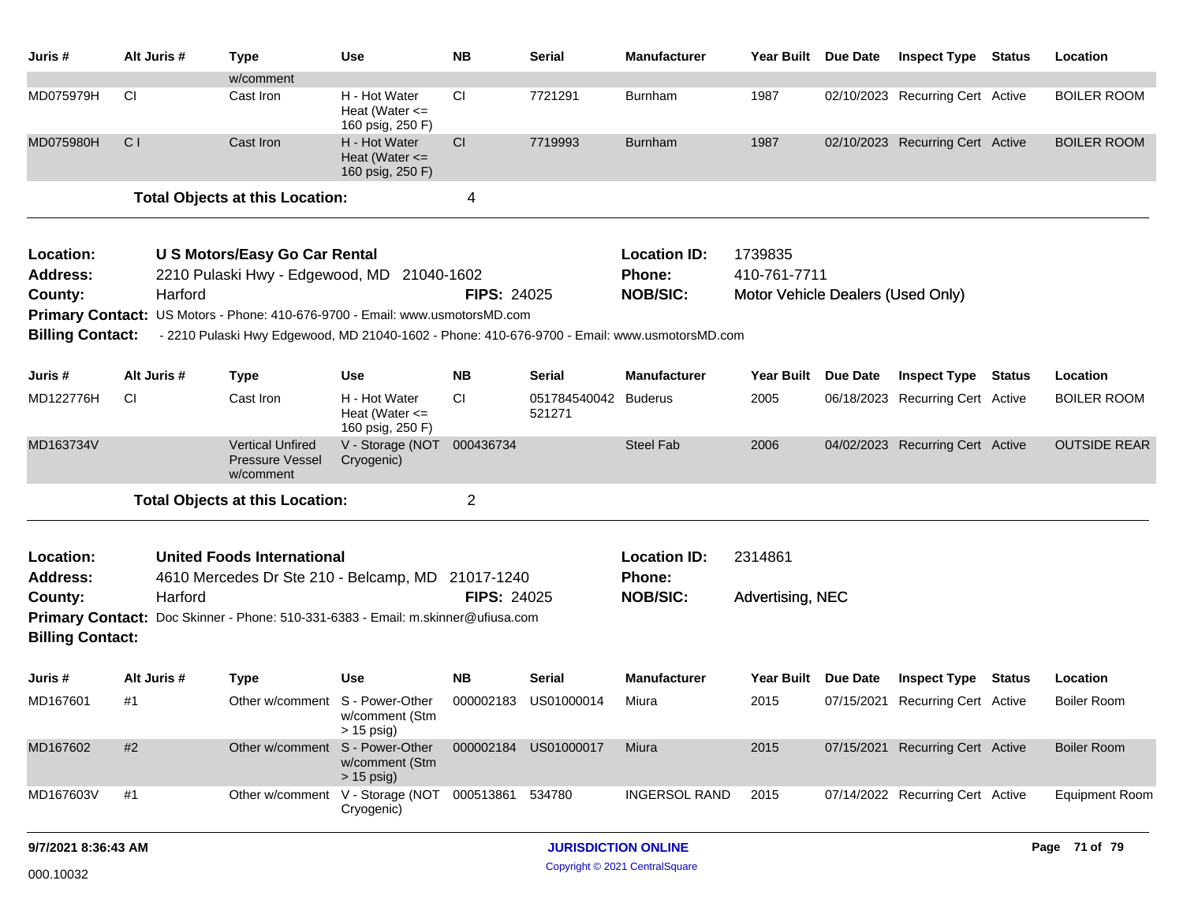| Juris # | Alt Juris # | Type | Use | NB | Serial | Manufacturer | Year Built | Due Date | Inspect Type | Status | Location |
|---|---|---|---|---|---|---|---|---|---|---|---|
| | | w/comment | | | | | | | | | |
| MD075979H | CI | Cast Iron | H - Hot Water Heat (Water <= 160 psig, 250 F) | CI | 7721291 | Burnham | 1987 | 02/10/2023 | Recurring Cert | Active | BOILER ROOM |
| MD075980H | C I | Cast Iron | H - Hot Water Heat (Water <= 160 psig, 250 F) | CI | 7719993 | Burnham | 1987 | 02/10/2023 | Recurring Cert | Active | BOILER ROOM |

**Total Objects at this Location:** 4

**Location:** U S Motors/Easy Go Car Rental
**Location ID:** 1739835
**Address:** 2210 Pulaski Hwy - Edgewood, MD 21040-1602
**Phone:** 410-761-7711
**County:** Harford
**FIPS:** 24025
**NOB/SIC:** Motor Vehicle Dealers (Used Only)
**Primary Contact:** US Motors - Phone: 410-676-9700 - Email: www.usmotorsMD.com
**Billing Contact:** - 2210 Pulaski Hwy Edgewood, MD 21040-1602 - Phone: 410-676-9700 - Email: www.usmotorsMD.com

| Juris # | Alt Juris # | Type | Use | NB | Serial | Manufacturer | Year Built | Due Date | Inspect Type | Status | Location |
|---|---|---|---|---|---|---|---|---|---|---|---|
| MD122776H | CI | Cast Iron | H - Hot Water Heat (Water <= 160 psig, 250 F) | CI | 051784540042 521271 | Buderus | 2005 | 06/18/2023 | Recurring Cert | Active | BOILER ROOM |
| MD163734V | | Vertical Unfired Pressure Vessel w/comment | V - Storage (NOT Cryogenic) | 000436734 | | Steel Fab | 2006 | 04/02/2023 | Recurring Cert | Active | OUTSIDE REAR |

**Total Objects at this Location:** 2

**Location:** United Foods International
**Location ID:** 2314861
**Address:** 4610 Mercedes Dr Ste 210 - Belcamp, MD 21017-1240
**Phone:**
**County:** Harford
**FIPS:** 24025
**NOB/SIC:** Advertising, NEC
**Primary Contact:** Doc Skinner - Phone: 510-331-6383 - Email: m.skinner@ufiusa.com
**Billing Contact:**

| Juris # | Alt Juris # | Type | Use | NB | Serial | Manufacturer | Year Built | Due Date | Inspect Type | Status | Location |
|---|---|---|---|---|---|---|---|---|---|---|---|
| MD167601 | #1 | Other w/comment | S - Power-Other w/comment (Stm > 15 psig) | 000002183 | US01000014 | Miura | 2015 | 07/15/2021 | Recurring Cert | Active | Boiler Room |
| MD167602 | #2 | Other w/comment | S - Power-Other w/comment (Stm > 15 psig) | 000002184 | US01000017 | Miura | 2015 | 07/15/2021 | Recurring Cert | Active | Boiler Room |
| MD167603V | #1 | Other w/comment | V - Storage (NOT Cryogenic) | 000513861 | 534780 | INGERSOL RAND | 2015 | 07/14/2022 | Recurring Cert | Active | Equipment Room |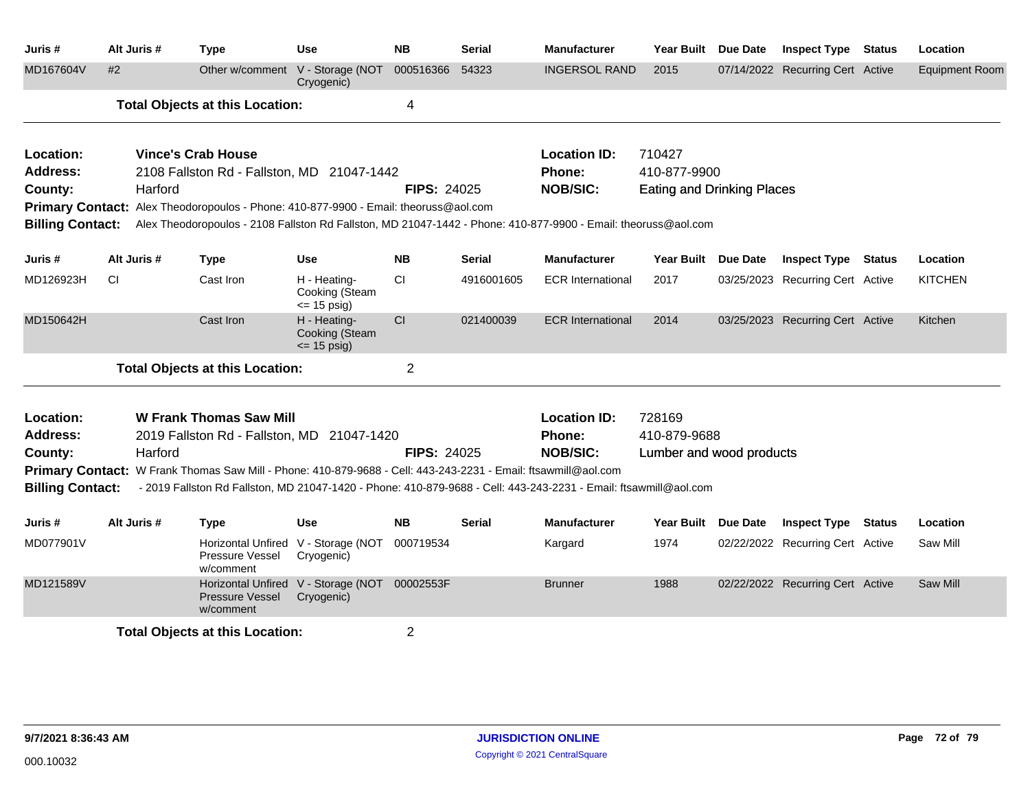| Juris # | Alt Juris # | Type | Use | NB | Serial | Manufacturer | Year Built | Due Date | Inspect Type | Status | Location |
|---|---|---|---|---|---|---|---|---|---|---|---|
| MD167604V | #2 | Other w/comment | V - Storage (NOT Cryogenic) | 000516366 | 54323 | INGERSOL RAND | 2015 | 07/14/2022 | Recurring Cert | Active | Equipment Room |

**Total Objects at this Location:** 4

---

**Location:** Vince's Crab House
**Location ID:** 710427
**Address:** 2108 Fallston Rd - Fallston, MD 21047-1442
**Phone:** 410-877-9900
**County:** Harford
**FIPS:** 24025
**NOB/SIC:** Eating and Drinking Places
**Primary Contact:** Alex Theodoropoulos - Phone: 410-877-9900 - Email: theoruss@aol.com
**Billing Contact:** Alex Theodoropoulos - 2108 Fallston Rd Fallston, MD 21047-1442 - Phone: 410-877-9900 - Email: theoruss@aol.com

| Juris # | Alt Juris # | Type | Use | NB | Serial | Manufacturer | Year Built | Due Date | Inspect Type | Status | Location |
|---|---|---|---|---|---|---|---|---|---|---|---|
| MD126923H | CI | Cast Iron | H - Heating-Cooking (Steam <= 15 psig) | CI | 4916001605 | ECR International | 2017 | 03/25/2023 | Recurring Cert | Active | KITCHEN |
| MD150642H | | Cast Iron | H - Heating-Cooking (Steam <= 15 psig) | CI | 021400039 | ECR International | 2014 | 03/25/2023 | Recurring Cert | Active | Kitchen |

**Total Objects at this Location:** 2

---

**Location:** W Frank Thomas Saw Mill
**Location ID:** 728169
**Address:** 2019 Fallston Rd - Fallston, MD 21047-1420
**Phone:** 410-879-9688
**County:** Harford
**FIPS:** 24025
**NOB/SIC:** Lumber and wood products
**Primary Contact:** W Frank Thomas Saw Mill - Phone: 410-879-9688 - Cell: 443-243-2231 - Email: ftsawmill@aol.com
**Billing Contact:** - 2019 Fallston Rd Fallston, MD 21047-1420 - Phone: 410-879-9688 - Cell: 443-243-2231 - Email: ftsawmill@aol.com

| Juris # | Alt Juris # | Type | Use | NB | Serial | Manufacturer | Year Built | Due Date | Inspect Type | Status | Location |
|---|---|---|---|---|---|---|---|---|---|---|---|
| MD077901V | | Horizontal Unfired Pressure Vessel w/comment | V - Storage (NOT Cryogenic) | 000719534 | | Kargard | 1974 | 02/22/2022 | Recurring Cert | Active | Saw Mill |
| MD121589V | | Horizontal Unfired Pressure Vessel w/comment | V - Storage (NOT Cryogenic) | 00002553F | | Brunner | 1988 | 02/22/2022 | Recurring Cert | Active | Saw Mill |

**Total Objects at this Location:** 2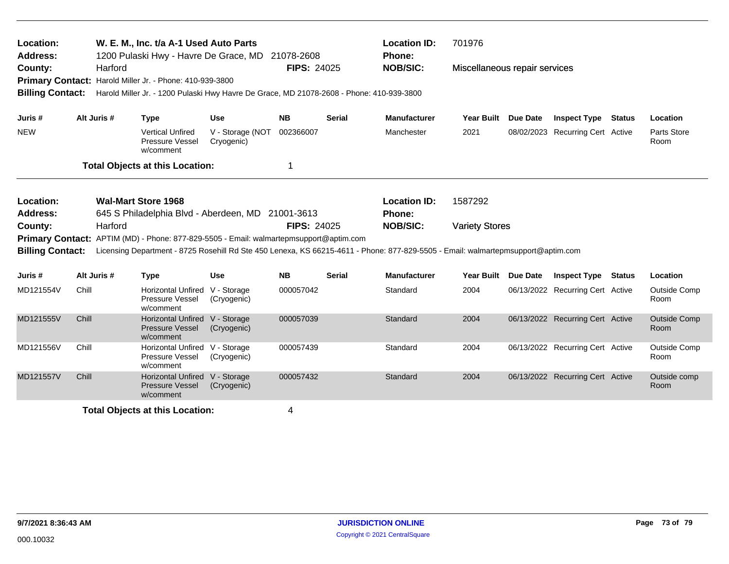| | | | |
|---|---|---|---|
| **Location:** | **W. E. M., Inc. t/a A-1 Used Auto Parts** | **Location ID:** | 701976 |
| **Address:** | 1200 Pulaski Hwy - Havre De Grace, MD 21078-2608 | **Phone:** | |
| **County:** | Harford **FIPS:** 24025 | **NOB/SIC:** | Miscellaneous repair services |
| **Primary Contact:** | Harold Miller Jr. - Phone: 410-939-3800 | | |
| **Billing Contact:** | Harold Miller Jr. - 1200 Pulaski Hwy Havre De Grace, MD 21078-2608 - Phone: 410-939-3800 | | |

| Juris # | Alt Juris # | Type | Use | NB | Serial | Manufacturer | Year Built | Due Date | Inspect Type | Status | Location |
|---|---|---|---|---|---|---|---|---|---|---|---|
| NEW | | Vertical Unfired Pressure Vessel w/comment | V - Storage (NOT Cryogenic) | 002366007 | | Manchester | 2021 | 08/02/2023 | Recurring Cert | Active | Parts Store Room |

**Total Objects at this Location:** 1

| | | | |
|---|---|---|---|
| **Location:** | **Wal-Mart Store 1968** | **Location ID:** | 1587292 |
| **Address:** | 645 S Philadelphia Blvd - Aberdeen, MD 21001-3613 | **Phone:** | |
| **County:** | Harford **FIPS:** 24025 | **NOB/SIC:** | Variety Stores |
| **Primary Contact:** | APTIM (MD) - Phone: 877-829-5505 - Email: walmartepmsupport@aptim.com | | |
| **Billing Contact:** | Licensing Department - 8725 Rosehill Rd Ste 450 Lenexa, KS 66215-4611 - Phone: 877-829-5505 - Email: walmartepmsupport@aptim.com | | |

| Juris # | Alt Juris # | Type | Use | NB | Serial | Manufacturer | Year Built | Due Date | Inspect Type | Status | Location |
|---|---|---|---|---|---|---|---|---|---|---|---|
| MD121554V | Chill | Horizontal Unfired Pressure Vessel w/comment | V - Storage (Cryogenic) | 000057042 | | Standard | 2004 | 06/13/2022 | Recurring Cert | Active | Outside Comp Room |
| MD121555V | Chill | Horizontal Unfired Pressure Vessel w/comment | V - Storage (Cryogenic) | 000057039 | | Standard | 2004 | 06/13/2022 | Recurring Cert | Active | Outside Comp Room |
| MD121556V | Chill | Horizontal Unfired Pressure Vessel w/comment | V - Storage (Cryogenic) | 000057439 | | Standard | 2004 | 06/13/2022 | Recurring Cert | Active | Outside Comp Room |
| MD121557V | Chill | Horizontal Unfired Pressure Vessel w/comment | V - Storage (Cryogenic) | 000057432 | | Standard | 2004 | 06/13/2022 | Recurring Cert | Active | Outside comp Room |

**Total Objects at this Location:** 4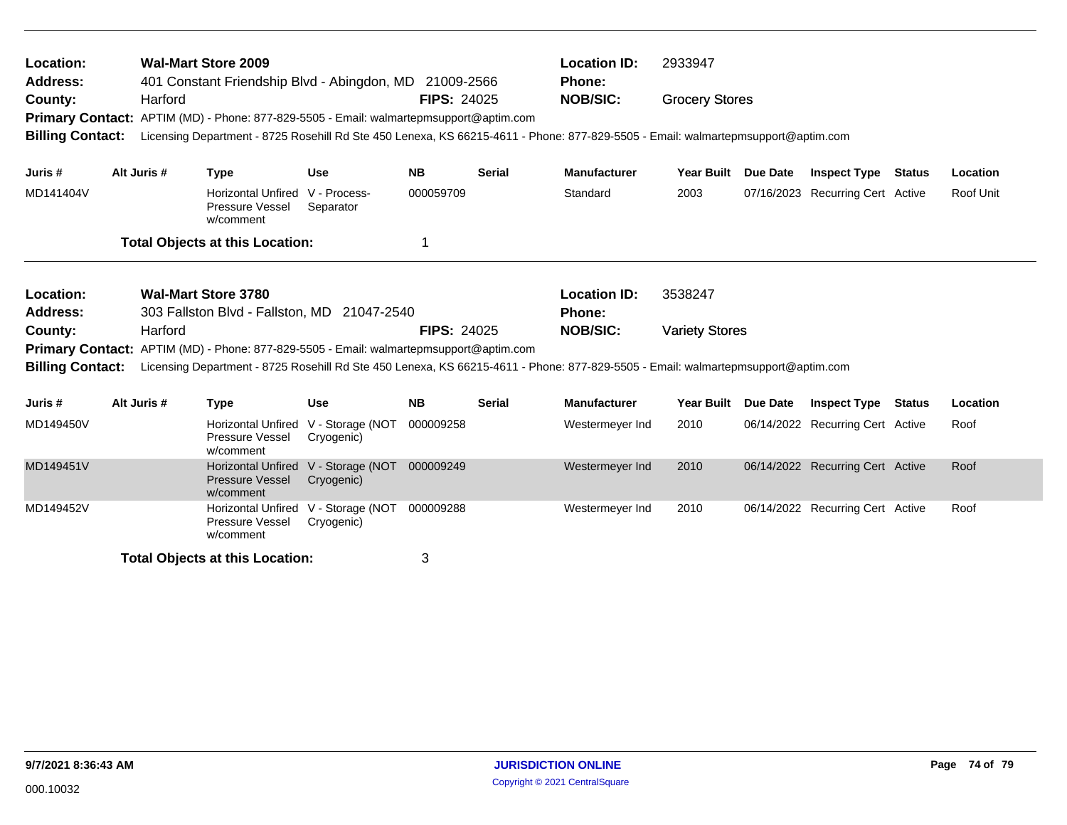**Location:** Wal-Mart Store 2009
**Address:** 401 Constant Friendship Blvd - Abingdon, MD 21009-2566
**County:** Harford **FIPS:** 24025
**Location ID:** 2933947
**Phone:**
**NOB/SIC:** Grocery Stores
**Primary Contact:** APTIM (MD) - Phone: 877-829-5505 - Email: walmartepmsupport@aptim.com
**Billing Contact:** Licensing Department - 8725 Rosehill Rd Ste 450 Lenexa, KS 66215-4611 - Phone: 877-829-5505 - Email: walmartepmsupport@aptim.com

| Juris # | Alt Juris # | Type | Use | NB | Serial | Manufacturer | Year Built | Due Date | Inspect Type | Status | Location |
|---|---|---|---|---|---|---|---|---|---|---|---|
| MD141404V | | Horizontal Unfired Pressure Vessel w/comment | V - Process-Separator | 000059709 | | Standard | 2003 | 07/16/2023 | Recurring Cert | Active | Roof Unit |

**Total Objects at this Location:** 1

---

**Location:** Wal-Mart Store 3780
**Address:** 303 Fallston Blvd - Fallston, MD 21047-2540
**County:** Harford **FIPS:** 24025
**Location ID:** 3538247
**Phone:**
**NOB/SIC:** Variety Stores
**Primary Contact:** APTIM (MD) - Phone: 877-829-5505 - Email: walmartepmsupport@aptim.com
**Billing Contact:** Licensing Department - 8725 Rosehill Rd Ste 450 Lenexa, KS 66215-4611 - Phone: 877-829-5505 - Email: walmartepmsupport@aptim.com

| Juris # | Alt Juris # | Type | Use | NB | Serial | Manufacturer | Year Built | Due Date | Inspect Type | Status | Location |
|---|---|---|---|---|---|---|---|---|---|---|---|
| MD149450V | | Horizontal Unfired Pressure Vessel w/comment | V - Storage (NOT Cryogenic) | 000009258 | | Westermeyer Ind | 2010 | 06/14/2022 | Recurring Cert | Active | Roof |
| MD149451V | | Horizontal Unfired Pressure Vessel w/comment | V - Storage (NOT Cryogenic) | 000009249 | | Westermeyer Ind | 2010 | 06/14/2022 | Recurring Cert | Active | Roof |
| MD149452V | | Horizontal Unfired Pressure Vessel w/comment | V - Storage (NOT Cryogenic) | 000009288 | | Westermeyer Ind | 2010 | 06/14/2022 | Recurring Cert | Active | Roof |

**Total Objects at this Location:** 3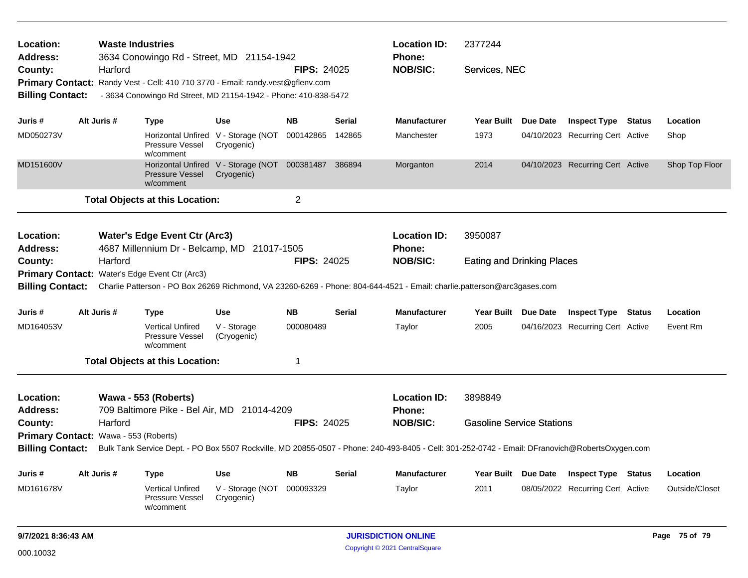**Location:** Waste Industries
**Address:** 3634 Conowingo Rd - Street, MD 21154-1942
**County:** Harford
**FIPS:** 24025
**Location ID:** 2377244
**Phone:**
**NOB/SIC:** Services, NEC
**Primary Contact:** Randy Vest - Cell: 410 710 3770 - Email: randy.vest@gflenv.com
**Billing Contact:** - 3634 Conowingo Rd Street, MD 21154-1942 - Phone: 410-838-5472

| Juris # | Alt Juris # | Type | Use | NB | Serial | Manufacturer | Year Built | Due Date | Inspect Type | Status | Location |
|---|---|---|---|---|---|---|---|---|---|---|---|
| MD050273V | | Horizontal Unfired Pressure Vessel w/comment | V - Storage (NOT Cryogenic) | 000142865 | 142865 | Manchester | 1973 | 04/10/2023 | Recurring Cert | Active | Shop |
| MD151600V | | Horizontal Unfired Pressure Vessel w/comment | V - Storage (NOT Cryogenic) | 000381487 | 386894 | Morganton | 2014 | 04/10/2023 | Recurring Cert | Active | Shop Top Floor |

**Total Objects at this Location:** 2

---

**Location:** Water's Edge Event Ctr (Arc3)
**Address:** 4687 Millennium Dr - Belcamp, MD 21017-1505
**County:** Harford
**FIPS:** 24025
**Location ID:** 3950087
**Phone:**
**NOB/SIC:** Eating and Drinking Places
**Primary Contact:** Water's Edge Event Ctr (Arc3)
**Billing Contact:** Charlie Patterson - PO Box 26269 Richmond, VA 23260-6269 - Phone: 804-644-4521 - Email: charlie.patterson@arc3gases.com

| Juris # | Alt Juris # | Type | Use | NB | Serial | Manufacturer | Year Built | Due Date | Inspect Type | Status | Location |
|---|---|---|---|---|---|---|---|---|---|---|---|
| MD164053V | | Vertical Unfired Pressure Vessel w/comment | V - Storage (Cryogenic) | 000080489 | | Taylor | 2005 | 04/16/2023 | Recurring Cert | Active | Event Rm |

**Total Objects at this Location:** 1

---

**Location:** Wawa - 553 (Roberts)
**Address:** 709 Baltimore Pike - Bel Air, MD 21014-4209
**County:** Harford
**FIPS:** 24025
**Location ID:** 3898849
**Phone:**
**NOB/SIC:** Gasoline Service Stations
**Primary Contact:** Wawa - 553 (Roberts)
**Billing Contact:** Bulk Tank Service Dept. - PO Box 5507 Rockville, MD 20855-0507 - Phone: 240-493-8405 - Cell: 301-252-0742 - Email: DFranovich@RobertsOxygen.com

| Juris # | Alt Juris # | Type | Use | NB | Serial | Manufacturer | Year Built | Due Date | Inspect Type | Status | Location |
|---|---|---|---|---|---|---|---|---|---|---|---|
| MD161678V | | Vertical Unfired Pressure Vessel w/comment | V - Storage (NOT Cryogenic) | 000093329 | | Taylor | 2011 | 08/05/2022 | Recurring Cert | Active | Outside/Closet |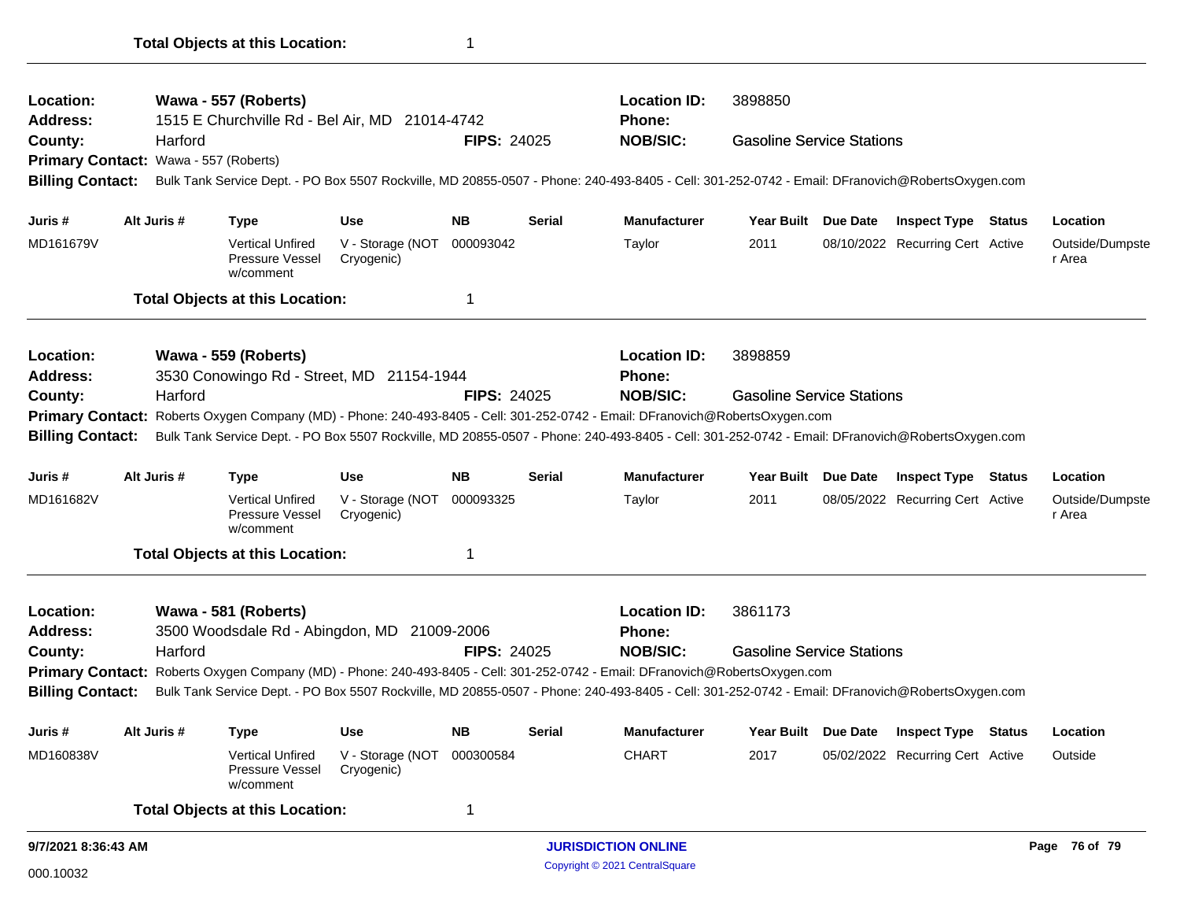**Total Objects at this Location:** 1

---

**Location:** Wawa - 557 (Roberts) **Location ID:** 3898850
**Address:** 1515 E Churchville Rd - Bel Air, MD 21014-4742 **Phone:**
**County:** Harford **FIPS:** 24025 **NOB/SIC:** Gasoline Service Stations
**Primary Contact:** Wawa - 557 (Roberts)
**Billing Contact:** Bulk Tank Service Dept. - PO Box 5507 Rockville, MD 20855-0507 - Phone: 240-493-8405 - Cell: 301-252-0742 - Email: DFranovich@RobertsOxygen.com

| Juris # | Alt Juris # | Type | Use | NB | Serial | Manufacturer | Year Built | Due Date | Inspect Type | Status | Location |
|---|---|---|---|---|---|---|---|---|---|---|---|
| MD161679V | | Vertical Unfired Pressure Vessel w/comment | V - Storage (NOT Cryogenic) | 000093042 | | Taylor | 2011 | 08/10/2022 | Recurring Cert | Active | Outside/Dumpster Area |

**Total Objects at this Location:** 1

---

**Location:** Wawa - 559 (Roberts) **Location ID:** 3898859
**Address:** 3530 Conowingo Rd - Street, MD 21154-1944 **Phone:**
**County:** Harford **FIPS:** 24025 **NOB/SIC:** Gasoline Service Stations
**Primary Contact:** Roberts Oxygen Company (MD) - Phone: 240-493-8405 - Cell: 301-252-0742 - Email: DFranovich@RobertsOxygen.com
**Billing Contact:** Bulk Tank Service Dept. - PO Box 5507 Rockville, MD 20855-0507 - Phone: 240-493-8405 - Cell: 301-252-0742 - Email: DFranovich@RobertsOxygen.com

| Juris # | Alt Juris # | Type | Use | NB | Serial | Manufacturer | Year Built | Due Date | Inspect Type | Status | Location |
|---|---|---|---|---|---|---|---|---|---|---|---|
| MD161682V | | Vertical Unfired Pressure Vessel w/comment | V - Storage (NOT Cryogenic) | 000093325 | | Taylor | 2011 | 08/05/2022 | Recurring Cert | Active | Outside/Dumpster Area |

**Total Objects at this Location:** 1

---

**Location:** Wawa - 581 (Roberts) **Location ID:** 3861173
**Address:** 3500 Woodsdale Rd - Abingdon, MD 21009-2006 **Phone:**
**County:** Harford **FIPS:** 24025 **NOB/SIC:** Gasoline Service Stations
**Primary Contact:** Roberts Oxygen Company (MD) - Phone: 240-493-8405 - Cell: 301-252-0742 - Email: DFranovich@RobertsOxygen.com
**Billing Contact:** Bulk Tank Service Dept. - PO Box 5507 Rockville, MD 20855-0507 - Phone: 240-493-8405 - Cell: 301-252-0742 - Email: DFranovich@RobertsOxygen.com

| Juris # | Alt Juris # | Type | Use | NB | Serial | Manufacturer | Year Built | Due Date | Inspect Type | Status | Location |
|---|---|---|---|---|---|---|---|---|---|---|---|
| MD160838V | | Vertical Unfired Pressure Vessel w/comment | V - Storage (NOT Cryogenic) | 000300584 | | CHART | 2017 | 05/02/2022 | Recurring Cert | Active | Outside |

**Total Objects at this Location:** 1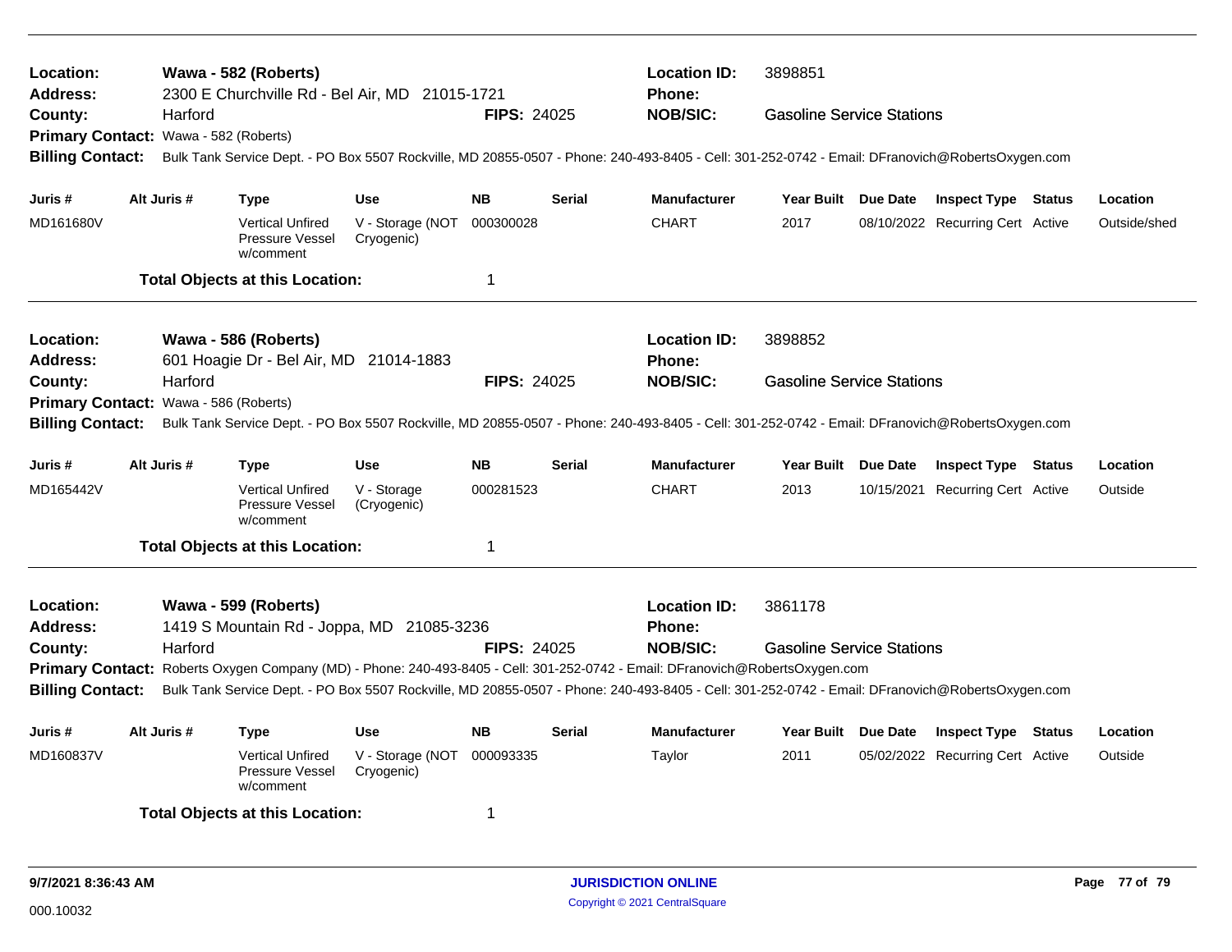**Location:** Wawa - 582 (Roberts) **Location ID:** 3898851
**Address:** 2300 E Churchville Rd - Bel Air, MD 21015-1721 **Phone:**
**County:** Harford **FIPS:** 24025 **NOB/SIC:** Gasoline Service Stations
**Primary Contact:** Wawa - 582 (Roberts)
**Billing Contact:** Bulk Tank Service Dept. - PO Box 5507 Rockville, MD 20855-0507 - Phone: 240-493-8405 - Cell: 301-252-0742 - Email: DFranovich@RobertsOxygen.com

| Juris # | Alt Juris # | Type | Use | NB | Serial | Manufacturer | Year Built | Due Date | Inspect Type | Status | Location |
|---|---|---|---|---|---|---|---|---|---|---|---|
| MD161680V | | Vertical Unfired Pressure Vessel w/comment | V - Storage (NOT Cryogenic) | 000300028 | | CHART | 2017 | 08/10/2022 | Recurring Cert | Active | Outside/shed |

**Total Objects at this Location:** 1

---

**Location:** Wawa - 586 (Roberts) **Location ID:** 3898852
**Address:** 601 Hoagie Dr - Bel Air, MD 21014-1883 **Phone:**
**County:** Harford **FIPS:** 24025 **NOB/SIC:** Gasoline Service Stations
**Primary Contact:** Wawa - 586 (Roberts)
**Billing Contact:** Bulk Tank Service Dept. - PO Box 5507 Rockville, MD 20855-0507 - Phone: 240-493-8405 - Cell: 301-252-0742 - Email: DFranovich@RobertsOxygen.com

| Juris # | Alt Juris # | Type | Use | NB | Serial | Manufacturer | Year Built | Due Date | Inspect Type | Status | Location |
|---|---|---|---|---|---|---|---|---|---|---|---|
| MD165442V | | Vertical Unfired Pressure Vessel w/comment | V - Storage (Cryogenic) | 000281523 | | CHART | 2013 | 10/15/2021 | Recurring Cert | Active | Outside |

**Total Objects at this Location:** 1

---

**Location:** Wawa - 599 (Roberts) **Location ID:** 3861178
**Address:** 1419 S Mountain Rd - Joppa, MD 21085-3236 **Phone:**
**County:** Harford **FIPS:** 24025 **NOB/SIC:** Gasoline Service Stations
**Primary Contact:** Roberts Oxygen Company (MD) - Phone: 240-493-8405 - Cell: 301-252-0742 - Email: DFranovich@RobertsOxygen.com
**Billing Contact:** Bulk Tank Service Dept. - PO Box 5507 Rockville, MD 20855-0507 - Phone: 240-493-8405 - Cell: 301-252-0742 - Email: DFranovich@RobertsOxygen.com

| Juris # | Alt Juris # | Type | Use | NB | Serial | Manufacturer | Year Built | Due Date | Inspect Type | Status | Location |
|---|---|---|---|---|---|---|---|---|---|---|---|
| MD160837V | | Vertical Unfired Pressure Vessel w/comment | V - Storage (NOT Cryogenic) | 000093335 | | Taylor | 2011 | 05/02/2022 | Recurring Cert | Active | Outside |

**Total Objects at this Location:** 1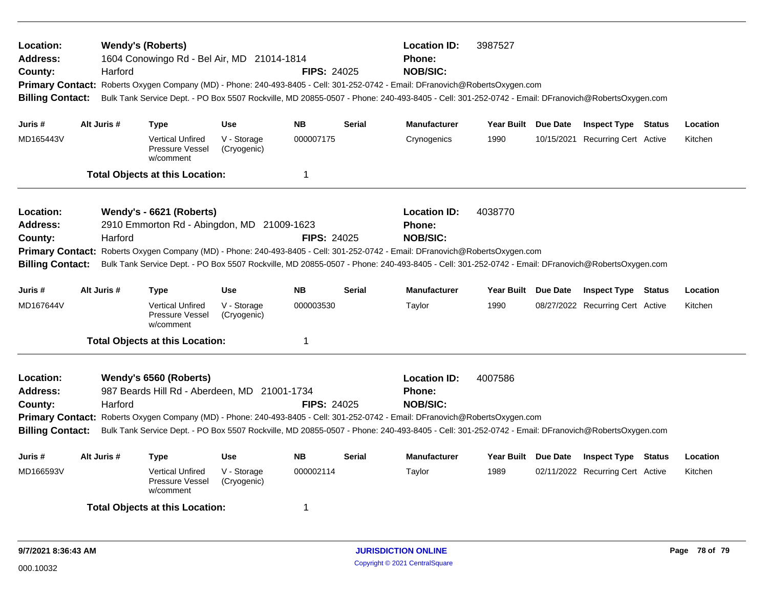**Location:** Wendy's (Roberts) **Location ID:** 3987527
**Address:** 1604 Conowingo Rd - Bel Air, MD 21014-1814 **Phone:**
**County:** Harford **FIPS:** 24025 **NOB/SIC:**
**Primary Contact:** Roberts Oxygen Company (MD) - Phone: 240-493-8405 - Cell: 301-252-0742 - Email: DFranovich@RobertsOxygen.com
**Billing Contact:** Bulk Tank Service Dept. - PO Box 5507 Rockville, MD 20855-0507 - Phone: 240-493-8405 - Cell: 301-252-0742 - Email: DFranovich@RobertsOxygen.com

| Juris # | Alt Juris # | Type | Use | NB | Serial | Manufacturer | Year Built | Due Date | Inspect Type | Status | Location |
|---|---|---|---|---|---|---|---|---|---|---|---|
| MD165443V | | Vertical Unfired Pressure Vessel w/comment | V - Storage (Cryogenic) | 000007175 | | Crynogenics | 1990 | 10/15/2021 | Recurring Cert | Active | Kitchen |

**Total Objects at this Location:** 1

---

**Location:** Wendy's - 6621 (Roberts) **Location ID:** 4038770
**Address:** 2910 Emmorton Rd - Abingdon, MD 21009-1623 **Phone:**
**County:** Harford **FIPS:** 24025 **NOB/SIC:**
**Primary Contact:** Roberts Oxygen Company (MD) - Phone: 240-493-8405 - Cell: 301-252-0742 - Email: DFranovich@RobertsOxygen.com
**Billing Contact:** Bulk Tank Service Dept. - PO Box 5507 Rockville, MD 20855-0507 - Phone: 240-493-8405 - Cell: 301-252-0742 - Email: DFranovich@RobertsOxygen.com

| Juris # | Alt Juris # | Type | Use | NB | Serial | Manufacturer | Year Built | Due Date | Inspect Type | Status | Location |
|---|---|---|---|---|---|---|---|---|---|---|---|
| MD167644V | | Vertical Unfired Pressure Vessel w/comment | V - Storage (Cryogenic) | 000003530 | | Taylor | 1990 | 08/27/2022 | Recurring Cert | Active | Kitchen |

**Total Objects at this Location:** 1

---

**Location:** Wendy's 6560 (Roberts) **Location ID:** 4007586
**Address:** 987 Beards Hill Rd - Aberdeen, MD 21001-1734 **Phone:**
**County:** Harford **FIPS:** 24025 **NOB/SIC:**
**Primary Contact:** Roberts Oxygen Company (MD) - Phone: 240-493-8405 - Cell: 301-252-0742 - Email: DFranovich@RobertsOxygen.com
**Billing Contact:** Bulk Tank Service Dept. - PO Box 5507 Rockville, MD 20855-0507 - Phone: 240-493-8405 - Cell: 301-252-0742 - Email: DFranovich@RobertsOxygen.com

| Juris # | Alt Juris # | Type | Use | NB | Serial | Manufacturer | Year Built | Due Date | Inspect Type | Status | Location |
|---|---|---|---|---|---|---|---|---|---|---|---|
| MD166593V | | Vertical Unfired Pressure Vessel w/comment | V - Storage (Cryogenic) | 000002114 | | Taylor | 1989 | 02/11/2022 | Recurring Cert | Active | Kitchen |

**Total Objects at this Location:** 1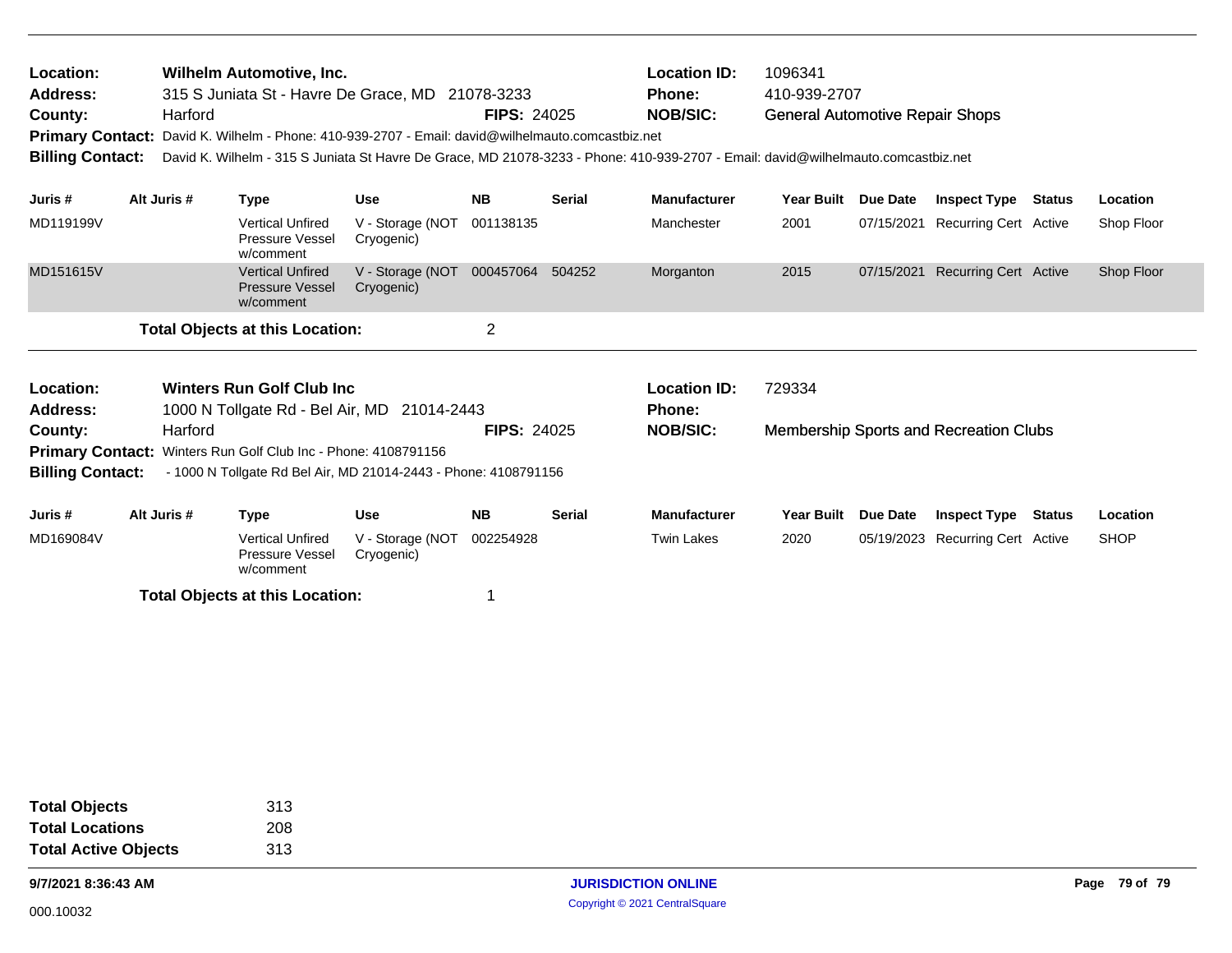**Location:** Wilhelm Automotive, Inc.  
**Address:** 315 S Juniata St - Havre De Grace, MD 21078-3233  
**County:** Harford  
**FIPS:** 24025  
**Location ID:** 1096341  
**Phone:** 410-939-2707  
**NOB/SIC:** General Automotive Repair Shops  
**Primary Contact:** David K. Wilhelm - Phone: 410-939-2707 - Email: david@wilhelmauto.comcastbiz.net  
**Billing Contact:** David K. Wilhelm - 315 S Juniata St Havre De Grace, MD 21078-3233 - Phone: 410-939-2707 - Email: david@wilhelmauto.comcastbiz.net

| Juris # | Alt Juris # | Type | Use | NB | Serial | Manufacturer | Year Built | Due Date | Inspect Type | Status | Location |
|---|---|---|---|---|---|---|---|---|---|---|---|
| MD119199V | | Vertical Unfired Pressure Vessel w/comment | V - Storage (NOT Cryogenic) | 001138135 | | Manchester | 2001 | 07/15/2021 | Recurring Cert | Active | Shop Floor |
| MD151615V | | Vertical Unfired Pressure Vessel w/comment | V - Storage (NOT Cryogenic) | 000457064 | 504252 | Morganton | 2015 | 07/15/2021 | Recurring Cert | Active | Shop Floor |

**Total Objects at this Location:** 2

---

**Location:** Winters Run Golf Club Inc  
**Address:** 1000 N Tollgate Rd - Bel Air, MD 21014-2443  
**County:** Harford  
**FIPS:** 24025  
**Location ID:** 729334  
**Phone:**  
**NOB/SIC:** Membership Sports and Recreation Clubs  
**Primary Contact:** Winters Run Golf Club Inc - Phone: 4108791156  
**Billing Contact:** - 1000 N Tollgate Rd Bel Air, MD 21014-2443 - Phone: 4108791156

| Juris # | Alt Juris # | Type | Use | NB | Serial | Manufacturer | Year Built | Due Date | Inspect Type | Status | Location |
|---|---|---|---|---|---|---|---|---|---|---|---|
| MD169084V | | Vertical Unfired Pressure Vessel w/comment | V - Storage (NOT Cryogenic) | 002254928 | | Twin Lakes | 2020 | 05/19/2023 | Recurring Cert | Active | SHOP |

**Total Objects at this Location:** 1

---

| | |
|---|---|
| **Total Objects** | 313 |
| **Total Locations** | 208 |
| **Total Active Objects** | 313 |

9/7/2021 8:36:43 AM

000.10032